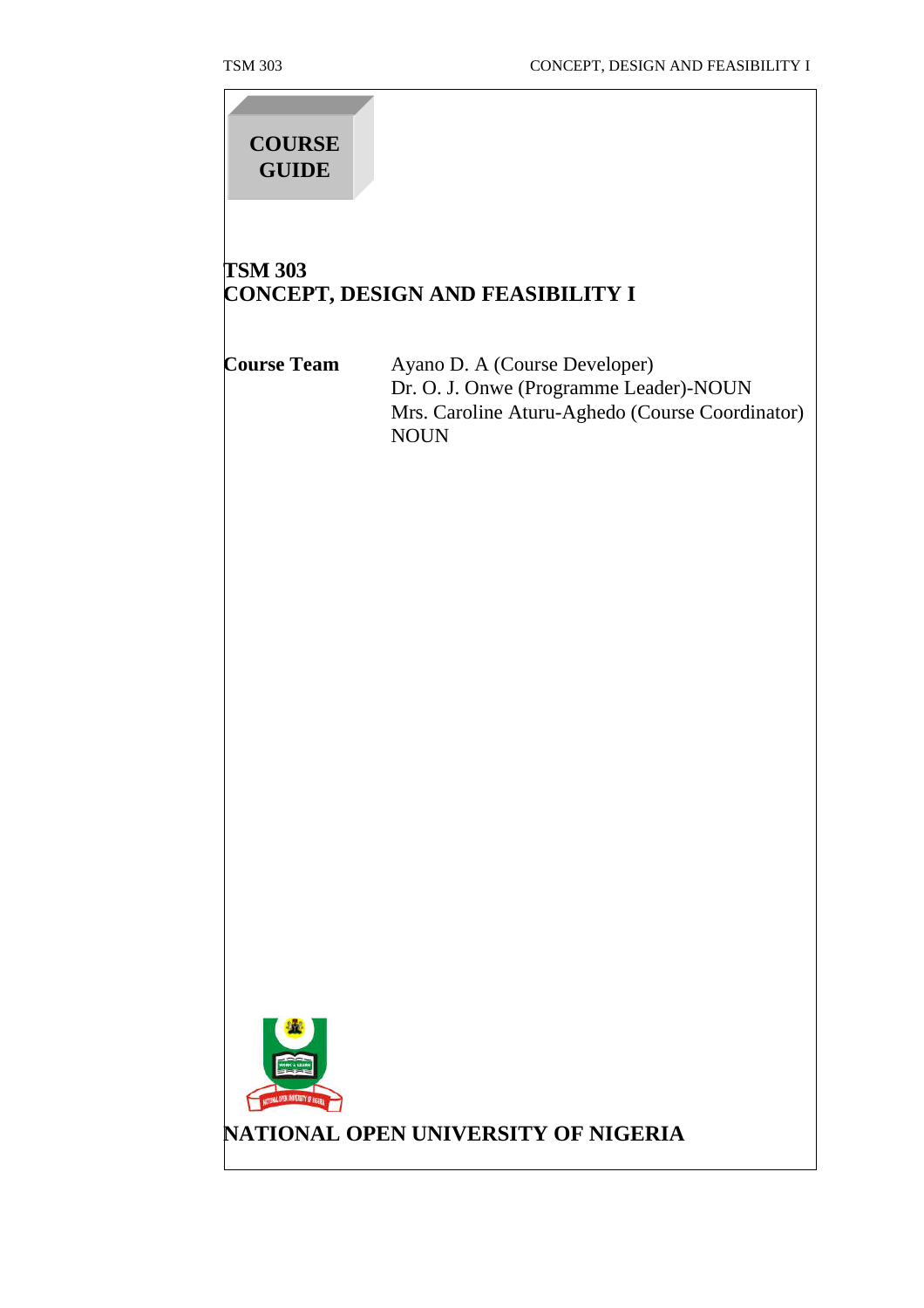# COURSE GUIDE

## TSM 303
## CONCEPT, DESIGN AND FEASIBILITY I

**Course Team**

Ayano D. A (Course Developer)
Dr. O. J. Onwe (Programme Leader)-NOUN
Mrs. Caroline Aturu-Aghedo (Course Coordinator) NOUN

**NATIONAL OPEN UNIVERSITY OF NIGERIA**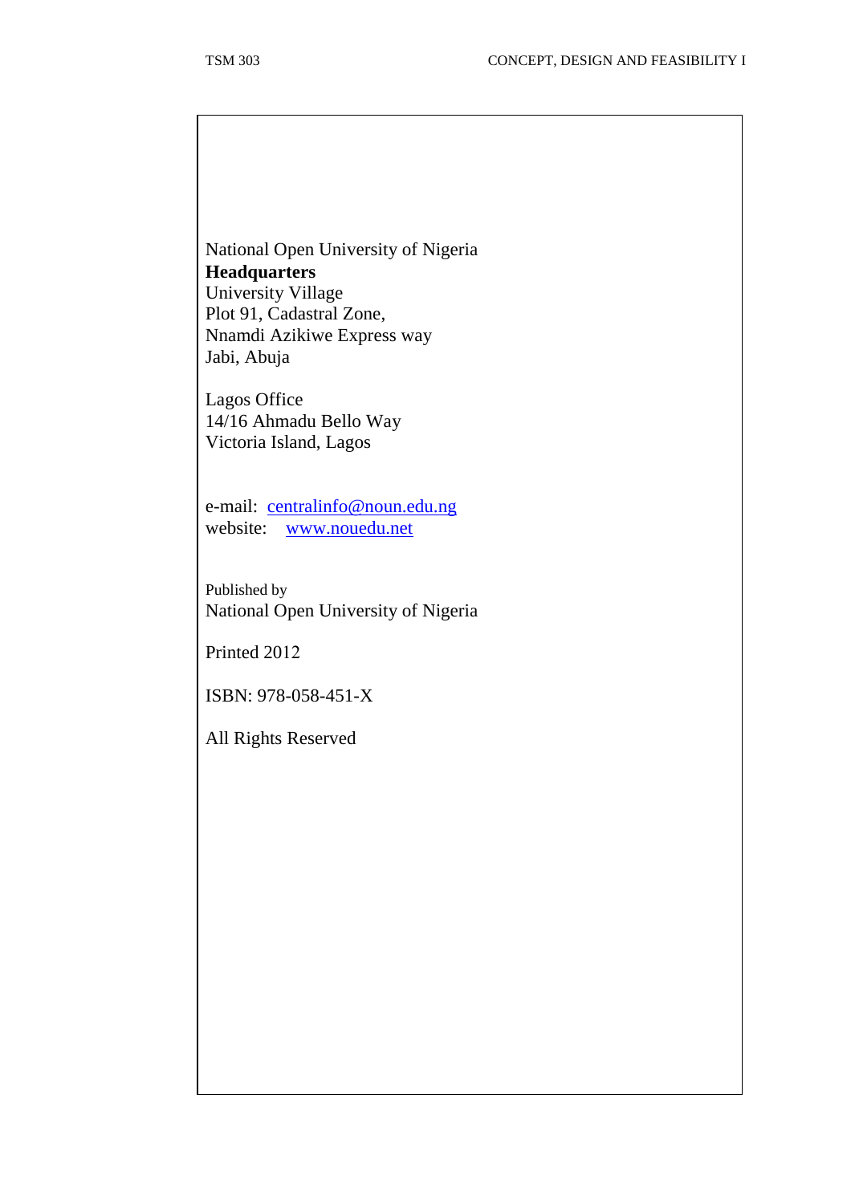National Open University of Nigeria
**Headquarters**
University Village
Plot 91, Cadastral Zone,
Nnamdi Azikiwe Express way
Jabi, Abuja

Lagos Office
14/16 Ahmadu Bello Way
Victoria Island, Lagos

e-mail: centralinfo@noun.edu.ng
website: www.nouedu.net

Published by
National Open University of Nigeria

Printed 2012

ISBN: 978-058-451-X

All Rights Reserved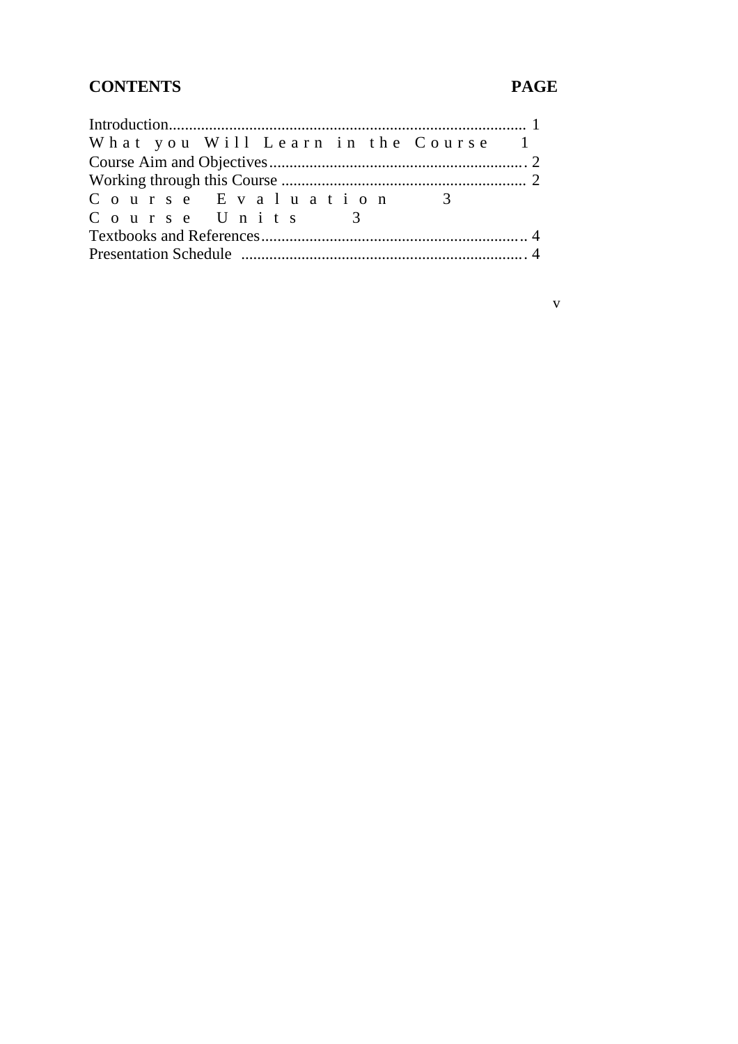| **CONTENTS** | **PAGE** |
|---|---|
| Introduction | 1 |
| What you Will Learn in the Course | 1 |
| Course Aim and Objectives | 2 |
| Working through this Course | 2 |
| Course Evaluation | 3 |
| Course Units | 3 |
| Textbooks and References | 4 |
| Presentation Schedule | 4 |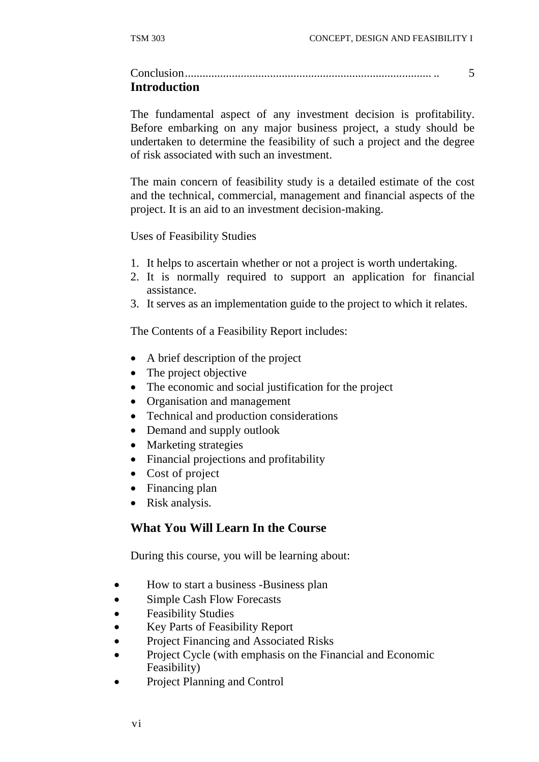Conclusion.................................................................................. .. 5

## Introduction

The fundamental aspect of any investment decision is profitability. Before embarking on any major business project, a study should be undertaken to determine the feasibility of such a project and the degree of risk associated with such an investment.

The main concern of feasibility study is a detailed estimate of the cost and the technical, commercial, management and financial aspects of the project. It is an aid to an investment decision-making.

Uses of Feasibility Studies

1. It helps to ascertain whether or not a project is worth undertaking.
2. It is normally required to support an application for financial assistance.
3. It serves as an implementation guide to the project to which it relates.

The Contents of a Feasibility Report includes:

- A brief description of the project
- The project objective
- The economic and social justification for the project
- Organisation and management
- Technical and production considerations
- Demand and supply outlook
- Marketing strategies
- Financial projections and profitability
- Cost of project
- Financing plan
- Risk analysis.

## What You Will Learn In the Course

During this course, you will be learning about:

- How to start a business -Business plan
- Simple Cash Flow Forecasts
- Feasibility Studies
- Key Parts of Feasibility Report
- Project Financing and Associated Risks
- Project Cycle (with emphasis on the Financial and Economic Feasibility)
- Project Planning and Control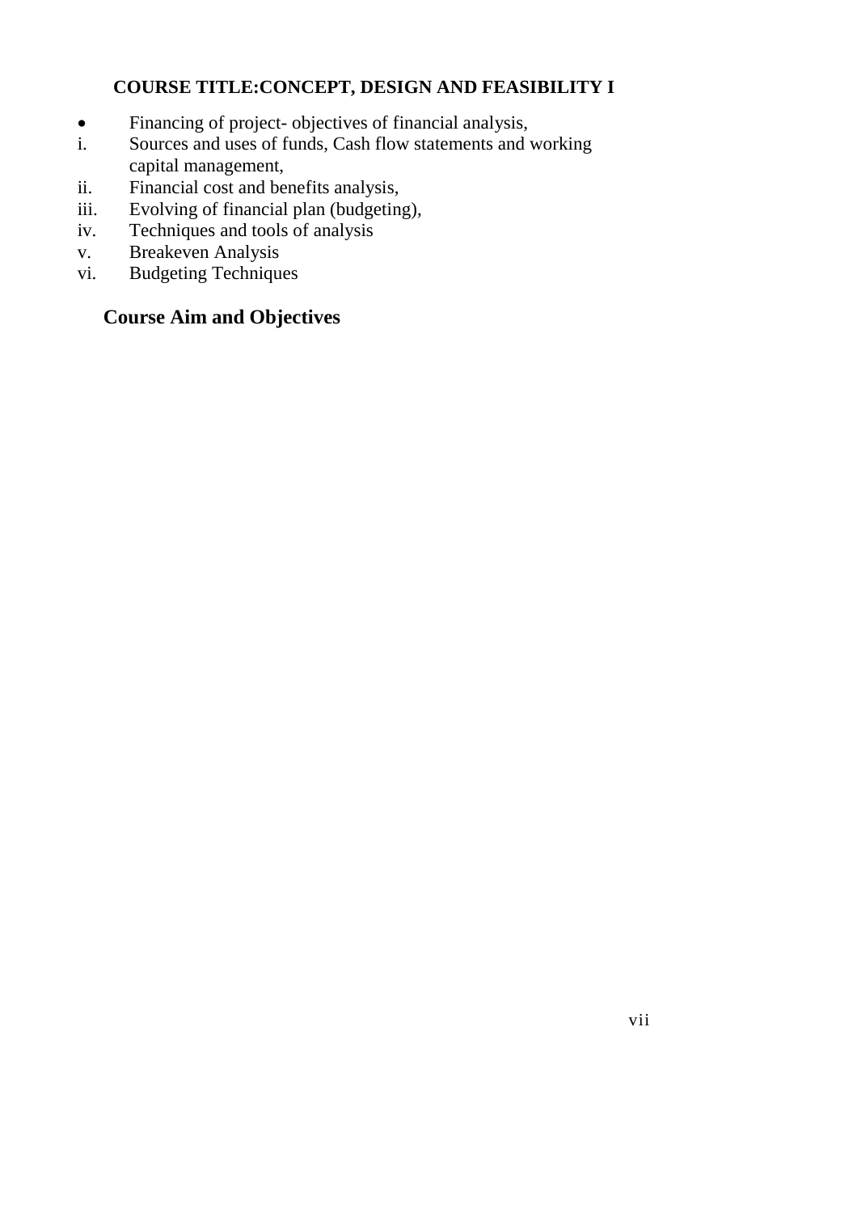**COURSE TITLE:CONCEPT, DESIGN AND FEASIBILITY I**

- Financing of project- objectives of financial analysis,

i. Sources and uses of funds, Cash flow statements and working capital management,
ii. Financial cost and benefits analysis,
iii. Evolving of financial plan (budgeting),
iv. Techniques and tools of analysis
v. Breakeven Analysis
vi. Budgeting Techniques

## Course Aim and Objectives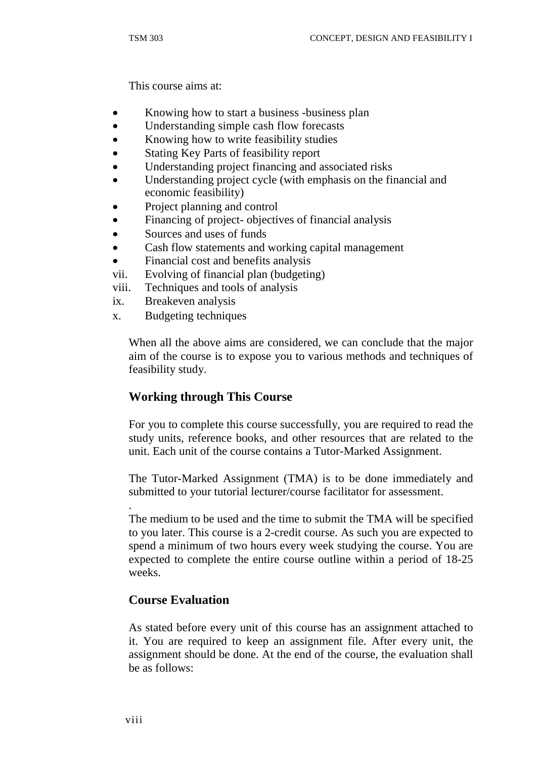This course aims at:

- Knowing how to start a business -business plan
- Understanding simple cash flow forecasts
- Knowing how to write feasibility studies
- Stating Key Parts of feasibility report
- Understanding project financing and associated risks
- Understanding project cycle (with emphasis on the financial and economic feasibility)
- Project planning and control
- Financing of project- objectives of financial analysis
- Sources and uses of funds
- Cash flow statements and working capital management
- Financial cost and benefits analysis

vii. Evolving of financial plan (budgeting)
viii. Techniques and tools of analysis
ix. Breakeven analysis
x. Budgeting techniques

When all the above aims are considered, we can conclude that the major aim of the course is to expose you to various methods and techniques of feasibility study.

## Working through This Course

For you to complete this course successfully, you are required to read the study units, reference books, and other resources that are related to the unit. Each unit of the course contains a Tutor-Marked Assignment.

The Tutor-Marked Assignment (TMA) is to be done immediately and submitted to your tutorial lecturer/course facilitator for assessment.

.
The medium to be used and the time to submit the TMA will be specified to you later. This course is a 2-credit course. As such you are expected to spend a minimum of two hours every week studying the course. You are expected to complete the entire course outline within a period of 18-25 weeks.

## Course Evaluation

As stated before every unit of this course has an assignment attached to it. You are required to keep an assignment file. After every unit, the assignment should be done. At the end of the course, the evaluation shall be as follows: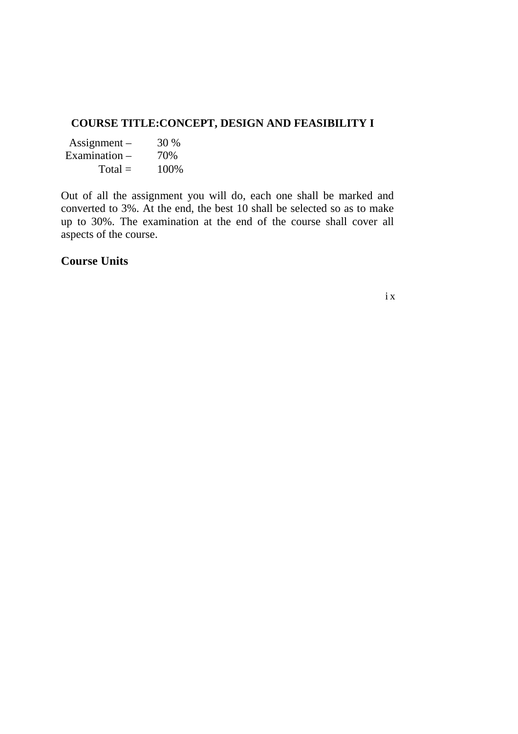**COURSE TITLE:CONCEPT, DESIGN AND FEASIBILITY I**

| | |
|---|---|
| Assignment – | 30 % |
| Examination – | 70% |
| Total = | 100% |

Out of all the assignment you will do, each one shall be marked and converted to 3%. At the end, the best 10 shall be selected so as to make up to 30%. The examination at the end of the course shall cover all aspects of the course.

## Course Units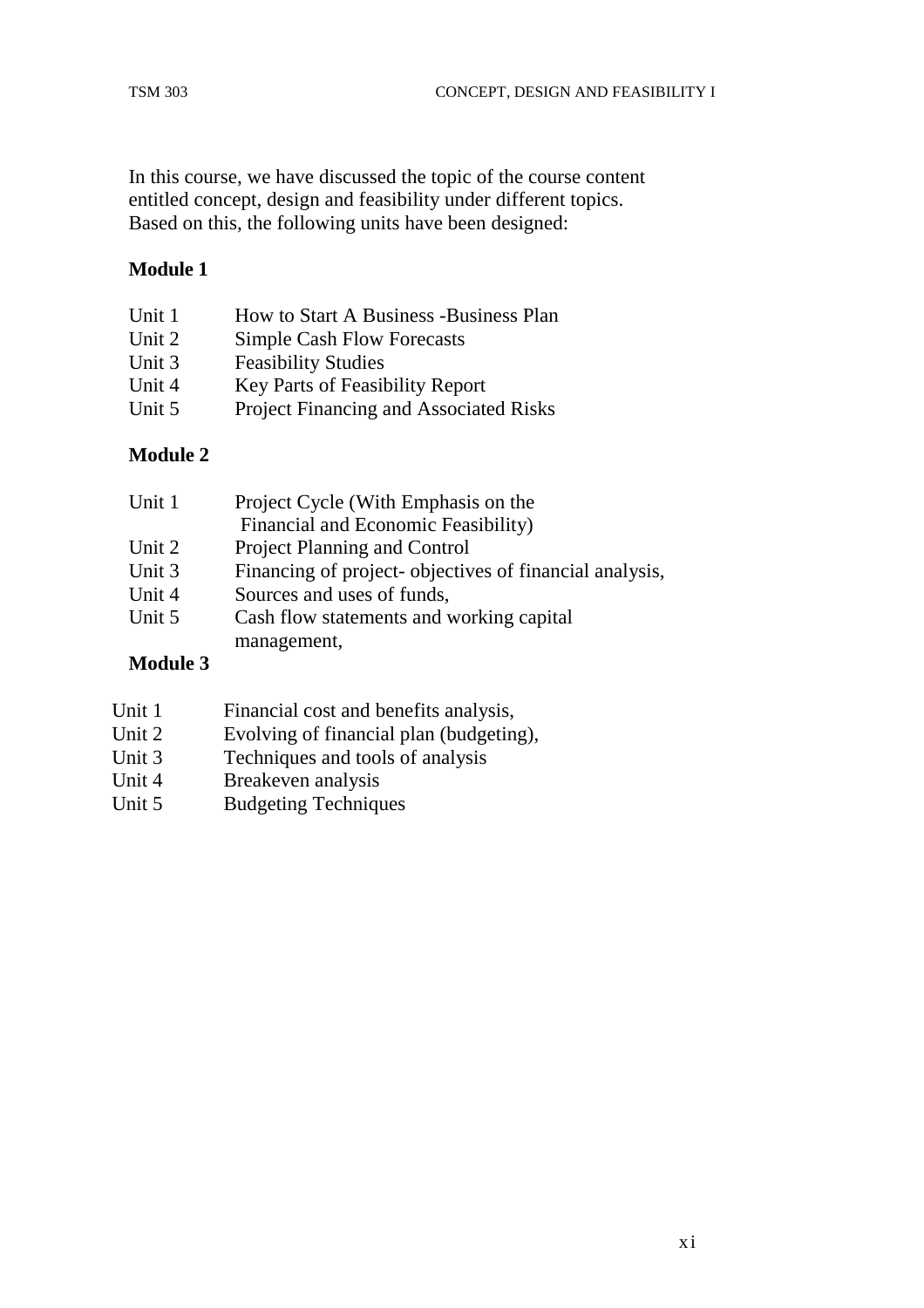In this course, we have discussed the topic of the course content entitled concept, design and feasibility under different topics. Based on this, the following units have been designed:

**Module 1**

Unit 1 How to Start A Business -Business Plan
Unit 2 Simple Cash Flow Forecasts
Unit 3 Feasibility Studies
Unit 4 Key Parts of Feasibility Report
Unit 5 Project Financing and Associated Risks

**Module 2**

Unit 1 Project Cycle (With Emphasis on the Financial and Economic Feasibility)
Unit 2 Project Planning and Control
Unit 3 Financing of project- objectives of financial analysis,
Unit 4 Sources and uses of funds,
Unit 5 Cash flow statements and working capital management,

**Module 3**

Unit 1 Financial cost and benefits analysis,
Unit 2 Evolving of financial plan (budgeting),
Unit 3 Techniques and tools of analysis
Unit 4 Breakeven analysis
Unit 5 Budgeting Techniques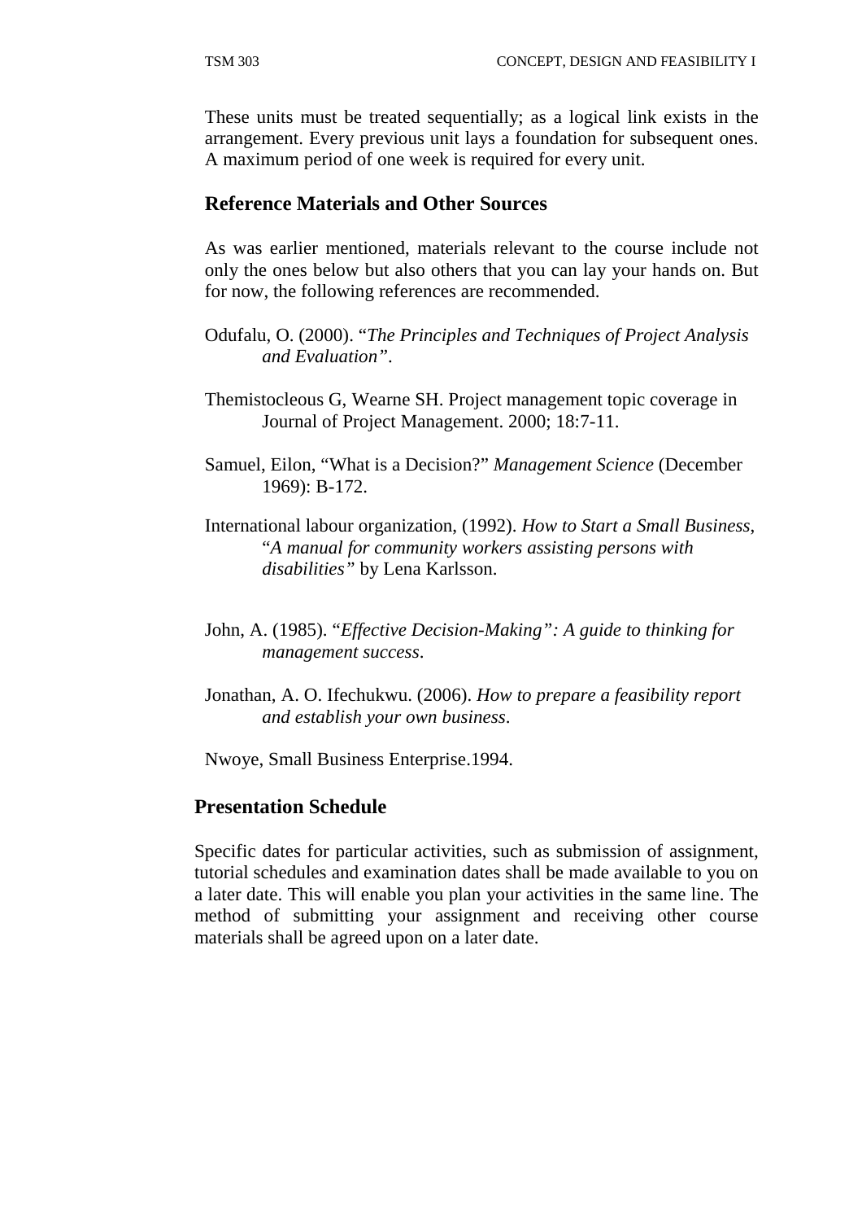These units must be treated sequentially; as a logical link exists in the arrangement. Every previous unit lays a foundation for subsequent ones. A maximum period of one week is required for every unit.

## Reference Materials and Other Sources

As was earlier mentioned, materials relevant to the course include not only the ones below but also others that you can lay your hands on. But for now, the following references are recommended.

Odufalu, O. (2000). "*The Principles and Techniques of Project Analysis and Evaluation"*.

Themistocleous G, Wearne SH. Project management topic coverage in Journal of Project Management. 2000; 18:7-11.

Samuel, Eilon, "What is a Decision?" *Management Science* (December 1969): B-172.

International labour organization, (1992). *How to Start a Small Business*, "*A manual for community workers assisting persons with disabilities"* by Lena Karlsson.

John, A. (1985). "*Effective Decision-Making": A guide to thinking for management success*.

Jonathan, A. O. Ifechukwu. (2006). *How to prepare a feasibility report and establish your own business*.

Nwoye, Small Business Enterprise.1994.

## Presentation Schedule

Specific dates for particular activities, such as submission of assignment, tutorial schedules and examination dates shall be made available to you on a later date. This will enable you plan your activities in the same line. The method of submitting your assignment and receiving other course materials shall be agreed upon on a later date.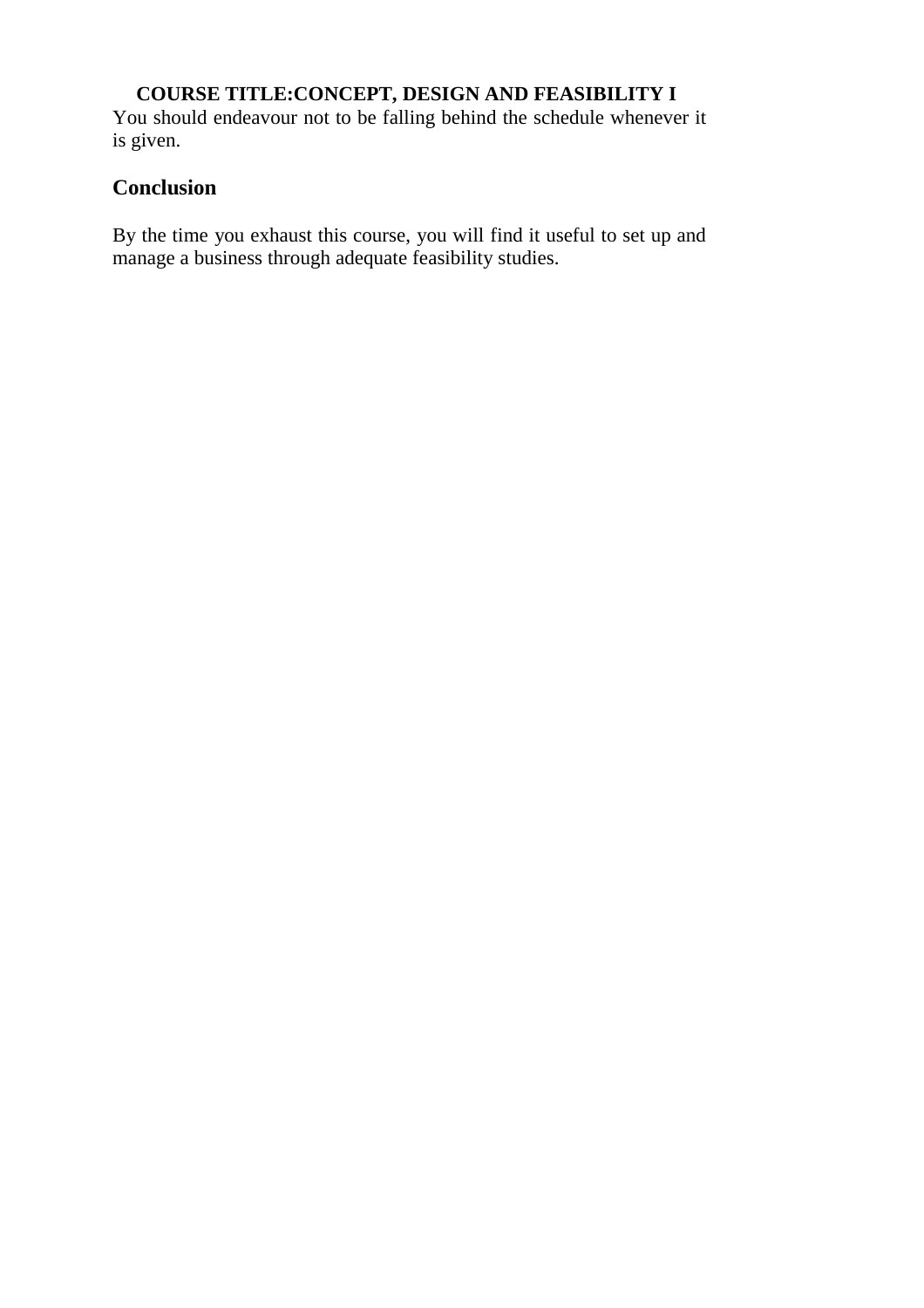You should endeavour not to be falling behind the schedule whenever it is given.

## Conclusion

By the time you exhaust this course, you will find it useful to set up and manage a business through adequate feasibility studies.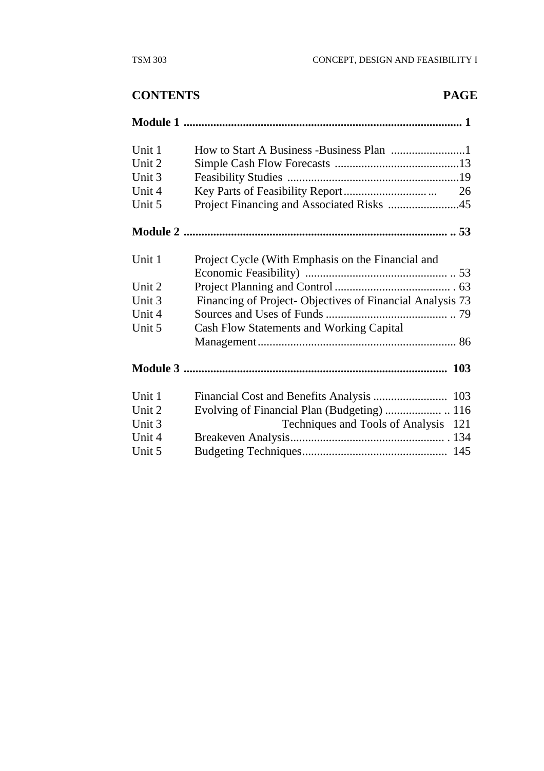## CONTENTS PAGE

**Module 1 .............................................................................................. 1**

| | | |
|---|---|---|
| Unit 1 | How to Start A Business -Business Plan | 1 |
| Unit 2 | Simple Cash Flow Forecasts | 13 |
| Unit 3 | Feasibility Studies | 19 |
| Unit 4 | Key Parts of Feasibility Report | 26 |
| Unit 5 | Project Financing and Associated Risks | 45 |

**Module 2 ......................................................................................... 53**

| | | |
|---|---|---|
| Unit 1 | Project Cycle (With Emphasis on the Financial and Economic Feasibility) | 53 |
| Unit 2 | Project Planning and Control | 63 |
| Unit 3 | Financing of Project- Objectives of Financial Analysis | 73 |
| Unit 4 | Sources and Uses of Funds | 79 |
| Unit 5 | Cash Flow Statements and Working Capital Management | 86 |

**Module 3 ......................................................................................... 103**

| | | |
|---|---|---|
| Unit 1 | Financial Cost and Benefits Analysis | 103 |
| Unit 2 | Evolving of Financial Plan (Budgeting) | 116 |
| Unit 3 | Techniques and Tools of Analysis | 121 |
| Unit 4 | Breakeven Analysis | 134 |
| Unit 5 | Budgeting Techniques | 145 |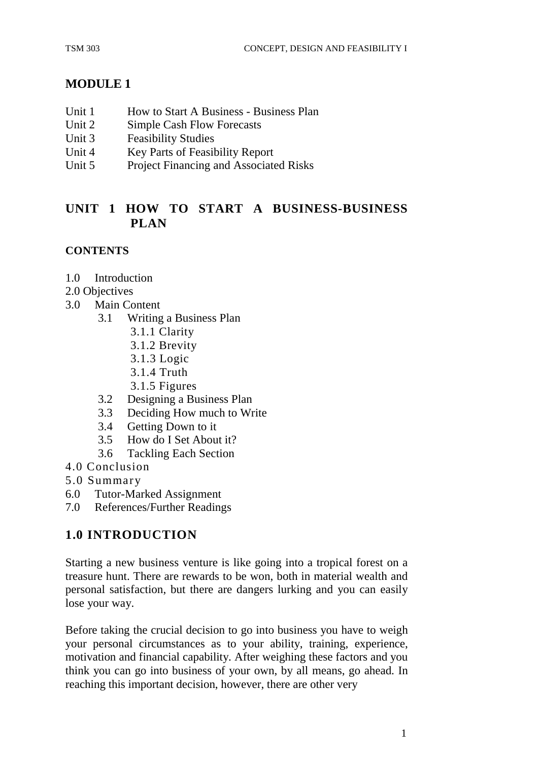## MODULE 1

- Unit 1 How to Start A Business - Business Plan
- Unit 2 Simple Cash Flow Forecasts
- Unit 3 Feasibility Studies
- Unit 4 Key Parts of Feasibility Report
- Unit 5 Project Financing and Associated Risks

## UNIT 1 HOW TO START A BUSINESS-BUSINESS PLAN

### CONTENTS

- 1.0 Introduction
- 2.0 Objectives
- 3.0 Main Content
  - 3.1 Writing a Business Plan
    - 3.1.1 Clarity
    - 3.1.2 Brevity
    - 3.1.3 Logic
    - 3.1.4 Truth
    - 3.1.5 Figures
  - 3.2 Designing a Business Plan
  - 3.3 Deciding How much to Write
  - 3.4 Getting Down to it
  - 3.5 How do I Set About it?
  - 3.6 Tackling Each Section
- 4.0 Conclusion
- 5.0 Summary
- 6.0 Tutor-Marked Assignment
- 7.0 References/Further Readings

## 1.0 INTRODUCTION

Starting a new business venture is like going into a tropical forest on a treasure hunt. There are rewards to be won, both in material wealth and personal satisfaction, but there are dangers lurking and you can easily lose your way.

Before taking the crucial decision to go into business you have to weigh your personal circumstances as to your ability, training, experience, motivation and financial capability. After weighing these factors and you think you can go into business of your own, by all means, go ahead. In reaching this important decision, however, there are other very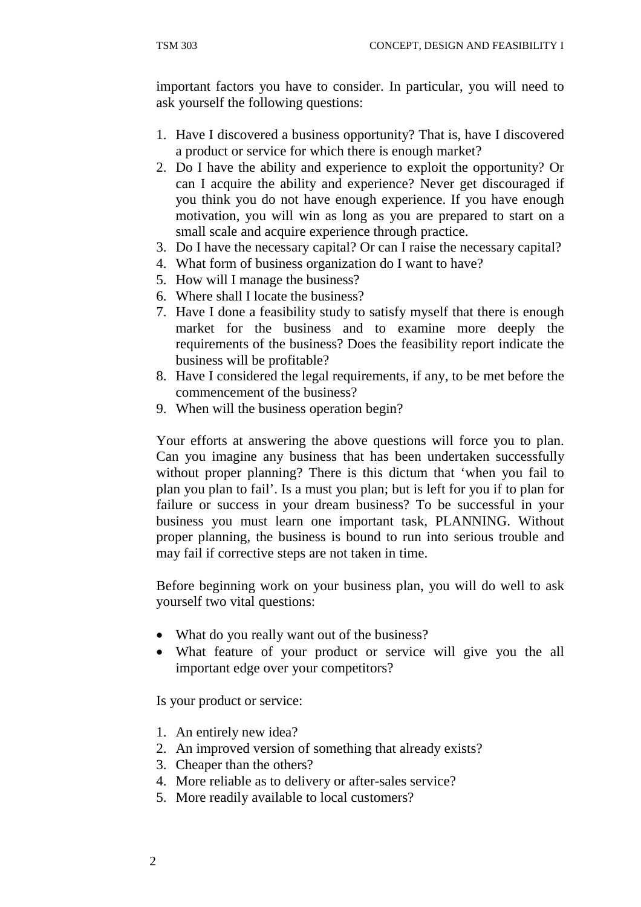important factors you have to consider. In particular, you will need to ask yourself the following questions:

1. Have I discovered a business opportunity? That is, have I discovered a product or service for which there is enough market?
2. Do I have the ability and experience to exploit the opportunity? Or can I acquire the ability and experience? Never get discouraged if you think you do not have enough experience. If you have enough motivation, you will win as long as you are prepared to start on a small scale and acquire experience through practice.
3. Do I have the necessary capital? Or can I raise the necessary capital?
4. What form of business organization do I want to have?
5. How will I manage the business?
6. Where shall I locate the business?
7. Have I done a feasibility study to satisfy myself that there is enough market for the business and to examine more deeply the requirements of the business? Does the feasibility report indicate the business will be profitable?
8. Have I considered the legal requirements, if any, to be met before the commencement of the business?
9. When will the business operation begin?

Your efforts at answering the above questions will force you to plan. Can you imagine any business that has been undertaken successfully without proper planning? There is this dictum that 'when you fail to plan you plan to fail'. Is a must you plan; but is left for you if to plan for failure or success in your dream business? To be successful in your business you must learn one important task, PLANNING. Without proper planning, the business is bound to run into serious trouble and may fail if corrective steps are not taken in time.

Before beginning work on your business plan, you will do well to ask yourself two vital questions:

- What do you really want out of the business?
- What feature of your product or service will give you the all important edge over your competitors?

Is your product or service:

1. An entirely new idea?
2. An improved version of something that already exists?
3. Cheaper than the others?
4. More reliable as to delivery or after-sales service?
5. More readily available to local customers?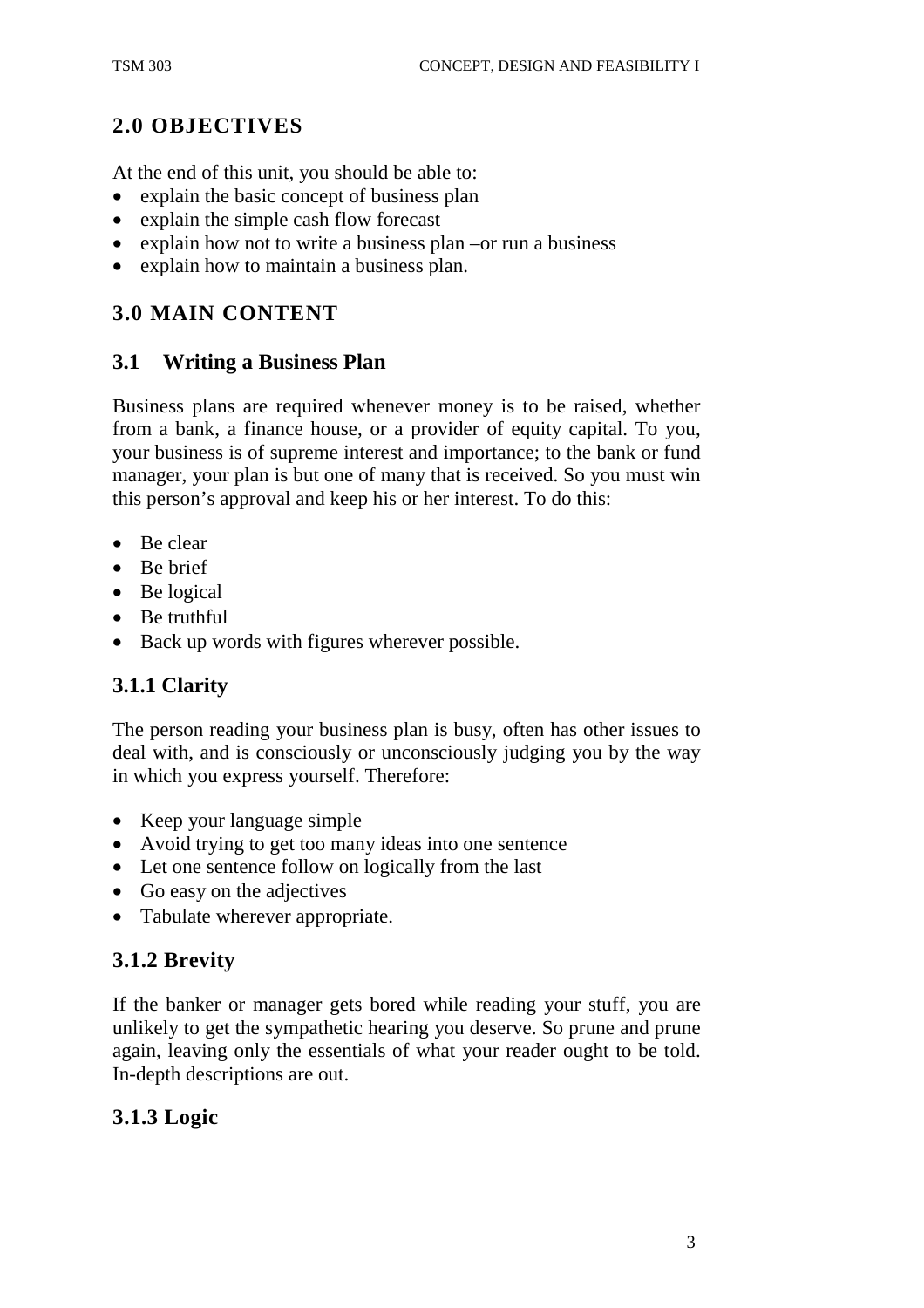## 2.0 OBJECTIVES

At the end of this unit, you should be able to:

- explain the basic concept of business plan
- explain the simple cash flow forecast
- explain how not to write a business plan –or run a business
- explain how to maintain a business plan.

## 3.0 MAIN CONTENT

### 3.1 Writing a Business Plan

Business plans are required whenever money is to be raised, whether from a bank, a finance house, or a provider of equity capital. To you, your business is of supreme interest and importance; to the bank or fund manager, your plan is but one of many that is received. So you must win this person's approval and keep his or her interest. To do this:

- Be clear
- Be brief
- Be logical
- Be truthful
- Back up words with figures wherever possible.

### 3.1.1 Clarity

The person reading your business plan is busy, often has other issues to deal with, and is consciously or unconsciously judging you by the way in which you express yourself. Therefore:

- Keep your language simple
- Avoid trying to get too many ideas into one sentence
- Let one sentence follow on logically from the last
- Go easy on the adjectives
- Tabulate wherever appropriate.

### 3.1.2 Brevity

If the banker or manager gets bored while reading your stuff, you are unlikely to get the sympathetic hearing you deserve. So prune and prune again, leaving only the essentials of what your reader ought to be told. In-depth descriptions are out.

### 3.1.3 Logic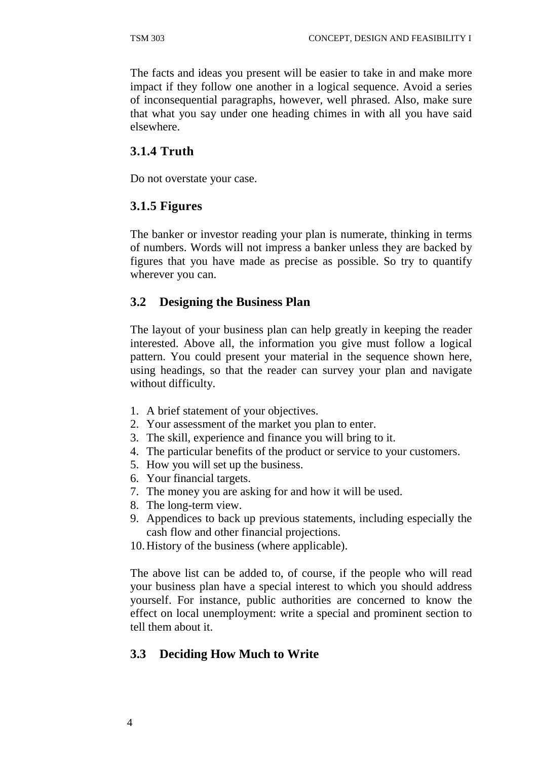The facts and ideas you present will be easier to take in and make more impact if they follow one another in a logical sequence. Avoid a series of inconsequential paragraphs, however, well phrased. Also, make sure that what you say under one heading chimes in with all you have said elsewhere.

### 3.1.4 Truth

Do not overstate your case.

### 3.1.5 Figures

The banker or investor reading your plan is numerate, thinking in terms of numbers. Words will not impress a banker unless they are backed by figures that you have made as precise as possible. So try to quantify wherever you can.

## 3.2 Designing the Business Plan

The layout of your business plan can help greatly in keeping the reader interested. Above all, the information you give must follow a logical pattern. You could present your material in the sequence shown here, using headings, so that the reader can survey your plan and navigate without difficulty.

1. A brief statement of your objectives.
2. Your assessment of the market you plan to enter.
3. The skill, experience and finance you will bring to it.
4. The particular benefits of the product or service to your customers.
5. How you will set up the business.
6. Your financial targets.
7. The money you are asking for and how it will be used.
8. The long-term view.
9. Appendices to back up previous statements, including especially the cash flow and other financial projections.
10. History of the business (where applicable).

The above list can be added to, of course, if the people who will read your business plan have a special interest to which you should address yourself. For instance, public authorities are concerned to know the effect on local unemployment: write a special and prominent section to tell them about it.

## 3.3 Deciding How Much to Write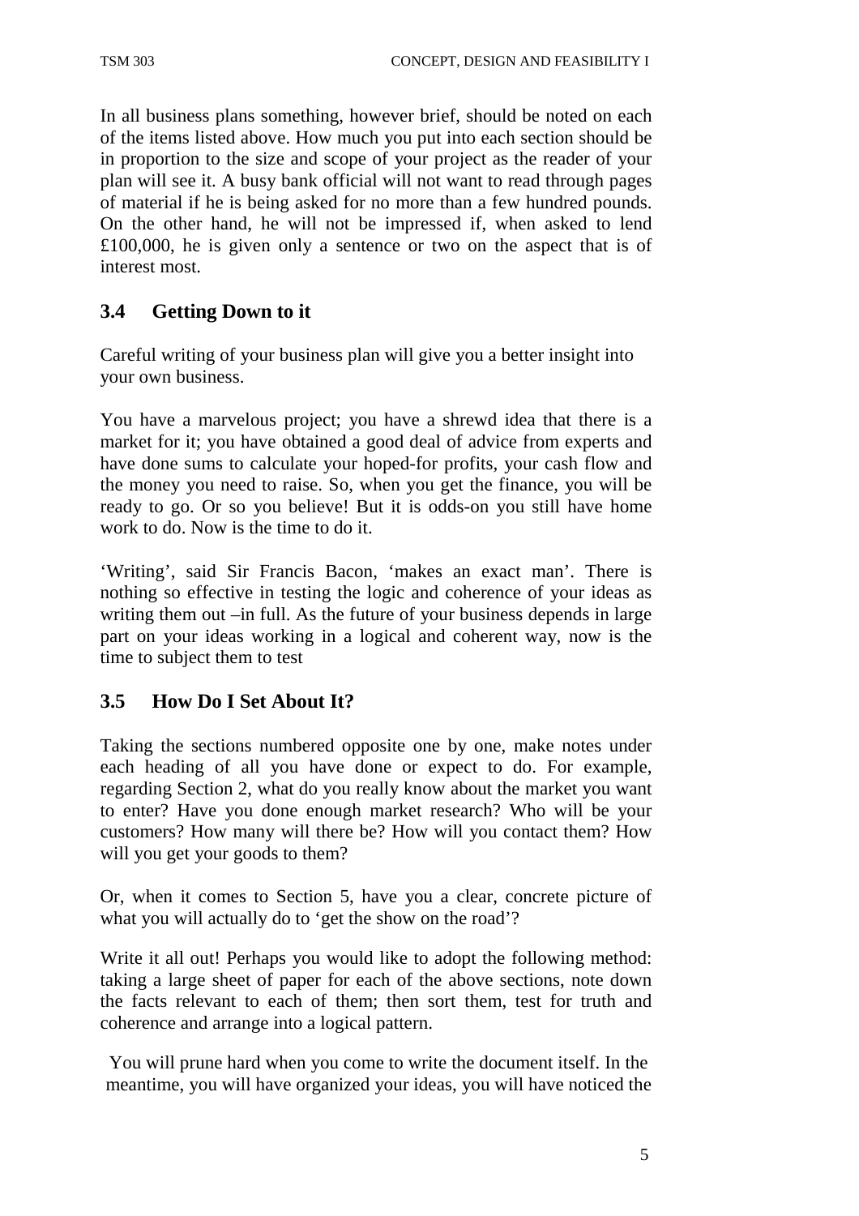In all business plans something, however brief, should be noted on each of the items listed above. How much you put into each section should be in proportion to the size and scope of your project as the reader of your plan will see it. A busy bank official will not want to read through pages of material if he is being asked for no more than a few hundred pounds. On the other hand, he will not be impressed if, when asked to lend £100,000, he is given only a sentence or two on the aspect that is of interest most.

## 3.4 Getting Down to it

Careful writing of your business plan will give you a better insight into your own business.

You have a marvelous project; you have a shrewd idea that there is a market for it; you have obtained a good deal of advice from experts and have done sums to calculate your hoped-for profits, your cash flow and the money you need to raise. So, when you get the finance, you will be ready to go. Or so you believe! But it is odds-on you still have home work to do. Now is the time to do it.

'Writing', said Sir Francis Bacon, 'makes an exact man'. There is nothing so effective in testing the logic and coherence of your ideas as writing them out –in full. As the future of your business depends in large part on your ideas working in a logical and coherent way, now is the time to subject them to test

## 3.5 How Do I Set About It?

Taking the sections numbered opposite one by one, make notes under each heading of all you have done or expect to do. For example, regarding Section 2, what do you really know about the market you want to enter? Have you done enough market research? Who will be your customers? How many will there be? How will you contact them? How will you get your goods to them?

Or, when it comes to Section 5, have you a clear, concrete picture of what you will actually do to 'get the show on the road'?

Write it all out! Perhaps you would like to adopt the following method: taking a large sheet of paper for each of the above sections, note down the facts relevant to each of them; then sort them, test for truth and coherence and arrange into a logical pattern.

You will prune hard when you come to write the document itself. In the meantime, you will have organized your ideas, you will have noticed the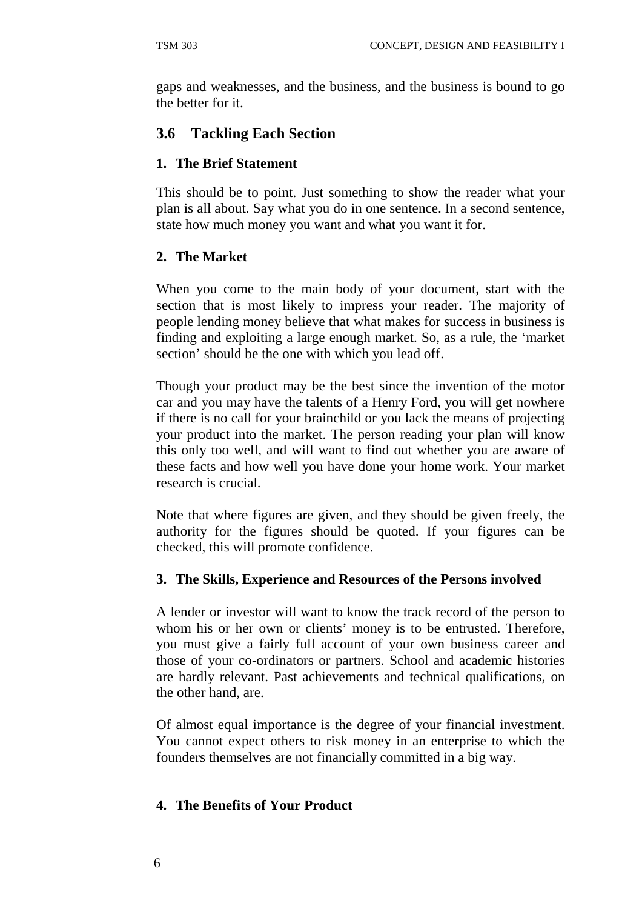gaps and weaknesses, and the business, and the business is bound to go the better for it.

## 3.6 Tackling Each Section

### 1. The Brief Statement

This should be to point. Just something to show the reader what your plan is all about. Say what you do in one sentence. In a second sentence, state how much money you want and what you want it for.

### 2. The Market

When you come to the main body of your document, start with the section that is most likely to impress your reader. The majority of people lending money believe that what makes for success in business is finding and exploiting a large enough market. So, as a rule, the 'market section' should be the one with which you lead off.

Though your product may be the best since the invention of the motor car and you may have the talents of a Henry Ford, you will get nowhere if there is no call for your brainchild or you lack the means of projecting your product into the market. The person reading your plan will know this only too well, and will want to find out whether you are aware of these facts and how well you have done your home work. Your market research is crucial.

Note that where figures are given, and they should be given freely, the authority for the figures should be quoted. If your figures can be checked, this will promote confidence.

### 3. The Skills, Experience and Resources of the Persons involved

A lender or investor will want to know the track record of the person to whom his or her own or clients' money is to be entrusted. Therefore, you must give a fairly full account of your own business career and those of your co-ordinators or partners. School and academic histories are hardly relevant. Past achievements and technical qualifications, on the other hand, are.

Of almost equal importance is the degree of your financial investment. You cannot expect others to risk money in an enterprise to which the founders themselves are not financially committed in a big way.

### 4. The Benefits of Your Product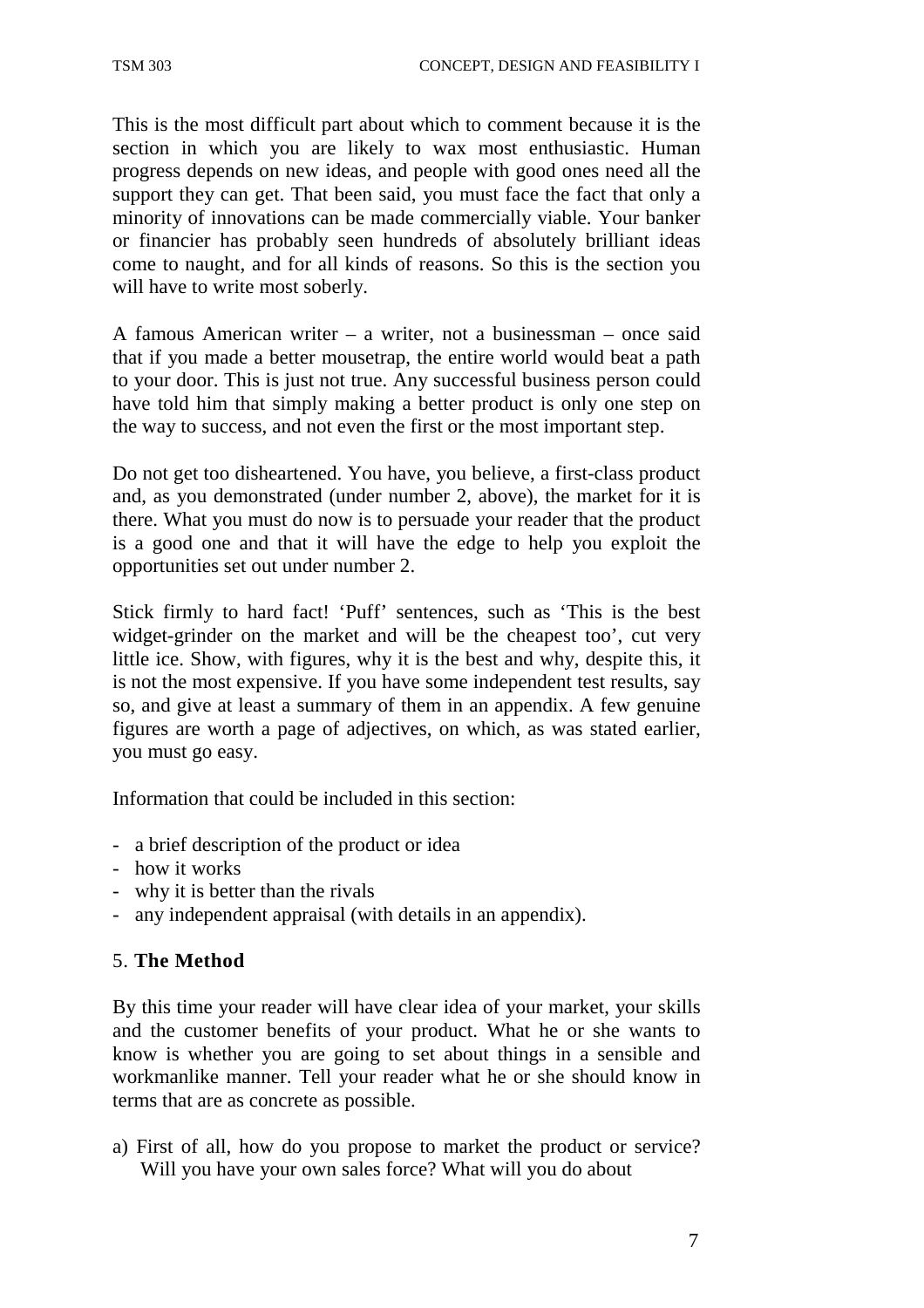This is the most difficult part about which to comment because it is the section in which you are likely to wax most enthusiastic. Human progress depends on new ideas, and people with good ones need all the support they can get. That been said, you must face the fact that only a minority of innovations can be made commercially viable. Your banker or financier has probably seen hundreds of absolutely brilliant ideas come to naught, and for all kinds of reasons. So this is the section you will have to write most soberly.

A famous American writer – a writer, not a businessman – once said that if you made a better mousetrap, the entire world would beat a path to your door. This is just not true. Any successful business person could have told him that simply making a better product is only one step on the way to success, and not even the first or the most important step.

Do not get too disheartened. You have, you believe, a first-class product and, as you demonstrated (under number 2, above), the market for it is there. What you must do now is to persuade your reader that the product is a good one and that it will have the edge to help you exploit the opportunities set out under number 2.

Stick firmly to hard fact! 'Puff' sentences, such as 'This is the best widget-grinder on the market and will be the cheapest too', cut very little ice. Show, with figures, why it is the best and why, despite this, it is not the most expensive. If you have some independent test results, say so, and give at least a summary of them in an appendix. A few genuine figures are worth a page of adjectives, on which, as was stated earlier, you must go easy.

Information that could be included in this section:

- a brief description of the product or idea
- how it works
- why it is better than the rivals
- any independent appraisal (with details in an appendix).

5. **The Method**

By this time your reader will have clear idea of your market, your skills and the customer benefits of your product. What he or she wants to know is whether you are going to set about things in a sensible and workmanlike manner. Tell your reader what he or she should know in terms that are as concrete as possible.

a) First of all, how do you propose to market the product or service? Will you have your own sales force? What will you do about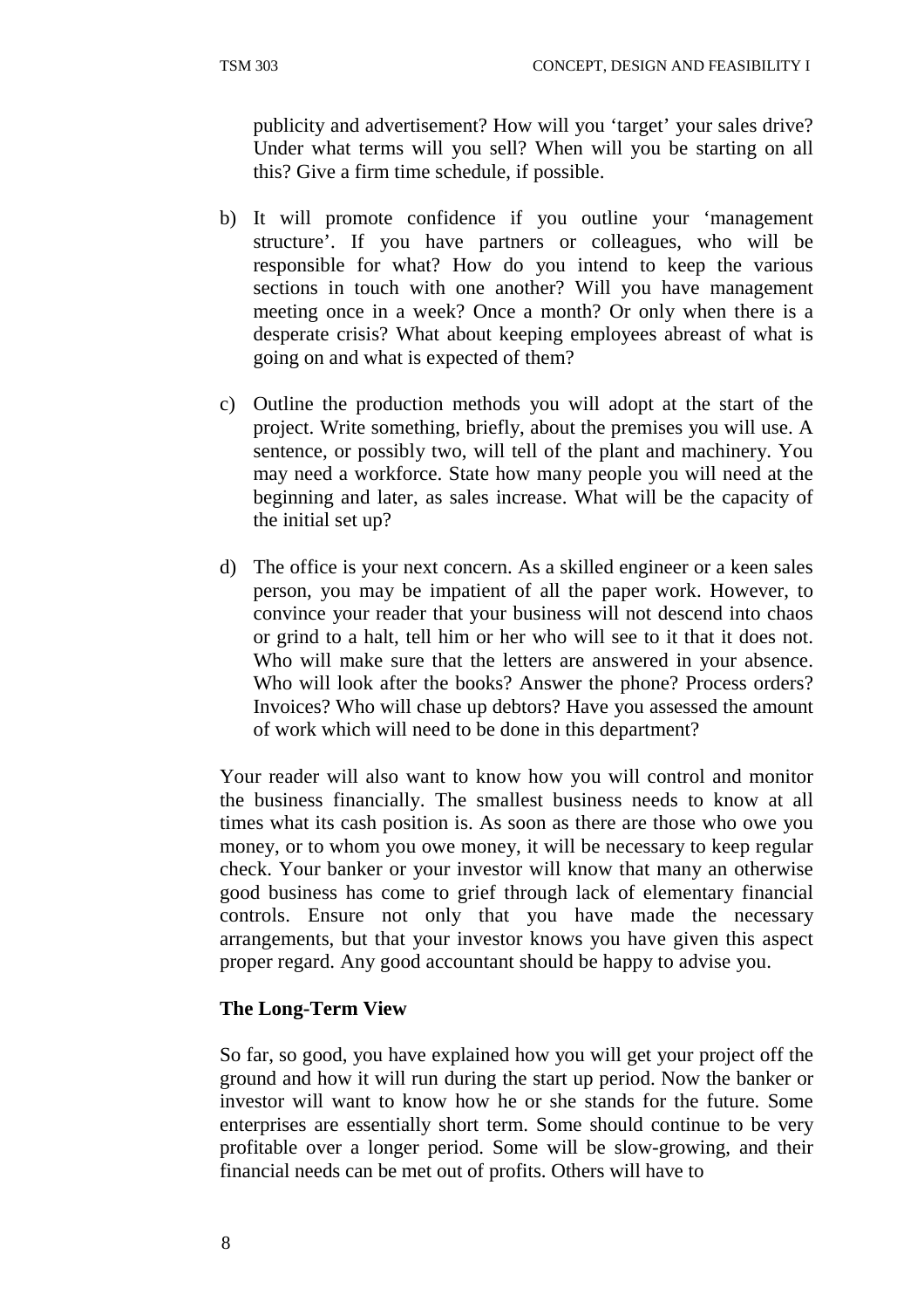publicity and advertisement? How will you ‘target’ your sales drive? Under what terms will you sell? When will you be starting on all this? Give a firm time schedule, if possible.

b) It will promote confidence if you outline your ‘management structure’. If you have partners or colleagues, who will be responsible for what? How do you intend to keep the various sections in touch with one another? Will you have management meeting once in a week? Once a month? Or only when there is a desperate crisis? What about keeping employees abreast of what is going on and what is expected of them?

c) Outline the production methods you will adopt at the start of the project. Write something, briefly, about the premises you will use. A sentence, or possibly two, will tell of the plant and machinery. You may need a workforce. State how many people you will need at the beginning and later, as sales increase. What will be the capacity of the initial set up?

d) The office is your next concern. As a skilled engineer or a keen sales person, you may be impatient of all the paper work. However, to convince your reader that your business will not descend into chaos or grind to a halt, tell him or her who will see to it that it does not. Who will make sure that the letters are answered in your absence. Who will look after the books? Answer the phone? Process orders? Invoices? Who will chase up debtors? Have you assessed the amount of work which will need to be done in this department?

Your reader will also want to know how you will control and monitor the business financially. The smallest business needs to know at all times what its cash position is. As soon as there are those who owe you money, or to whom you owe money, it will be necessary to keep regular check. Your banker or your investor will know that many an otherwise good business has come to grief through lack of elementary financial controls. Ensure not only that you have made the necessary arrangements, but that your investor knows you have given this aspect proper regard. Any good accountant should be happy to advise you.

**The Long-Term View**

So far, so good, you have explained how you will get your project off the ground and how it will run during the start up period. Now the banker or investor will want to know how he or she stands for the future. Some enterprises are essentially short term. Some should continue to be very profitable over a longer period. Some will be slow-growing, and their financial needs can be met out of profits. Others will have to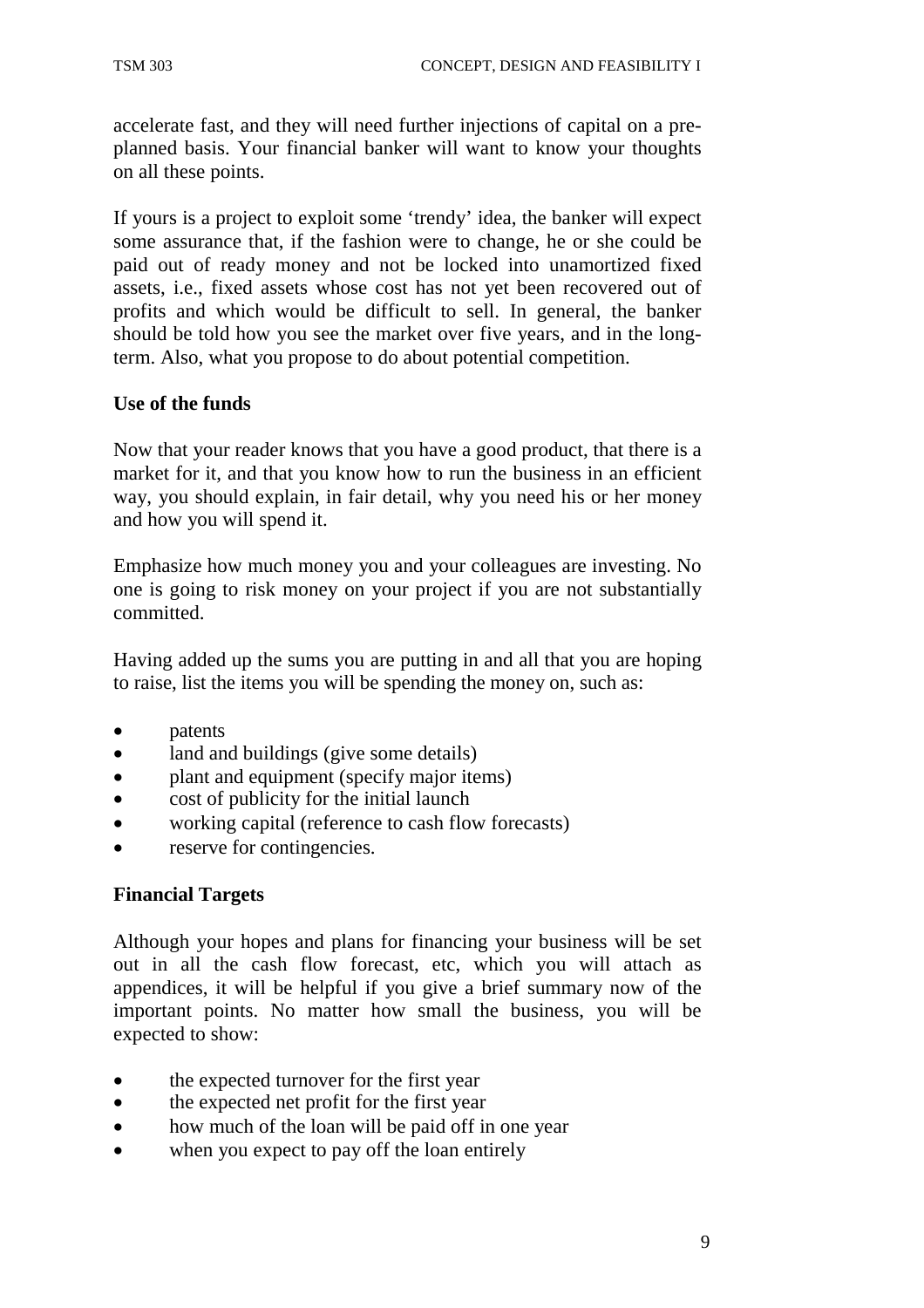accelerate fast, and they will need further injections of capital on a pre-planned basis. Your financial banker will want to know your thoughts on all these points.

If yours is a project to exploit some 'trendy' idea, the banker will expect some assurance that, if the fashion were to change, he or she could be paid out of ready money and not be locked into unamortized fixed assets, i.e., fixed assets whose cost has not yet been recovered out of profits and which would be difficult to sell. In general, the banker should be told how you see the market over five years, and in the long-term. Also, what you propose to do about potential competition.

**Use of the funds**

Now that your reader knows that you have a good product, that there is a market for it, and that you know how to run the business in an efficient way, you should explain, in fair detail, why you need his or her money and how you will spend it.

Emphasize how much money you and your colleagues are investing. No one is going to risk money on your project if you are not substantially committed.

Having added up the sums you are putting in and all that you are hoping to raise, list the items you will be spending the money on, such as:

- patents
- land and buildings (give some details)
- plant and equipment (specify major items)
- cost of publicity for the initial launch
- working capital (reference to cash flow forecasts)
- reserve for contingencies.

**Financial Targets**

Although your hopes and plans for financing your business will be set out in all the cash flow forecast, etc, which you will attach as appendices, it will be helpful if you give a brief summary now of the important points. No matter how small the business, you will be expected to show:

- the expected turnover for the first year
- the expected net profit for the first year
- how much of the loan will be paid off in one year
- when you expect to pay off the loan entirely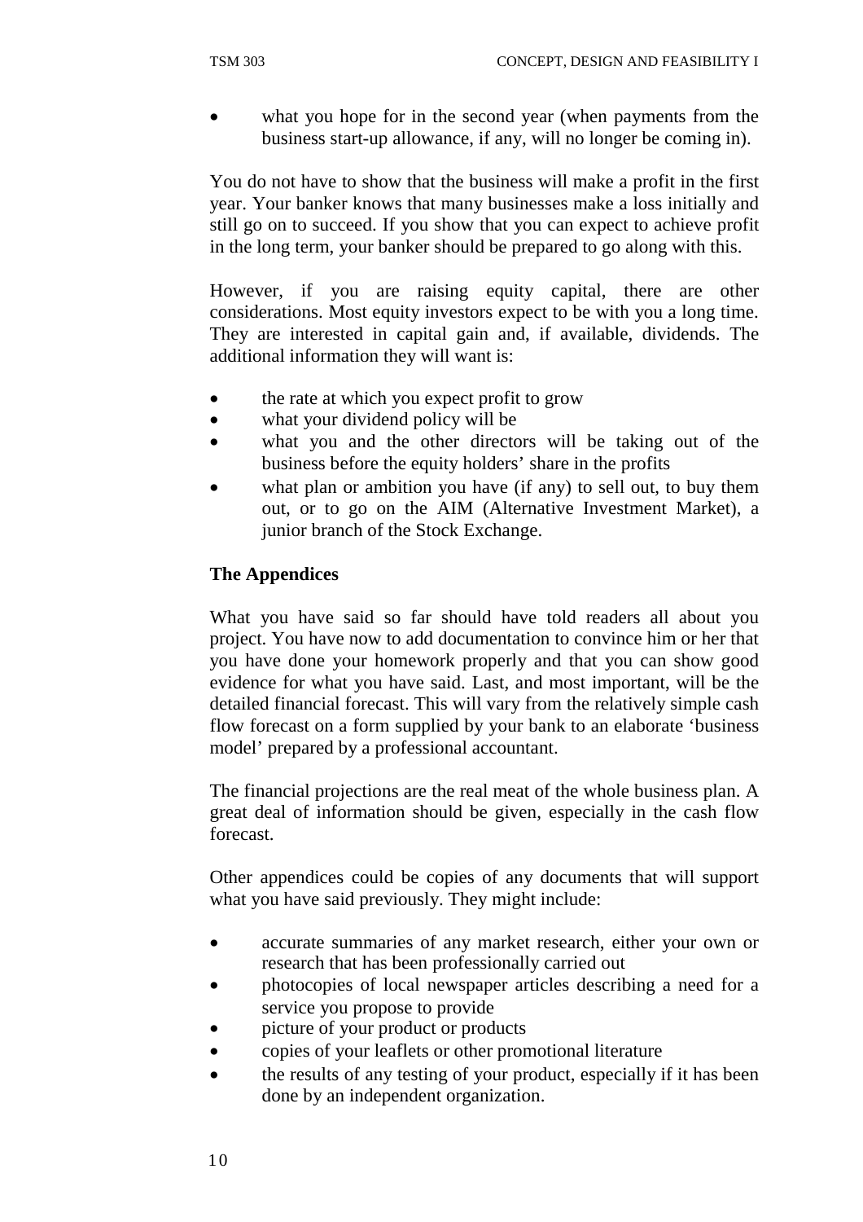- what you hope for in the second year (when payments from the business start-up allowance, if any, will no longer be coming in).

You do not have to show that the business will make a profit in the first year. Your banker knows that many businesses make a loss initially and still go on to succeed. If you show that you can expect to achieve profit in the long term, your banker should be prepared to go along with this.

However, if you are raising equity capital, there are other considerations. Most equity investors expect to be with you a long time. They are interested in capital gain and, if available, dividends. The additional information they will want is:

- the rate at which you expect profit to grow
- what your dividend policy will be
- what you and the other directors will be taking out of the business before the equity holders' share in the profits
- what plan or ambition you have (if any) to sell out, to buy them out, or to go on the AIM (Alternative Investment Market), a junior branch of the Stock Exchange.

**The Appendices**

What you have said so far should have told readers all about you project. You have now to add documentation to convince him or her that you have done your homework properly and that you can show good evidence for what you have said. Last, and most important, will be the detailed financial forecast. This will vary from the relatively simple cash flow forecast on a form supplied by your bank to an elaborate 'business model' prepared by a professional accountant.

The financial projections are the real meat of the whole business plan. A great deal of information should be given, especially in the cash flow forecast.

Other appendices could be copies of any documents that will support what you have said previously. They might include:

- accurate summaries of any market research, either your own or research that has been professionally carried out
- photocopies of local newspaper articles describing a need for a service you propose to provide
- picture of your product or products
- copies of your leaflets or other promotional literature
- the results of any testing of your product, especially if it has been done by an independent organization.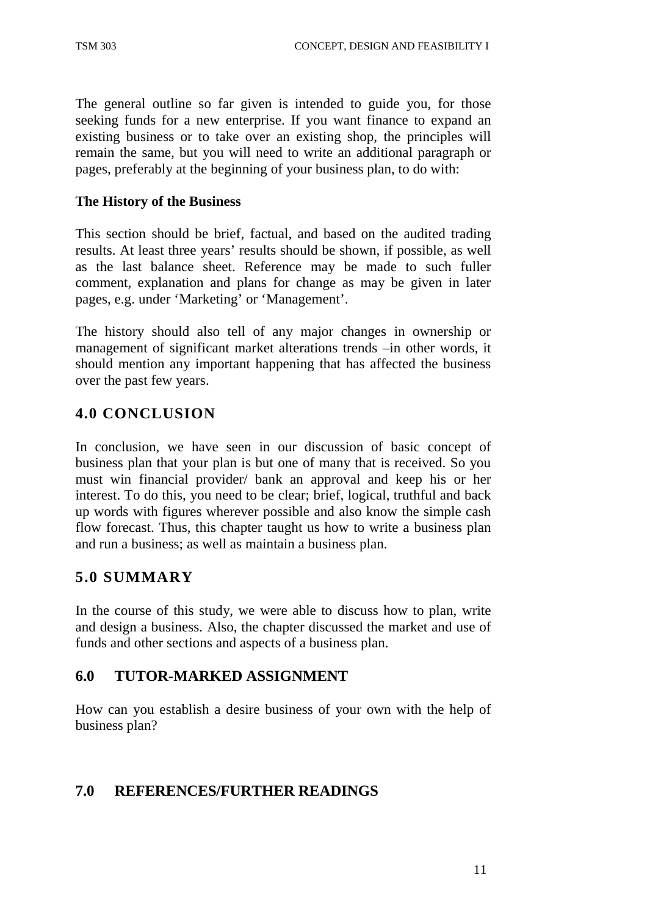The general outline so far given is intended to guide you, for those seeking funds for a new enterprise. If you want finance to expand an existing business or to take over an existing shop, the principles will remain the same, but you will need to write an additional paragraph or pages, preferably at the beginning of your business plan, to do with:

**The History of the Business**

This section should be brief, factual, and based on the audited trading results. At least three years' results should be shown, if possible, as well as the last balance sheet. Reference may be made to such fuller comment, explanation and plans for change as may be given in later pages, e.g. under 'Marketing' or 'Management'.

The history should also tell of any major changes in ownership or management of significant market alterations trends –in other words, it should mention any important happening that has affected the business over the past few years.

## 4.0 CONCLUSION

In conclusion, we have seen in our discussion of basic concept of business plan that your plan is but one of many that is received. So you must win financial provider/ bank an approval and keep his or her interest. To do this, you need to be clear; brief, logical, truthful and back up words with figures wherever possible and also know the simple cash flow forecast. Thus, this chapter taught us how to write a business plan and run a business; as well as maintain a business plan.

## 5.0 SUMMARY

In the course of this study, we were able to discuss how to plan, write and design a business. Also, the chapter discussed the market and use of funds and other sections and aspects of a business plan.

## 6.0 TUTOR-MARKED ASSIGNMENT

How can you establish a desire business of your own with the help of business plan?

## 7.0 REFERENCES/FURTHER READINGS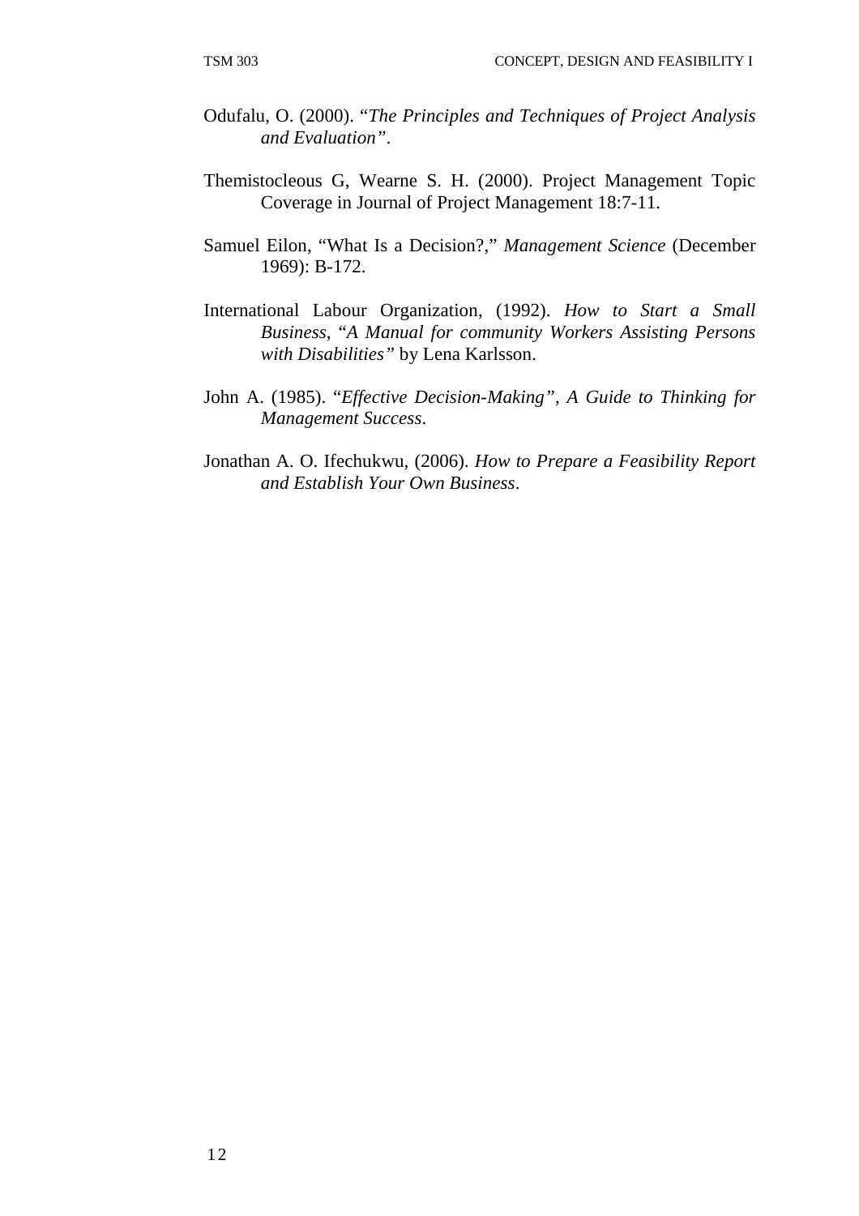Odufalu, O. (2000). "*The Principles and Techniques of Project Analysis and Evaluation"*.

Themistocleous G, Wearne S. H. (2000). Project Management Topic Coverage in Journal of Project Management 18:7-11.

Samuel Eilon, "What Is a Decision?," *Management Science* (December 1969): B-172.

International Labour Organization, (1992). *How to Start a Small Business*, "*A Manual for community Workers Assisting Persons with Disabilities"* by Lena Karlsson.

John A. (1985). "*Effective Decision-Making"*, *A Guide to Thinking for Management Success*.

Jonathan A. O. Ifechukwu, (2006). *How to Prepare a Feasibility Report and Establish Your Own Business*.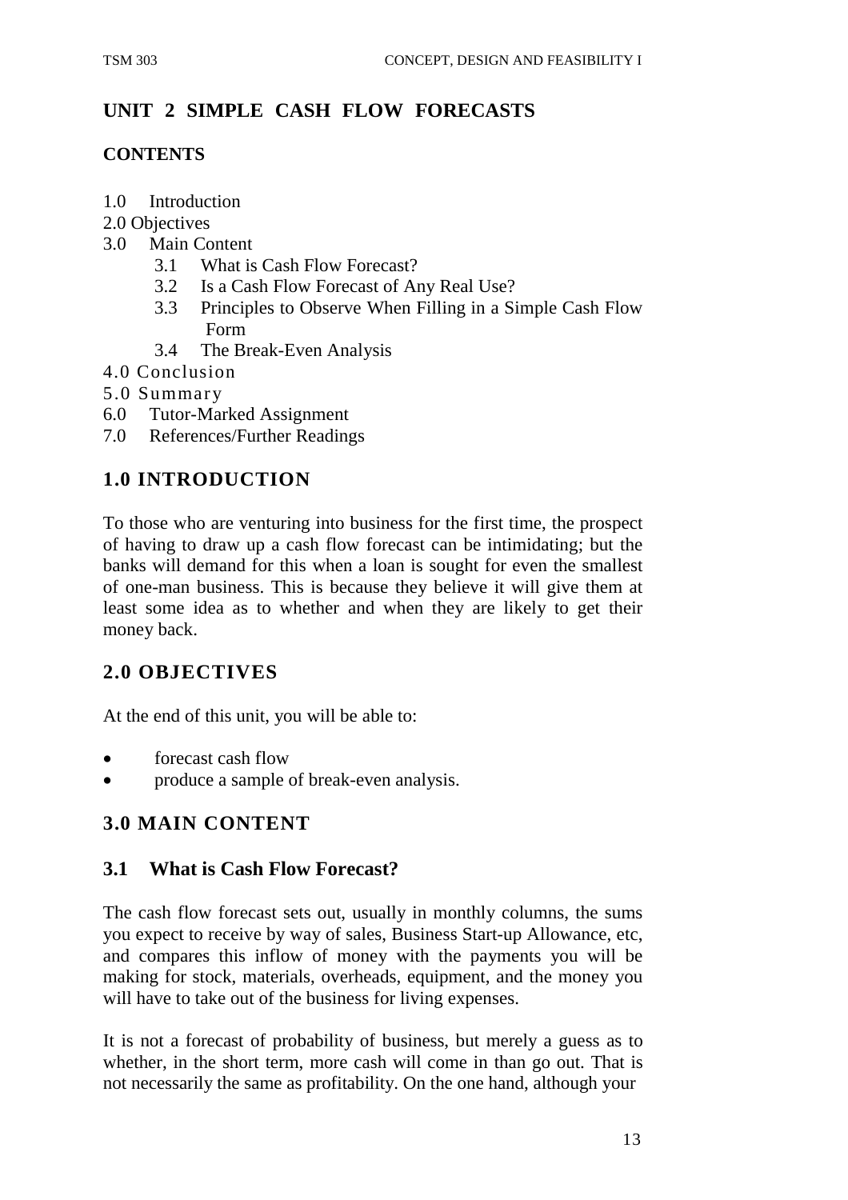# UNIT 2 SIMPLE CASH FLOW FORECASTS

## CONTENTS

1.0 Introduction
2.0 Objectives
3.0 Main Content
 3.1 What is Cash Flow Forecast?
 3.2 Is a Cash Flow Forecast of Any Real Use?
 3.3 Principles to Observe When Filling in a Simple Cash Flow Form
 3.4 The Break-Even Analysis
4.0 Conclusion
5.0 Summary
6.0 Tutor-Marked Assignment
7.0 References/Further Readings

## 1.0 INTRODUCTION

To those who are venturing into business for the first time, the prospect of having to draw up a cash flow forecast can be intimidating; but the banks will demand for this when a loan is sought for even the smallest of one-man business. This is because they believe it will give them at least some idea as to whether and when they are likely to get their money back.

## 2.0 OBJECTIVES

At the end of this unit, you will be able to:

- forecast cash flow
- produce a sample of break-even analysis.

## 3.0 MAIN CONTENT

### 3.1 What is Cash Flow Forecast?

The cash flow forecast sets out, usually in monthly columns, the sums you expect to receive by way of sales, Business Start-up Allowance, etc, and compares this inflow of money with the payments you will be making for stock, materials, overheads, equipment, and the money you will have to take out of the business for living expenses.

It is not a forecast of probability of business, but merely a guess as to whether, in the short term, more cash will come in than go out. That is not necessarily the same as profitability. On the one hand, although your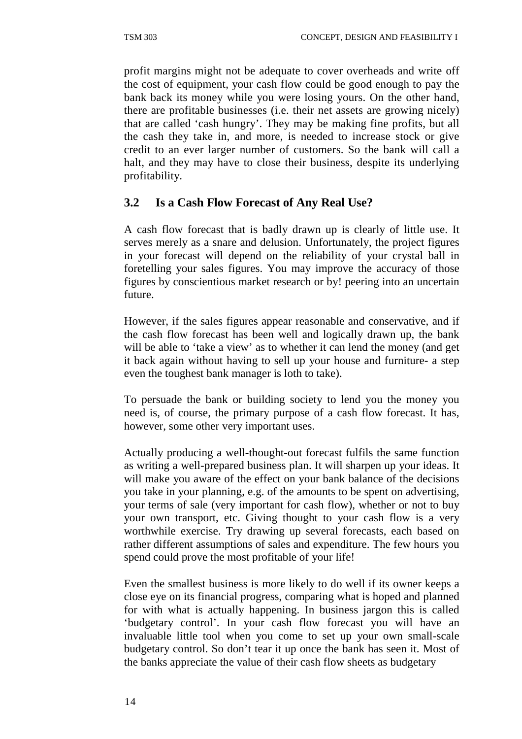profit margins might not be adequate to cover overheads and write off the cost of equipment, your cash flow could be good enough to pay the bank back its money while you were losing yours. On the other hand, there are profitable businesses (i.e. their net assets are growing nicely) that are called 'cash hungry'. They may be making fine profits, but all the cash they take in, and more, is needed to increase stock or give credit to an ever larger number of customers. So the bank will call a halt, and they may have to close their business, despite its underlying profitability.

### 3.2 Is a Cash Flow Forecast of Any Real Use?

A cash flow forecast that is badly drawn up is clearly of little use. It serves merely as a snare and delusion. Unfortunately, the project figures in your forecast will depend on the reliability of your crystal ball in foretelling your sales figures. You may improve the accuracy of those figures by conscientious market research or by! peering into an uncertain future.

However, if the sales figures appear reasonable and conservative, and if the cash flow forecast has been well and logically drawn up, the bank will be able to 'take a view' as to whether it can lend the money (and get it back again without having to sell up your house and furniture- a step even the toughest bank manager is loth to take).

To persuade the bank or building society to lend you the money you need is, of course, the primary purpose of a cash flow forecast. It has, however, some other very important uses.

Actually producing a well-thought-out forecast fulfils the same function as writing a well-prepared business plan. It will sharpen up your ideas. It will make you aware of the effect on your bank balance of the decisions you take in your planning, e.g. of the amounts to be spent on advertising, your terms of sale (very important for cash flow), whether or not to buy your own transport, etc. Giving thought to your cash flow is a very worthwhile exercise. Try drawing up several forecasts, each based on rather different assumptions of sales and expenditure. The few hours you spend could prove the most profitable of your life!

Even the smallest business is more likely to do well if its owner keeps a close eye on its financial progress, comparing what is hoped and planned for with what is actually happening. In business jargon this is called 'budgetary control'. In your cash flow forecast you will have an invaluable little tool when you come to set up your own small-scale budgetary control. So don't tear it up once the bank has seen it. Most of the banks appreciate the value of their cash flow sheets as budgetary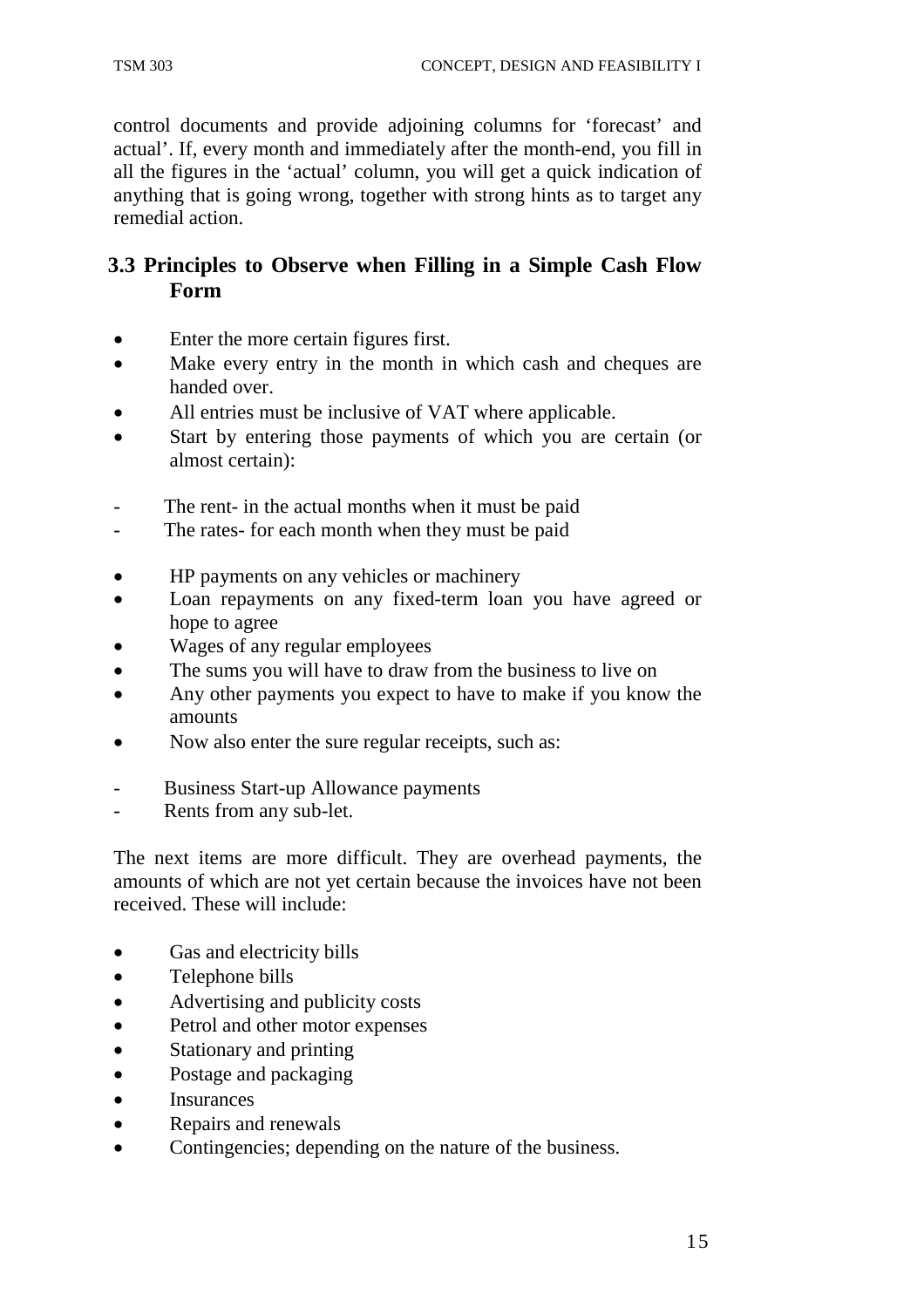control documents and provide adjoining columns for 'forecast' and actual'. If, every month and immediately after the month-end, you fill in all the figures in the 'actual' column, you will get a quick indication of anything that is going wrong, together with strong hints as to target any remedial action.

### 3.3 Principles to Observe when Filling in a Simple Cash Flow Form

- Enter the more certain figures first.
- Make every entry in the month in which cash and cheques are handed over.
- All entries must be inclusive of VAT where applicable.
- Start by entering those payments of which you are certain (or almost certain):

  - The rent- in the actual months when it must be paid
  - The rates- for each month when they must be paid

- HP payments on any vehicles or machinery
- Loan repayments on any fixed-term loan you have agreed or hope to agree
- Wages of any regular employees
- The sums you will have to draw from the business to live on
- Any other payments you expect to have to make if you know the amounts
- Now also enter the sure regular receipts, such as:

  - Business Start-up Allowance payments
  - Rents from any sub-let.

The next items are more difficult. They are overhead payments, the amounts of which are not yet certain because the invoices have not been received. These will include:

- Gas and electricity bills
- Telephone bills
- Advertising and publicity costs
- Petrol and other motor expenses
- Stationary and printing
- Postage and packaging
- Insurances
- Repairs and renewals
- Contingencies; depending on the nature of the business.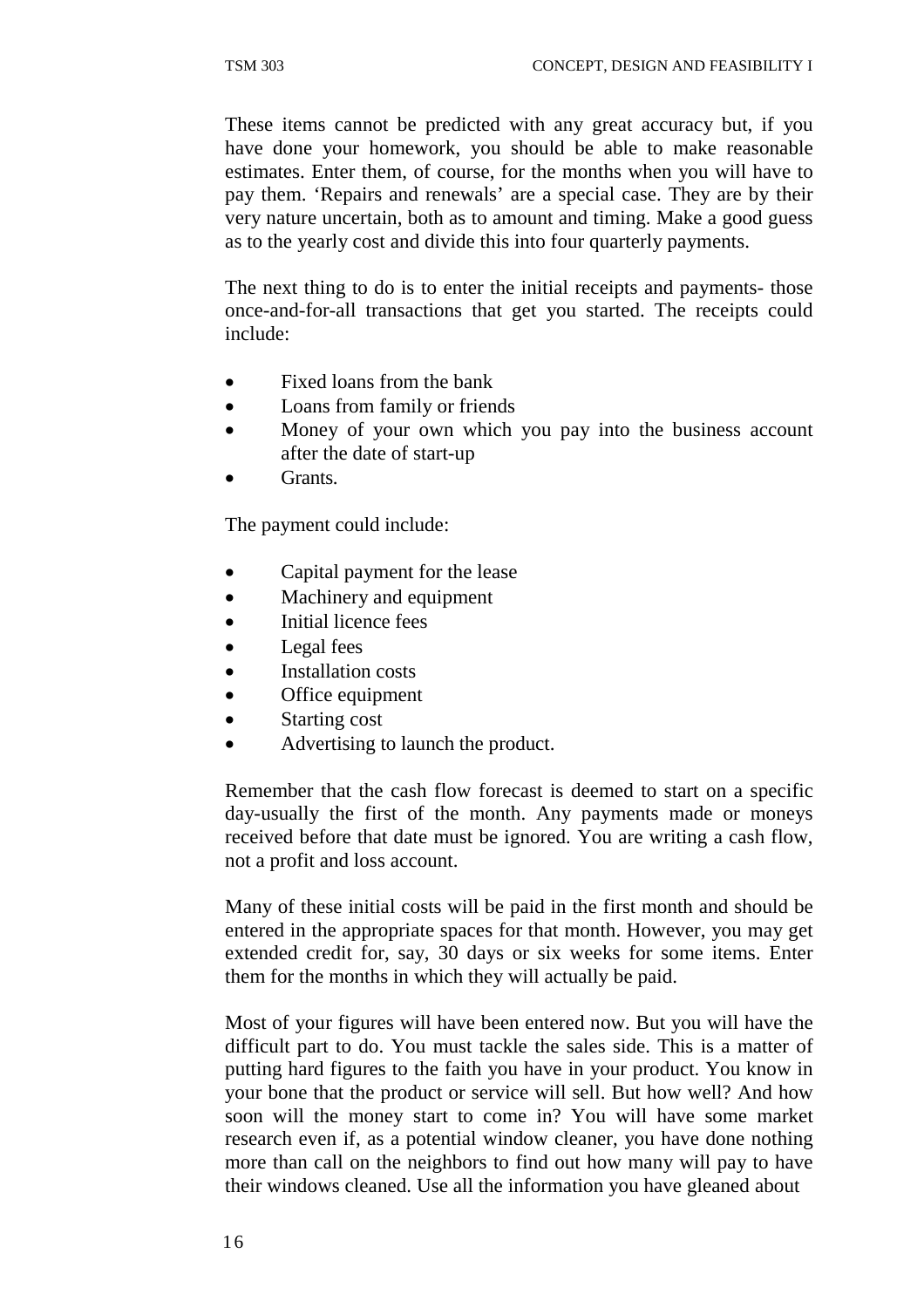These items cannot be predicted with any great accuracy but, if you have done your homework, you should be able to make reasonable estimates. Enter them, of course, for the months when you will have to pay them. 'Repairs and renewals' are a special case. They are by their very nature uncertain, both as to amount and timing. Make a good guess as to the yearly cost and divide this into four quarterly payments.

The next thing to do is to enter the initial receipts and payments- those once-and-for-all transactions that get you started. The receipts could include:

- Fixed loans from the bank
- Loans from family or friends
- Money of your own which you pay into the business account after the date of start-up
- Grants.

The payment could include:

- Capital payment for the lease
- Machinery and equipment
- Initial licence fees
- Legal fees
- Installation costs
- Office equipment
- Starting cost
- Advertising to launch the product.

Remember that the cash flow forecast is deemed to start on a specific day-usually the first of the month. Any payments made or moneys received before that date must be ignored. You are writing a cash flow, not a profit and loss account.

Many of these initial costs will be paid in the first month and should be entered in the appropriate spaces for that month. However, you may get extended credit for, say, 30 days or six weeks for some items. Enter them for the months in which they will actually be paid.

Most of your figures will have been entered now. But you will have the difficult part to do. You must tackle the sales side. This is a matter of putting hard figures to the faith you have in your product. You know in your bone that the product or service will sell. But how well? And how soon will the money start to come in? You will have some market research even if, as a potential window cleaner, you have done nothing more than call on the neighbors to find out how many will pay to have their windows cleaned. Use all the information you have gleaned about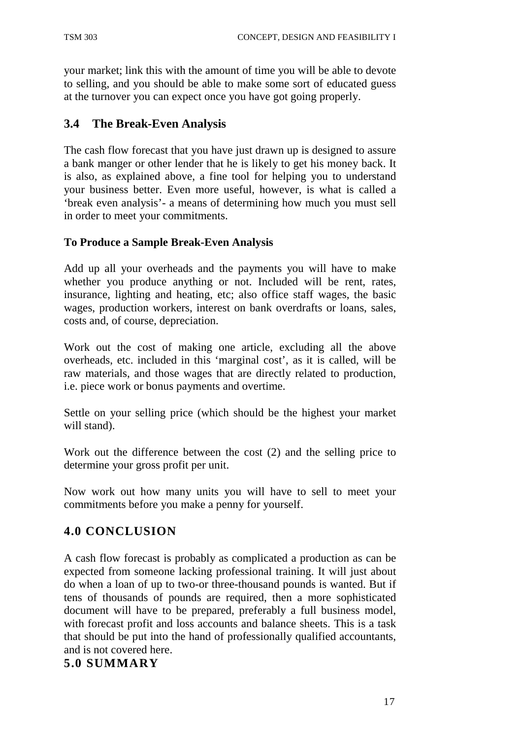your market; link this with the amount of time you will be able to devote to selling, and you should be able to make some sort of educated guess at the turnover you can expect once you have got going properly.

### 3.4 The Break-Even Analysis

The cash flow forecast that you have just drawn up is designed to assure a bank manger or other lender that he is likely to get his money back. It is also, as explained above, a fine tool for helping you to understand your business better. Even more useful, however, is what is called a 'break even analysis'- a means of determining how much you must sell in order to meet your commitments.

**To Produce a Sample Break-Even Analysis**

Add up all your overheads and the payments you will have to make whether you produce anything or not. Included will be rent, rates, insurance, lighting and heating, etc; also office staff wages, the basic wages, production workers, interest on bank overdrafts or loans, sales, costs and, of course, depreciation.

Work out the cost of making one article, excluding all the above overheads, etc. included in this 'marginal cost', as it is called, will be raw materials, and those wages that are directly related to production, i.e. piece work or bonus payments and overtime.

Settle on your selling price (which should be the highest your market will stand).

Work out the difference between the cost (2) and the selling price to determine your gross profit per unit.

Now work out how many units you will have to sell to meet your commitments before you make a penny for yourself.

## 4.0 CONCLUSION

A cash flow forecast is probably as complicated a production as can be expected from someone lacking professional training. It will just about do when a loan of up to two-or three-thousand pounds is wanted. But if tens of thousands of pounds are required, then a more sophisticated document will have to be prepared, preferably a full business model, with forecast profit and loss accounts and balance sheets. This is a task that should be put into the hand of professionally qualified accountants, and is not covered here.

## 5.0 SUMMARY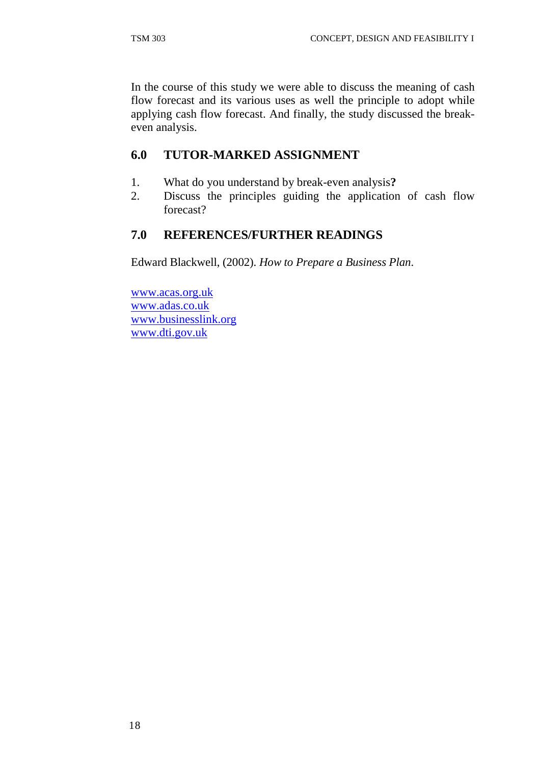In the course of this study we were able to discuss the meaning of cash flow forecast and its various uses as well the principle to adopt while applying cash flow forecast. And finally, the study discussed the break-even analysis.

## 6.0 TUTOR-MARKED ASSIGNMENT

1. What do you understand by break-even analysis**?**
2. Discuss the principles guiding the application of cash flow forecast?

## 7.0 REFERENCES/FURTHER READINGS

Edward Blackwell, (2002). *How to Prepare a Business Plan*.

www.acas.org.uk
www.adas.co.uk
www.businesslink.org
www.dti.gov.uk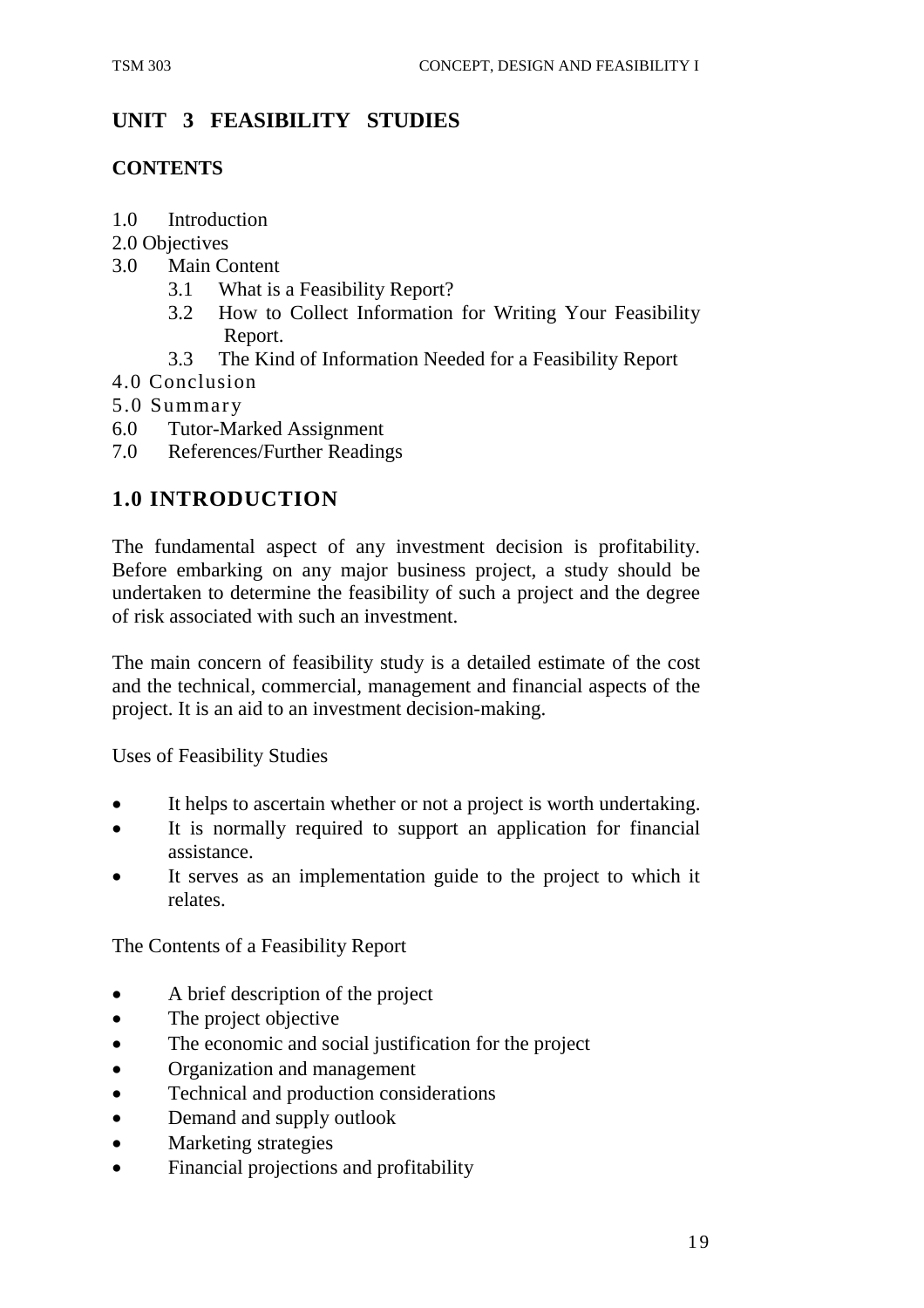## UNIT 3 FEASIBILITY STUDIES

**CONTENTS**

1.0 Introduction
2.0 Objectives
3.0 Main Content
   3.1 What is a Feasibility Report?
   3.2 How to Collect Information for Writing Your Feasibility Report.
   3.3 The Kind of Information Needed for a Feasibility Report
4.0 Conclusion
5.0 Summary
6.0 Tutor-Marked Assignment
7.0 References/Further Readings

## 1.0 INTRODUCTION

The fundamental aspect of any investment decision is profitability. Before embarking on any major business project, a study should be undertaken to determine the feasibility of such a project and the degree of risk associated with such an investment.

The main concern of feasibility study is a detailed estimate of the cost and the technical, commercial, management and financial aspects of the project. It is an aid to an investment decision-making.

Uses of Feasibility Studies

- It helps to ascertain whether or not a project is worth undertaking.
- It is normally required to support an application for financial assistance.
- It serves as an implementation guide to the project to which it relates.

The Contents of a Feasibility Report

- A brief description of the project
- The project objective
- The economic and social justification for the project
- Organization and management
- Technical and production considerations
- Demand and supply outlook
- Marketing strategies
- Financial projections and profitability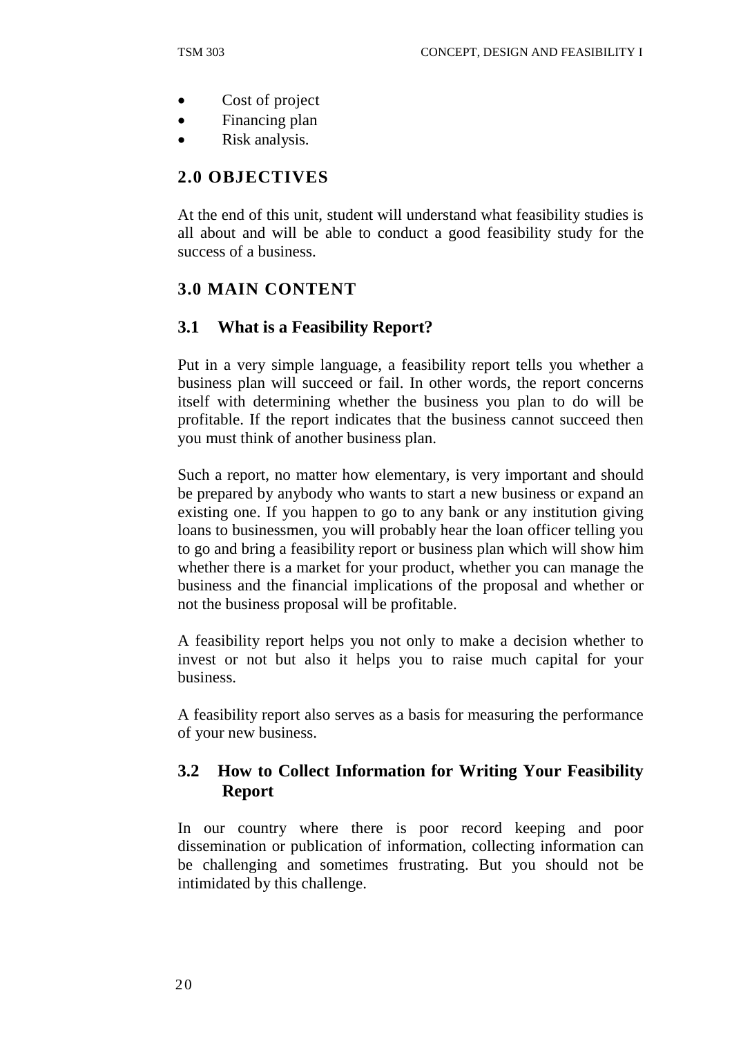- Cost of project
- Financing plan
- Risk analysis.

## 2.0 OBJECTIVES

At the end of this unit, student will understand what feasibility studies is all about and will be able to conduct a good feasibility study for the success of a business.

## 3.0 MAIN CONTENT

### 3.1 What is a Feasibility Report?

Put in a very simple language, a feasibility report tells you whether a business plan will succeed or fail. In other words, the report concerns itself with determining whether the business you plan to do will be profitable. If the report indicates that the business cannot succeed then you must think of another business plan.

Such a report, no matter how elementary, is very important and should be prepared by anybody who wants to start a new business or expand an existing one. If you happen to go to any bank or any institution giving loans to businessmen, you will probably hear the loan officer telling you to go and bring a feasibility report or business plan which will show him whether there is a market for your product, whether you can manage the business and the financial implications of the proposal and whether or not the business proposal will be profitable.

A feasibility report helps you not only to make a decision whether to invest or not but also it helps you to raise much capital for your business.

A feasibility report also serves as a basis for measuring the performance of your new business.

### 3.2 How to Collect Information for Writing Your Feasibility Report

In our country where there is poor record keeping and poor dissemination or publication of information, collecting information can be challenging and sometimes frustrating. But you should not be intimidated by this challenge.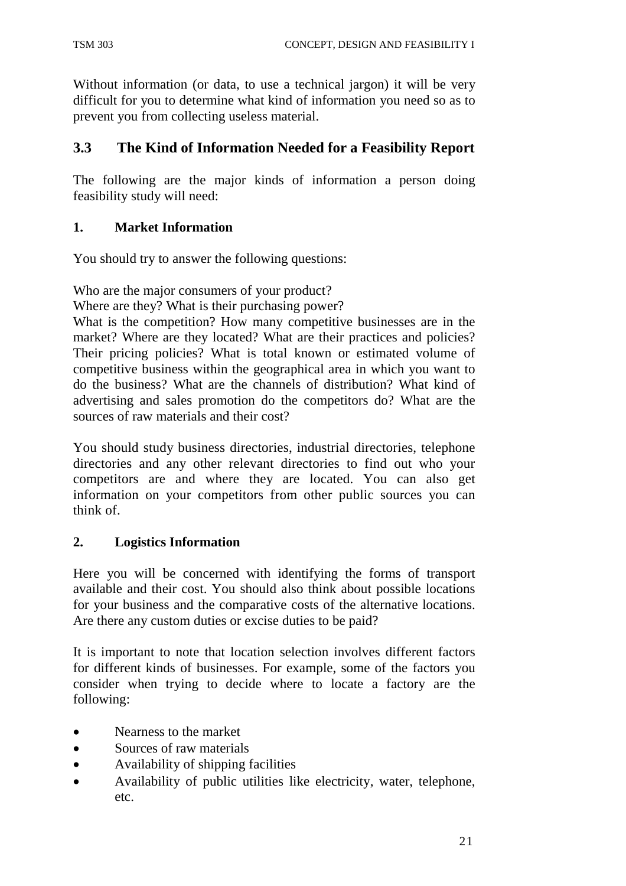Without information (or data, to use a technical jargon) it will be very difficult for you to determine what kind of information you need so as to prevent you from collecting useless material.

## 3.3 The Kind of Information Needed for a Feasibility Report

The following are the major kinds of information a person doing feasibility study will need:

### 1. Market Information

You should try to answer the following questions:

Who are the major consumers of your product?
Where are they? What is their purchasing power?
What is the competition? How many competitive businesses are in the market? Where are they located? What are their practices and policies? Their pricing policies? What is total known or estimated volume of competitive business within the geographical area in which you want to do the business? What are the channels of distribution? What kind of advertising and sales promotion do the competitors do? What are the sources of raw materials and their cost?

You should study business directories, industrial directories, telephone directories and any other relevant directories to find out who your competitors are and where they are located. You can also get information on your competitors from other public sources you can think of.

### 2. Logistics Information

Here you will be concerned with identifying the forms of transport available and their cost. You should also think about possible locations for your business and the comparative costs of the alternative locations. Are there any custom duties or excise duties to be paid?

It is important to note that location selection involves different factors for different kinds of businesses. For example, some of the factors you consider when trying to decide where to locate a factory are the following:

- Nearness to the market
- Sources of raw materials
- Availability of shipping facilities
- Availability of public utilities like electricity, water, telephone, etc.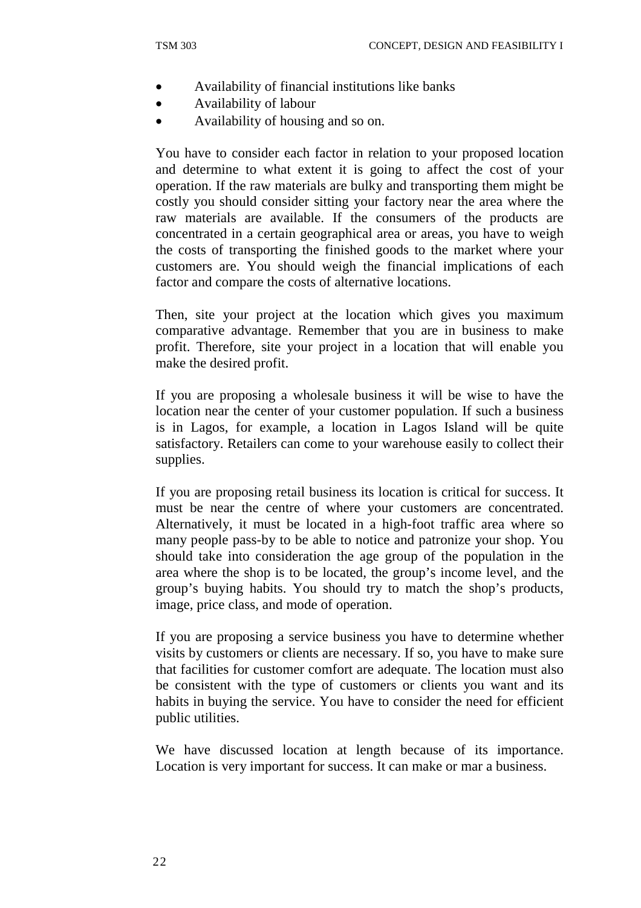- Availability of financial institutions like banks
- Availability of labour
- Availability of housing and so on.

You have to consider each factor in relation to your proposed location and determine to what extent it is going to affect the cost of your operation. If the raw materials are bulky and transporting them might be costly you should consider sitting your factory near the area where the raw materials are available. If the consumers of the products are concentrated in a certain geographical area or areas, you have to weigh the costs of transporting the finished goods to the market where your customers are. You should weigh the financial implications of each factor and compare the costs of alternative locations.

Then, site your project at the location which gives you maximum comparative advantage. Remember that you are in business to make profit. Therefore, site your project in a location that will enable you make the desired profit.

If you are proposing a wholesale business it will be wise to have the location near the center of your customer population. If such a business is in Lagos, for example, a location in Lagos Island will be quite satisfactory. Retailers can come to your warehouse easily to collect their supplies.

If you are proposing retail business its location is critical for success. It must be near the centre of where your customers are concentrated. Alternatively, it must be located in a high-foot traffic area where so many people pass-by to be able to notice and patronize your shop. You should take into consideration the age group of the population in the area where the shop is to be located, the group's income level, and the group's buying habits. You should try to match the shop's products, image, price class, and mode of operation.

If you are proposing a service business you have to determine whether visits by customers or clients are necessary. If so, you have to make sure that facilities for customer comfort are adequate. The location must also be consistent with the type of customers or clients you want and its habits in buying the service. You have to consider the need for efficient public utilities.

We have discussed location at length because of its importance. Location is very important for success. It can make or mar a business.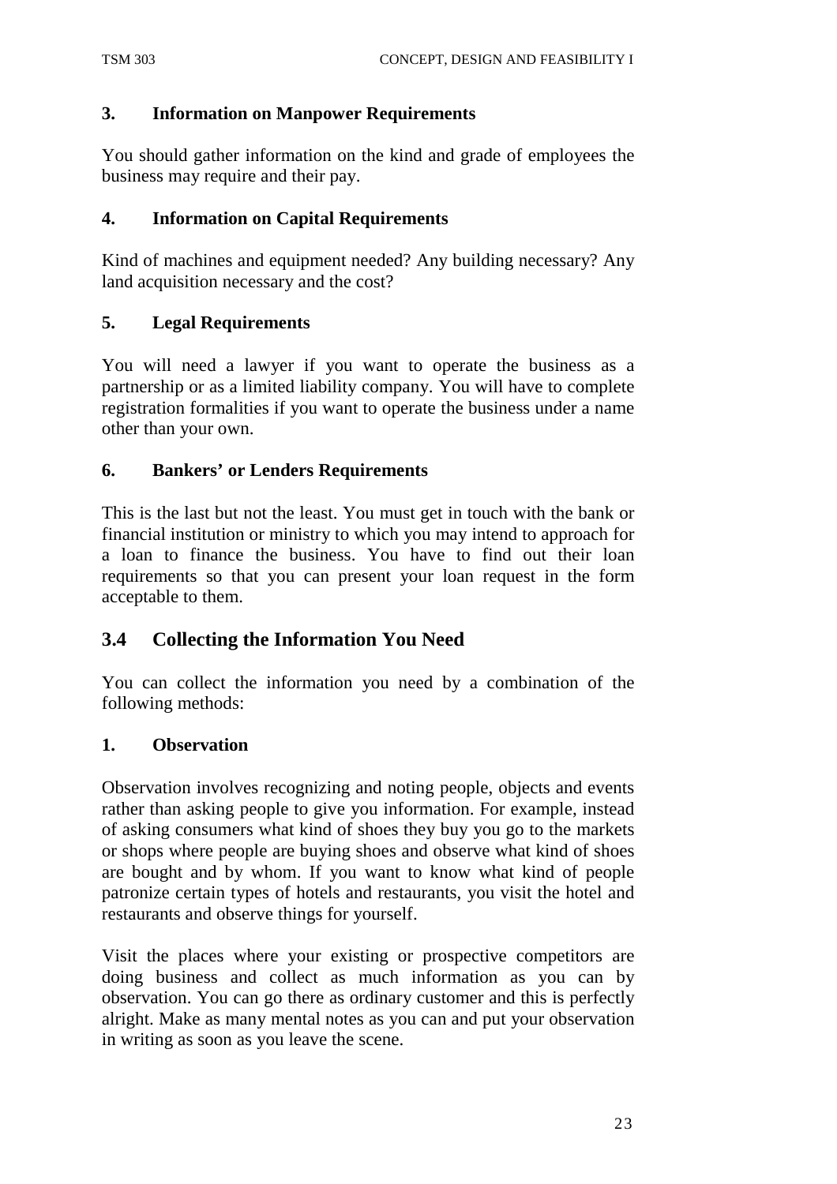### 3. Information on Manpower Requirements

You should gather information on the kind and grade of employees the business may require and their pay.

### 4. Information on Capital Requirements

Kind of machines and equipment needed? Any building necessary? Any land acquisition necessary and the cost?

### 5. Legal Requirements

You will need a lawyer if you want to operate the business as a partnership or as a limited liability company. You will have to complete registration formalities if you want to operate the business under a name other than your own.

### 6. Bankers' or Lenders Requirements

This is the last but not the least. You must get in touch with the bank or financial institution or ministry to which you may intend to approach for a loan to finance the business. You have to find out their loan requirements so that you can present your loan request in the form acceptable to them.

## 3.4 Collecting the Information You Need

You can collect the information you need by a combination of the following methods:

### 1. Observation

Observation involves recognizing and noting people, objects and events rather than asking people to give you information. For example, instead of asking consumers what kind of shoes they buy you go to the markets or shops where people are buying shoes and observe what kind of shoes are bought and by whom. If you want to know what kind of people patronize certain types of hotels and restaurants, you visit the hotel and restaurants and observe things for yourself.

Visit the places where your existing or prospective competitors are doing business and collect as much information as you can by observation. You can go there as ordinary customer and this is perfectly alright. Make as many mental notes as you can and put your observation in writing as soon as you leave the scene.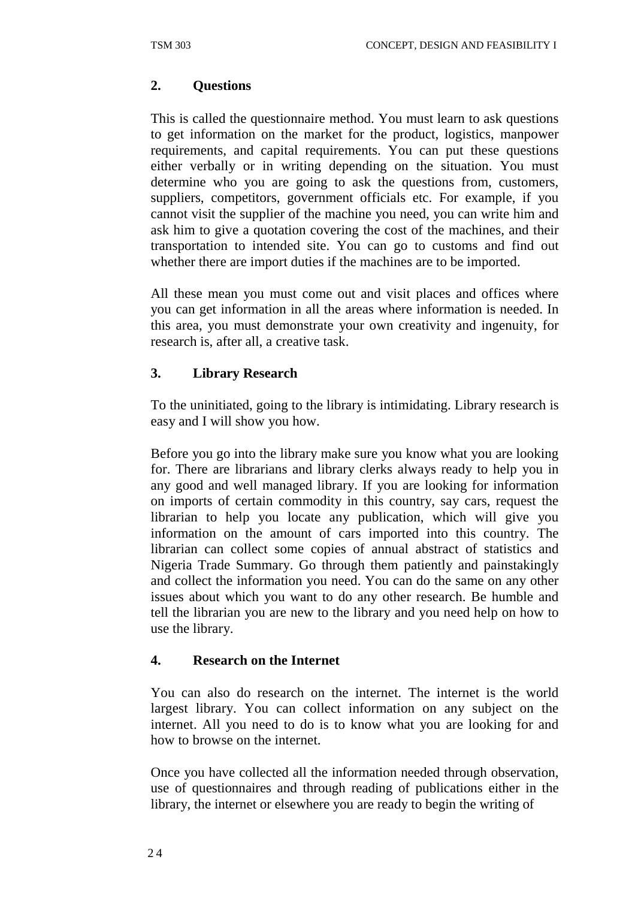**2. Questions**

This is called the questionnaire method. You must learn to ask questions to get information on the market for the product, logistics, manpower requirements, and capital requirements. You can put these questions either verbally or in writing depending on the situation. You must determine who you are going to ask the questions from, customers, suppliers, competitors, government officials etc. For example, if you cannot visit the supplier of the machine you need, you can write him and ask him to give a quotation covering the cost of the machines, and their transportation to intended site. You can go to customs and find out whether there are import duties if the machines are to be imported.

All these mean you must come out and visit places and offices where you can get information in all the areas where information is needed. In this area, you must demonstrate your own creativity and ingenuity, for research is, after all, a creative task.

**3. Library Research**

To the uninitiated, going to the library is intimidating. Library research is easy and I will show you how.

Before you go into the library make sure you know what you are looking for. There are librarians and library clerks always ready to help you in any good and well managed library. If you are looking for information on imports of certain commodity in this country, say cars, request the librarian to help you locate any publication, which will give you information on the amount of cars imported into this country. The librarian can collect some copies of annual abstract of statistics and Nigeria Trade Summary. Go through them patiently and painstakingly and collect the information you need. You can do the same on any other issues about which you want to do any other research. Be humble and tell the librarian you are new to the library and you need help on how to use the library.

**4. Research on the Internet**

You can also do research on the internet. The internet is the world largest library. You can collect information on any subject on the internet. All you need to do is to know what you are looking for and how to browse on the internet.

Once you have collected all the information needed through observation, use of questionnaires and through reading of publications either in the library, the internet or elsewhere you are ready to begin the writing of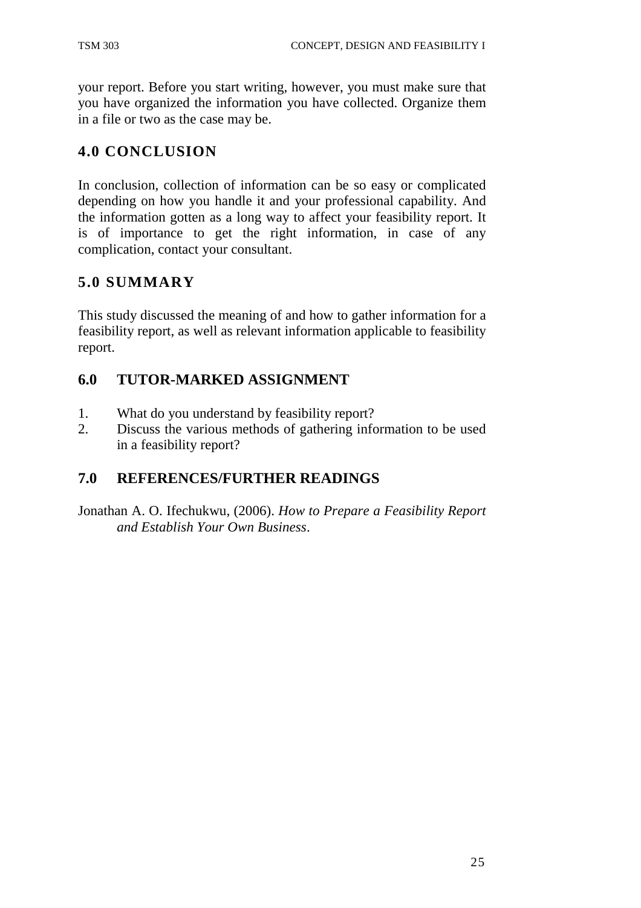your report. Before you start writing, however, you must make sure that you have organized the information you have collected. Organize them in a file or two as the case may be.

## 4.0 CONCLUSION

In conclusion, collection of information can be so easy or complicated depending on how you handle it and your professional capability. And the information gotten as a long way to affect your feasibility report. It is of importance to get the right information, in case of any complication, contact your consultant.

## 5.0 SUMMARY

This study discussed the meaning of and how to gather information for a feasibility report, as well as relevant information applicable to feasibility report.

## 6.0 TUTOR-MARKED ASSIGNMENT

1. What do you understand by feasibility report?
2. Discuss the various methods of gathering information to be used in a feasibility report?

## 7.0 REFERENCES/FURTHER READINGS

Jonathan A. O. Ifechukwu, (2006). *How to Prepare a Feasibility Report and Establish Your Own Business*.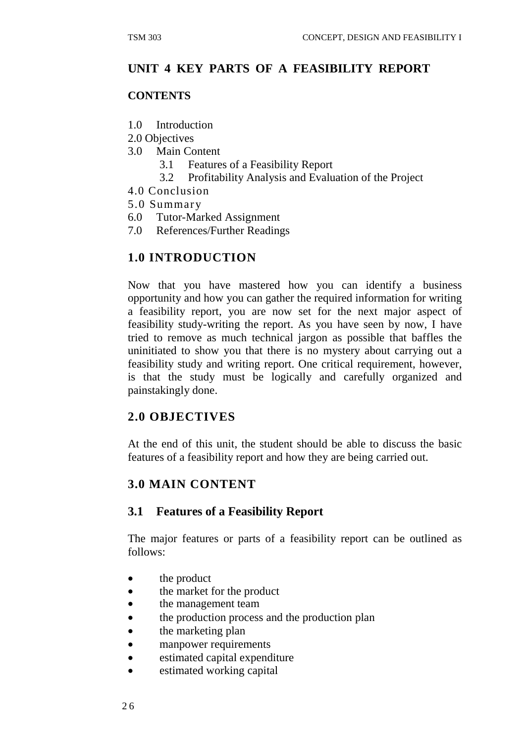## UNIT 4 KEY PARTS OF A FEASIBILITY REPORT

**CONTENTS**

1.0 Introduction
2.0 Objectives
3.0 Main Content
  3.1 Features of a Feasibility Report
  3.2 Profitability Analysis and Evaluation of the Project
4.0 Conclusion
5.0 Summary
6.0 Tutor-Marked Assignment
7.0 References/Further Readings

## 1.0 INTRODUCTION

Now that you have mastered how you can identify a business opportunity and how you can gather the required information for writing a feasibility report, you are now set for the next major aspect of feasibility study-writing the report. As you have seen by now, I have tried to remove as much technical jargon as possible that baffles the uninitiated to show you that there is no mystery about carrying out a feasibility study and writing report. One critical requirement, however, is that the study must be logically and carefully organized and painstakingly done.

## 2.0 OBJECTIVES

At the end of this unit, the student should be able to discuss the basic features of a feasibility report and how they are being carried out.

## 3.0 MAIN CONTENT

### 3.1 Features of a Feasibility Report

The major features or parts of a feasibility report can be outlined as follows:

- the product
- the market for the product
- the management team
- the production process and the production plan
- the marketing plan
- manpower requirements
- estimated capital expenditure
- estimated working capital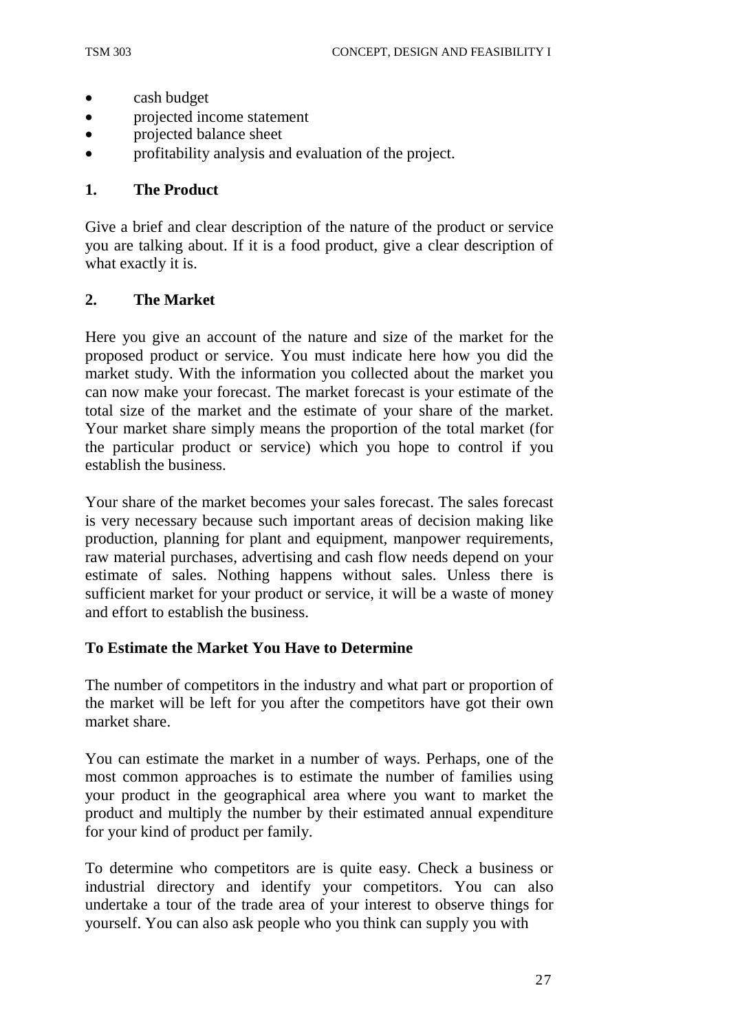- cash budget
- projected income statement
- projected balance sheet
- profitability analysis and evaluation of the project.

## 1. The Product

Give a brief and clear description of the nature of the product or service you are talking about. If it is a food product, give a clear description of what exactly it is.

## 2. The Market

Here you give an account of the nature and size of the market for the proposed product or service. You must indicate here how you did the market study. With the information you collected about the market you can now make your forecast. The market forecast is your estimate of the total size of the market and the estimate of your share of the market. Your market share simply means the proportion of the total market (for the particular product or service) which you hope to control if you establish the business.

Your share of the market becomes your sales forecast. The sales forecast is very necessary because such important areas of decision making like production, planning for plant and equipment, manpower requirements, raw material purchases, advertising and cash flow needs depend on your estimate of sales. Nothing happens without sales. Unless there is sufficient market for your product or service, it will be a waste of money and effort to establish the business.

### To Estimate the Market You Have to Determine

The number of competitors in the industry and what part or proportion of the market will be left for you after the competitors have got their own market share.

You can estimate the market in a number of ways. Perhaps, one of the most common approaches is to estimate the number of families using your product in the geographical area where you want to market the product and multiply the number by their estimated annual expenditure for your kind of product per family.

To determine who competitors are is quite easy. Check a business or industrial directory and identify your competitors. You can also undertake a tour of the trade area of your interest to observe things for yourself. You can also ask people who you think can supply you with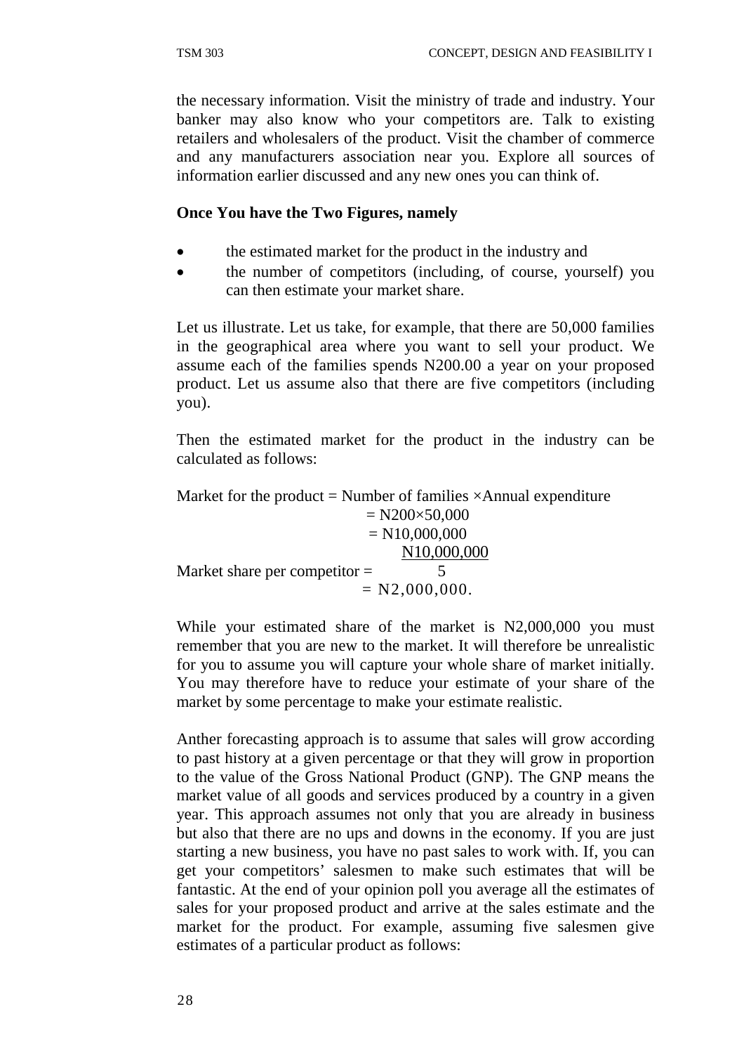the necessary information. Visit the ministry of trade and industry. Your banker may also know who your competitors are. Talk to existing retailers and wholesalers of the product. Visit the chamber of commerce and any manufacturers association near you. Explore all sources of information earlier discussed and any new ones you can think of.

**Once You have the Two Figures, namely**

- the estimated market for the product in the industry and
- the number of competitors (including, of course, yourself) you can then estimate your market share.

Let us illustrate. Let us take, for example, that there are 50,000 families in the geographical area where you want to sell your product. We assume each of the families spends N200.00 a year on your proposed product. Let us assume also that there are five competitors (including you).

Then the estimated market for the product in the industry can be calculated as follows:

$$\text{Market for the product} = \text{Number of families} \times \text{Annual expenditure}$$
$$= N200 \times 50{,}000$$
$$= N10{,}000{,}000$$

$$\text{Market share per competitor} = \frac{N10{,}000{,}000}{5}$$
$$= N2{,}000{,}000.$$

While your estimated share of the market is N2,000,000 you must remember that you are new to the market. It will therefore be unrealistic for you to assume you will capture your whole share of market initially. You may therefore have to reduce your estimate of your share of the market by some percentage to make your estimate realistic.

Anther forecasting approach is to assume that sales will grow according to past history at a given percentage or that they will grow in proportion to the value of the Gross National Product (GNP). The GNP means the market value of all goods and services produced by a country in a given year. This approach assumes not only that you are already in business but also that there are no ups and downs in the economy. If you are just starting a new business, you have no past sales to work with. If, you can get your competitors' salesmen to make such estimates that will be fantastic. At the end of your opinion poll you average all the estimates of sales for your proposed product and arrive at the sales estimate and the market for the product. For example, assuming five salesmen give estimates of a particular product as follows: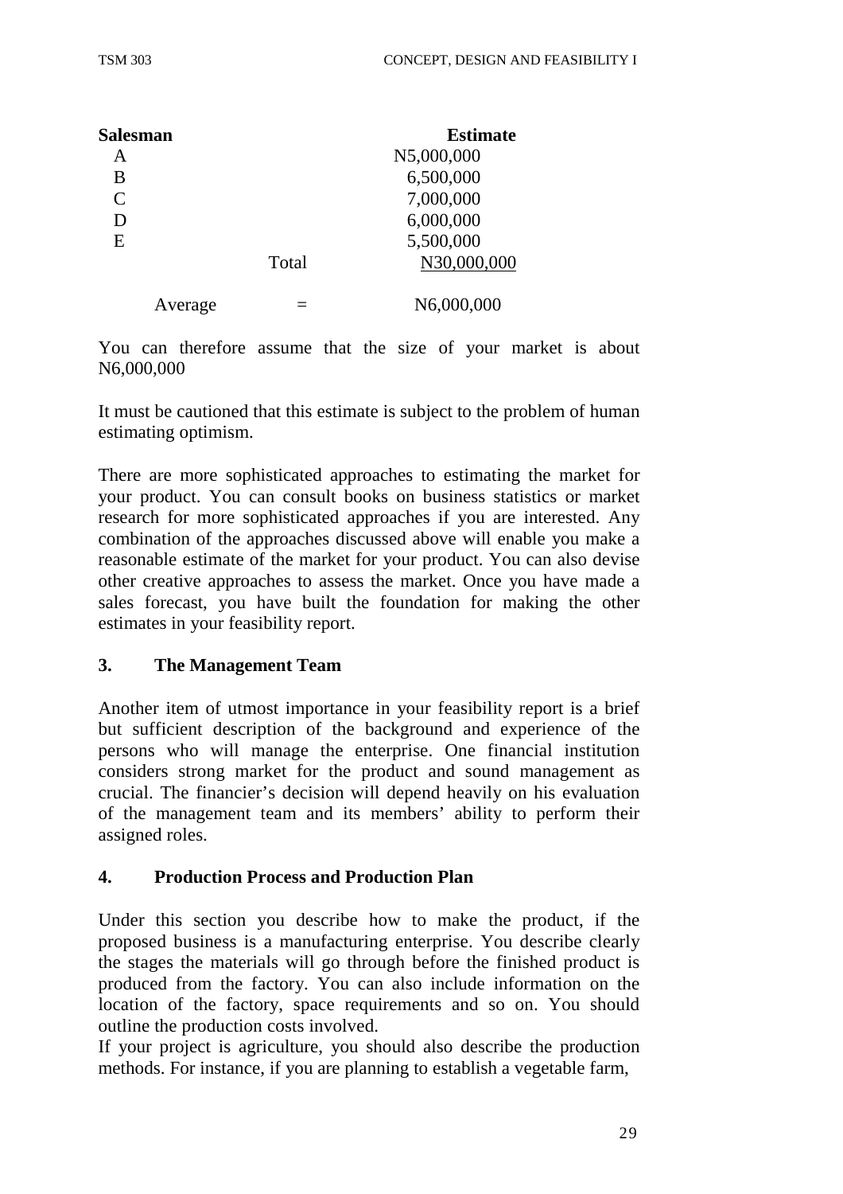| Salesman | | Estimate |
|---|---|---|
| A | | N5,000,000 |
| B | | 6,500,000 |
| C | | 7,000,000 |
| D | | 6,000,000 |
| E | | 5,500,000 |
| | Total | N30,000,000 |
| Average | = | N6,000,000 |

You can therefore assume that the size of your market is about N6,000,000

It must be cautioned that this estimate is subject to the problem of human estimating optimism.

There are more sophisticated approaches to estimating the market for your product. You can consult books on business statistics or market research for more sophisticated approaches if you are interested. Any combination of the approaches discussed above will enable you make a reasonable estimate of the market for your product. You can also devise other creative approaches to assess the market. Once you have made a sales forecast, you have built the foundation for making the other estimates in your feasibility report.

### 3. The Management Team

Another item of utmost importance in your feasibility report is a brief but sufficient description of the background and experience of the persons who will manage the enterprise. One financial institution considers strong market for the product and sound management as crucial. The financier's decision will depend heavily on his evaluation of the management team and its members' ability to perform their assigned roles.

### 4. Production Process and Production Plan

Under this section you describe how to make the product, if the proposed business is a manufacturing enterprise. You describe clearly the stages the materials will go through before the finished product is produced from the factory. You can also include information on the location of the factory, space requirements and so on. You should outline the production costs involved.

If your project is agriculture, you should also describe the production methods. For instance, if you are planning to establish a vegetable farm,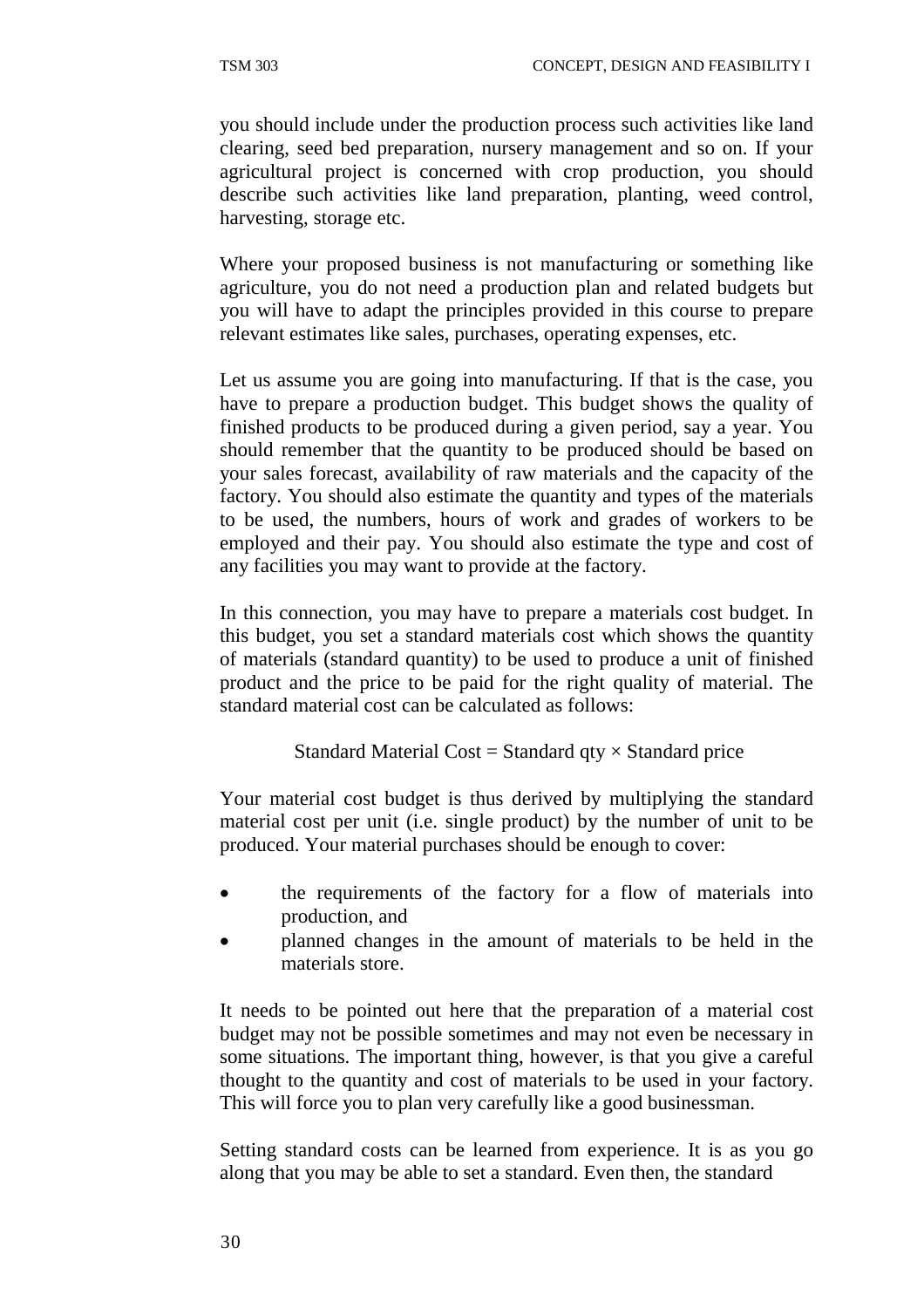you should include under the production process such activities like land clearing, seed bed preparation, nursery management and so on. If your agricultural project is concerned with crop production, you should describe such activities like land preparation, planting, weed control, harvesting, storage etc.

Where your proposed business is not manufacturing or something like agriculture, you do not need a production plan and related budgets but you will have to adapt the principles provided in this course to prepare relevant estimates like sales, purchases, operating expenses, etc.

Let us assume you are going into manufacturing. If that is the case, you have to prepare a production budget. This budget shows the quality of finished products to be produced during a given period, say a year. You should remember that the quantity to be produced should be based on your sales forecast, availability of raw materials and the capacity of the factory. You should also estimate the quantity and types of the materials to be used, the numbers, hours of work and grades of workers to be employed and their pay. You should also estimate the type and cost of any facilities you may want to provide at the factory.

In this connection, you may have to prepare a materials cost budget. In this budget, you set a standard materials cost which shows the quantity of materials (standard quantity) to be used to produce a unit of finished product and the price to be paid for the right quality of material. The standard material cost can be calculated as follows:

$$\text{Standard Material Cost} = \text{Standard qty} \times \text{Standard price}$$

Your material cost budget is thus derived by multiplying the standard material cost per unit (i.e. single product) by the number of unit to be produced. Your material purchases should be enough to cover:

- the requirements of the factory for a flow of materials into production, and
- planned changes in the amount of materials to be held in the materials store.

It needs to be pointed out here that the preparation of a material cost budget may not be possible sometimes and may not even be necessary in some situations. The important thing, however, is that you give a careful thought to the quantity and cost of materials to be used in your factory. This will force you to plan very carefully like a good businessman.

Setting standard costs can be learned from experience. It is as you go along that you may be able to set a standard. Even then, the standard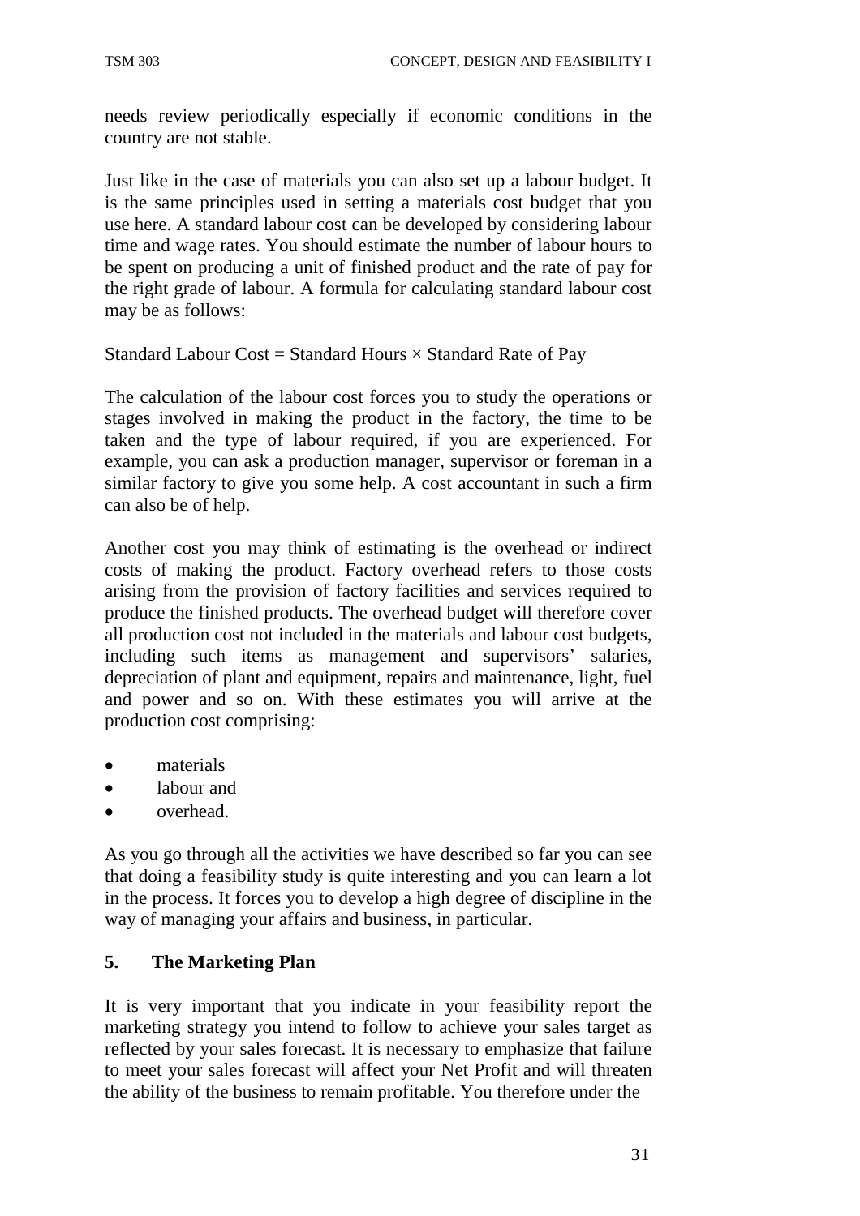needs review periodically especially if economic conditions in the country are not stable.

Just like in the case of materials you can also set up a labour budget. It is the same principles used in setting a materials cost budget that you use here. A standard labour cost can be developed by considering labour time and wage rates. You should estimate the number of labour hours to be spent on producing a unit of finished product and the rate of pay for the right grade of labour. A formula for calculating standard labour cost may be as follows:

Standard Labour Cost = Standard Hours × Standard Rate of Pay

The calculation of the labour cost forces you to study the operations or stages involved in making the product in the factory, the time to be taken and the type of labour required, if you are experienced. For example, you can ask a production manager, supervisor or foreman in a similar factory to give you some help. A cost accountant in such a firm can also be of help.

Another cost you may think of estimating is the overhead or indirect costs of making the product. Factory overhead refers to those costs arising from the provision of factory facilities and services required to produce the finished products. The overhead budget will therefore cover all production cost not included in the materials and labour cost budgets, including such items as management and supervisors' salaries, depreciation of plant and equipment, repairs and maintenance, light, fuel and power and so on. With these estimates you will arrive at the production cost comprising:

- materials
- labour and
- overhead.

As you go through all the activities we have described so far you can see that doing a feasibility study is quite interesting and you can learn a lot in the process. It forces you to develop a high degree of discipline in the way of managing your affairs and business, in particular.

## 5. The Marketing Plan

It is very important that you indicate in your feasibility report the marketing strategy you intend to follow to achieve your sales target as reflected by your sales forecast. It is necessary to emphasize that failure to meet your sales forecast will affect your Net Profit and will threaten the ability of the business to remain profitable. You therefore under the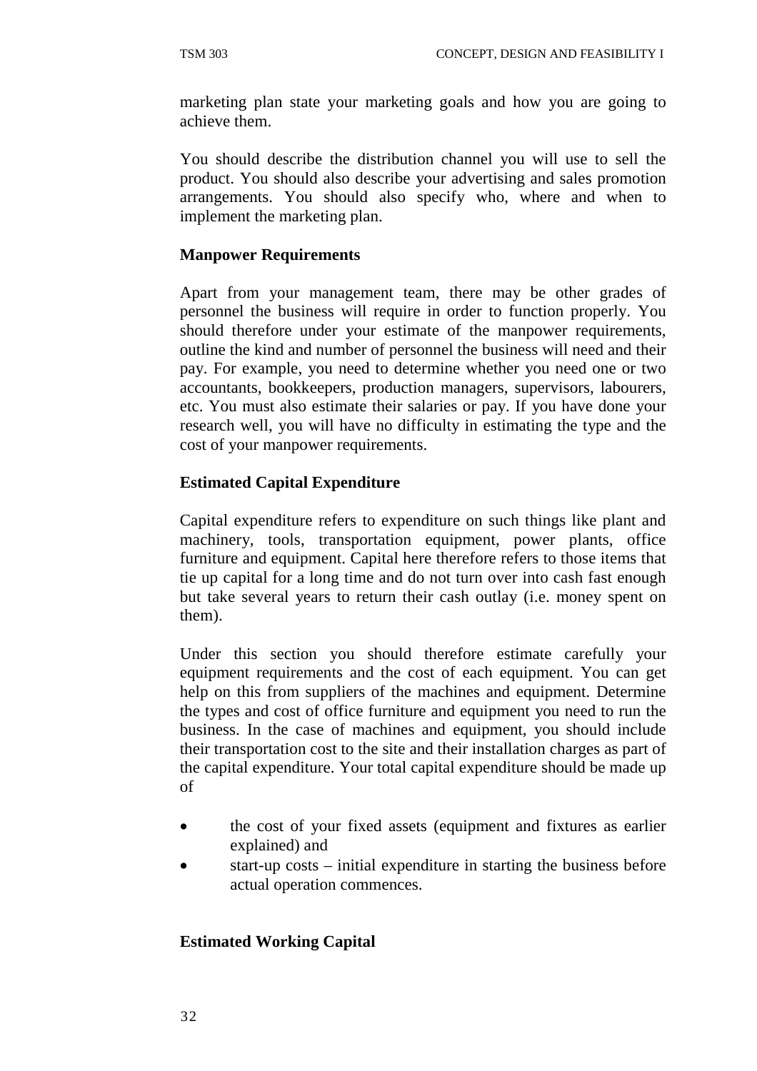marketing plan state your marketing goals and how you are going to achieve them.

You should describe the distribution channel you will use to sell the product. You should also describe your advertising and sales promotion arrangements. You should also specify who, where and when to implement the marketing plan.

**Manpower Requirements**

Apart from your management team, there may be other grades of personnel the business will require in order to function properly. You should therefore under your estimate of the manpower requirements, outline the kind and number of personnel the business will need and their pay. For example, you need to determine whether you need one or two accountants, bookkeepers, production managers, supervisors, labourers, etc. You must also estimate their salaries or pay. If you have done your research well, you will have no difficulty in estimating the type and the cost of your manpower requirements.

**Estimated Capital Expenditure**

Capital expenditure refers to expenditure on such things like plant and machinery, tools, transportation equipment, power plants, office furniture and equipment. Capital here therefore refers to those items that tie up capital for a long time and do not turn over into cash fast enough but take several years to return their cash outlay (i.e. money spent on them).

Under this section you should therefore estimate carefully your equipment requirements and the cost of each equipment. You can get help on this from suppliers of the machines and equipment. Determine the types and cost of office furniture and equipment you need to run the business. In the case of machines and equipment, you should include their transportation cost to the site and their installation charges as part of the capital expenditure. Your total capital expenditure should be made up of

- the cost of your fixed assets (equipment and fixtures as earlier explained) and
- start-up costs – initial expenditure in starting the business before actual operation commences.

**Estimated Working Capital**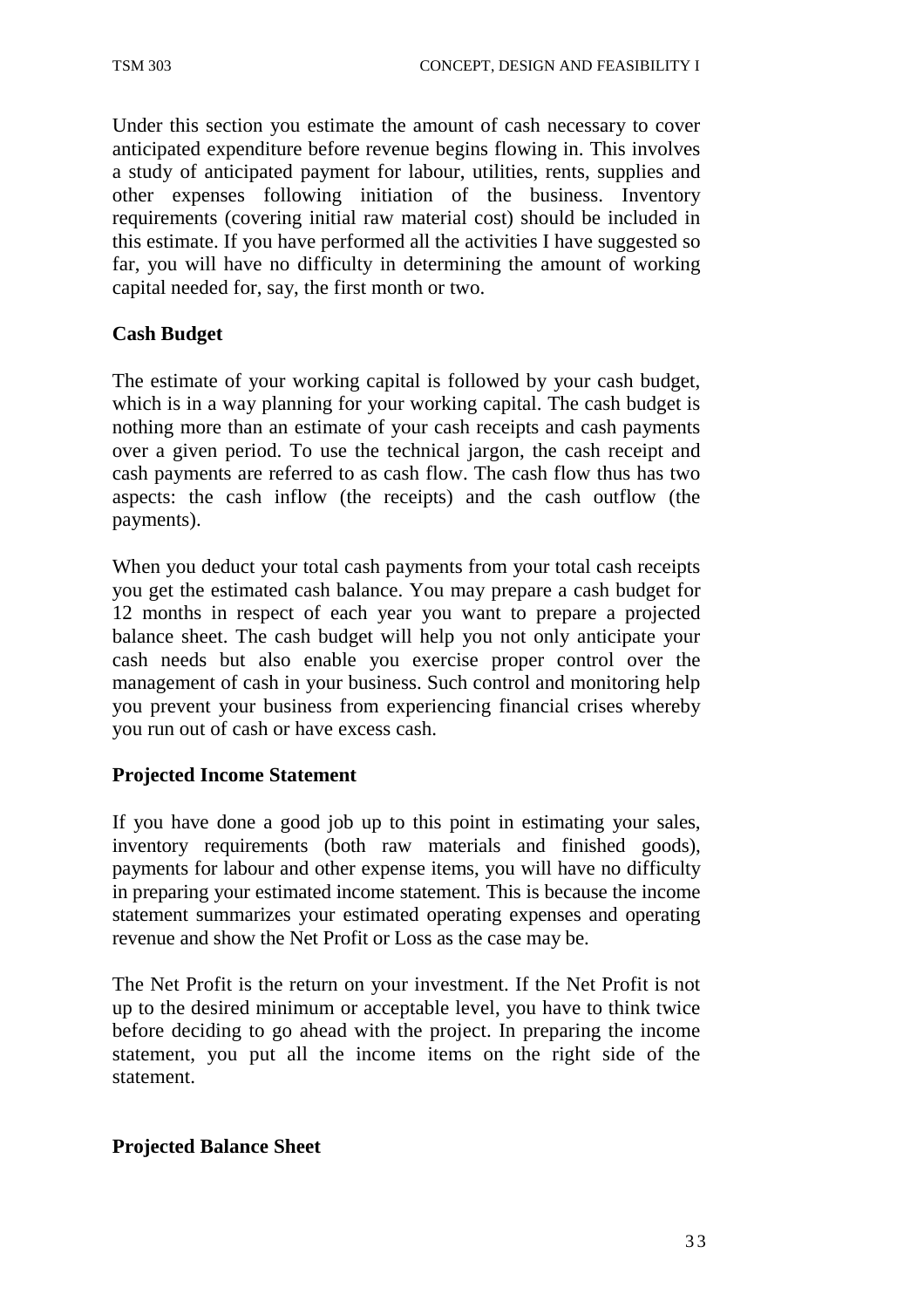Under this section you estimate the amount of cash necessary to cover anticipated expenditure before revenue begins flowing in. This involves a study of anticipated payment for labour, utilities, rents, supplies and other expenses following initiation of the business. Inventory requirements (covering initial raw material cost) should be included in this estimate. If you have performed all the activities I have suggested so far, you will have no difficulty in determining the amount of working capital needed for, say, the first month or two.

**Cash Budget**

The estimate of your working capital is followed by your cash budget, which is in a way planning for your working capital. The cash budget is nothing more than an estimate of your cash receipts and cash payments over a given period. To use the technical jargon, the cash receipt and cash payments are referred to as cash flow. The cash flow thus has two aspects: the cash inflow (the receipts) and the cash outflow (the payments).

When you deduct your total cash payments from your total cash receipts you get the estimated cash balance. You may prepare a cash budget for 12 months in respect of each year you want to prepare a projected balance sheet. The cash budget will help you not only anticipate your cash needs but also enable you exercise proper control over the management of cash in your business. Such control and monitoring help you prevent your business from experiencing financial crises whereby you run out of cash or have excess cash.

**Projected Income Statement**

If you have done a good job up to this point in estimating your sales, inventory requirements (both raw materials and finished goods), payments for labour and other expense items, you will have no difficulty in preparing your estimated income statement. This is because the income statement summarizes your estimated operating expenses and operating revenue and show the Net Profit or Loss as the case may be.

The Net Profit is the return on your investment. If the Net Profit is not up to the desired minimum or acceptable level, you have to think twice before deciding to go ahead with the project. In preparing the income statement, you put all the income items on the right side of the statement.

**Projected Balance Sheet**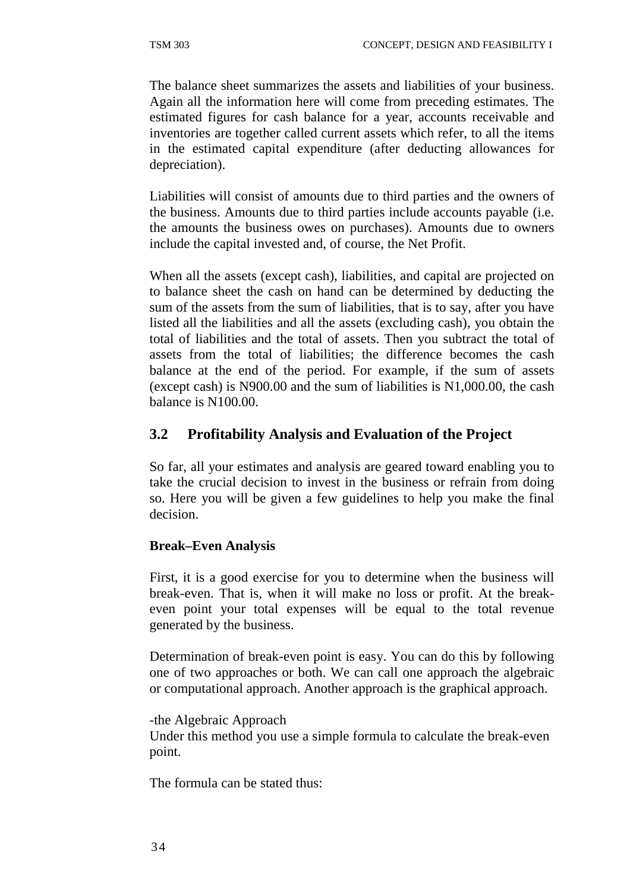The balance sheet summarizes the assets and liabilities of your business. Again all the information here will come from preceding estimates. The estimated figures for cash balance for a year, accounts receivable and inventories are together called current assets which refer, to all the items in the estimated capital expenditure (after deducting allowances for depreciation).

Liabilities will consist of amounts due to third parties and the owners of the business. Amounts due to third parties include accounts payable (i.e. the amounts the business owes on purchases). Amounts due to owners include the capital invested and, of course, the Net Profit.

When all the assets (except cash), liabilities, and capital are projected on to balance sheet the cash on hand can be determined by deducting the sum of the assets from the sum of liabilities, that is to say, after you have listed all the liabilities and all the assets (excluding cash), you obtain the total of liabilities and the total of assets. Then you subtract the total of assets from the total of liabilities; the difference becomes the cash balance at the end of the period. For example, if the sum of assets (except cash) is N900.00 and the sum of liabilities is N1,000.00, the cash balance is N100.00.

## 3.2 Profitability Analysis and Evaluation of the Project

So far, all your estimates and analysis are geared toward enabling you to take the crucial decision to invest in the business or refrain from doing so. Here you will be given a few guidelines to help you make the final decision.

**Break–Even Analysis**

First, it is a good exercise for you to determine when the business will break-even. That is, when it will make no loss or profit. At the break-even point your total expenses will be equal to the total revenue generated by the business.

Determination of break-even point is easy. You can do this by following one of two approaches or both. We can call one approach the algebraic or computational approach. Another approach is the graphical approach.

-the Algebraic Approach
Under this method you use a simple formula to calculate the break-even point.

The formula can be stated thus: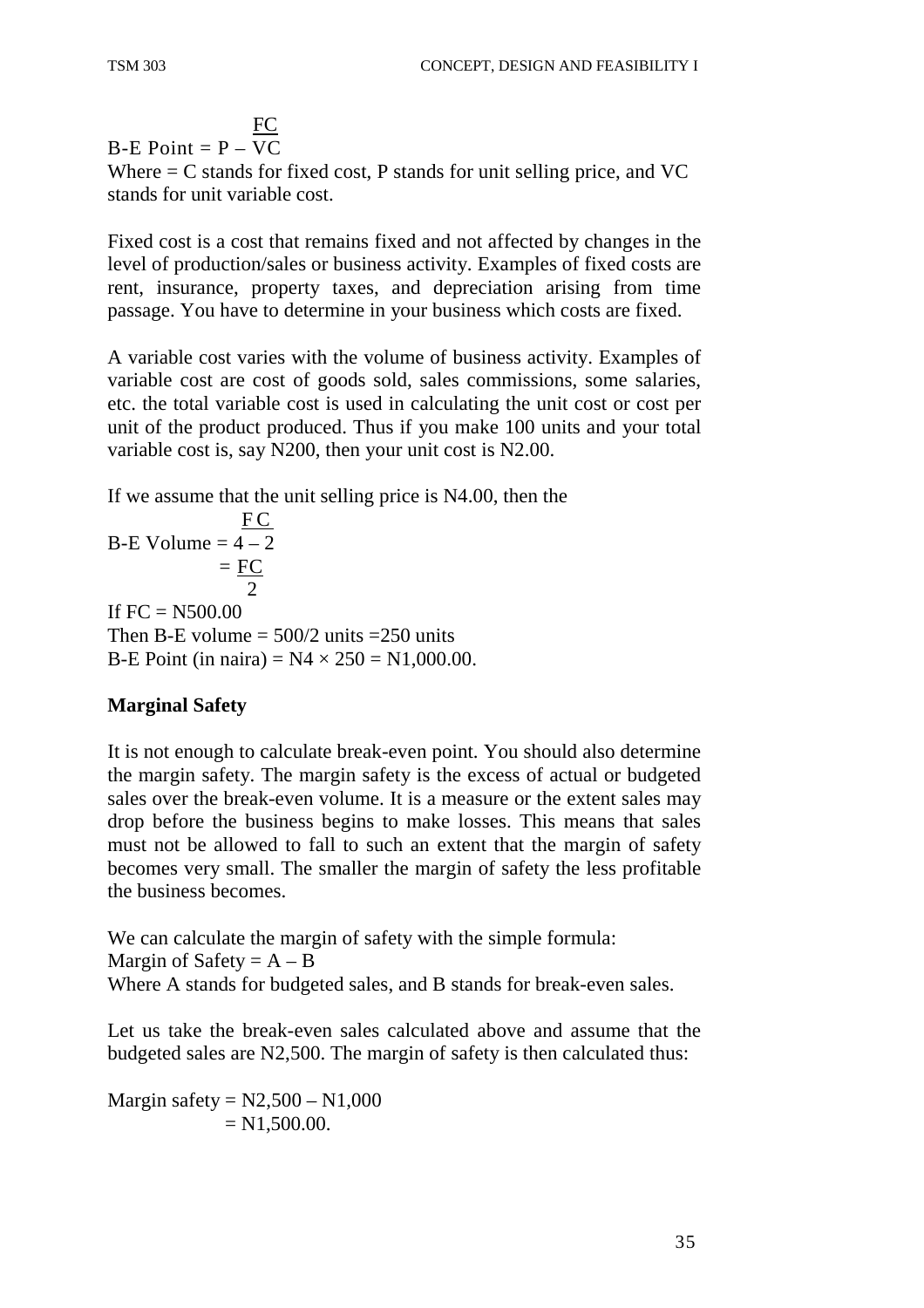$$\text{B-E Point} = \frac{FC}{P - VC}$$

Where = C stands for fixed cost, P stands for unit selling price, and VC stands for unit variable cost.

Fixed cost is a cost that remains fixed and not affected by changes in the level of production/sales or business activity. Examples of fixed costs are rent, insurance, property taxes, and depreciation arising from time passage. You have to determine in your business which costs are fixed.

A variable cost varies with the volume of business activity. Examples of variable cost are cost of goods sold, sales commissions, some salaries, etc. the total variable cost is used in calculating the unit cost or cost per unit of the product produced. Thus if you make 100 units and your total variable cost is, say N200, then your unit cost is N2.00.

If we assume that the unit selling price is N4.00, then the

$$\text{B-E Volume} = \frac{FC}{4 - 2}$$

$$= \frac{FC}{2}$$

If FC = N500.00

Then B-E volume = 500/2 units =250 units

B-E Point (in naira) = N4 × 250 = N1,000.00.

**Marginal Safety**

It is not enough to calculate break-even point. You should also determine the margin safety. The margin safety is the excess of actual or budgeted sales over the break-even volume. It is a measure or the extent sales may drop before the business begins to make losses. This means that sales must not be allowed to fall to such an extent that the margin of safety becomes very small. The smaller the margin of safety the less profitable the business becomes.

We can calculate the margin of safety with the simple formula:

Margin of Safety = A – B

Where A stands for budgeted sales, and B stands for break-even sales.

Let us take the break-even sales calculated above and assume that the budgeted sales are N2,500. The margin of safety is then calculated thus:

Margin safety = N2,500 – N1,000
= N1,500.00.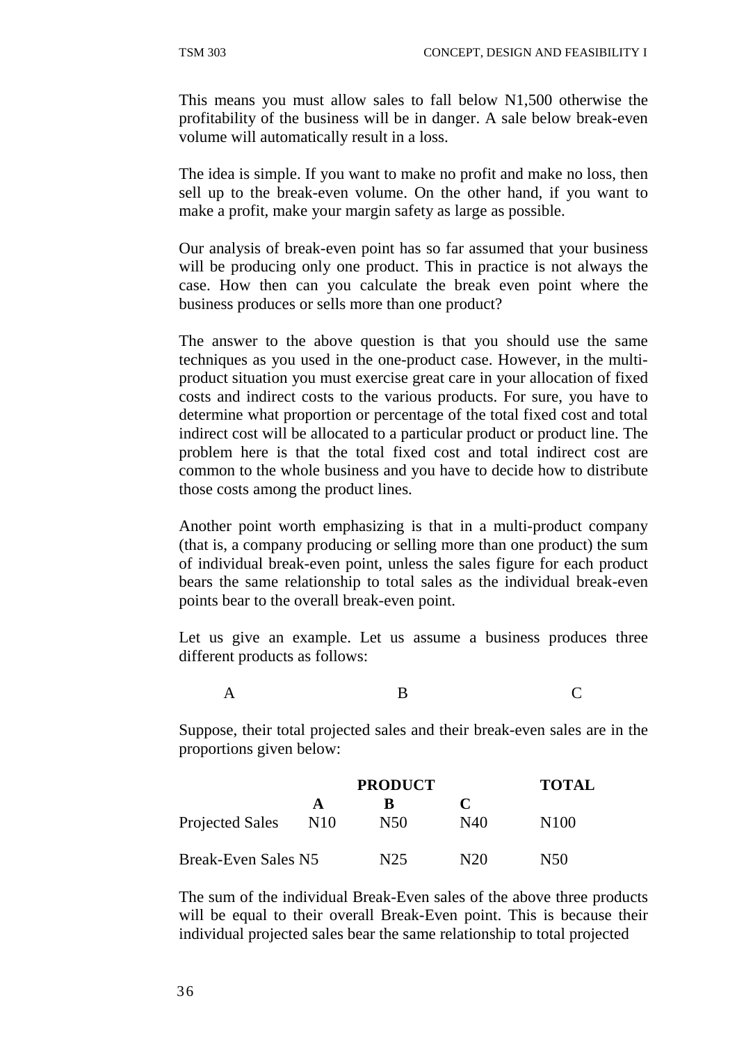This means you must allow sales to fall below N1,500 otherwise the profitability of the business will be in danger. A sale below break-even volume will automatically result in a loss.

The idea is simple. If you want to make no profit and make no loss, then sell up to the break-even volume. On the other hand, if you want to make a profit, make your margin safety as large as possible.

Our analysis of break-even point has so far assumed that your business will be producing only one product. This in practice is not always the case. How then can you calculate the break even point where the business produces or sells more than one product?

The answer to the above question is that you should use the same techniques as you used in the one-product case. However, in the multi-product situation you must exercise great care in your allocation of fixed costs and indirect costs to the various products. For sure, you have to determine what proportion or percentage of the total fixed cost and total indirect cost will be allocated to a particular product or product line. The problem here is that the total fixed cost and total indirect cost are common to the whole business and you have to decide how to distribute those costs among the product lines.

Another point worth emphasizing is that in a multi-product company (that is, a company producing or selling more than one product) the sum of individual break-even point, unless the sales figure for each product bears the same relationship to total sales as the individual break-even points bear to the overall break-even point.

Let us give an example. Let us assume a business produces three different products as follows:

A　　　　　B　　　　　C

Suppose, their total projected sales and their break-even sales are in the proportions given below:

| | PRODUCT | | | TOTAL |
|---|---|---|---|---|
| | A | B | C | |
| Projected Sales | N10 | N50 | N40 | N100 |
| Break-Even Sales | N5 | N25 | N20 | N50 |

The sum of the individual Break-Even sales of the above three products will be equal to their overall Break-Even point. This is because their individual projected sales bear the same relationship to total projected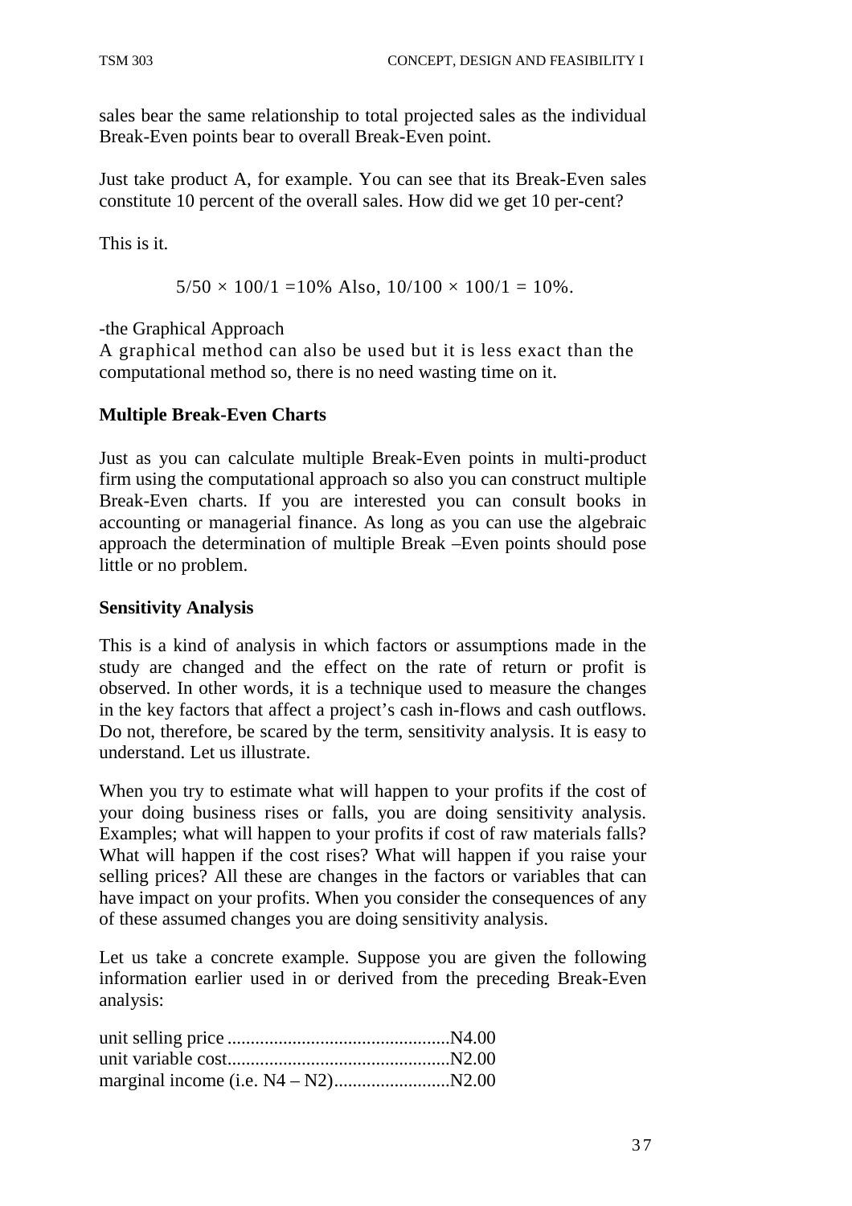sales bear the same relationship to total projected sales as the individual Break-Even points bear to overall Break-Even point.

Just take product A, for example. You can see that its Break-Even sales constitute 10 percent of the overall sales. How did we get 10 per-cent?

This is it.

$$5/50 \times 100/1 = 10\% \text{ Also, } 10/100 \times 100/1 = 10\%.$$

-the Graphical Approach

A graphical method can also be used but it is less exact than the computational method so, there is no need wasting time on it.

**Multiple Break-Even Charts**

Just as you can calculate multiple Break-Even points in multi-product firm using the computational approach so also you can construct multiple Break-Even charts. If you are interested you can consult books in accounting or managerial finance. As long as you can use the algebraic approach the determination of multiple Break –Even points should pose little or no problem.

**Sensitivity Analysis**

This is a kind of analysis in which factors or assumptions made in the study are changed and the effect on the rate of return or profit is observed. In other words, it is a technique used to measure the changes in the key factors that affect a project's cash in-flows and cash outflows. Do not, therefore, be scared by the term, sensitivity analysis. It is easy to understand. Let us illustrate.

When you try to estimate what will happen to your profits if the cost of your doing business rises or falls, you are doing sensitivity analysis. Examples; what will happen to your profits if cost of raw materials falls? What will happen if the cost rises? What will happen if you raise your selling prices? All these are changes in the factors or variables that can have impact on your profits. When you consider the consequences of any of these assumed changes you are doing sensitivity analysis.

Let us take a concrete example. Suppose you are given the following information earlier used in or derived from the preceding Break-Even analysis:

unit selling price ................................................N4.00
unit variable cost................................................N2.00
marginal income (i.e. N4 – N2).........................N2.00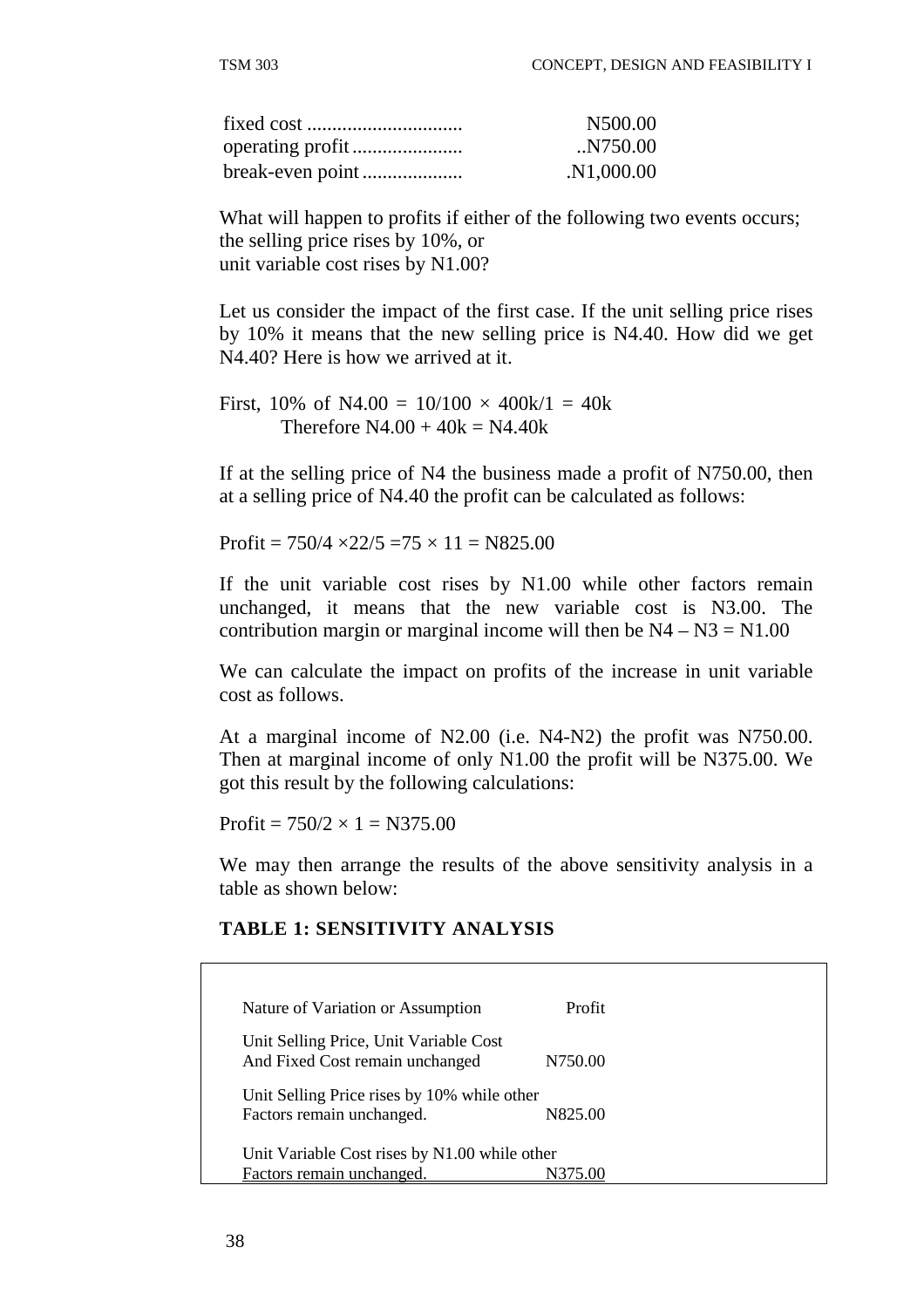| | |
|---|---|
| fixed cost .............................. | N500.00 |
| operating profit...................... | ..N750.00 |
| break-even point.................... | .N1,000.00 |

What will happen to profits if either of the following two events occurs; the selling price rises by 10%, or unit variable cost rises by N1.00?

Let us consider the impact of the first case. If the unit selling price rises by 10% it means that the new selling price is N4.40. How did we get N4.40? Here is how we arrived at it.

First, 10% of N4.00 = $10/100 \times 400k/1$ = 40k
Therefore N4.00 + 40k = N4.40k

If at the selling price of N4 the business made a profit of N750.00, then at a selling price of N4.40 the profit can be calculated as follows:

Profit = $750/4 \times 22/5 = 75 \times 11$ = N825.00

If the unit variable cost rises by N1.00 while other factors remain unchanged, it means that the new variable cost is N3.00. The contribution margin or marginal income will then be N4 – N3 = N1.00

We can calculate the impact on profits of the increase in unit variable cost as follows.

At a marginal income of N2.00 (i.e. N4-N2) the profit was N750.00. Then at marginal income of only N1.00 the profit will be N375.00. We got this result by the following calculations:

Profit = $750/2 \times 1$ = N375.00

We may then arrange the results of the above sensitivity analysis in a table as shown below:

**TABLE 1: SENSITIVITY ANALYSIS**

| Nature of Variation or Assumption | Profit |
|---|---|
| Unit Selling Price, Unit Variable Cost And Fixed Cost remain unchanged | N750.00 |
| Unit Selling Price rises by 10% while other Factors remain unchanged. | N825.00 |
| Unit Variable Cost rises by N1.00 while other Factors remain unchanged. | N375.00 |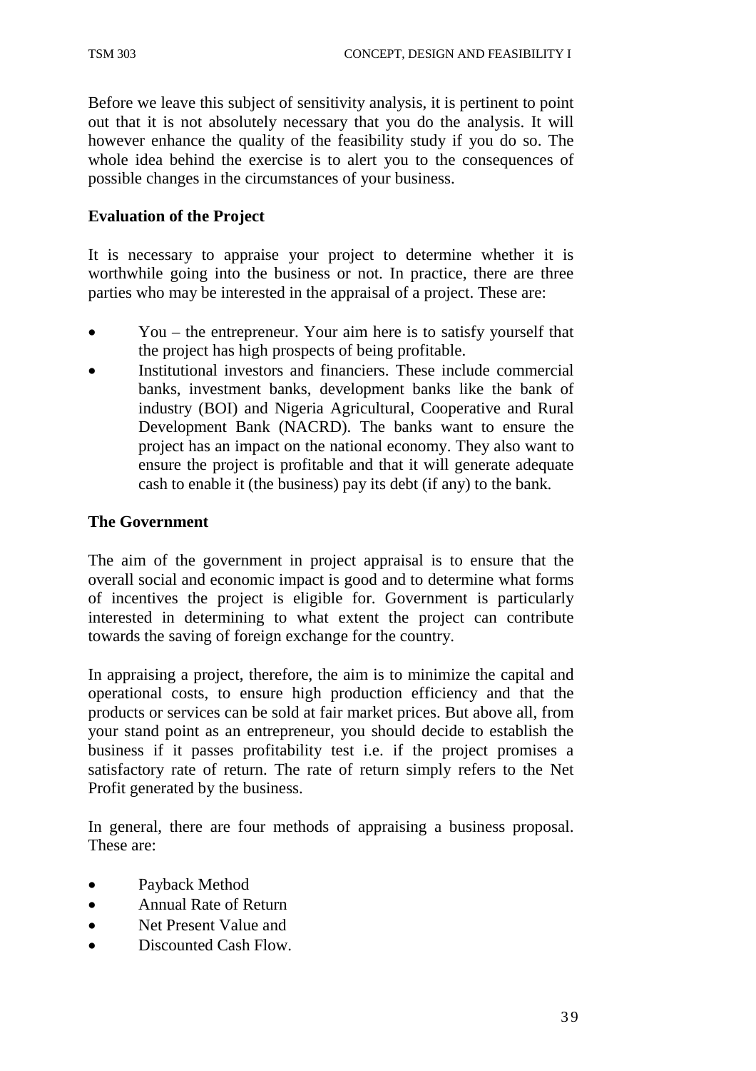Before we leave this subject of sensitivity analysis, it is pertinent to point out that it is not absolutely necessary that you do the analysis. It will however enhance the quality of the feasibility study if you do so. The whole idea behind the exercise is to alert you to the consequences of possible changes in the circumstances of your business.

**Evaluation of the Project**

It is necessary to appraise your project to determine whether it is worthwhile going into the business or not. In practice, there are three parties who may be interested in the appraisal of a project. These are:

- You – the entrepreneur. Your aim here is to satisfy yourself that the project has high prospects of being profitable.
- Institutional investors and financiers. These include commercial banks, investment banks, development banks like the bank of industry (BOI) and Nigeria Agricultural, Cooperative and Rural Development Bank (NACRD). The banks want to ensure the project has an impact on the national economy. They also want to ensure the project is profitable and that it will generate adequate cash to enable it (the business) pay its debt (if any) to the bank.

**The Government**

The aim of the government in project appraisal is to ensure that the overall social and economic impact is good and to determine what forms of incentives the project is eligible for. Government is particularly interested in determining to what extent the project can contribute towards the saving of foreign exchange for the country.

In appraising a project, therefore, the aim is to minimize the capital and operational costs, to ensure high production efficiency and that the products or services can be sold at fair market prices. But above all, from your stand point as an entrepreneur, you should decide to establish the business if it passes profitability test i.e. if the project promises a satisfactory rate of return. The rate of return simply refers to the Net Profit generated by the business.

In general, there are four methods of appraising a business proposal. These are:

- Payback Method
- Annual Rate of Return
- Net Present Value and
- Discounted Cash Flow.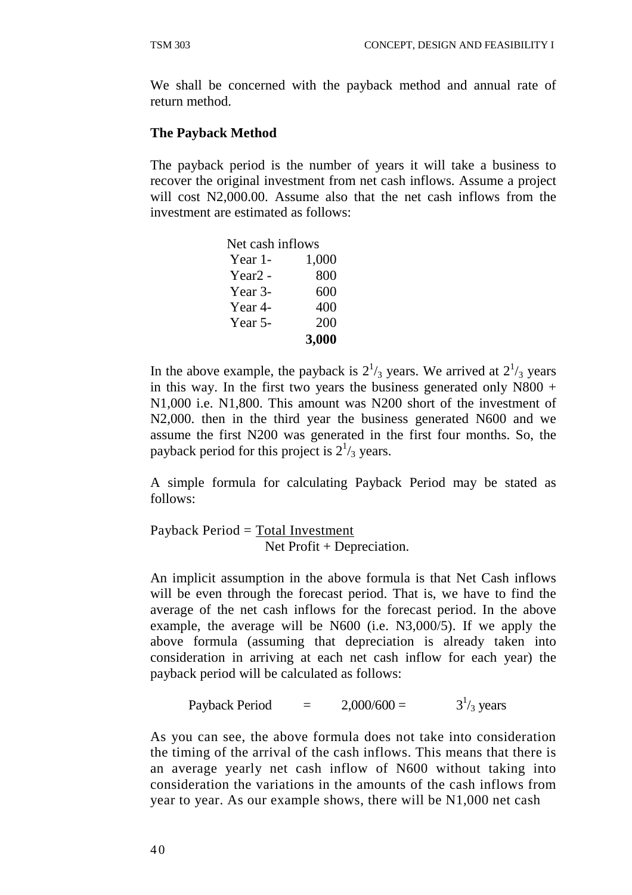We shall be concerned with the payback method and annual rate of return method.

**The Payback Method**

The payback period is the number of years it will take a business to recover the original investment from net cash inflows. Assume a project will cost N2,000.00. Assume also that the net cash inflows from the investment are estimated as follows:

| Net cash inflows | |
|---|---|
| Year 1- | 1,000 |
| Year2 - | 800 |
| Year 3- | 600 |
| Year 4- | 400 |
| Year 5- | 200 |
| | **3,000** |

In the above example, the payback is $2^1/_3$ years. We arrived at $2^1/_3$ years in this way. In the first two years the business generated only N800 + N1,000 i.e. N1,800. This amount was N200 short of the investment of N2,000. then in the third year the business generated N600 and we assume the first N200 was generated in the first four months. So, the payback period for this project is $2^1/_3$ years.

A simple formula for calculating Payback Period may be stated as follows:

$$\text{Payback Period} = \frac{\text{Total Investment}}{\text{Net Profit + Depreciation.}}$$

An implicit assumption in the above formula is that Net Cash inflows will be even through the forecast period. That is, we have to find the average of the net cash inflows for the forecast period. In the above example, the average will be N600 (i.e. N3,000/5). If we apply the above formula (assuming that depreciation is already taken into consideration in arriving at each net cash inflow for each year) the payback period will be calculated as follows:

$$\text{Payback Period} = 2{,}000/600 = 3^1/_3 \text{ years}$$

As you can see, the above formula does not take into consideration the timing of the arrival of the cash inflows. This means that there is an average yearly net cash inflow of N600 without taking into consideration the variations in the amounts of the cash inflows from year to year. As our example shows, there will be N1,000 net cash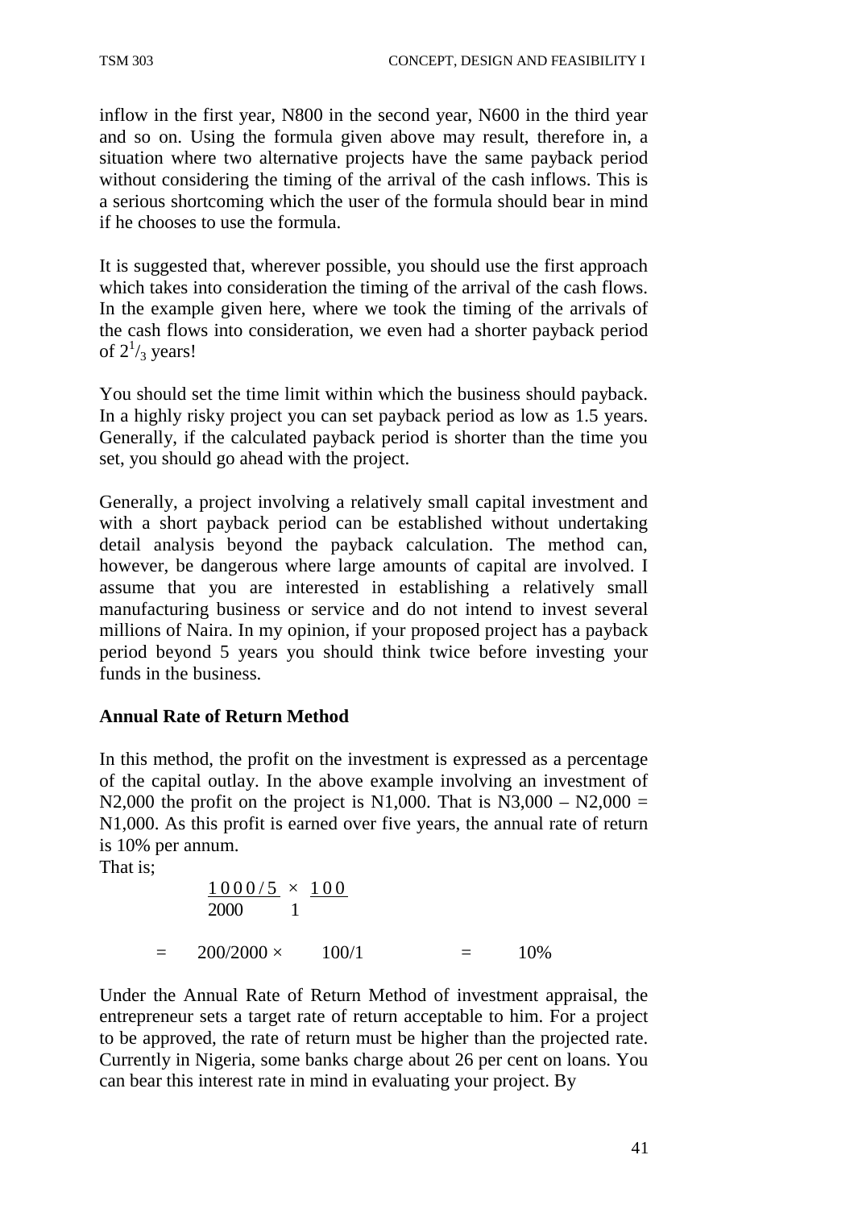inflow in the first year, N800 in the second year, N600 in the third year and so on. Using the formula given above may result, therefore in, a situation where two alternative projects have the same payback period without considering the timing of the arrival of the cash inflows. This is a serious shortcoming which the user of the formula should bear in mind if he chooses to use the formula.

It is suggested that, wherever possible, you should use the first approach which takes into consideration the timing of the arrival of the cash flows. In the example given here, where we took the timing of the arrivals of the cash flows into consideration, we even had a shorter payback period of $2^1/_3$ years!

You should set the time limit within which the business should payback. In a highly risky project you can set payback period as low as 1.5 years. Generally, if the calculated payback period is shorter than the time you set, you should go ahead with the project.

Generally, a project involving a relatively small capital investment and with a short payback period can be established without undertaking detail analysis beyond the payback calculation. The method can, however, be dangerous where large amounts of capital are involved. I assume that you are interested in establishing a relatively small manufacturing business or service and do not intend to invest several millions of Naira. In my opinion, if your proposed project has a payback period beyond 5 years you should think twice before investing your funds in the business.

**Annual Rate of Return Method**

In this method, the profit on the investment is expressed as a percentage of the capital outlay. In the above example involving an investment of N2,000 the profit on the project is N1,000. That is N3,000 – N2,000 = N1,000. As this profit is earned over five years, the annual rate of return is 10% per annum.

That is;

$$\frac{1000/5}{2000} \times \frac{100}{1}$$

$$= 200/2000 \times 100/1 = 10\%$$

Under the Annual Rate of Return Method of investment appraisal, the entrepreneur sets a target rate of return acceptable to him. For a project to be approved, the rate of return must be higher than the projected rate. Currently in Nigeria, some banks charge about 26 per cent on loans. You can bear this interest rate in mind in evaluating your project. By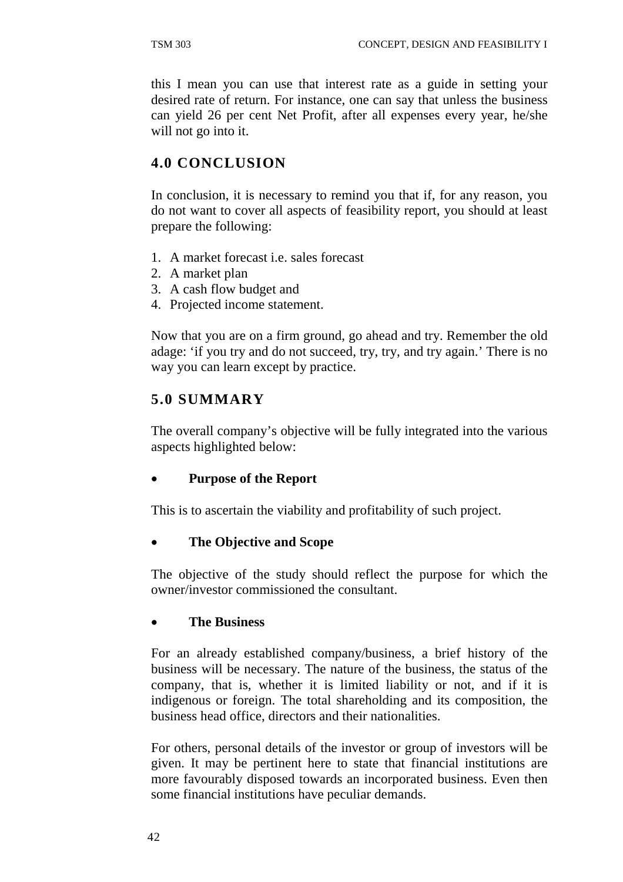this I mean you can use that interest rate as a guide in setting your desired rate of return. For instance, one can say that unless the business can yield 26 per cent Net Profit, after all expenses every year, he/she will not go into it.

## 4.0 CONCLUSION

In conclusion, it is necessary to remind you that if, for any reason, you do not want to cover all aspects of feasibility report, you should at least prepare the following:

1. A market forecast i.e. sales forecast
2. A market plan
3. A cash flow budget and
4. Projected income statement.

Now that you are on a firm ground, go ahead and try. Remember the old adage: 'if you try and do not succeed, try, try, and try again.' There is no way you can learn except by practice.

## 5.0 SUMMARY

The overall company's objective will be fully integrated into the various aspects highlighted below:

- **Purpose of the Report**

This is to ascertain the viability and profitability of such project.

- **The Objective and Scope**

The objective of the study should reflect the purpose for which the owner/investor commissioned the consultant.

- **The Business**

For an already established company/business, a brief history of the business will be necessary. The nature of the business, the status of the company, that is, whether it is limited liability or not, and if it is indigenous or foreign. The total shareholding and its composition, the business head office, directors and their nationalities.

For others, personal details of the investor or group of investors will be given. It may be pertinent here to state that financial institutions are more favourably disposed towards an incorporated business. Even then some financial institutions have peculiar demands.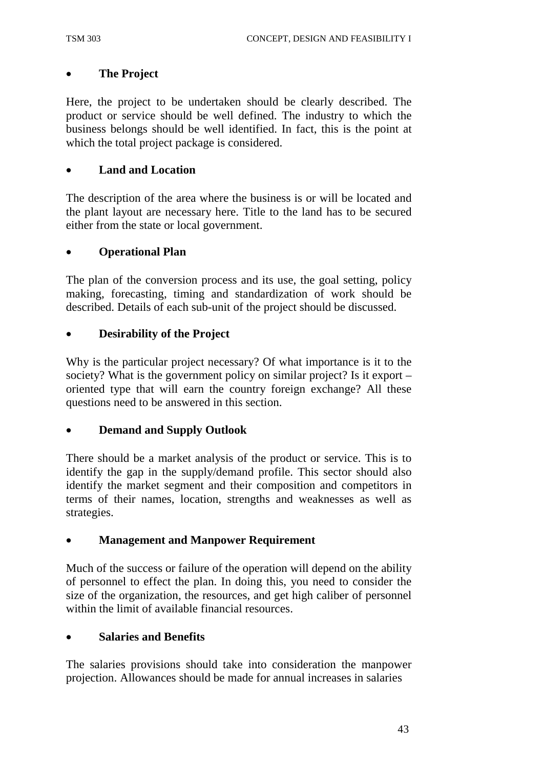- **The Project**

Here, the project to be undertaken should be clearly described. The product or service should be well defined. The industry to which the business belongs should be well identified. In fact, this is the point at which the total project package is considered.

- **Land and Location**

The description of the area where the business is or will be located and the plant layout are necessary here. Title to the land has to be secured either from the state or local government.

- **Operational Plan**

The plan of the conversion process and its use, the goal setting, policy making, forecasting, timing and standardization of work should be described. Details of each sub-unit of the project should be discussed.

- **Desirability of the Project**

Why is the particular project necessary? Of what importance is it to the society? What is the government policy on similar project? Is it export – oriented type that will earn the country foreign exchange? All these questions need to be answered in this section.

- **Demand and Supply Outlook**

There should be a market analysis of the product or service. This is to identify the gap in the supply/demand profile. This sector should also identify the market segment and their composition and competitors in terms of their names, location, strengths and weaknesses as well as strategies.

- **Management and Manpower Requirement**

Much of the success or failure of the operation will depend on the ability of personnel to effect the plan. In doing this, you need to consider the size of the organization, the resources, and get high caliber of personnel within the limit of available financial resources.

- **Salaries and Benefits**

The salaries provisions should take into consideration the manpower projection. Allowances should be made for annual increases in salaries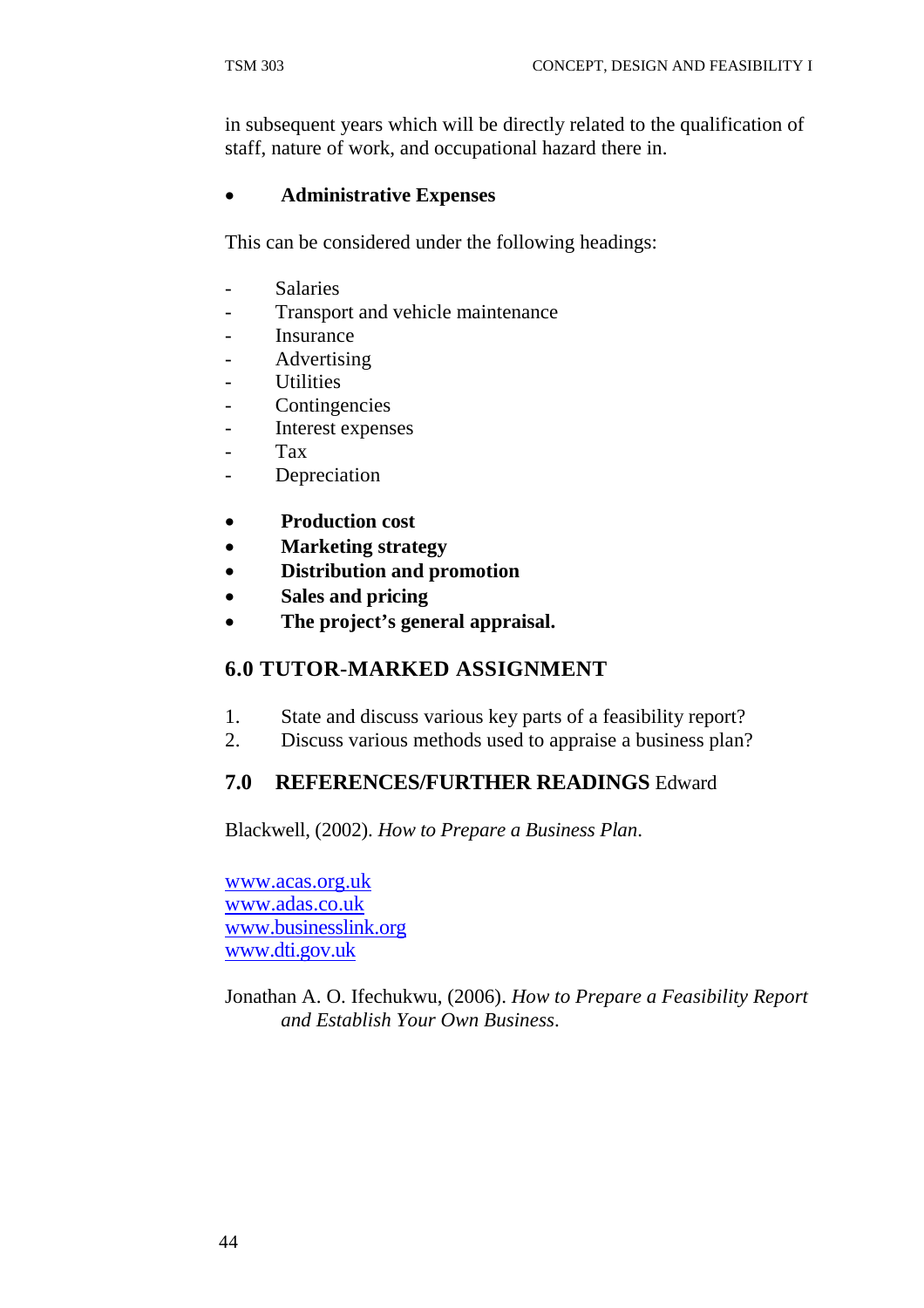in subsequent years which will be directly related to the qualification of staff, nature of work, and occupational hazard there in.

- **Administrative Expenses**

This can be considered under the following headings:

- Salaries
- Transport and vehicle maintenance
- Insurance
- Advertising
- Utilities
- Contingencies
- Interest expenses
- Tax
- Depreciation

- **Production cost**
- **Marketing strategy**
- **Distribution and promotion**
- **Sales and pricing**
- **The project's general appraisal.**

## 6.0 TUTOR-MARKED ASSIGNMENT

1. State and discuss various key parts of a feasibility report?
2. Discuss various methods used to appraise a business plan?

## 7.0 REFERENCES/FURTHER READINGS Edward

Blackwell, (2002). *How to Prepare a Business Plan*.

www.acas.org.uk
www.adas.co.uk
www.businesslink.org
www.dti.gov.uk

Jonathan A. O. Ifechukwu, (2006). *How to Prepare a Feasibility Report and Establish Your Own Business*.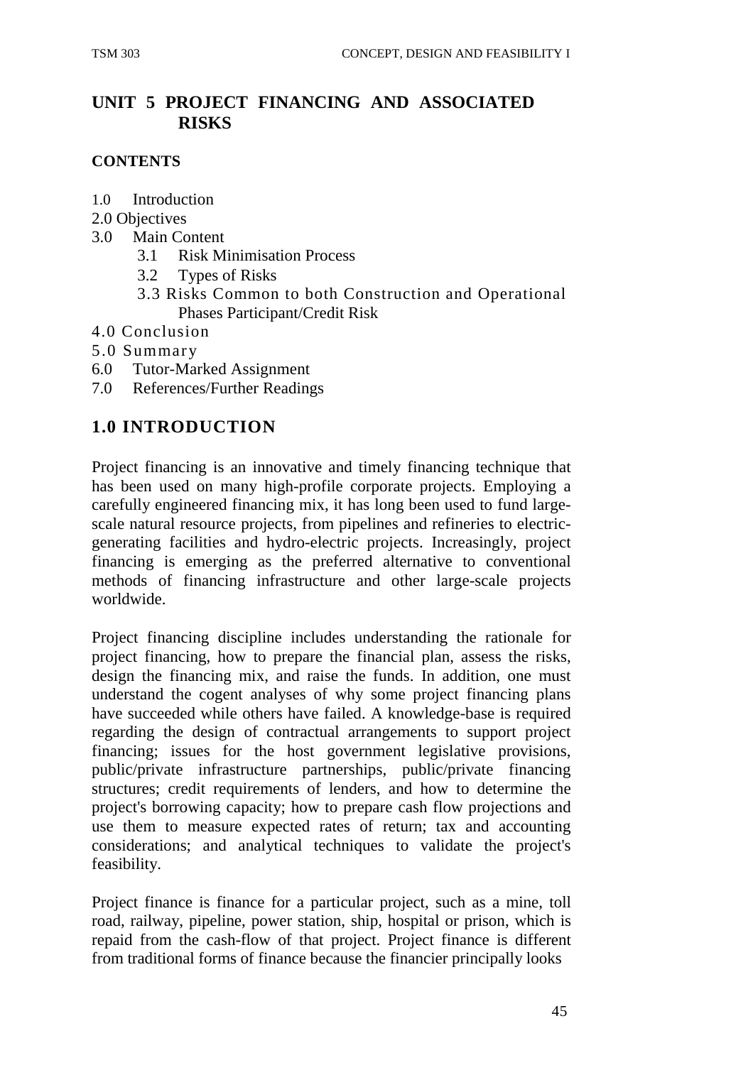## UNIT 5 PROJECT FINANCING AND ASSOCIATED RISKS

**CONTENTS**

1.0 Introduction
2.0 Objectives
3.0 Main Content
    3.1 Risk Minimisation Process
    3.2 Types of Risks
    3.3 Risks Common to both Construction and Operational Phases Participant/Credit Risk
4.0 Conclusion
5.0 Summary
6.0 Tutor-Marked Assignment
7.0 References/Further Readings

## 1.0 INTRODUCTION

Project financing is an innovative and timely financing technique that has been used on many high-profile corporate projects. Employing a carefully engineered financing mix, it has long been used to fund large-scale natural resource projects, from pipelines and refineries to electric-generating facilities and hydro-electric projects. Increasingly, project financing is emerging as the preferred alternative to conventional methods of financing infrastructure and other large-scale projects worldwide.

Project financing discipline includes understanding the rationale for project financing, how to prepare the financial plan, assess the risks, design the financing mix, and raise the funds. In addition, one must understand the cogent analyses of why some project financing plans have succeeded while others have failed. A knowledge-base is required regarding the design of contractual arrangements to support project financing; issues for the host government legislative provisions, public/private infrastructure partnerships, public/private financing structures; credit requirements of lenders, and how to determine the project's borrowing capacity; how to prepare cash flow projections and use them to measure expected rates of return; tax and accounting considerations; and analytical techniques to validate the project's feasibility.

Project finance is finance for a particular project, such as a mine, toll road, railway, pipeline, power station, ship, hospital or prison, which is repaid from the cash-flow of that project. Project finance is different from traditional forms of finance because the financier principally looks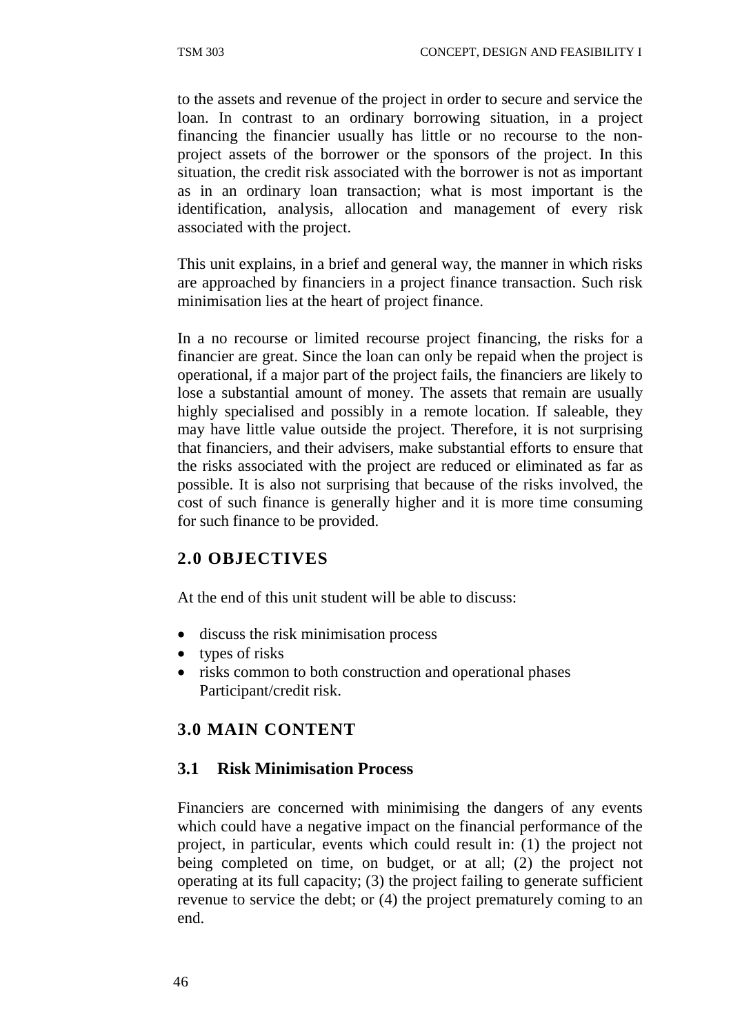to the assets and revenue of the project in order to secure and service the loan. In contrast to an ordinary borrowing situation, in a project financing the financier usually has little or no recourse to the non-project assets of the borrower or the sponsors of the project. In this situation, the credit risk associated with the borrower is not as important as in an ordinary loan transaction; what is most important is the identification, analysis, allocation and management of every risk associated with the project.

This unit explains, in a brief and general way, the manner in which risks are approached by financiers in a project finance transaction. Such risk minimisation lies at the heart of project finance.

In a no recourse or limited recourse project financing, the risks for a financier are great. Since the loan can only be repaid when the project is operational, if a major part of the project fails, the financiers are likely to lose a substantial amount of money. The assets that remain are usually highly specialised and possibly in a remote location. If saleable, they may have little value outside the project. Therefore, it is not surprising that financiers, and their advisers, make substantial efforts to ensure that the risks associated with the project are reduced or eliminated as far as possible. It is also not surprising that because of the risks involved, the cost of such finance is generally higher and it is more time consuming for such finance to be provided.

## 2.0 OBJECTIVES

At the end of this unit student will be able to discuss:

- discuss the risk minimisation process
- types of risks
- risks common to both construction and operational phases Participant/credit risk.

## 3.0 MAIN CONTENT

### 3.1 Risk Minimisation Process

Financiers are concerned with minimising the dangers of any events which could have a negative impact on the financial performance of the project, in particular, events which could result in: (1) the project not being completed on time, on budget, or at all; (2) the project not operating at its full capacity; (3) the project failing to generate sufficient revenue to service the debt; or (4) the project prematurely coming to an end.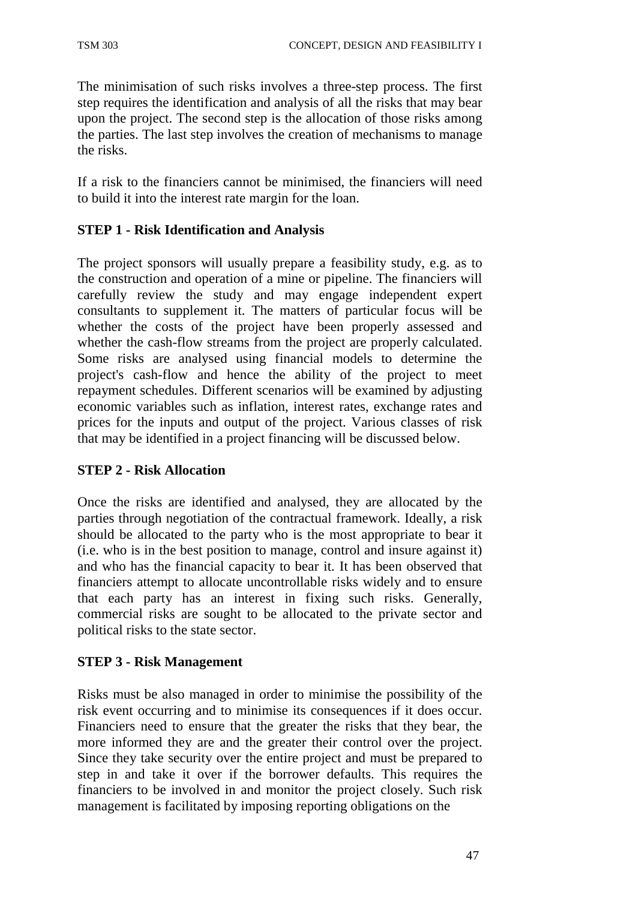The minimisation of such risks involves a three-step process. The first step requires the identification and analysis of all the risks that may bear upon the project. The second step is the allocation of those risks among the parties. The last step involves the creation of mechanisms to manage the risks.

If a risk to the financiers cannot be minimised, the financiers will need to build it into the interest rate margin for the loan.

**STEP 1 - Risk Identification and Analysis**

The project sponsors will usually prepare a feasibility study, e.g. as to the construction and operation of a mine or pipeline. The financiers will carefully review the study and may engage independent expert consultants to supplement it. The matters of particular focus will be whether the costs of the project have been properly assessed and whether the cash-flow streams from the project are properly calculated. Some risks are analysed using financial models to determine the project's cash-flow and hence the ability of the project to meet repayment schedules. Different scenarios will be examined by adjusting economic variables such as inflation, interest rates, exchange rates and prices for the inputs and output of the project. Various classes of risk that may be identified in a project financing will be discussed below.

**STEP 2 - Risk Allocation**

Once the risks are identified and analysed, they are allocated by the parties through negotiation of the contractual framework. Ideally, a risk should be allocated to the party who is the most appropriate to bear it (i.e. who is in the best position to manage, control and insure against it) and who has the financial capacity to bear it. It has been observed that financiers attempt to allocate uncontrollable risks widely and to ensure that each party has an interest in fixing such risks. Generally, commercial risks are sought to be allocated to the private sector and political risks to the state sector.

**STEP 3 - Risk Management**

Risks must be also managed in order to minimise the possibility of the risk event occurring and to minimise its consequences if it does occur. Financiers need to ensure that the greater the risks that they bear, the more informed they are and the greater their control over the project. Since they take security over the entire project and must be prepared to step in and take it over if the borrower defaults. This requires the financiers to be involved in and monitor the project closely. Such risk management is facilitated by imposing reporting obligations on the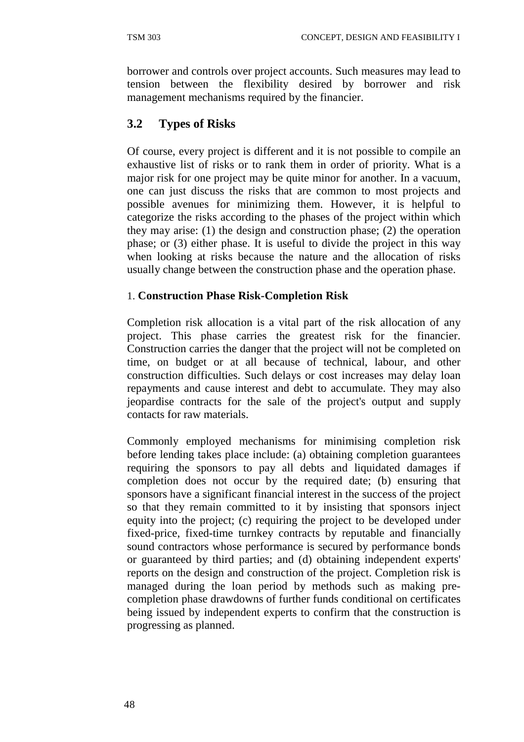borrower and controls over project accounts. Such measures may lead to tension between the flexibility desired by borrower and risk management mechanisms required by the financier.

## 3.2 Types of Risks

Of course, every project is different and it is not possible to compile an exhaustive list of risks or to rank them in order of priority. What is a major risk for one project may be quite minor for another. In a vacuum, one can just discuss the risks that are common to most projects and possible avenues for minimizing them. However, it is helpful to categorize the risks according to the phases of the project within which they may arise: (1) the design and construction phase; (2) the operation phase; or (3) either phase. It is useful to divide the project in this way when looking at risks because the nature and the allocation of risks usually change between the construction phase and the operation phase.

1. **Construction Phase Risk-Completion Risk**

Completion risk allocation is a vital part of the risk allocation of any project. This phase carries the greatest risk for the financier. Construction carries the danger that the project will not be completed on time, on budget or at all because of technical, labour, and other construction difficulties. Such delays or cost increases may delay loan repayments and cause interest and debt to accumulate. They may also jeopardise contracts for the sale of the project's output and supply contacts for raw materials.

Commonly employed mechanisms for minimising completion risk before lending takes place include: (a) obtaining completion guarantees requiring the sponsors to pay all debts and liquidated damages if completion does not occur by the required date; (b) ensuring that sponsors have a significant financial interest in the success of the project so that they remain committed to it by insisting that sponsors inject equity into the project; (c) requiring the project to be developed under fixed-price, fixed-time turnkey contracts by reputable and financially sound contractors whose performance is secured by performance bonds or guaranteed by third parties; and (d) obtaining independent experts' reports on the design and construction of the project. Completion risk is managed during the loan period by methods such as making pre-completion phase drawdowns of further funds conditional on certificates being issued by independent experts to confirm that the construction is progressing as planned.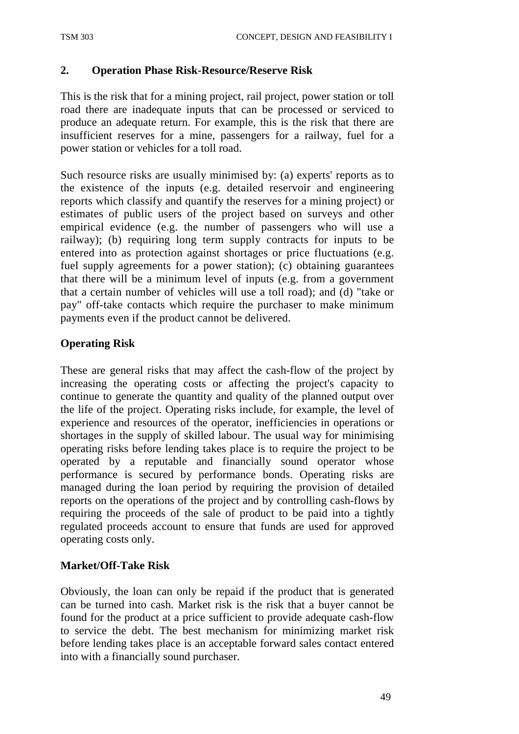## 2. Operation Phase Risk-Resource/Reserve Risk

This is the risk that for a mining project, rail project, power station or toll road there are inadequate inputs that can be processed or serviced to produce an adequate return. For example, this is the risk that there are insufficient reserves for a mine, passengers for a railway, fuel for a power station or vehicles for a toll road.

Such resource risks are usually minimised by: (a) experts' reports as to the existence of the inputs (e.g. detailed reservoir and engineering reports which classify and quantify the reserves for a mining project) or estimates of public users of the project based on surveys and other empirical evidence (e.g. the number of passengers who will use a railway); (b) requiring long term supply contracts for inputs to be entered into as protection against shortages or price fluctuations (e.g. fuel supply agreements for a power station); (c) obtaining guarantees that there will be a minimum level of inputs (e.g. from a government that a certain number of vehicles will use a toll road); and (d) "take or pay" off-take contacts which require the purchaser to make minimum payments even if the product cannot be delivered.

### Operating Risk

These are general risks that may affect the cash-flow of the project by increasing the operating costs or affecting the project's capacity to continue to generate the quantity and quality of the planned output over the life of the project. Operating risks include, for example, the level of experience and resources of the operator, inefficiencies in operations or shortages in the supply of skilled labour. The usual way for minimising operating risks before lending takes place is to require the project to be operated by a reputable and financially sound operator whose performance is secured by performance bonds. Operating risks are managed during the loan period by requiring the provision of detailed reports on the operations of the project and by controlling cash-flows by requiring the proceeds of the sale of product to be paid into a tightly regulated proceeds account to ensure that funds are used for approved operating costs only.

### Market/Off-Take Risk

Obviously, the loan can only be repaid if the product that is generated can be turned into cash. Market risk is the risk that a buyer cannot be found for the product at a price sufficient to provide adequate cash-flow to service the debt. The best mechanism for minimizing market risk before lending takes place is an acceptable forward sales contact entered into with a financially sound purchaser.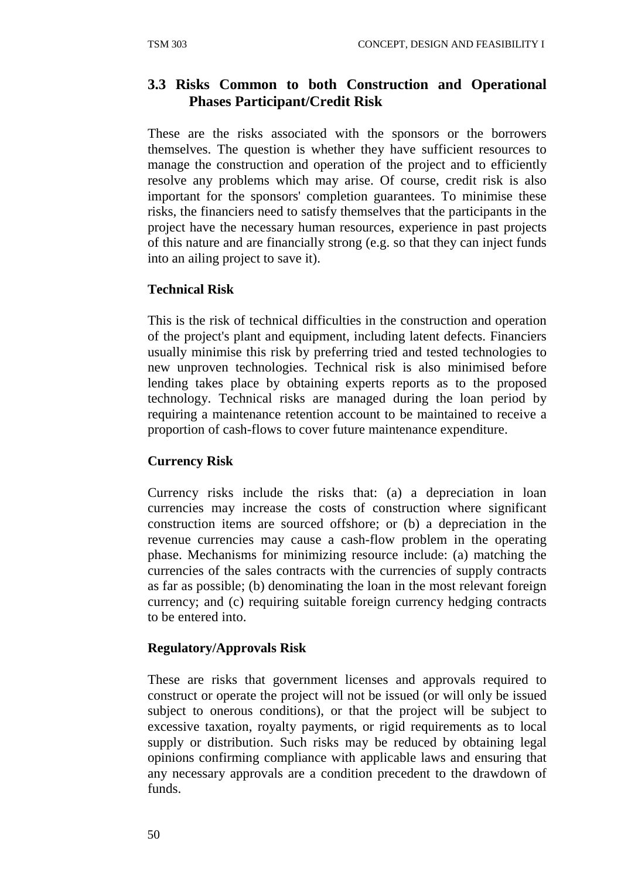## 3.3 Risks Common to both Construction and Operational Phases Participant/Credit Risk

These are the risks associated with the sponsors or the borrowers themselves. The question is whether they have sufficient resources to manage the construction and operation of the project and to efficiently resolve any problems which may arise. Of course, credit risk is also important for the sponsors' completion guarantees. To minimise these risks, the financiers need to satisfy themselves that the participants in the project have the necessary human resources, experience in past projects of this nature and are financially strong (e.g. so that they can inject funds into an ailing project to save it).

**Technical Risk**

This is the risk of technical difficulties in the construction and operation of the project's plant and equipment, including latent defects. Financiers usually minimise this risk by preferring tried and tested technologies to new unproven technologies. Technical risk is also minimised before lending takes place by obtaining experts reports as to the proposed technology. Technical risks are managed during the loan period by requiring a maintenance retention account to be maintained to receive a proportion of cash-flows to cover future maintenance expenditure.

**Currency Risk**

Currency risks include the risks that: (a) a depreciation in loan currencies may increase the costs of construction where significant construction items are sourced offshore; or (b) a depreciation in the revenue currencies may cause a cash-flow problem in the operating phase. Mechanisms for minimizing resource include: (a) matching the currencies of the sales contracts with the currencies of supply contracts as far as possible; (b) denominating the loan in the most relevant foreign currency; and (c) requiring suitable foreign currency hedging contracts to be entered into.

**Regulatory/Approvals Risk**

These are risks that government licenses and approvals required to construct or operate the project will not be issued (or will only be issued subject to onerous conditions), or that the project will be subject to excessive taxation, royalty payments, or rigid requirements as to local supply or distribution. Such risks may be reduced by obtaining legal opinions confirming compliance with applicable laws and ensuring that any necessary approvals are a condition precedent to the drawdown of funds.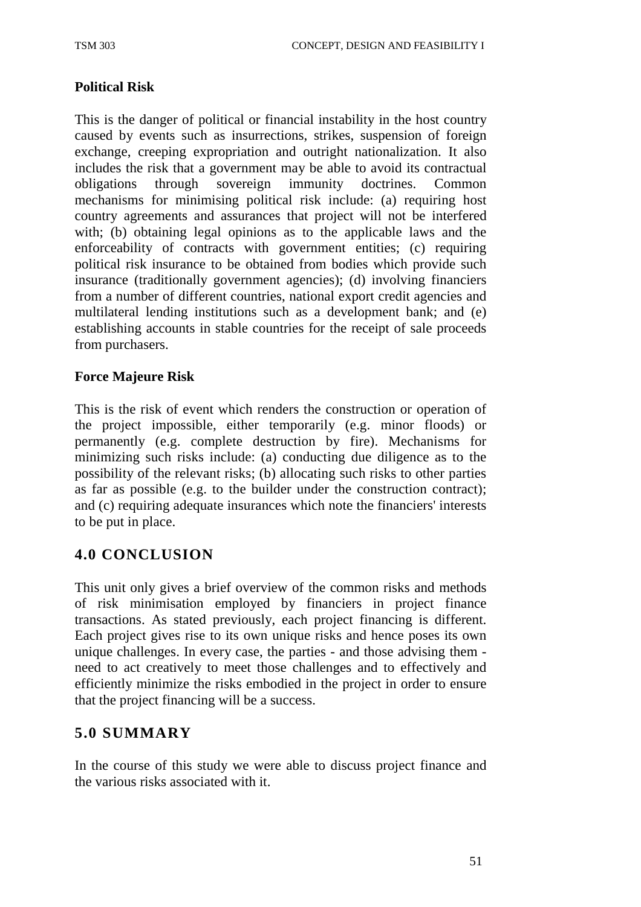**Political Risk**

This is the danger of political or financial instability in the host country caused by events such as insurrections, strikes, suspension of foreign exchange, creeping expropriation and outright nationalization. It also includes the risk that a government may be able to avoid its contractual obligations through sovereign immunity doctrines. Common mechanisms for minimising political risk include: (a) requiring host country agreements and assurances that project will not be interfered with; (b) obtaining legal opinions as to the applicable laws and the enforceability of contracts with government entities; (c) requiring political risk insurance to be obtained from bodies which provide such insurance (traditionally government agencies); (d) involving financiers from a number of different countries, national export credit agencies and multilateral lending institutions such as a development bank; and (e) establishing accounts in stable countries for the receipt of sale proceeds from purchasers.

**Force Majeure Risk**

This is the risk of event which renders the construction or operation of the project impossible, either temporarily (e.g. minor floods) or permanently (e.g. complete destruction by fire). Mechanisms for minimizing such risks include: (a) conducting due diligence as to the possibility of the relevant risks; (b) allocating such risks to other parties as far as possible (e.g. to the builder under the construction contract); and (c) requiring adequate insurances which note the financiers' interests to be put in place.

## 4.0 CONCLUSION

This unit only gives a brief overview of the common risks and methods of risk minimisation employed by financiers in project finance transactions. As stated previously, each project financing is different. Each project gives rise to its own unique risks and hence poses its own unique challenges. In every case, the parties - and those advising them - need to act creatively to meet those challenges and to effectively and efficiently minimize the risks embodied in the project in order to ensure that the project financing will be a success.

## 5.0 SUMMARY

In the course of this study we were able to discuss project finance and the various risks associated with it.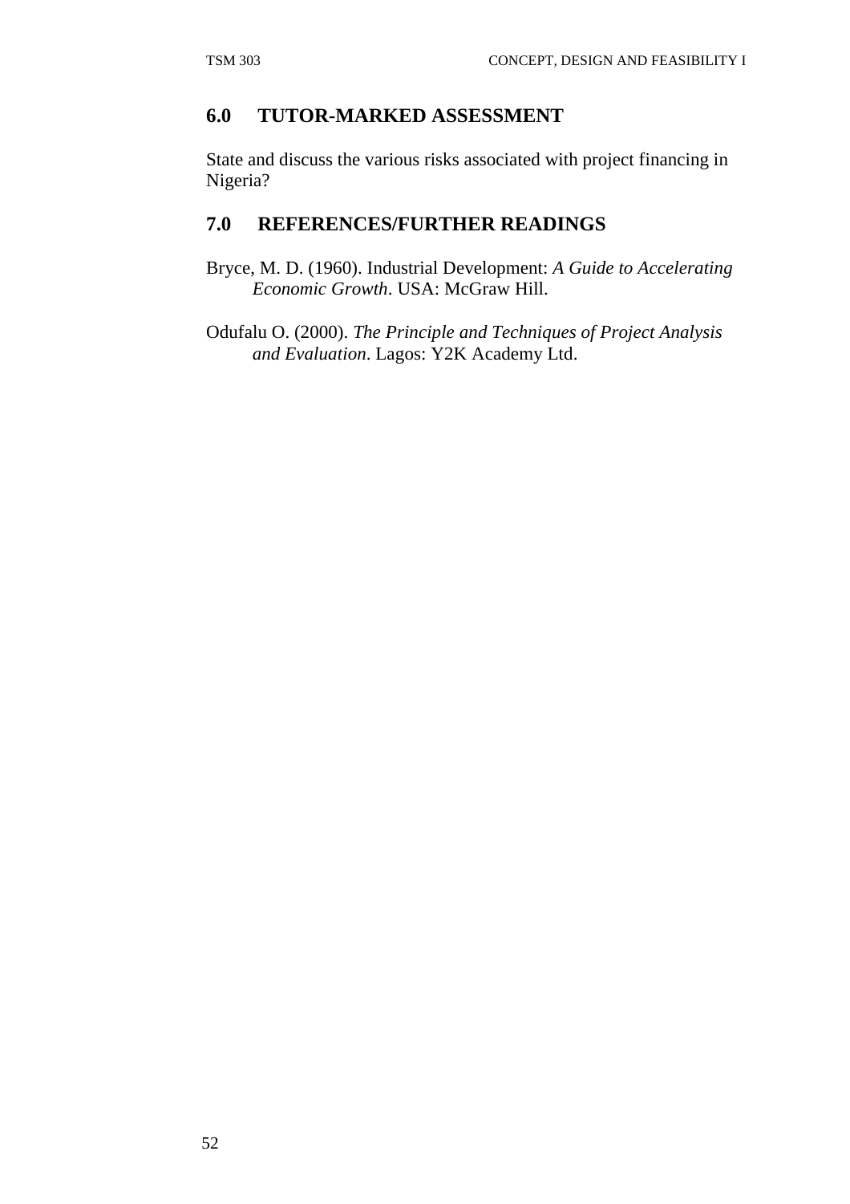## 6.0 TUTOR-MARKED ASSESSMENT

State and discuss the various risks associated with project financing in Nigeria?

## 7.0 REFERENCES/FURTHER READINGS

Bryce, M. D. (1960). Industrial Development: *A Guide to Accelerating Economic Growth*. USA: McGraw Hill.

Odufalu O. (2000). *The Principle and Techniques of Project Analysis and Evaluation*. Lagos: Y2K Academy Ltd.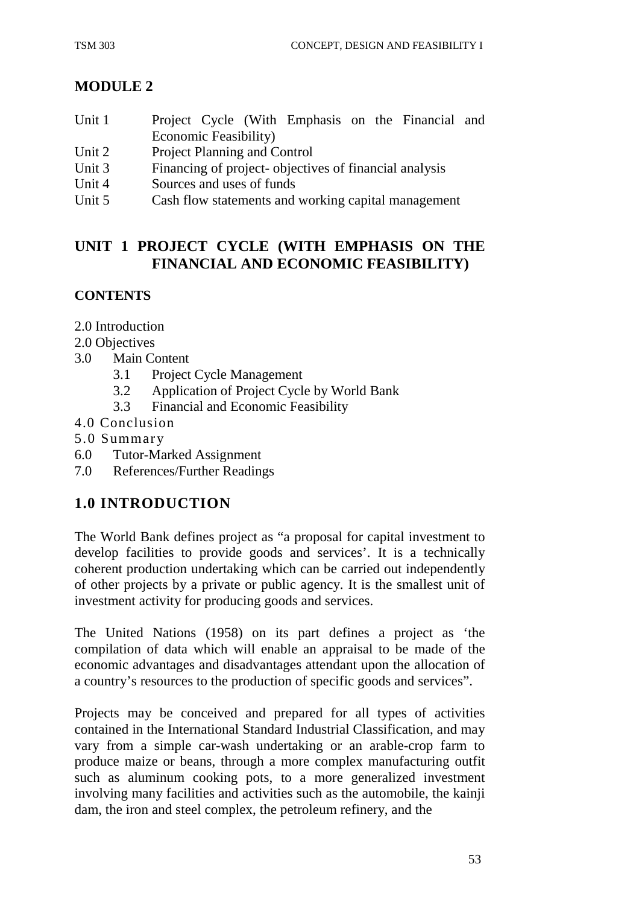## MODULE 2

Unit 1 Project Cycle (With Emphasis on the Financial and Economic Feasibility)
Unit 2 Project Planning and Control
Unit 3 Financing of project- objectives of financial analysis
Unit 4 Sources and uses of funds
Unit 5 Cash flow statements and working capital management

## UNIT 1 PROJECT CYCLE (WITH EMPHASIS ON THE FINANCIAL AND ECONOMIC FEASIBILITY)

### CONTENTS

2.0 Introduction
2.0 Objectives
3.0 Main Content
 3.1 Project Cycle Management
 3.2 Application of Project Cycle by World Bank
 3.3 Financial and Economic Feasibility
4.0 Conclusion
5.0 Summary
6.0 Tutor-Marked Assignment
7.0 References/Further Readings

## 1.0 INTRODUCTION

The World Bank defines project as "a proposal for capital investment to develop facilities to provide goods and services'. It is a technically coherent production undertaking which can be carried out independently of other projects by a private or public agency. It is the smallest unit of investment activity for producing goods and services.

The United Nations (1958) on its part defines a project as 'the compilation of data which will enable an appraisal to be made of the economic advantages and disadvantages attendant upon the allocation of a country's resources to the production of specific goods and services".

Projects may be conceived and prepared for all types of activities contained in the International Standard Industrial Classification, and may vary from a simple car-wash undertaking or an arable-crop farm to produce maize or beans, through a more complex manufacturing outfit such as aluminum cooking pots, to a more generalized investment involving many facilities and activities such as the automobile, the kainji dam, the iron and steel complex, the petroleum refinery, and the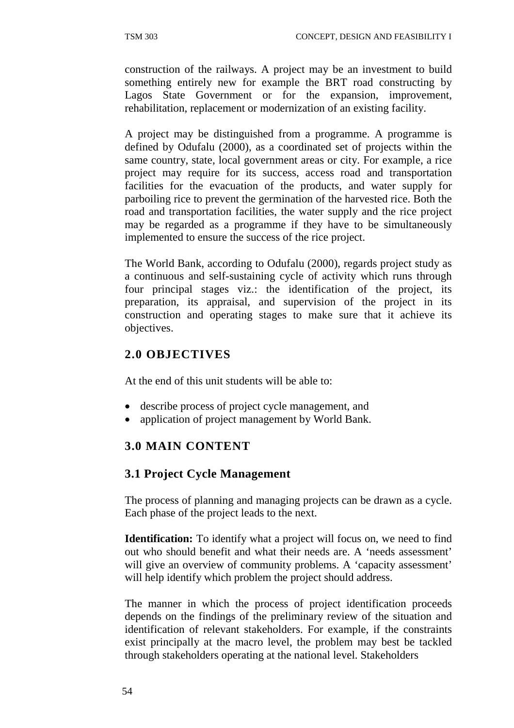construction of the railways. A project may be an investment to build something entirely new for example the BRT road constructing by Lagos State Government or for the expansion, improvement, rehabilitation, replacement or modernization of an existing facility.

A project may be distinguished from a programme. A programme is defined by Odufalu (2000), as a coordinated set of projects within the same country, state, local government areas or city. For example, a rice project may require for its success, access road and transportation facilities for the evacuation of the products, and water supply for parboiling rice to prevent the germination of the harvested rice. Both the road and transportation facilities, the water supply and the rice project may be regarded as a programme if they have to be simultaneously implemented to ensure the success of the rice project.

The World Bank, according to Odufalu (2000), regards project study as a continuous and self-sustaining cycle of activity which runs through four principal stages viz.: the identification of the project, its preparation, its appraisal, and supervision of the project in its construction and operating stages to make sure that it achieve its objectives.

## 2.0 OBJECTIVES

At the end of this unit students will be able to:

- describe process of project cycle management, and
- application of project management by World Bank.

## 3.0 MAIN CONTENT

### 3.1 Project Cycle Management

The process of planning and managing projects can be drawn as a cycle. Each phase of the project leads to the next.

**Identification:** To identify what a project will focus on, we need to find out who should benefit and what their needs are. A 'needs assessment' will give an overview of community problems. A 'capacity assessment' will help identify which problem the project should address.

The manner in which the process of project identification proceeds depends on the findings of the preliminary review of the situation and identification of relevant stakeholders. For example, if the constraints exist principally at the macro level, the problem may best be tackled through stakeholders operating at the national level. Stakeholders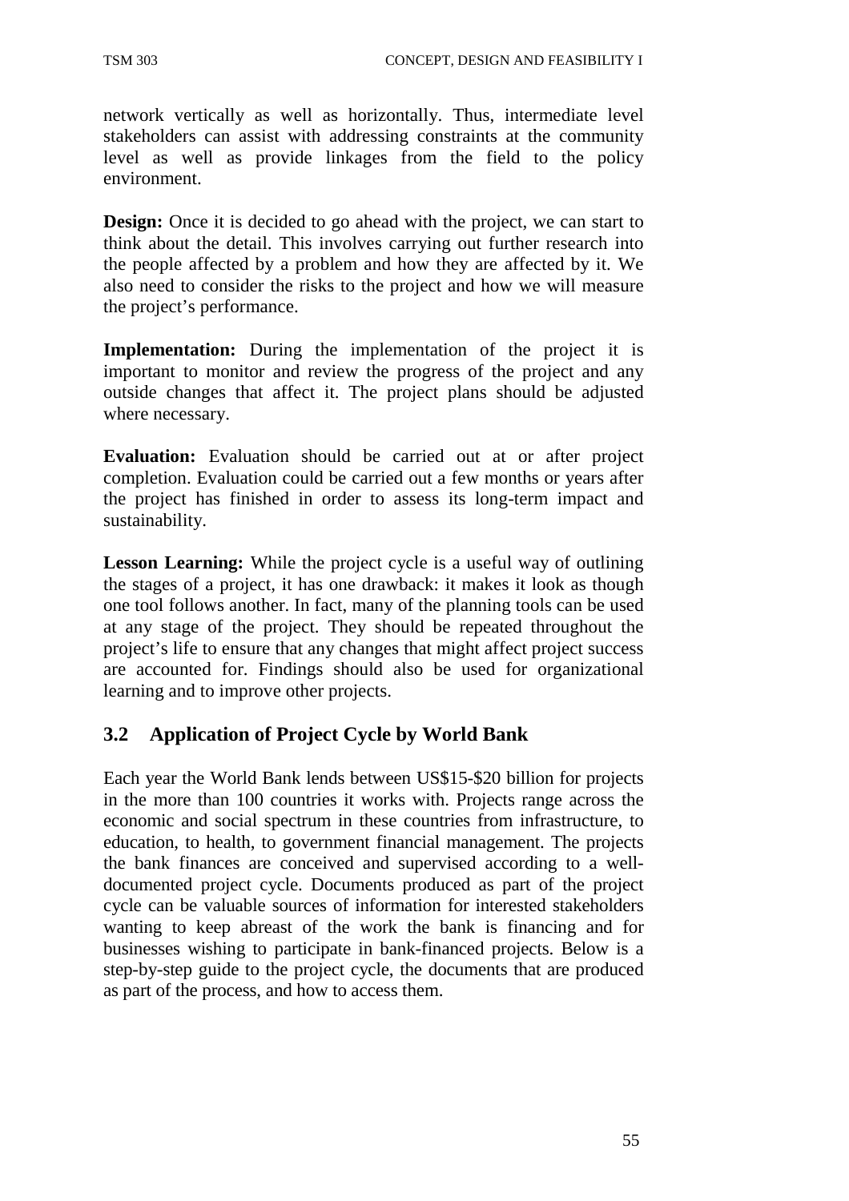network vertically as well as horizontally. Thus, intermediate level stakeholders can assist with addressing constraints at the community level as well as provide linkages from the field to the policy environment.

**Design:** Once it is decided to go ahead with the project, we can start to think about the detail. This involves carrying out further research into the people affected by a problem and how they are affected by it. We also need to consider the risks to the project and how we will measure the project's performance.

**Implementation:** During the implementation of the project it is important to monitor and review the progress of the project and any outside changes that affect it. The project plans should be adjusted where necessary.

**Evaluation:** Evaluation should be carried out at or after project completion. Evaluation could be carried out a few months or years after the project has finished in order to assess its long-term impact and sustainability.

**Lesson Learning:** While the project cycle is a useful way of outlining the stages of a project, it has one drawback: it makes it look as though one tool follows another. In fact, many of the planning tools can be used at any stage of the project. They should be repeated throughout the project's life to ensure that any changes that might affect project success are accounted for. Findings should also be used for organizational learning and to improve other projects.

## 3.2 Application of Project Cycle by World Bank

Each year the World Bank lends between US$15-$20 billion for projects in the more than 100 countries it works with. Projects range across the economic and social spectrum in these countries from infrastructure, to education, to health, to government financial management. The projects the bank finances are conceived and supervised according to a well-documented project cycle. Documents produced as part of the project cycle can be valuable sources of information for interested stakeholders wanting to keep abreast of the work the bank is financing and for businesses wishing to participate in bank-financed projects. Below is a step-by-step guide to the project cycle, the documents that are produced as part of the process, and how to access them.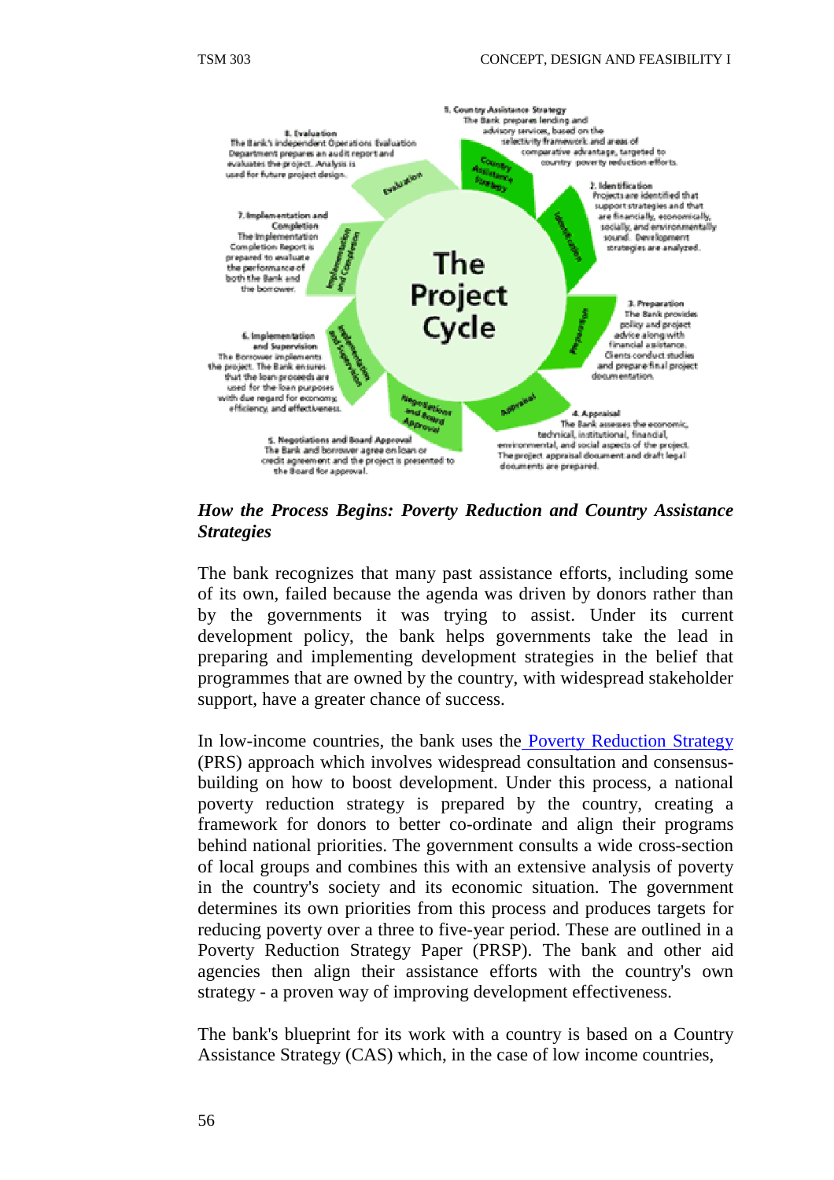The Project Cycle

1. Country Assistance Strategy
The Bank prepares lending and advisory services, based on the selectivity framework and areas of comparative advantage, targeted to country poverty reduction efforts.

2. Identification
Projects are identified that support strategies and that are financially, economically, socially, and environmentally sound. Development strategies are analyzed.

3. Preparation
The Bank provides policy and project advice along with financial assistance. Clients conduct studies and prepare final project documentation.

4. Appraisal
The Bank assesses the economic, technical, institutional, financial, environmental, and social aspects of the project. The project appraisal document and draft legal documents are prepared.

5. Negotiations and Board Approval
The Bank and borrower agree on loan or credit agreement and the project is presented to the Board for approval.

6. Implementation and Supervision
The Borrower implements the project. The Bank ensures that the loan proceeds are used for the loan purposes with due regard for economy, efficiency, and effectiveness.

7. Implementation and Completion
The Implementation Completion Report is prepared to evaluate the performance of both the Bank and the borrower.

8. Evaluation
The Bank's independent Operations Evaluation Department prepares an audit report and evaluates the project. Analysis is used for future project design.

***How the Process Begins: Poverty Reduction and Country Assistance Strategies***

The bank recognizes that many past assistance efforts, including some of its own, failed because the agenda was driven by donors rather than by the governments it was trying to assist. Under its current development policy, the bank helps governments take the lead in preparing and implementing development strategies in the belief that programmes that are owned by the country, with widespread stakeholder support, have a greater chance of success.

In low-income countries, the bank uses the Poverty Reduction Strategy (PRS) approach which involves widespread consultation and consensus-building on how to boost development. Under this process, a national poverty reduction strategy is prepared by the country, creating a framework for donors to better co-ordinate and align their programs behind national priorities. The government consults a wide cross-section of local groups and combines this with an extensive analysis of poverty in the country's society and its economic situation. The government determines its own priorities from this process and produces targets for reducing poverty over a three to five-year period. These are outlined in a Poverty Reduction Strategy Paper (PRSP). The bank and other aid agencies then align their assistance efforts with the country's own strategy - a proven way of improving development effectiveness.

The bank's blueprint for its work with a country is based on a Country Assistance Strategy (CAS) which, in the case of low income countries,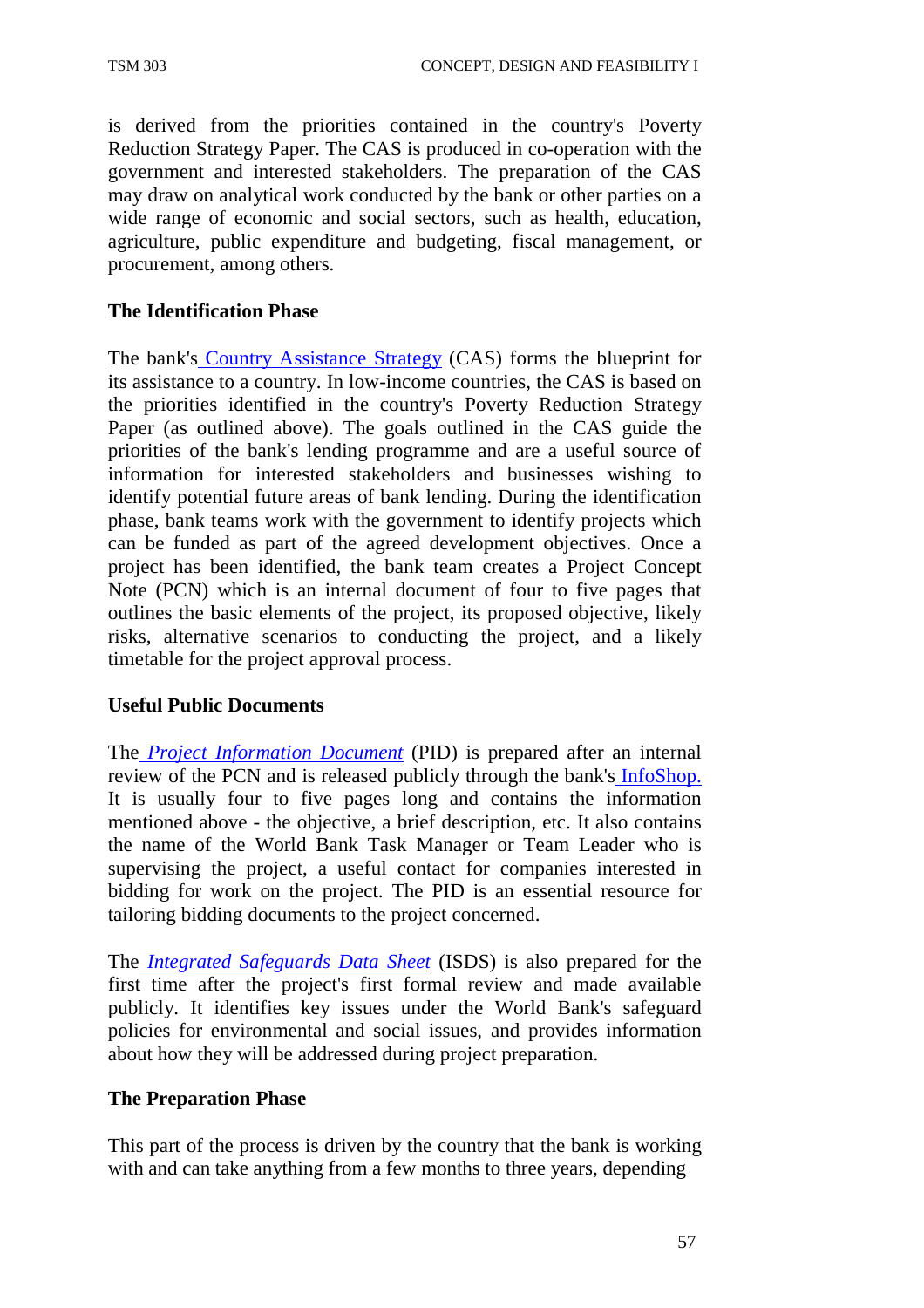is derived from the priorities contained in the country's Poverty Reduction Strategy Paper. The CAS is produced in co-operation with the government and interested stakeholders. The preparation of the CAS may draw on analytical work conducted by the bank or other parties on a wide range of economic and social sectors, such as health, education, agriculture, public expenditure and budgeting, fiscal management, or procurement, among others.

**The Identification Phase**

The bank's Country Assistance Strategy (CAS) forms the blueprint for its assistance to a country. In low-income countries, the CAS is based on the priorities identified in the country's Poverty Reduction Strategy Paper (as outlined above). The goals outlined in the CAS guide the priorities of the bank's lending programme and are a useful source of information for interested stakeholders and businesses wishing to identify potential future areas of bank lending. During the identification phase, bank teams work with the government to identify projects which can be funded as part of the agreed development objectives. Once a project has been identified, the bank team creates a Project Concept Note (PCN) which is an internal document of four to five pages that outlines the basic elements of the project, its proposed objective, likely risks, alternative scenarios to conducting the project, and a likely timetable for the project approval process.

**Useful Public Documents**

The *Project Information Document* (PID) is prepared after an internal review of the PCN and is released publicly through the bank's InfoShop. It is usually four to five pages long and contains the information mentioned above - the objective, a brief description, etc. It also contains the name of the World Bank Task Manager or Team Leader who is supervising the project, a useful contact for companies interested in bidding for work on the project. The PID is an essential resource for tailoring bidding documents to the project concerned.

The *Integrated Safeguards Data Sheet* (ISDS) is also prepared for the first time after the project's first formal review and made available publicly. It identifies key issues under the World Bank's safeguard policies for environmental and social issues, and provides information about how they will be addressed during project preparation.

**The Preparation Phase**

This part of the process is driven by the country that the bank is working with and can take anything from a few months to three years, depending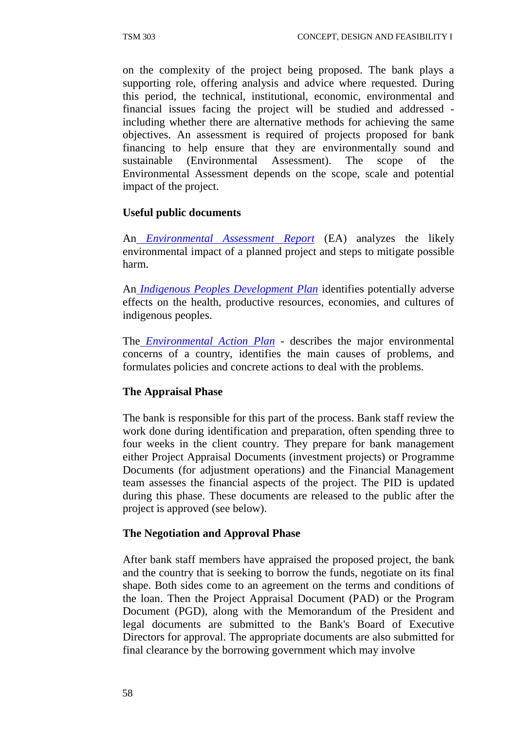on the complexity of the project being proposed. The bank plays a supporting role, offering analysis and advice where requested. During this period, the technical, institutional, economic, environmental and financial issues facing the project will be studied and addressed - including whether there are alternative methods for achieving the same objectives. An assessment is required of projects proposed for bank financing to help ensure that they are environmentally sound and sustainable (Environmental Assessment). The scope of the Environmental Assessment depends on the scope, scale and potential impact of the project.

**Useful public documents**

An *Environmental Assessment Report* (EA) analyzes the likely environmental impact of a planned project and steps to mitigate possible harm.

An *Indigenous Peoples Development Plan* identifies potentially adverse effects on the health, productive resources, economies, and cultures of indigenous peoples.

The *Environmental Action Plan* - describes the major environmental concerns of a country, identifies the main causes of problems, and formulates policies and concrete actions to deal with the problems.

**The Appraisal Phase**

The bank is responsible for this part of the process. Bank staff review the work done during identification and preparation, often spending three to four weeks in the client country. They prepare for bank management either Project Appraisal Documents (investment projects) or Programme Documents (for adjustment operations) and the Financial Management team assesses the financial aspects of the project. The PID is updated during this phase. These documents are released to the public after the project is approved (see below).

**The Negotiation and Approval Phase**

After bank staff members have appraised the proposed project, the bank and the country that is seeking to borrow the funds, negotiate on its final shape. Both sides come to an agreement on the terms and conditions of the loan. Then the Project Appraisal Document (PAD) or the Program Document (PGD), along with the Memorandum of the President and legal documents are submitted to the Bank's Board of Executive Directors for approval. The appropriate documents are also submitted for final clearance by the borrowing government which may involve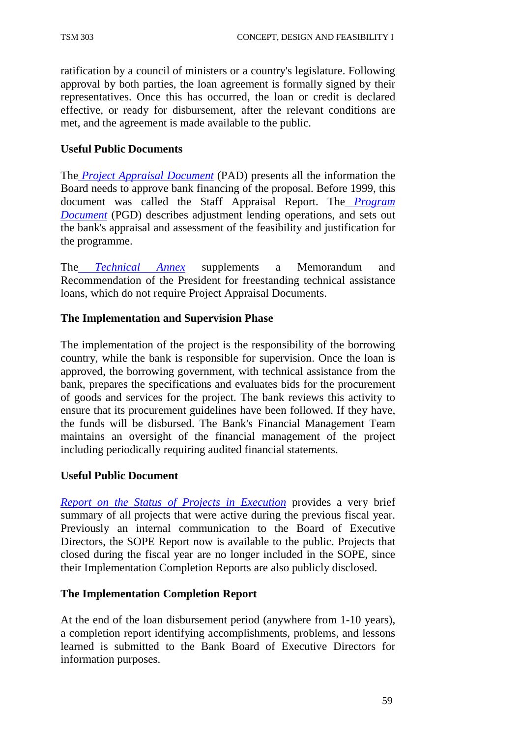ratification by a council of ministers or a country's legislature. Following approval by both parties, the loan agreement is formally signed by their representatives. Once this has occurred, the loan or credit is declared effective, or ready for disbursement, after the relevant conditions are met, and the agreement is made available to the public.

**Useful Public Documents**

The *Project Appraisal Document* (PAD) presents all the information the Board needs to approve bank financing of the proposal. Before 1999, this document was called the Staff Appraisal Report. The *Program Document* (PGD) describes adjustment lending operations, and sets out the bank's appraisal and assessment of the feasibility and justification for the programme.

The *Technical Annex* supplements a Memorandum and Recommendation of the President for freestanding technical assistance loans, which do not require Project Appraisal Documents.

**The Implementation and Supervision Phase**

The implementation of the project is the responsibility of the borrowing country, while the bank is responsible for supervision. Once the loan is approved, the borrowing government, with technical assistance from the bank, prepares the specifications and evaluates bids for the procurement of goods and services for the project. The bank reviews this activity to ensure that its procurement guidelines have been followed. If they have, the funds will be disbursed. The Bank's Financial Management Team maintains an oversight of the financial management of the project including periodically requiring audited financial statements.

**Useful Public Document**

*Report on the Status of Projects in Execution* provides a very brief summary of all projects that were active during the previous fiscal year. Previously an internal communication to the Board of Executive Directors, the SOPE Report now is available to the public. Projects that closed during the fiscal year are no longer included in the SOPE, since their Implementation Completion Reports are also publicly disclosed.

**The Implementation Completion Report**

At the end of the loan disbursement period (anywhere from 1-10 years), a completion report identifying accomplishments, problems, and lessons learned is submitted to the Bank Board of Executive Directors for information purposes.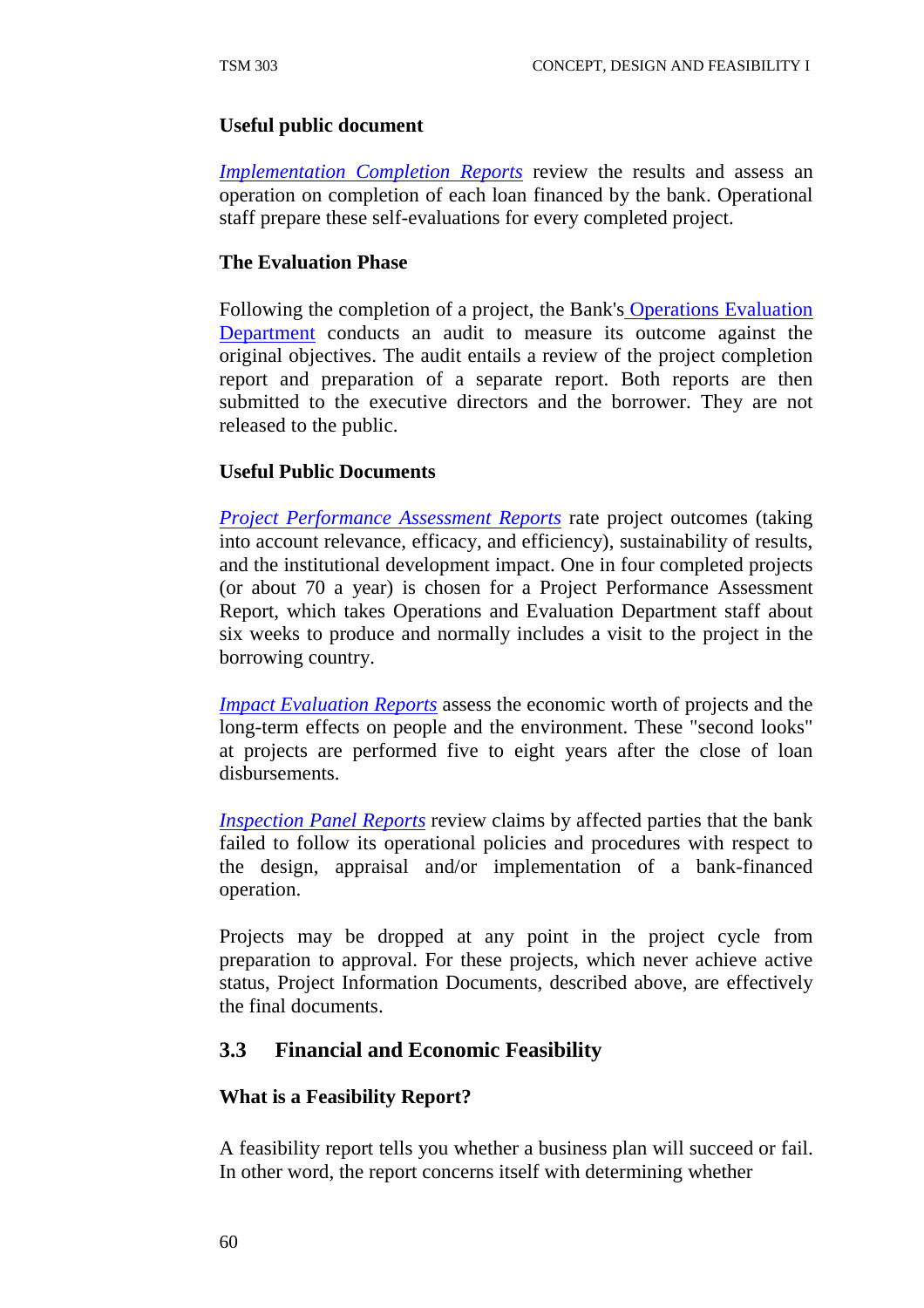**Useful public document**

*Implementation Completion Reports* review the results and assess an operation on completion of each loan financed by the bank. Operational staff prepare these self-evaluations for every completed project.

**The Evaluation Phase**

Following the completion of a project, the Bank's Operations Evaluation Department conducts an audit to measure its outcome against the original objectives. The audit entails a review of the project completion report and preparation of a separate report. Both reports are then submitted to the executive directors and the borrower. They are not released to the public.

**Useful Public Documents**

*Project Performance Assessment Reports* rate project outcomes (taking into account relevance, efficacy, and efficiency), sustainability of results, and the institutional development impact. One in four completed projects (or about 70 a year) is chosen for a Project Performance Assessment Report, which takes Operations and Evaluation Department staff about six weeks to produce and normally includes a visit to the project in the borrowing country.

*Impact Evaluation Reports* assess the economic worth of projects and the long-term effects on people and the environment. These "second looks" at projects are performed five to eight years after the close of loan disbursements.

*Inspection Panel Reports* review claims by affected parties that the bank failed to follow its operational policies and procedures with respect to the design, appraisal and/or implementation of a bank-financed operation.

Projects may be dropped at any point in the project cycle from preparation to approval. For these projects, which never achieve active status, Project Information Documents, described above, are effectively the final documents.

## 3.3 Financial and Economic Feasibility

**What is a Feasibility Report?**

A feasibility report tells you whether a business plan will succeed or fail. In other word, the report concerns itself with determining whether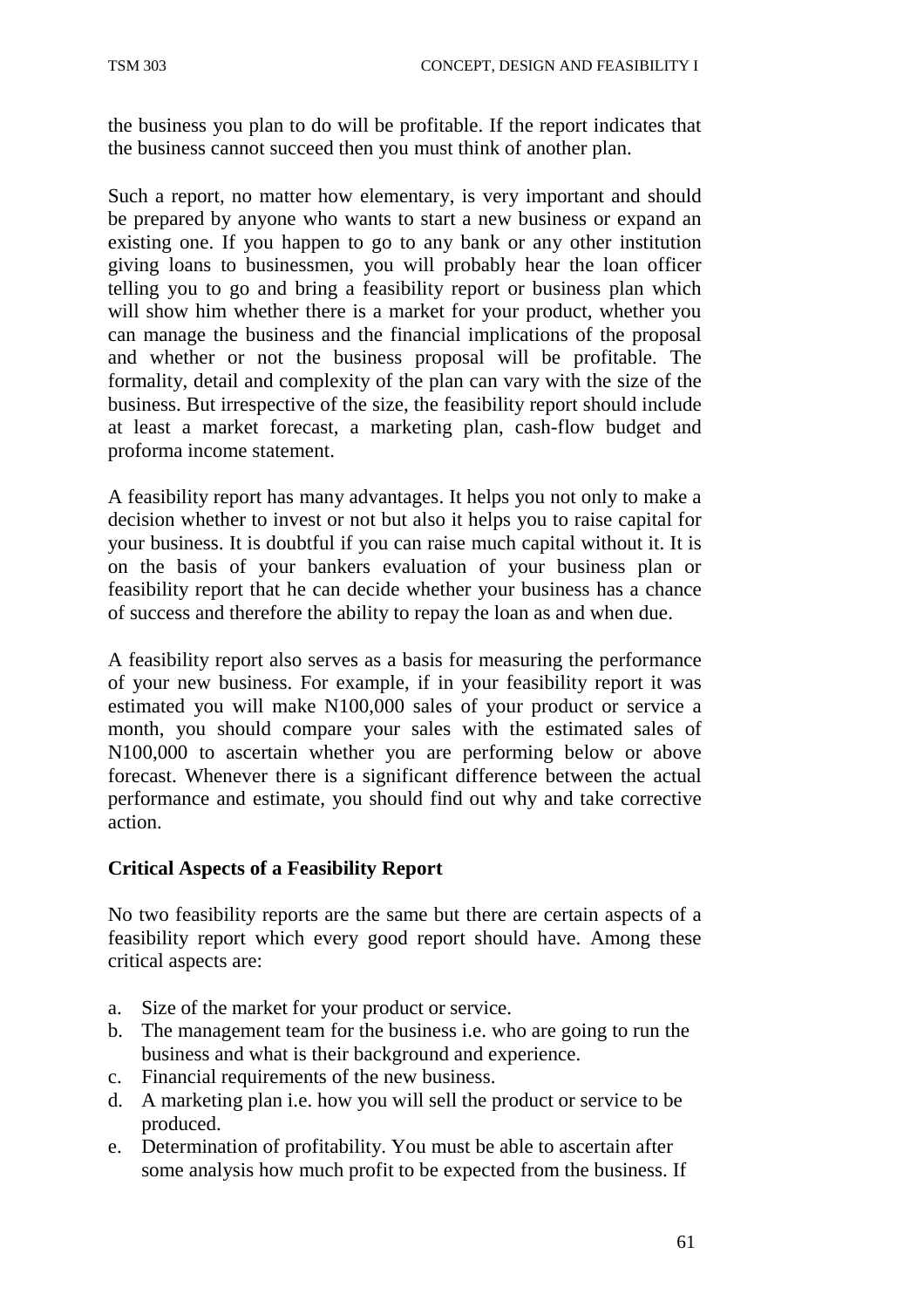the business you plan to do will be profitable. If the report indicates that the business cannot succeed then you must think of another plan.

Such a report, no matter how elementary, is very important and should be prepared by anyone who wants to start a new business or expand an existing one. If you happen to go to any bank or any other institution giving loans to businessmen, you will probably hear the loan officer telling you to go and bring a feasibility report or business plan which will show him whether there is a market for your product, whether you can manage the business and the financial implications of the proposal and whether or not the business proposal will be profitable. The formality, detail and complexity of the plan can vary with the size of the business. But irrespective of the size, the feasibility report should include at least a market forecast, a marketing plan, cash-flow budget and proforma income statement.

A feasibility report has many advantages. It helps you not only to make a decision whether to invest or not but also it helps you to raise capital for your business. It is doubtful if you can raise much capital without it. It is on the basis of your bankers evaluation of your business plan or feasibility report that he can decide whether your business has a chance of success and therefore the ability to repay the loan as and when due.

A feasibility report also serves as a basis for measuring the performance of your new business. For example, if in your feasibility report it was estimated you will make N100,000 sales of your product or service a month, you should compare your sales with the estimated sales of N100,000 to ascertain whether you are performing below or above forecast. Whenever there is a significant difference between the actual performance and estimate, you should find out why and take corrective action.

**Critical Aspects of a Feasibility Report**

No two feasibility reports are the same but there are certain aspects of a feasibility report which every good report should have. Among these critical aspects are:

a. Size of the market for your product or service.
b. The management team for the business i.e. who are going to run the business and what is their background and experience.
c. Financial requirements of the new business.
d. A marketing plan i.e. how you will sell the product or service to be produced.
e. Determination of profitability. You must be able to ascertain after some analysis how much profit to be expected from the business. If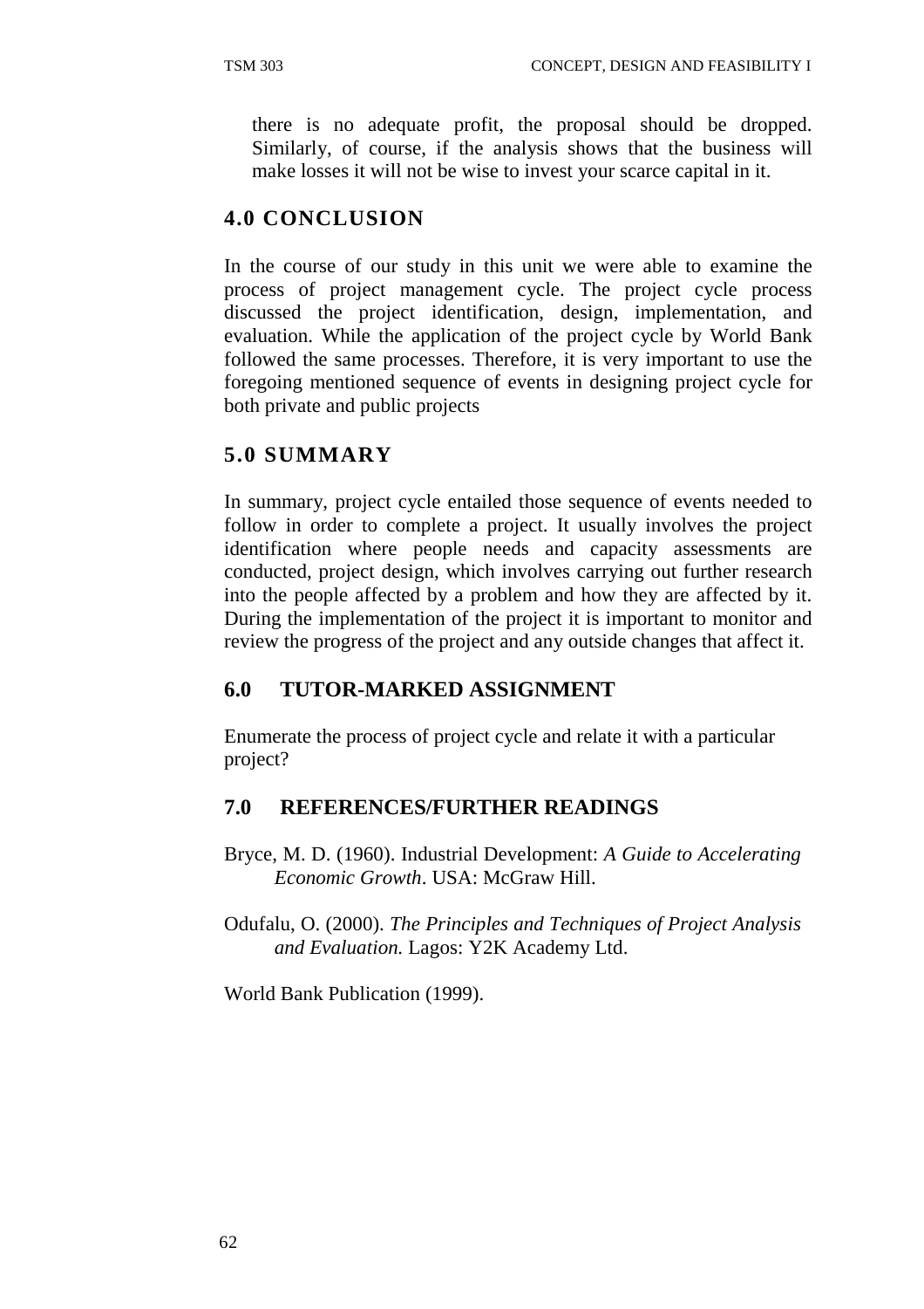there is no adequate profit, the proposal should be dropped. Similarly, of course, if the analysis shows that the business will make losses it will not be wise to invest your scarce capital in it.

## 4.0 CONCLUSION

In the course of our study in this unit we were able to examine the process of project management cycle. The project cycle process discussed the project identification, design, implementation, and evaluation. While the application of the project cycle by World Bank followed the same processes. Therefore, it is very important to use the foregoing mentioned sequence of events in designing project cycle for both private and public projects

## 5.0 SUMMARY

In summary, project cycle entailed those sequence of events needed to follow in order to complete a project. It usually involves the project identification where people needs and capacity assessments are conducted, project design, which involves carrying out further research into the people affected by a problem and how they are affected by it. During the implementation of the project it is important to monitor and review the progress of the project and any outside changes that affect it.

## 6.0 TUTOR-MARKED ASSIGNMENT

Enumerate the process of project cycle and relate it with a particular project?

## 7.0 REFERENCES/FURTHER READINGS

Bryce, M. D. (1960). Industrial Development: *A Guide to Accelerating Economic Growth*. USA: McGraw Hill.

Odufalu, O. (2000). *The Principles and Techniques of Project Analysis and Evaluation.* Lagos: Y2K Academy Ltd.

World Bank Publication (1999).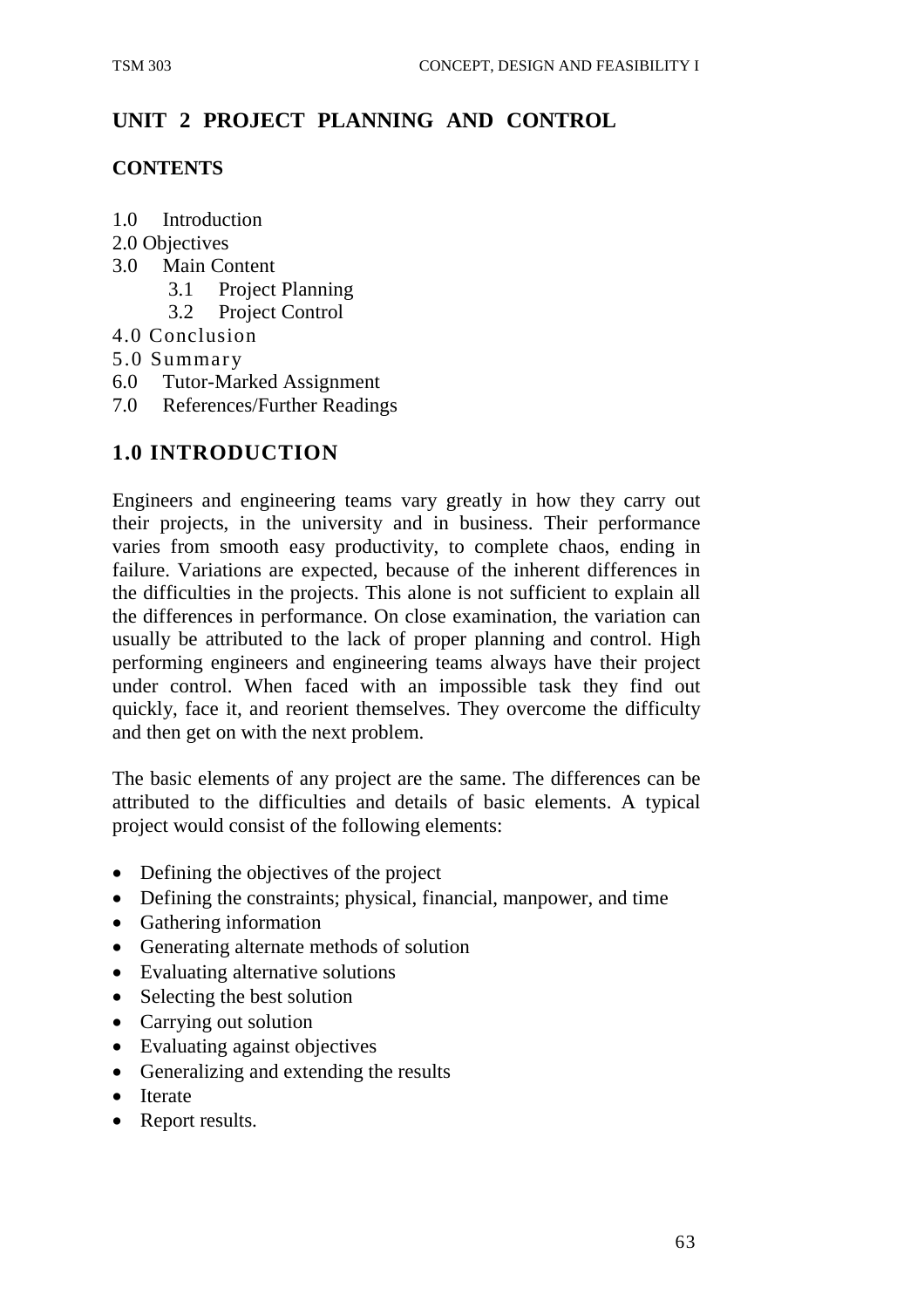# UNIT 2 PROJECT PLANNING AND CONTROL

**CONTENTS**

1.0 Introduction
2.0 Objectives
3.0 Main Content
  3.1 Project Planning
  3.2 Project Control
4.0 Conclusion
5.0 Summary
6.0 Tutor-Marked Assignment
7.0 References/Further Readings

## 1.0 INTRODUCTION

Engineers and engineering teams vary greatly in how they carry out their projects, in the university and in business. Their performance varies from smooth easy productivity, to complete chaos, ending in failure. Variations are expected, because of the inherent differences in the difficulties in the projects. This alone is not sufficient to explain all the differences in performance. On close examination, the variation can usually be attributed to the lack of proper planning and control. High performing engineers and engineering teams always have their project under control. When faced with an impossible task they find out quickly, face it, and reorient themselves. They overcome the difficulty and then get on with the next problem.

The basic elements of any project are the same. The differences can be attributed to the difficulties and details of basic elements. A typical project would consist of the following elements:

- Defining the objectives of the project
- Defining the constraints; physical, financial, manpower, and time
- Gathering information
- Generating alternate methods of solution
- Evaluating alternative solutions
- Selecting the best solution
- Carrying out solution
- Evaluating against objectives
- Generalizing and extending the results
- Iterate
- Report results.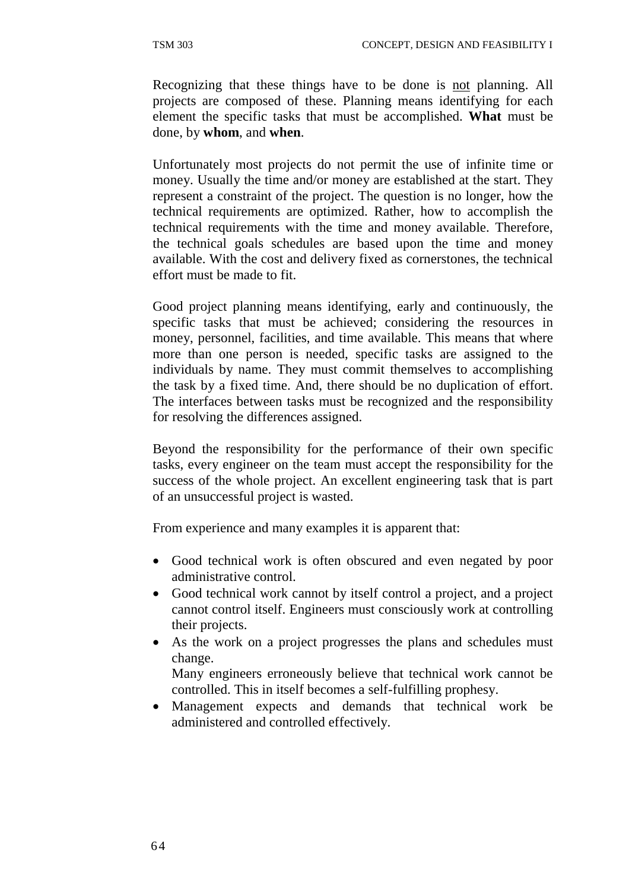Recognizing that these things have to be done is <u>not</u> planning. All projects are composed of these. Planning means identifying for each element the specific tasks that must be accomplished. **What** must be done, by **whom**, and **when**.

Unfortunately most projects do not permit the use of infinite time or money. Usually the time and/or money are established at the start. They represent a constraint of the project. The question is no longer, how the technical requirements are optimized. Rather, how to accomplish the technical requirements with the time and money available. Therefore, the technical goals schedules are based upon the time and money available. With the cost and delivery fixed as cornerstones, the technical effort must be made to fit.

Good project planning means identifying, early and continuously, the specific tasks that must be achieved; considering the resources in money, personnel, facilities, and time available. This means that where more than one person is needed, specific tasks are assigned to the individuals by name. They must commit themselves to accomplishing the task by a fixed time. And, there should be no duplication of effort. The interfaces between tasks must be recognized and the responsibility for resolving the differences assigned.

Beyond the responsibility for the performance of their own specific tasks, every engineer on the team must accept the responsibility for the success of the whole project. An excellent engineering task that is part of an unsuccessful project is wasted.

From experience and many examples it is apparent that:

- Good technical work is often obscured and even negated by poor administrative control.
- Good technical work cannot by itself control a project, and a project cannot control itself. Engineers must consciously work at controlling their projects.
- As the work on a project progresses the plans and schedules must change.
  Many engineers erroneously believe that technical work cannot be controlled. This in itself becomes a self-fulfilling prophesy.
- Management expects and demands that technical work be administered and controlled effectively.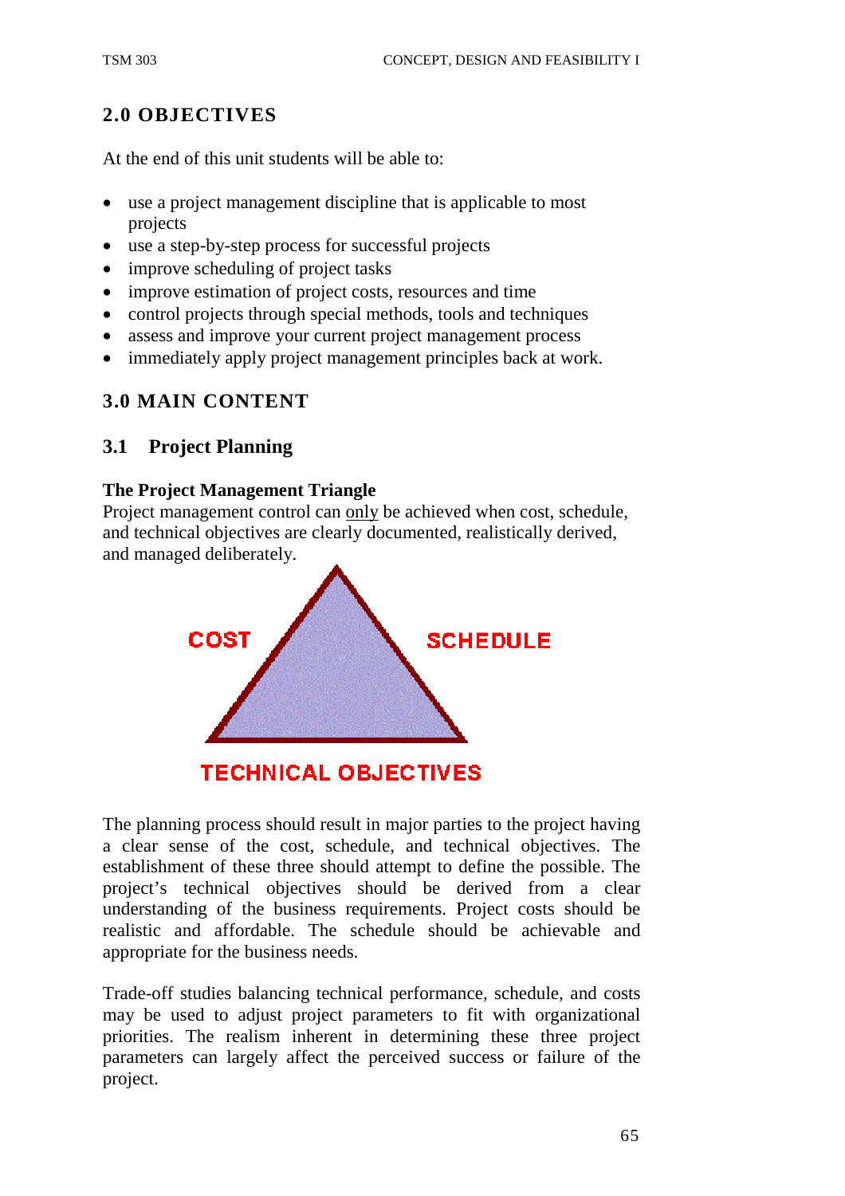## 2.0 OBJECTIVES

At the end of this unit students will be able to:

- use a project management discipline that is applicable to most projects
- use a step-by-step process for successful projects
- improve scheduling of project tasks
- improve estimation of project costs, resources and time
- control projects through special methods, tools and techniques
- assess and improve your current project management process
- immediately apply project management principles back at work.

## 3.0 MAIN CONTENT

### 3.1 Project Planning

**The Project Management Triangle**

Project management control can only be achieved when cost, schedule, and technical objectives are clearly documented, realistically derived, and managed deliberately.

COST

SCHEDULE

TECHNICAL OBJECTIVES

The planning process should result in major parties to the project having a clear sense of the cost, schedule, and technical objectives. The establishment of these three should attempt to define the possible. The project's technical objectives should be derived from a clear understanding of the business requirements. Project costs should be realistic and affordable. The schedule should be achievable and appropriate for the business needs.

Trade-off studies balancing technical performance, schedule, and costs may be used to adjust project parameters to fit with organizational priorities. The realism inherent in determining these three project parameters can largely affect the perceived success or failure of the project.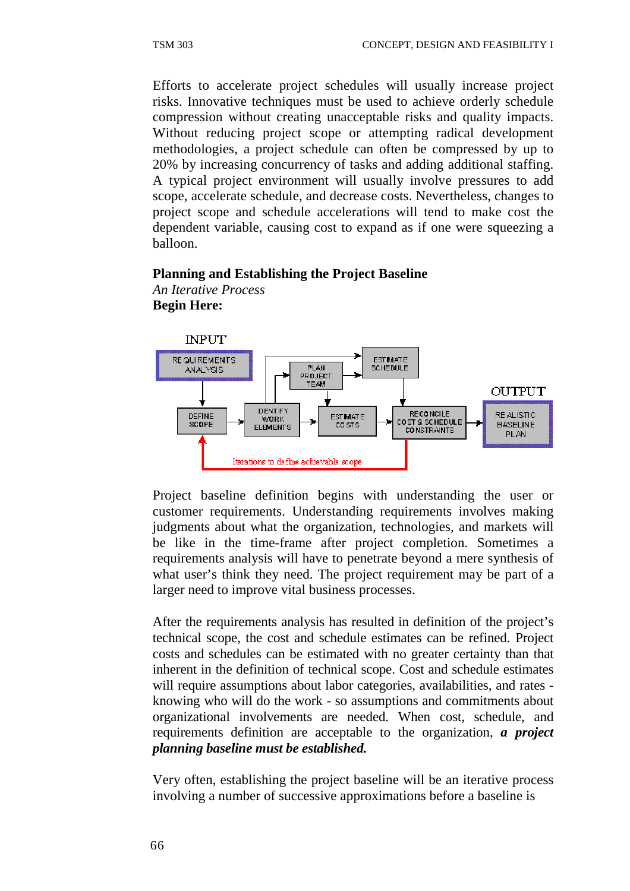Efforts to accelerate project schedules will usually increase project risks. Innovative techniques must be used to achieve orderly schedule compression without creating unacceptable risks and quality impacts. Without reducing project scope or attempting radical development methodologies, a project schedule can often be compressed by up to 20% by increasing concurrency of tasks and adding additional staffing. A typical project environment will usually involve pressures to add scope, accelerate schedule, and decrease costs. Nevertheless, changes to project scope and schedule accelerations will tend to make cost the dependent variable, causing cost to expand as if one were squeezing a balloon.

**Planning and Establishing the Project Baseline**
*An Iterative Process*
**Begin Here:**

INPUT

REQUIREMENTS ANALYSIS → DEFINE SCOPE → IDENTIFY WORK ELEMENTS → PLAN PROJECT TEAM → ESTIMATE SCHEDULE → ESTIMATE COSTS → RECONCILE COST & SCHEDULE CONSTRAINTS → REALISTIC BASELINE PLAN

OUTPUT

Iterations to define achievable scope

Project baseline definition begins with understanding the user or customer requirements. Understanding requirements involves making judgments about what the organization, technologies, and markets will be like in the time-frame after project completion. Sometimes a requirements analysis will have to penetrate beyond a mere synthesis of what user's think they need. The project requirement may be part of a larger need to improve vital business processes.

After the requirements analysis has resulted in definition of the project's technical scope, the cost and schedule estimates can be refined. Project costs and schedules can be estimated with no greater certainty than that inherent in the definition of technical scope. Cost and schedule estimates will require assumptions about labor categories, availabilities, and rates - knowing who will do the work - so assumptions and commitments about organizational involvements are needed. When cost, schedule, and requirements definition are acceptable to the organization, ***a project planning baseline must be established.***

Very often, establishing the project baseline will be an iterative process involving a number of successive approximations before a baseline is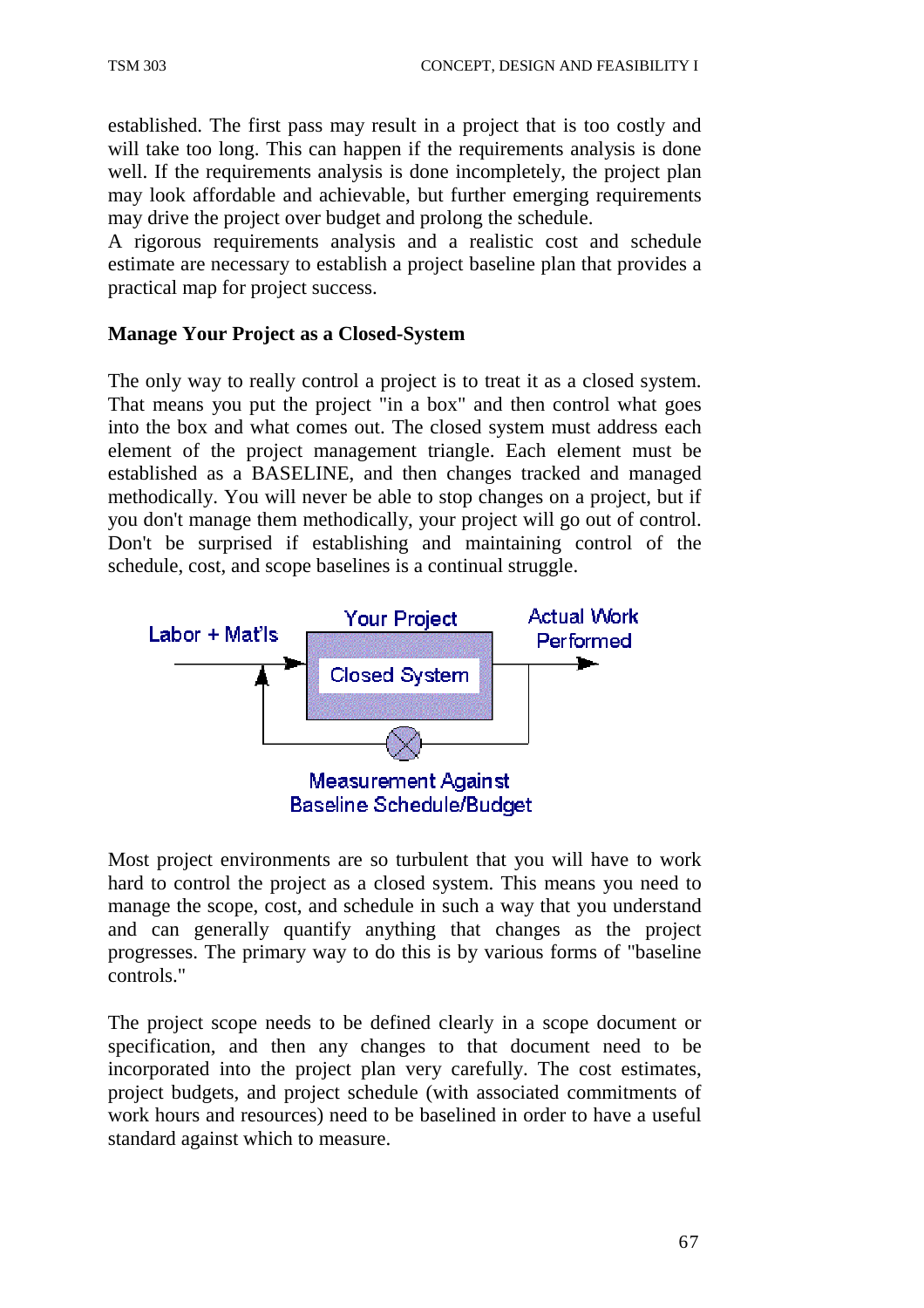established. The first pass may result in a project that is too costly and will take too long. This can happen if the requirements analysis is done well. If the requirements analysis is done incompletely, the project plan may look affordable and achievable, but further emerging requirements may drive the project over budget and prolong the schedule.

A rigorous requirements analysis and a realistic cost and schedule estimate are necessary to establish a project baseline plan that provides a practical map for project success.

**Manage Your Project as a Closed-System**

The only way to really control a project is to treat it as a closed system. That means you put the project "in a box" and then control what goes into the box and what comes out. The closed system must address each element of the project management triangle. Each element must be established as a BASELINE, and then changes tracked and managed methodically. You will never be able to stop changes on a project, but if you don't manage them methodically, your project will go out of control. Don't be surprised if establishing and maintaining control of the schedule, cost, and scope baselines is a continual struggle.

Labor + Mat'ls

Your Project

Closed System

Actual Work Performed

Measurement Against Baseline Schedule/Budget

Most project environments are so turbulent that you will have to work hard to control the project as a closed system. This means you need to manage the scope, cost, and schedule in such a way that you understand and can generally quantify anything that changes as the project progresses. The primary way to do this is by various forms of "baseline controls."

The project scope needs to be defined clearly in a scope document or specification, and then any changes to that document need to be incorporated into the project plan very carefully. The cost estimates, project budgets, and project schedule (with associated commitments of work hours and resources) need to be baselined in order to have a useful standard against which to measure.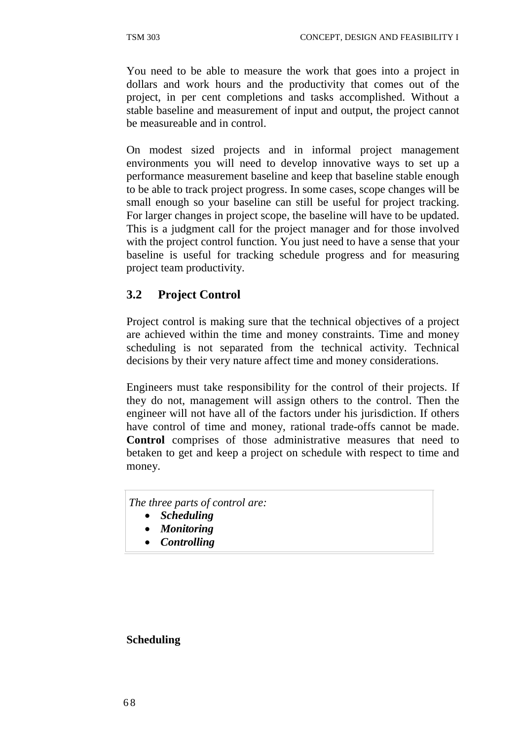You need to be able to measure the work that goes into a project in dollars and work hours and the productivity that comes out of the project, in per cent completions and tasks accomplished. Without a stable baseline and measurement of input and output, the project cannot be measureable and in control.

On modest sized projects and in informal project management environments you will need to develop innovative ways to set up a performance measurement baseline and keep that baseline stable enough to be able to track project progress. In some cases, scope changes will be small enough so your baseline can still be useful for project tracking. For larger changes in project scope, the baseline will have to be updated. This is a judgment call for the project manager and for those involved with the project control function. You just need to have a sense that your baseline is useful for tracking schedule progress and for measuring project team productivity.

## 3.2 Project Control

Project control is making sure that the technical objectives of a project are achieved within the time and money constraints. Time and money scheduling is not separated from the technical activity. Technical decisions by their very nature affect time and money considerations.

Engineers must take responsibility for the control of their projects. If they do not, management will assign others to the control. Then the engineer will not have all of the factors under his jurisdiction. If others have control of time and money, rational trade-offs cannot be made. **Control** comprises of those administrative measures that need to betaken to get and keep a project on schedule with respect to time and money.

*The three parts of control are:*

- ***Scheduling***
- ***Monitoring***
- ***Controlling***

**Scheduling**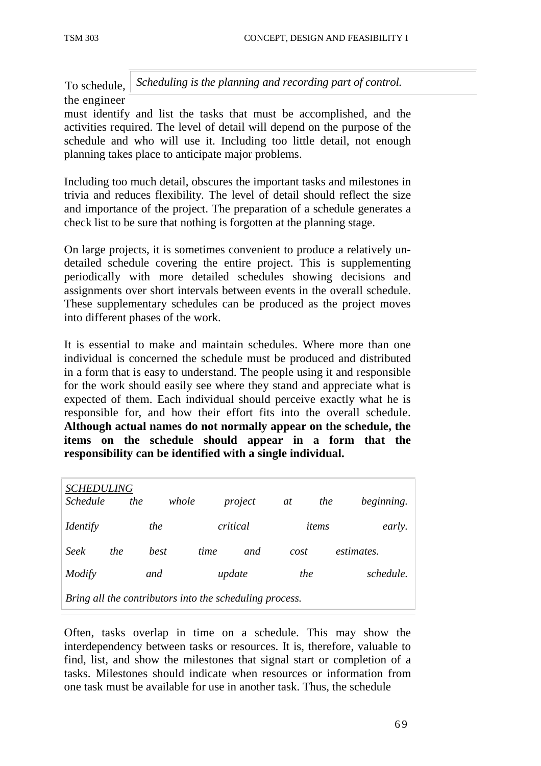*Scheduling is the planning and recording part of control.*

To schedule, the engineer must identify and list the tasks that must be accomplished, and the activities required. The level of detail will depend on the purpose of the schedule and who will use it. Including too little detail, not enough planning takes place to anticipate major problems.

Including too much detail, obscures the important tasks and milestones in trivia and reduces flexibility. The level of detail should reflect the size and importance of the project. The preparation of a schedule generates a check list to be sure that nothing is forgotten at the planning stage.

On large projects, it is sometimes convenient to produce a relatively un-detailed schedule covering the entire project. This is supplementing periodically with more detailed schedules showing decisions and assignments over short intervals between events in the overall schedule. These supplementary schedules can be produced as the project moves into different phases of the work.

It is essential to make and maintain schedules. Where more than one individual is concerned the schedule must be produced and distributed in a form that is easy to understand. The people using it and responsible for the work should easily see where they stand and appreciate what is expected of them. Each individual should perceive exactly what he is responsible for, and how their effort fits into the overall schedule. **Although actual names do not normally appear on the schedule, the items on the schedule should appear in a form that the responsibility can be identified with a single individual.**

*SCHEDULING*

*Schedule the whole project at the beginning.*

*Identify the critical items early.*

*Seek the best time and cost estimates.*

*Modify and update the schedule.*

*Bring all the contributors into the scheduling process.*

Often, tasks overlap in time on a schedule. This may show the interdependency between tasks or resources. It is, therefore, valuable to find, list, and show the milestones that signal start or completion of a tasks. Milestones should indicate when resources or information from one task must be available for use in another task. Thus, the schedule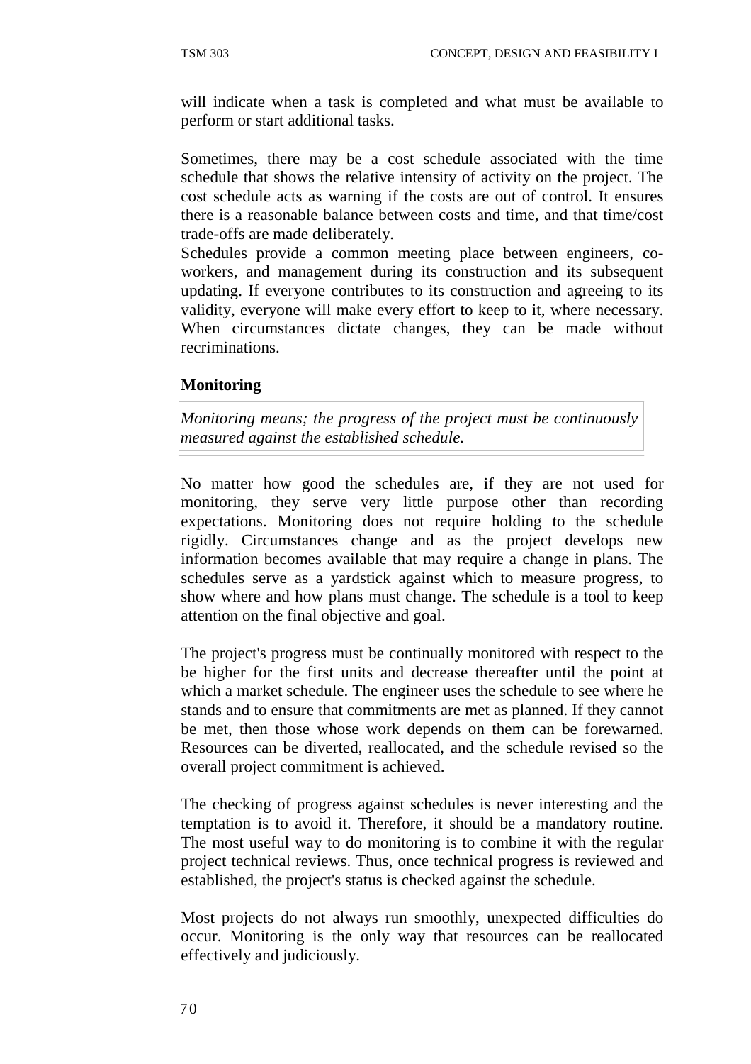will indicate when a task is completed and what must be available to perform or start additional tasks.

Sometimes, there may be a cost schedule associated with the time schedule that shows the relative intensity of activity on the project. The cost schedule acts as warning if the costs are out of control. It ensures there is a reasonable balance between costs and time, and that time/cost trade-offs are made deliberately.

Schedules provide a common meeting place between engineers, co-workers, and management during its construction and its subsequent updating. If everyone contributes to its construction and agreeing to its validity, everyone will make every effort to keep to it, where necessary. When circumstances dictate changes, they can be made without recriminations.

**Monitoring**

*Monitoring means; the progress of the project must be continuously measured against the established schedule.*

No matter how good the schedules are, if they are not used for monitoring, they serve very little purpose other than recording expectations. Monitoring does not require holding to the schedule rigidly. Circumstances change and as the project develops new information becomes available that may require a change in plans. The schedules serve as a yardstick against which to measure progress, to show where and how plans must change. The schedule is a tool to keep attention on the final objective and goal.

The project's progress must be continually monitored with respect to the be higher for the first units and decrease thereafter until the point at which a market schedule. The engineer uses the schedule to see where he stands and to ensure that commitments are met as planned. If they cannot be met, then those whose work depends on them can be forewarned. Resources can be diverted, reallocated, and the schedule revised so the overall project commitment is achieved.

The checking of progress against schedules is never interesting and the temptation is to avoid it. Therefore, it should be a mandatory routine. The most useful way to do monitoring is to combine it with the regular project technical reviews. Thus, once technical progress is reviewed and established, the project's status is checked against the schedule.

Most projects do not always run smoothly, unexpected difficulties do occur. Monitoring is the only way that resources can be reallocated effectively and judiciously.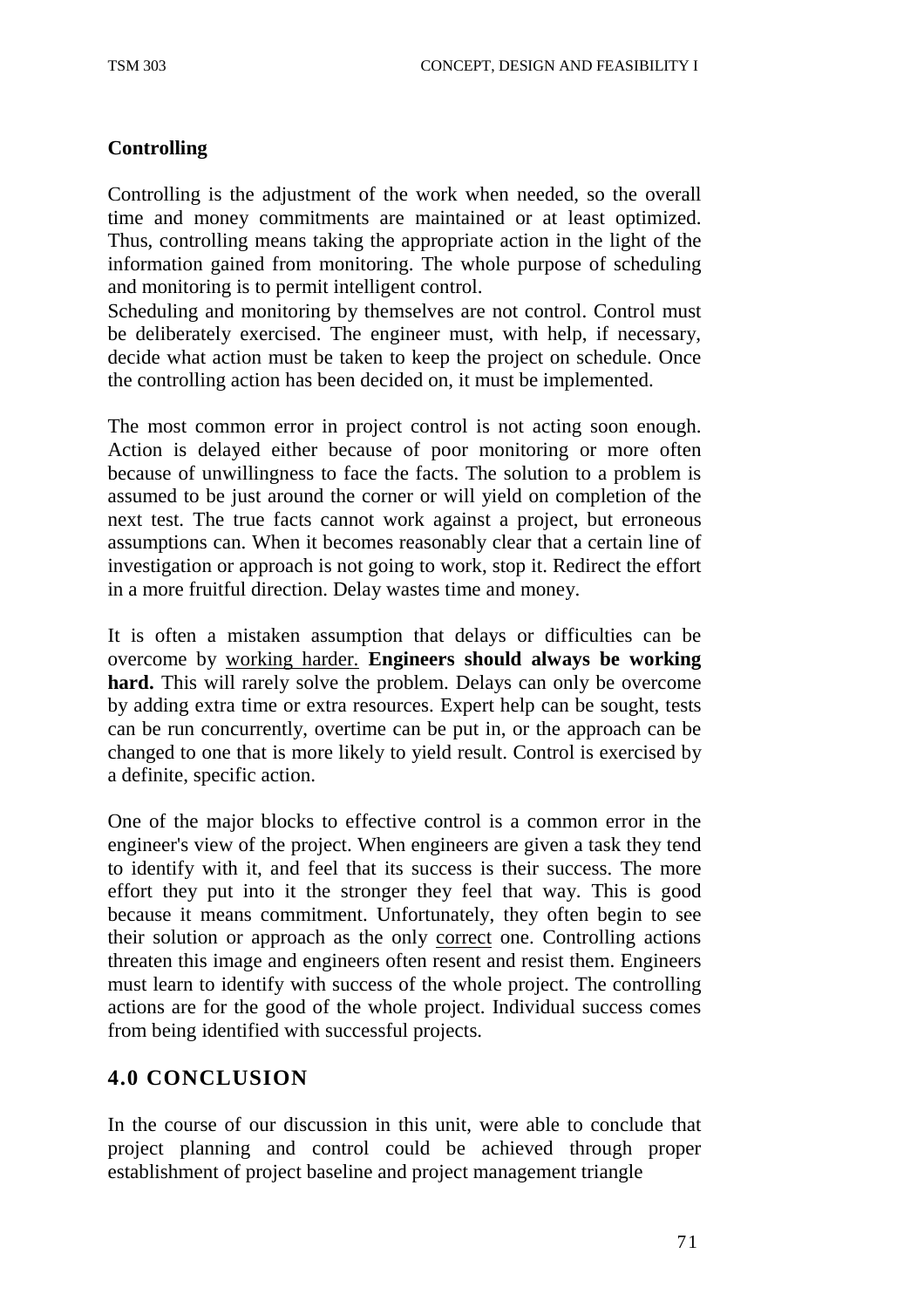**Controlling**

Controlling is the adjustment of the work when needed, so the overall time and money commitments are maintained or at least optimized. Thus, controlling means taking the appropriate action in the light of the information gained from monitoring. The whole purpose of scheduling and monitoring is to permit intelligent control.
Scheduling and monitoring by themselves are not control. Control must be deliberately exercised. The engineer must, with help, if necessary, decide what action must be taken to keep the project on schedule. Once the controlling action has been decided on, it must be implemented.

The most common error in project control is not acting soon enough. Action is delayed either because of poor monitoring or more often because of unwillingness to face the facts. The solution to a problem is assumed to be just around the corner or will yield on completion of the next test. The true facts cannot work against a project, but erroneous assumptions can. When it becomes reasonably clear that a certain line of investigation or approach is not going to work, stop it. Redirect the effort in a more fruitful direction. Delay wastes time and money.

It is often a mistaken assumption that delays or difficulties can be overcome by <u>working harder.</u> **Engineers should always be working hard.** This will rarely solve the problem. Delays can only be overcome by adding extra time or extra resources. Expert help can be sought, tests can be run concurrently, overtime can be put in, or the approach can be changed to one that is more likely to yield result. Control is exercised by a definite, specific action.

One of the major blocks to effective control is a common error in the engineer's view of the project. When engineers are given a task they tend to identify with it, and feel that its success is their success. The more effort they put into it the stronger they feel that way. This is good because it means commitment. Unfortunately, they often begin to see their solution or approach as the only <u>correct</u> one. Controlling actions threaten this image and engineers often resent and resist them. Engineers must learn to identify with success of the whole project. The controlling actions are for the good of the whole project. Individual success comes from being identified with successful projects.

## 4.0 CONCLUSION

In the course of our discussion in this unit, were able to conclude that project planning and control could be achieved through proper establishment of project baseline and project management triangle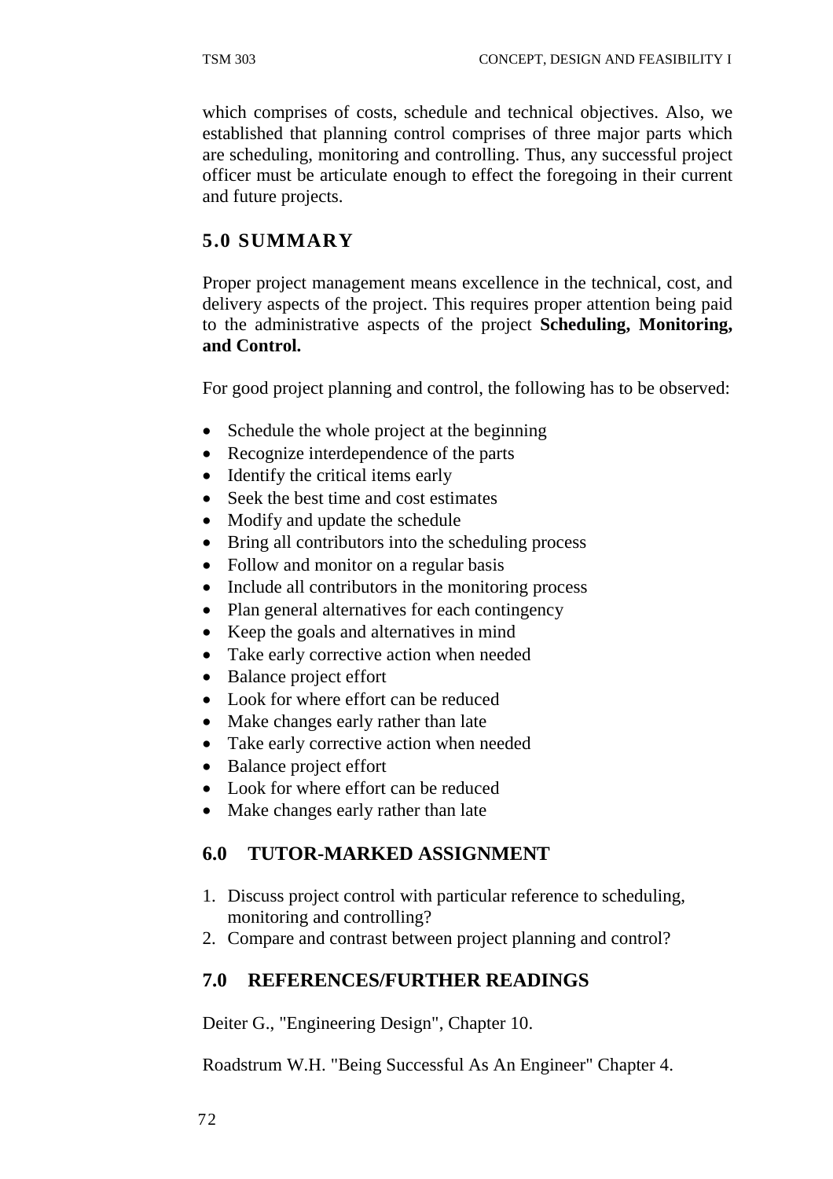which comprises of costs, schedule and technical objectives. Also, we established that planning control comprises of three major parts which are scheduling, monitoring and controlling. Thus, any successful project officer must be articulate enough to effect the foregoing in their current and future projects.

## 5.0 SUMMARY

Proper project management means excellence in the technical, cost, and delivery aspects of the project. This requires proper attention being paid to the administrative aspects of the project **Scheduling, Monitoring, and Control.**

For good project planning and control, the following has to be observed:

- Schedule the whole project at the beginning
- Recognize interdependence of the parts
- Identify the critical items early
- Seek the best time and cost estimates
- Modify and update the schedule
- Bring all contributors into the scheduling process
- Follow and monitor on a regular basis
- Include all contributors in the monitoring process
- Plan general alternatives for each contingency
- Keep the goals and alternatives in mind
- Take early corrective action when needed
- Balance project effort
- Look for where effort can be reduced
- Make changes early rather than late
- Take early corrective action when needed
- Balance project effort
- Look for where effort can be reduced
- Make changes early rather than late

## 6.0 TUTOR-MARKED ASSIGNMENT

1. Discuss project control with particular reference to scheduling, monitoring and controlling?
2. Compare and contrast between project planning and control?

## 7.0 REFERENCES/FURTHER READINGS

Deiter G., "Engineering Design", Chapter 10.

Roadstrum W.H. "Being Successful As An Engineer" Chapter 4.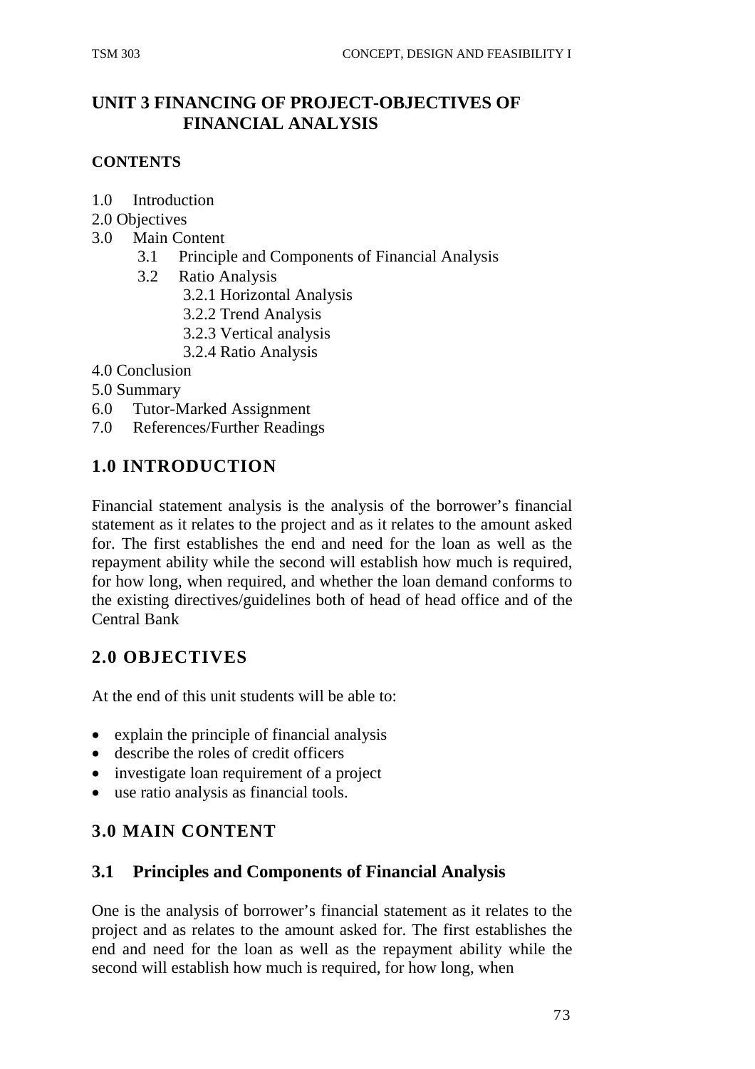# UNIT 3 FINANCING OF PROJECT-OBJECTIVES OF FINANCIAL ANALYSIS

**CONTENTS**

1.0 Introduction
2.0 Objectives
3.0 Main Content
    3.1 Principle and Components of Financial Analysis
    3.2 Ratio Analysis
        3.2.1 Horizontal Analysis
        3.2.2 Trend Analysis
        3.2.3 Vertical analysis
        3.2.4 Ratio Analysis
4.0 Conclusion
5.0 Summary
6.0 Tutor-Marked Assignment
7.0 References/Further Readings

## 1.0 INTRODUCTION

Financial statement analysis is the analysis of the borrower's financial statement as it relates to the project and as it relates to the amount asked for. The first establishes the end and need for the loan as well as the repayment ability while the second will establish how much is required, for how long, when required, and whether the loan demand conforms to the existing directives/guidelines both of head of head office and of the Central Bank

## 2.0 OBJECTIVES

At the end of this unit students will be able to:

- explain the principle of financial analysis
- describe the roles of credit officers
- investigate loan requirement of a project
- use ratio analysis as financial tools.

## 3.0 MAIN CONTENT

### 3.1 Principles and Components of Financial Analysis

One is the analysis of borrower's financial statement as it relates to the project and as relates to the amount asked for. The first establishes the end and need for the loan as well as the repayment ability while the second will establish how much is required, for how long, when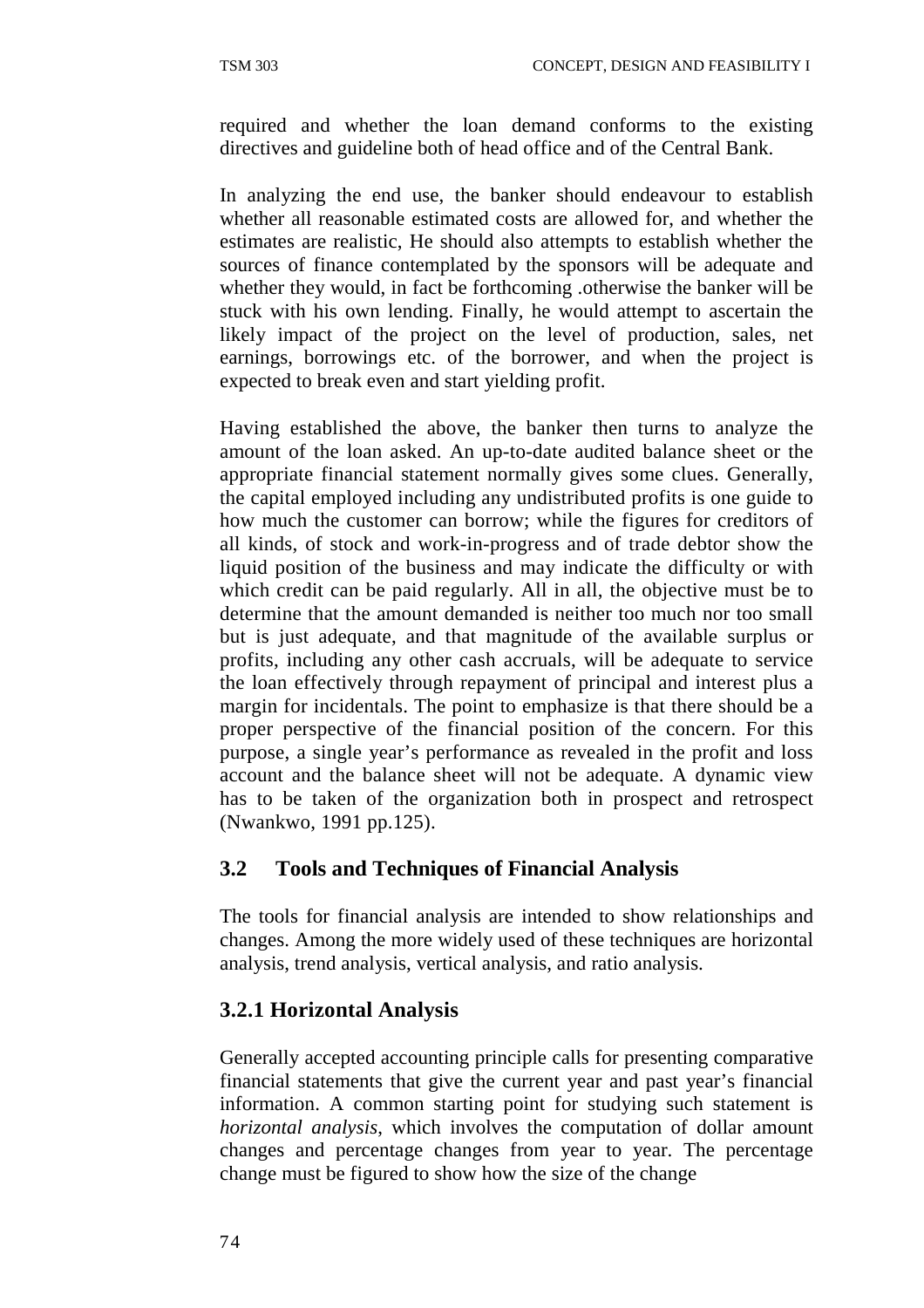required and whether the loan demand conforms to the existing directives and guideline both of head office and of the Central Bank.

In analyzing the end use, the banker should endeavour to establish whether all reasonable estimated costs are allowed for, and whether the estimates are realistic, He should also attempts to establish whether the sources of finance contemplated by the sponsors will be adequate and whether they would, in fact be forthcoming .otherwise the banker will be stuck with his own lending. Finally, he would attempt to ascertain the likely impact of the project on the level of production, sales, net earnings, borrowings etc. of the borrower, and when the project is expected to break even and start yielding profit.

Having established the above, the banker then turns to analyze the amount of the loan asked. An up-to-date audited balance sheet or the appropriate financial statement normally gives some clues. Generally, the capital employed including any undistributed profits is one guide to how much the customer can borrow; while the figures for creditors of all kinds, of stock and work-in-progress and of trade debtor show the liquid position of the business and may indicate the difficulty or with which credit can be paid regularly. All in all, the objective must be to determine that the amount demanded is neither too much nor too small but is just adequate, and that magnitude of the available surplus or profits, including any other cash accruals, will be adequate to service the loan effectively through repayment of principal and interest plus a margin for incidentals. The point to emphasize is that there should be a proper perspective of the financial position of the concern. For this purpose, a single year's performance as revealed in the profit and loss account and the balance sheet will not be adequate. A dynamic view has to be taken of the organization both in prospect and retrospect (Nwankwo, 1991 pp.125).

## 3.2 Tools and Techniques of Financial Analysis

The tools for financial analysis are intended to show relationships and changes. Among the more widely used of these techniques are horizontal analysis, trend analysis, vertical analysis, and ratio analysis.

### 3.2.1 Horizontal Analysis

Generally accepted accounting principle calls for presenting comparative financial statements that give the current year and past year's financial information. A common starting point for studying such statement is *horizontal analysis*, which involves the computation of dollar amount changes and percentage changes from year to year. The percentage change must be figured to show how the size of the change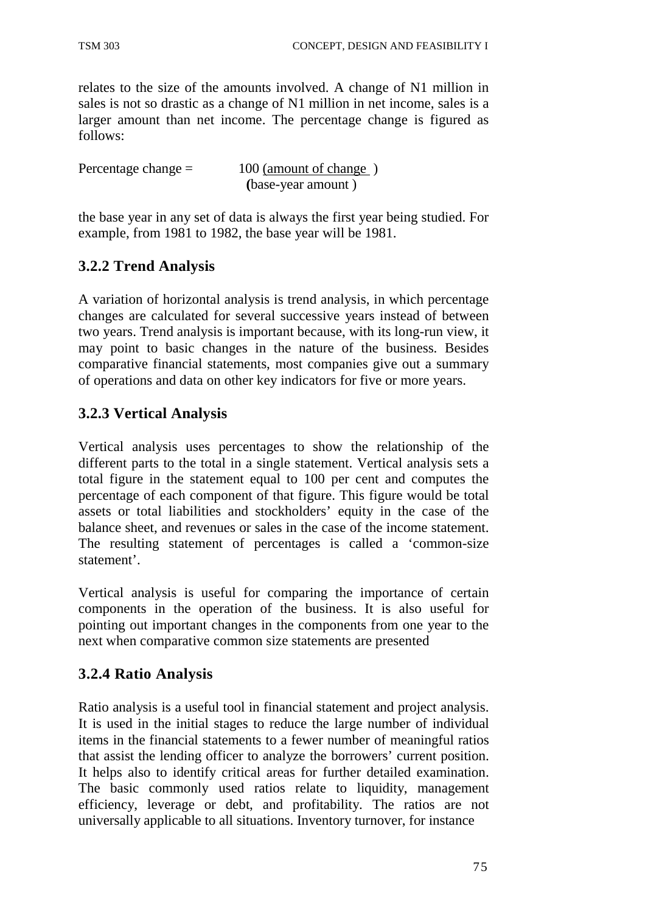relates to the size of the amounts involved. A change of N1 million in sales is not so drastic as a change of N1 million in net income, sales is a larger amount than net income. The percentage change is figured as follows:

$$\text{Percentage change} = 100 \frac{(\text{amount of change})}{(\text{base-year amount})}$$

the base year in any set of data is always the first year being studied. For example, from 1981 to 1982, the base year will be 1981.

### 3.2.2 Trend Analysis

A variation of horizontal analysis is trend analysis, in which percentage changes are calculated for several successive years instead of between two years. Trend analysis is important because, with its long-run view, it may point to basic changes in the nature of the business. Besides comparative financial statements, most companies give out a summary of operations and data on other key indicators for five or more years.

### 3.2.3 Vertical Analysis

Vertical analysis uses percentages to show the relationship of the different parts to the total in a single statement. Vertical analysis sets a total figure in the statement equal to 100 per cent and computes the percentage of each component of that figure. This figure would be total assets or total liabilities and stockholders' equity in the case of the balance sheet, and revenues or sales in the case of the income statement. The resulting statement of percentages is called a 'common-size statement'.

Vertical analysis is useful for comparing the importance of certain components in the operation of the business. It is also useful for pointing out important changes in the components from one year to the next when comparative common size statements are presented

### 3.2.4 Ratio Analysis

Ratio analysis is a useful tool in financial statement and project analysis. It is used in the initial stages to reduce the large number of individual items in the financial statements to a fewer number of meaningful ratios that assist the lending officer to analyze the borrowers' current position. It helps also to identify critical areas for further detailed examination. The basic commonly used ratios relate to liquidity, management efficiency, leverage or debt, and profitability. The ratios are not universally applicable to all situations. Inventory turnover, for instance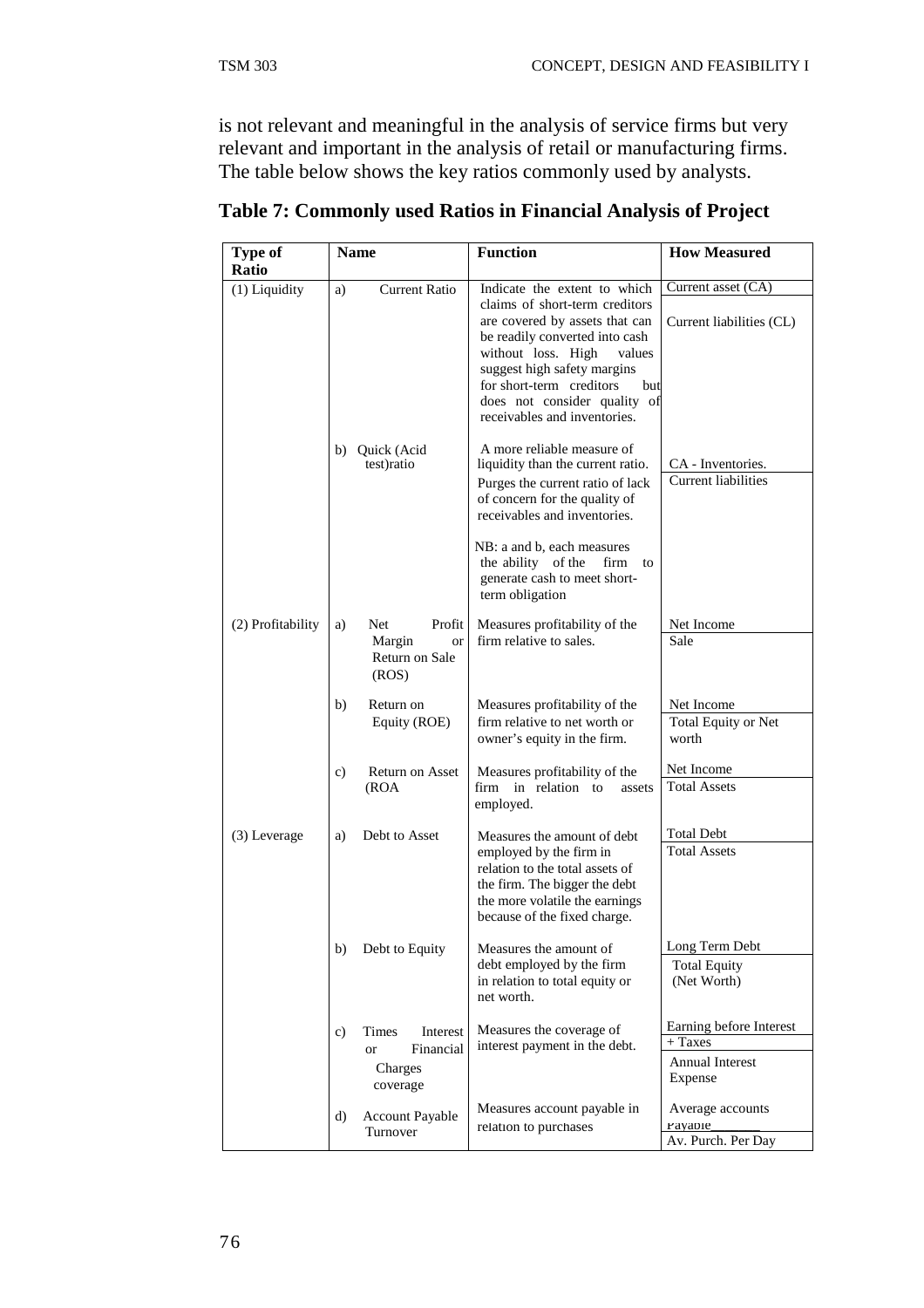is not relevant and meaningful in the analysis of service firms but very relevant and important in the analysis of retail or manufacturing firms. The table below shows the key ratios commonly used by analysts.

**Table 7: Commonly used Ratios in Financial Analysis of Project**

| Type of Ratio | Name | Function | How Measured |
|---|---|---|---|
| (1) Liquidity | a) Current Ratio | Indicate the extent to which claims of short-term creditors are covered by assets that can be readily converted into cash without loss. High values suggest high safety margins for short-term creditors but does not consider quality of receivables and inventories. | $\frac{\text{Current asset (CA)}}{\text{Current liabilities (CL)}}$ |
| | b) Quick (Acid test)ratio | A more reliable measure of liquidity than the current ratio. Purges the current ratio of lack of concern for the quality of receivables and inventories.<br><br>NB: a and b, each measures the ability of the firm to generate cash to meet short-term obligation | $\frac{\text{CA - Inventories.}}{\text{Current liabilities}}$ |
| (2) Profitability | a) Net Profit Margin or Return on Sale (ROS) | Measures profitability of the firm relative to sales. | $\frac{\text{Net Income}}{\text{Sale}}$ |
| | b) Return on Equity (ROE) | Measures profitability of the firm relative to net worth or owner's equity in the firm. | $\frac{\text{Net Income}}{\text{Total Equity or Net worth}}$ |
| | c) Return on Asset (ROA | Measures profitability of the firm in relation to assets employed. | $\frac{\text{Net Income}}{\text{Total Assets}}$ |
| (3) Leverage | a) Debt to Asset | Measures the amount of debt employed by the firm in relation to the total assets of the firm. The bigger the debt the more volatile the earnings because of the fixed charge. | $\frac{\text{Total Debt}}{\text{Total Assets}}$ |
| | b) Debt to Equity | Measures the amount of debt employed by the firm in relation to total equity or net worth. | $\frac{\text{Long Term Debt}}{\text{Total Equity (Net Worth)}}$ |
| | c) Times Interest or Financial Charges coverage | Measures the coverage of interest payment in the debt. | $\frac{\text{Earning before Interest + Taxes}}{\text{Annual Interest Expense}}$ |
| | d) Account Payable Turnover | Measures account payable in relation to purchases | $\frac{\text{Average accounts Payable}}{\text{Av. Purch. Per Day}}$ |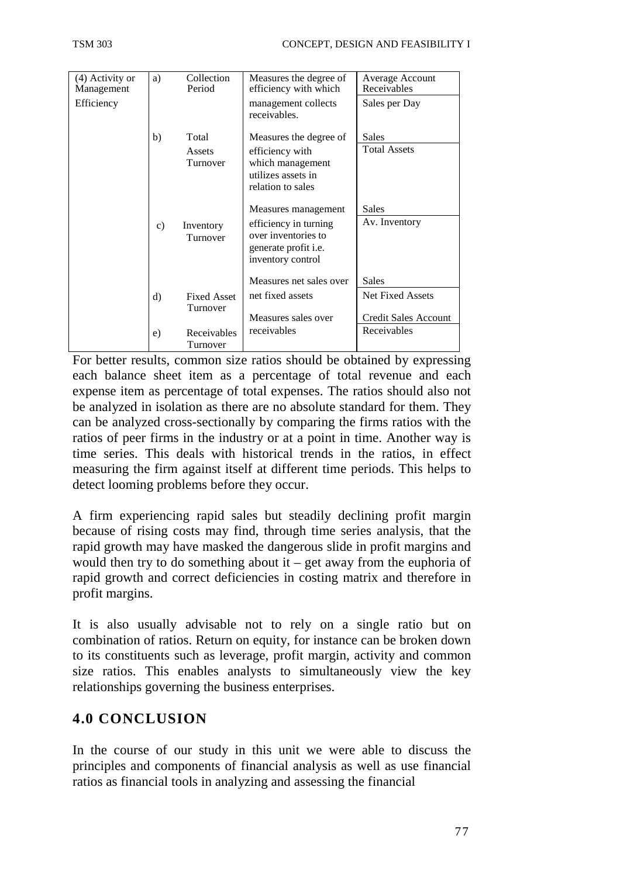| (4) Activity or Management Efficiency | a) | Collection Period | Measures the degree of efficiency with which management collects receivables. | $\frac{\text{Average Account Receivables}}{\text{Sales per Day}}$ |
|---|---|---|---|---|
| | b) | Total Assets Turnover | Measures the degree of efficiency with which management utilizes assets in relation to sales | $\frac{\text{Sales}}{\text{Total Assets}}$ |
| | c) | Inventory Turnover | Measures management efficiency in turning over inventories to generate profit i.e. inventory control | $\frac{\text{Sales}}{\text{Av. Inventory}}$ |
| | d) | Fixed Asset Turnover | Measures net sales over net fixed assets | $\frac{\text{Sales}}{\text{Net Fixed Assets}}$ |
| | e) | Receivables Turnover | Measures sales over receivables | $\frac{\text{Credit Sales Account}}{\text{Receivables}}$ |

For better results, common size ratios should be obtained by expressing each balance sheet item as a percentage of total revenue and each expense item as percentage of total expenses. The ratios should also not be analyzed in isolation as there are no absolute standard for them. They can be analyzed cross-sectionally by comparing the firms ratios with the ratios of peer firms in the industry or at a point in time. Another way is time series. This deals with historical trends in the ratios, in effect measuring the firm against itself at different time periods. This helps to detect looming problems before they occur.

A firm experiencing rapid sales but steadily declining profit margin because of rising costs may find, through time series analysis, that the rapid growth may have masked the dangerous slide in profit margins and would then try to do something about it – get away from the euphoria of rapid growth and correct deficiencies in costing matrix and therefore in profit margins.

It is also usually advisable not to rely on a single ratio but on combination of ratios. Return on equity, for instance can be broken down to its constituents such as leverage, profit margin, activity and common size ratios. This enables analysts to simultaneously view the key relationships governing the business enterprises.

## 4.0 CONCLUSION

In the course of our study in this unit we were able to discuss the principles and components of financial analysis as well as use financial ratios as financial tools in analyzing and assessing the financial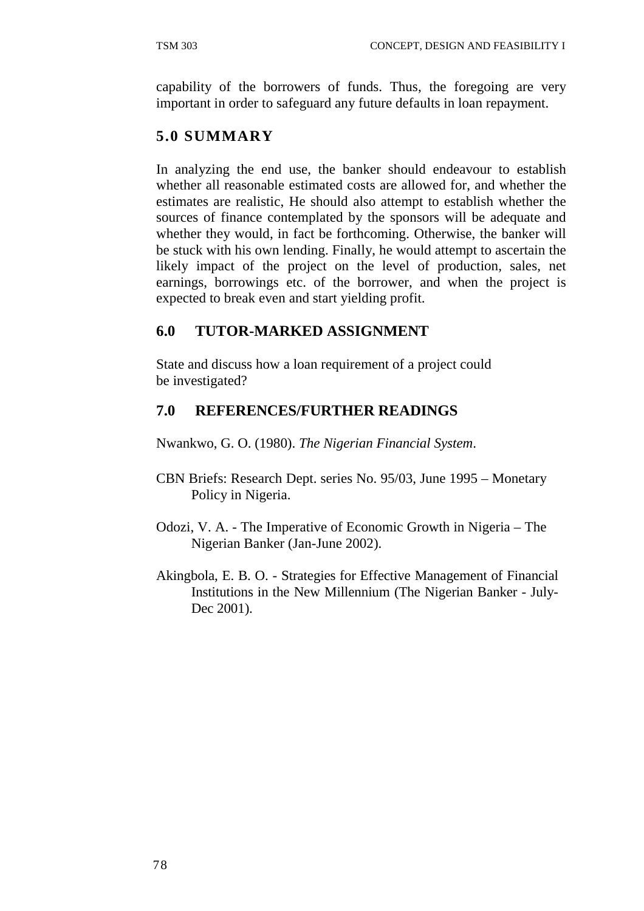capability of the borrowers of funds. Thus, the foregoing are very important in order to safeguard any future defaults in loan repayment.

## 5.0 SUMMARY

In analyzing the end use, the banker should endeavour to establish whether all reasonable estimated costs are allowed for, and whether the estimates are realistic, He should also attempt to establish whether the sources of finance contemplated by the sponsors will be adequate and whether they would, in fact be forthcoming. Otherwise, the banker will be stuck with his own lending. Finally, he would attempt to ascertain the likely impact of the project on the level of production, sales, net earnings, borrowings etc. of the borrower, and when the project is expected to break even and start yielding profit.

## 6.0 TUTOR-MARKED ASSIGNMENT

State and discuss how a loan requirement of a project could be investigated?

## 7.0 REFERENCES/FURTHER READINGS

Nwankwo, G. O. (1980). *The Nigerian Financial System*.

CBN Briefs: Research Dept. series No. 95/03, June 1995 – Monetary Policy in Nigeria.

Odozi, V. A. - The Imperative of Economic Growth in Nigeria – The Nigerian Banker (Jan-June 2002).

Akingbola, E. B. O. - Strategies for Effective Management of Financial Institutions in the New Millennium (The Nigerian Banker - July-Dec 2001).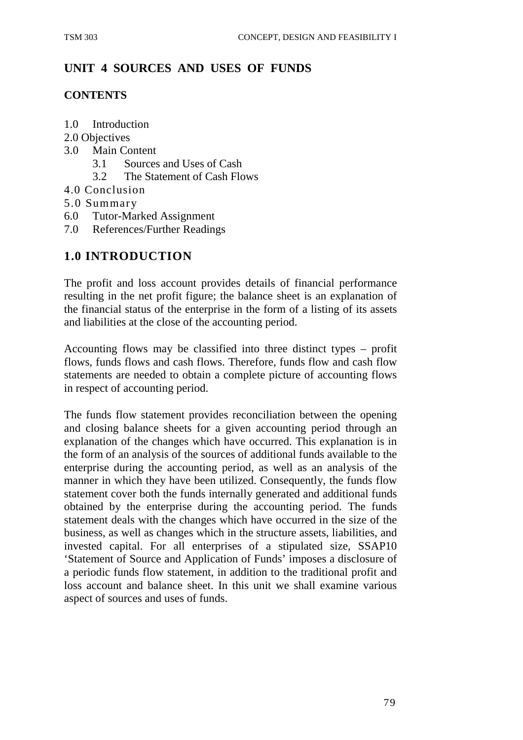## UNIT 4 SOURCES AND USES OF FUNDS

**CONTENTS**

1.0 Introduction
2.0 Objectives
3.0 Main Content
 3.1 Sources and Uses of Cash
 3.2 The Statement of Cash Flows
4.0 Conclusion
5.0 Summary
6.0 Tutor-Marked Assignment
7.0 References/Further Readings

## 1.0 INTRODUCTION

The profit and loss account provides details of financial performance resulting in the net profit figure; the balance sheet is an explanation of the financial status of the enterprise in the form of a listing of its assets and liabilities at the close of the accounting period.

Accounting flows may be classified into three distinct types – profit flows, funds flows and cash flows. Therefore, funds flow and cash flow statements are needed to obtain a complete picture of accounting flows in respect of accounting period.

The funds flow statement provides reconciliation between the opening and closing balance sheets for a given accounting period through an explanation of the changes which have occurred. This explanation is in the form of an analysis of the sources of additional funds available to the enterprise during the accounting period, as well as an analysis of the manner in which they have been utilized. Consequently, the funds flow statement cover both the funds internally generated and additional funds obtained by the enterprise during the accounting period. The funds statement deals with the changes which have occurred in the size of the business, as well as changes which in the structure assets, liabilities, and invested capital. For all enterprises of a stipulated size, SSAP10 'Statement of Source and Application of Funds' imposes a disclosure of a periodic funds flow statement, in addition to the traditional profit and loss account and balance sheet. In this unit we shall examine various aspect of sources and uses of funds.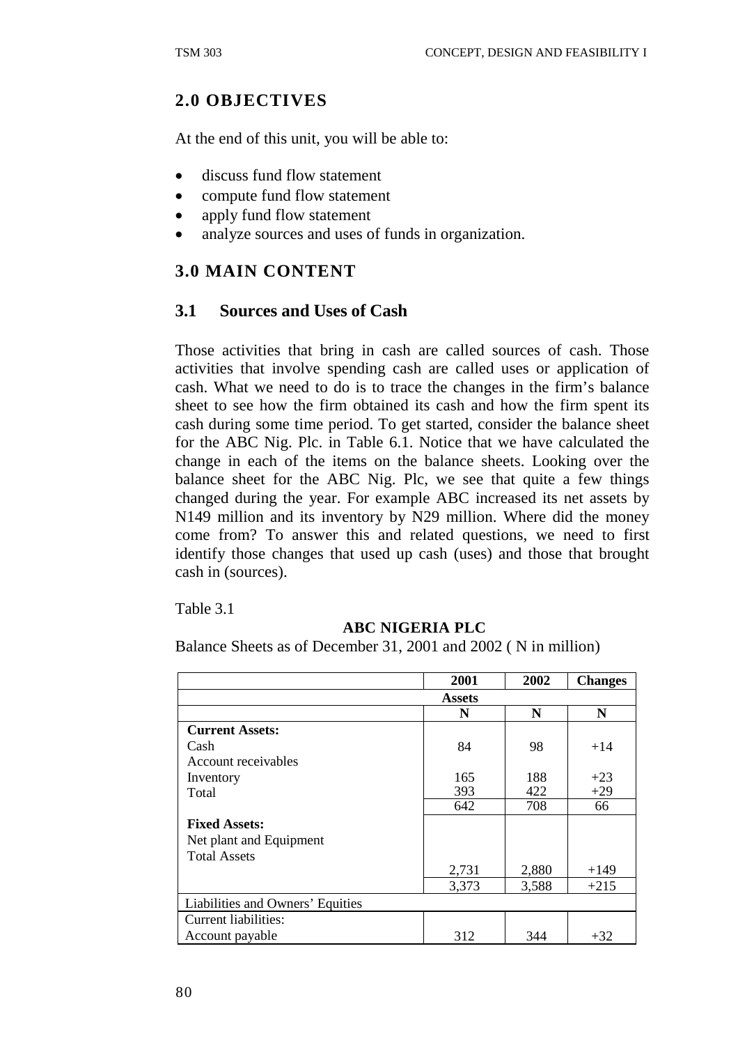## 2.0 OBJECTIVES

At the end of this unit, you will be able to:

- discuss fund flow statement
- compute fund flow statement
- apply fund flow statement
- analyze sources and uses of funds in organization.

## 3.0 MAIN CONTENT

### 3.1 Sources and Uses of Cash

Those activities that bring in cash are called sources of cash. Those activities that involve spending cash are called uses or application of cash. What we need to do is to trace the changes in the firm's balance sheet to see how the firm obtained its cash and how the firm spent its cash during some time period. To get started, consider the balance sheet for the ABC Nig. Plc. in Table 6.1. Notice that we have calculated the change in each of the items on the balance sheets. Looking over the balance sheet for the ABC Nig. Plc, we see that quite a few things changed during the year. For example ABC increased its net assets by N149 million and its inventory by N29 million. Where did the money come from? To answer this and related questions, we need to first identify those changes that used up cash (uses) and those that brought cash in (sources).

Table 3.1

**ABC NIGERIA PLC**

Balance Sheets as of December 31, 2001 and 2002 ( N in million)

| | 2001 | 2002 | Changes |
|---|---|---|---|
| **Assets** | | | |
| | N | N | N |
| **Current Assets:** | | | |
| Cash | 84 | 98 | +14 |
| Account receivables | | | |
| Inventory | 165 | 188 | +23 |
| Total | 393 | 422 | +29 |
| | 642 | 708 | 66 |
| **Fixed Assets:** | | | |
| Net plant and Equipment | | | |
| Total Assets | | | |
| | 2,731 | 2,880 | +149 |
| | 3,373 | 3,588 | +215 |
| Liabilities and Owners' Equities | | | |
| Current liabilities: | | | |
| Account payable | 312 | 344 | +32 |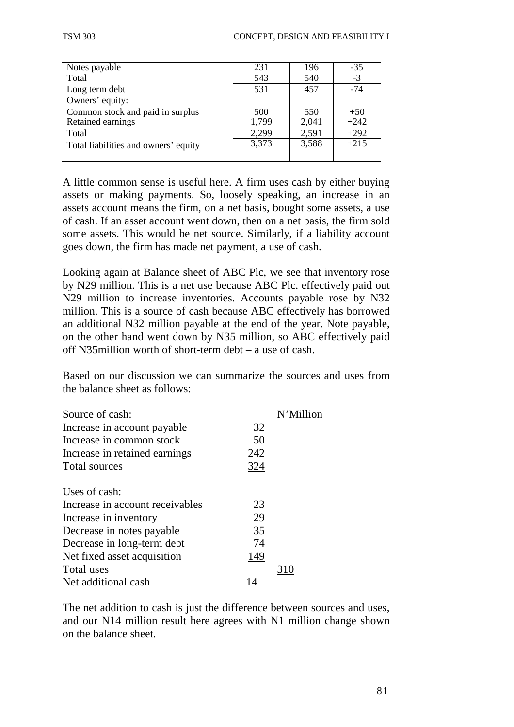| | | | |
|---|---|---|---|
| Notes payable | 231 | 196 | -35 |
| Total | 543 | 540 | -3 |
| Long term debt | 531 | 457 | -74 |
| Owners' equity: | | | |
| Common stock and paid in surplus | 500 | 550 | +50 |
| Retained earnings | 1,799 | 2,041 | +242 |
| Total | 2,299 | 2,591 | +292 |
| Total liabilities and owners' equity | 3,373 | 3,588 | +215 |
| | | | |

A little common sense is useful here. A firm uses cash by either buying assets or making payments. So, loosely speaking, an increase in an assets account means the firm, on a net basis, bought some assets, a use of cash. If an asset account went down, then on a net basis, the firm sold some assets. This would be net source. Similarly, if a liability account goes down, the firm has made net payment, a use of cash.

Looking again at Balance sheet of ABC Plc, we see that inventory rose by N29 million. This is a net use because ABC Plc. effectively paid out N29 million to increase inventories. Accounts payable rose by N32 million. This is a source of cash because ABC effectively has borrowed an additional N32 million payable at the end of the year. Note payable, on the other hand went down by N35 million, so ABC effectively paid off N35million worth of short-term debt – a use of cash.

Based on our discussion we can summarize the sources and uses from the balance sheet as follows:

| | | N'Million |
|---|---|---|
| Source of cash: | | |
| Increase in account payable | 32 | |
| Increase in common stock | 50 | |
| Increase in retained earnings | 242 | |
| Total sources | 324 | |
| | | |
| Uses of cash: | | |
| Increase in account receivables | 23 | |
| Increase in inventory | 29 | |
| Decrease in notes payable | 35 | |
| Decrease in long-term debt | 74 | |
| Net fixed asset acquisition | 149 | |
| Total uses | | 310 |
| Net additional cash | 14 | |

The net addition to cash is just the difference between sources and uses, and our N14 million result here agrees with N1 million change shown on the balance sheet.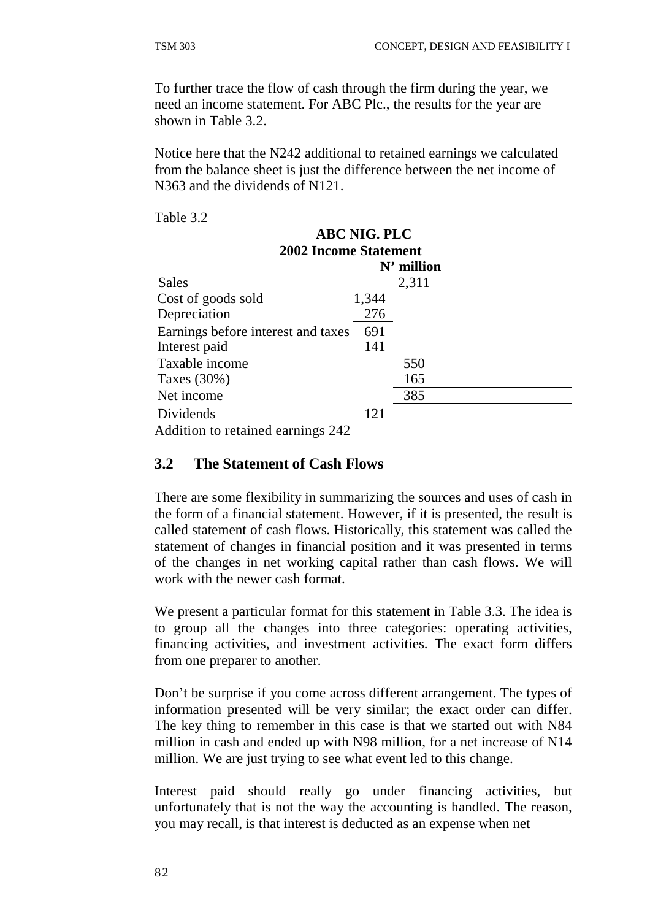To further trace the flow of cash through the firm during the year, we need an income statement. For ABC Plc., the results for the year are shown in Table 3.2.

Notice here that the N242 additional to retained earnings we calculated from the balance sheet is just the difference between the net income of N363 and the dividends of N121.

Table 3.2

**ABC NIG. PLC**
**2002 Income Statement**

| | | **N' million** |
|---|---|---|
| Sales | | 2,311 |
| Cost of goods sold | 1,344 | |
| Depreciation | 276 | |
| Earnings before interest and taxes | 691 | |
| Interest paid | 141 | |
| Taxable income | | 550 |
| Taxes (30%) | | 165 |
| Net income | | 385 |
| Dividends | 121 | |
| Addition to retained earnings 242 | | |

## 3.2 The Statement of Cash Flows

There are some flexibility in summarizing the sources and uses of cash in the form of a financial statement. However, if it is presented, the result is called statement of cash flows. Historically, this statement was called the statement of changes in financial position and it was presented in terms of the changes in net working capital rather than cash flows. We will work with the newer cash format.

We present a particular format for this statement in Table 3.3. The idea is to group all the changes into three categories: operating activities, financing activities, and investment activities. The exact form differs from one preparer to another.

Don't be surprise if you come across different arrangement. The types of information presented will be very similar; the exact order can differ. The key thing to remember in this case is that we started out with N84 million in cash and ended up with N98 million, for a net increase of N14 million. We are just trying to see what event led to this change.

Interest paid should really go under financing activities, but unfortunately that is not the way the accounting is handled. The reason, you may recall, is that interest is deducted as an expense when net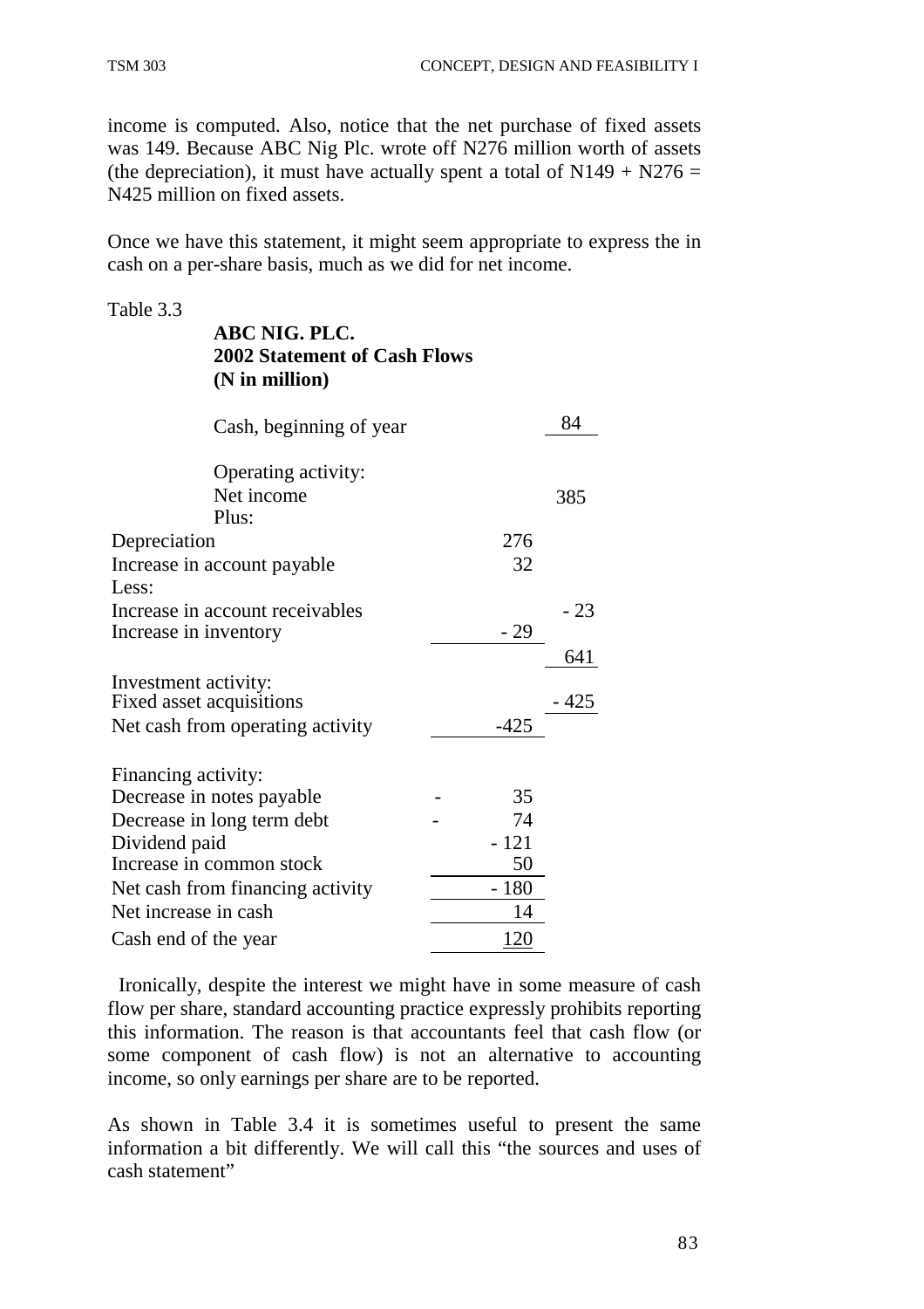income is computed. Also, notice that the net purchase of fixed assets was 149. Because ABC Nig Plc. wrote off N276 million worth of assets (the depreciation), it must have actually spent a total of N149 + N276 = N425 million on fixed assets.

Once we have this statement, it might seem appropriate to express the in cash on a per-share basis, much as we did for net income.

Table 3.3

**ABC NIG. PLC.**
**2002 Statement of Cash Flows**
**(N in million)**

| | | |
|---|---|---|
| Cash, beginning of year | | 84 |
| Operating activity: | | |
| Net income | | 385 |
| Plus: | | |
| Depreciation | 276 | |
| Increase in account payable | 32 | |
| Less: | | |
| Increase in account receivables | | - 23 |
| Increase in inventory | - 29 | |
| | | 641 |
| Investment activity: | | |
| Fixed asset acquisitions | | - 425 |
| Net cash from operating activity | -425 | |
| Financing activity: | | |
| Decrease in notes payable | - 35 | |
| Decrease in long term debt | - 74 | |
| Dividend paid | - 121 | |
| Increase in common stock | 50 | |
| Net cash from financing activity | - 180 | |
| Net increase in cash | 14 | |
| Cash end of the year | 120 | |

Ironically, despite the interest we might have in some measure of cash flow per share, standard accounting practice expressly prohibits reporting this information. The reason is that accountants feel that cash flow (or some component of cash flow) is not an alternative to accounting income, so only earnings per share are to be reported.

As shown in Table 3.4 it is sometimes useful to present the same information a bit differently. We will call this "the sources and uses of cash statement"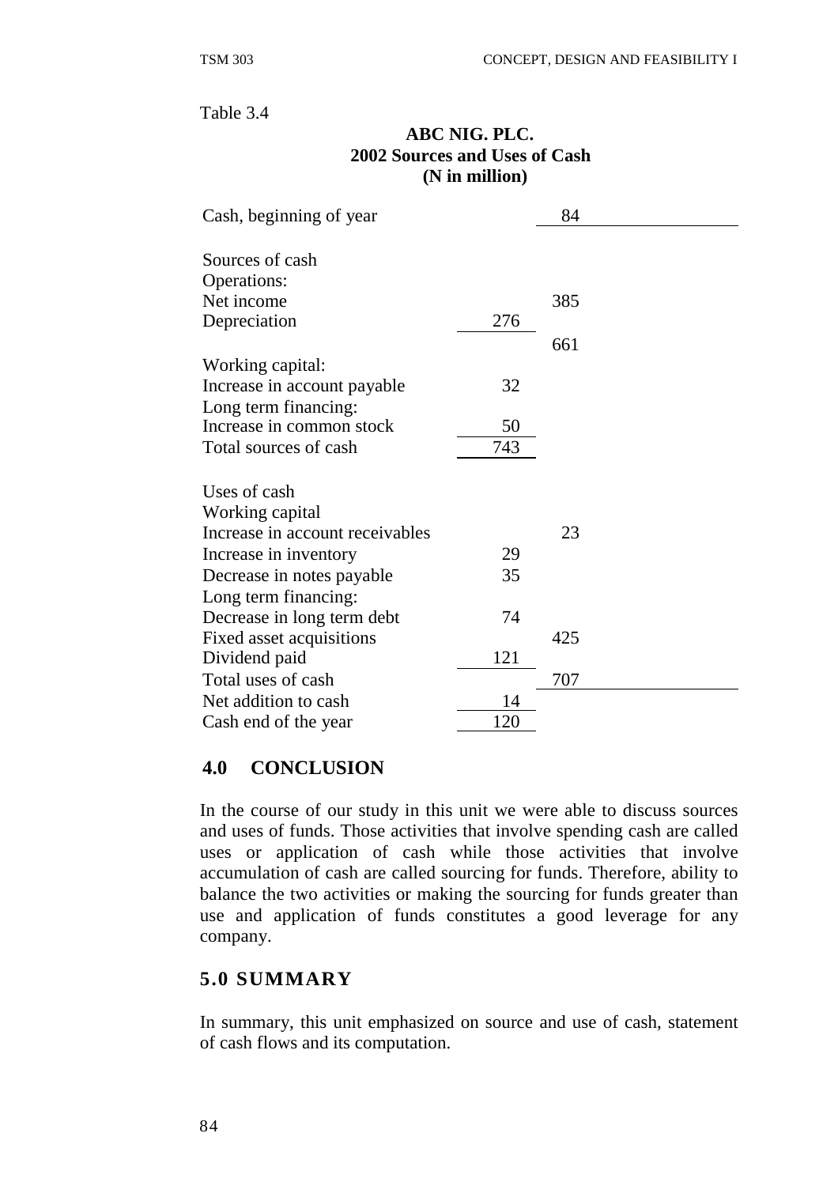Table 3.4

**ABC NIG. PLC.**
**2002 Sources and Uses of Cash**
**(N in million)**

| | | |
|---|---|---|
| Cash, beginning of year | | 84 |
| | | |
| Sources of cash | | |
| Operations: | | |
| Net income | | 385 |
| Depreciation | 276 | |
| | | 661 |
| Working capital: | | |
| Increase in account payable | 32 | |
| Long term financing: | | |
| Increase in common stock | 50 | |
| Total sources of cash | 743 | |
| | | |
| Uses of cash | | |
| Working capital | | |
| Increase in account receivables | | 23 |
| Increase in inventory | 29 | |
| Decrease in notes payable | 35 | |
| Long term financing: | | |
| Decrease in long term debt | 74 | |
| Fixed asset acquisitions | | 425 |
| Dividend paid | 121 | |
| Total uses of cash | | 707 |
| Net addition to cash | 14 | |
| Cash end of the year | 120 | |

## 4.0 CONCLUSION

In the course of our study in this unit we were able to discuss sources and uses of funds. Those activities that involve spending cash are called uses or application of cash while those activities that involve accumulation of cash are called sourcing for funds. Therefore, ability to balance the two activities or making the sourcing for funds greater than use and application of funds constitutes a good leverage for any company.

## 5.0 SUMMARY

In summary, this unit emphasized on source and use of cash, statement of cash flows and its computation.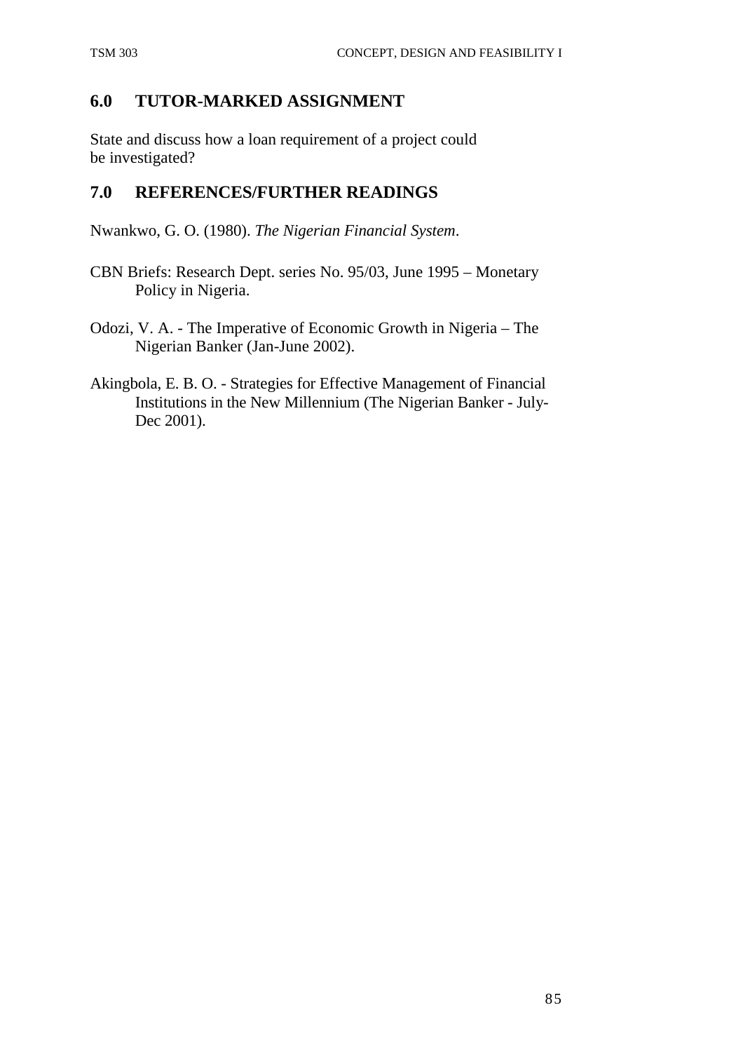## 6.0 TUTOR-MARKED ASSIGNMENT

State and discuss how a loan requirement of a project could be investigated?

## 7.0 REFERENCES/FURTHER READINGS

Nwankwo, G. O. (1980). *The Nigerian Financial System*.

CBN Briefs: Research Dept. series No. 95/03, June 1995 – Monetary Policy in Nigeria.

Odozi, V. A. - The Imperative of Economic Growth in Nigeria – The Nigerian Banker (Jan-June 2002).

Akingbola, E. B. O. - Strategies for Effective Management of Financial Institutions in the New Millennium (The Nigerian Banker - July-Dec 2001).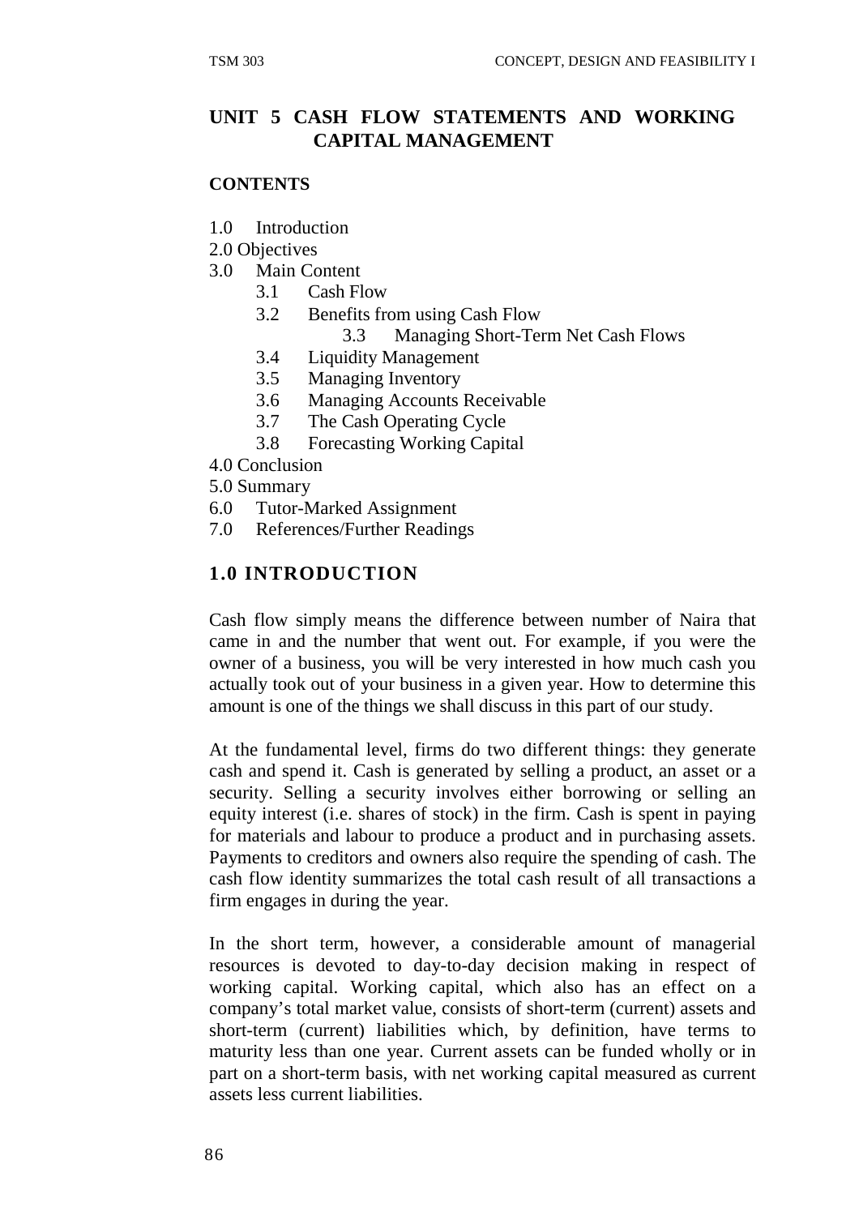# UNIT 5 CASH FLOW STATEMENTS AND WORKING CAPITAL MANAGEMENT

**CONTENTS**

1.0 Introduction
2.0 Objectives
3.0 Main Content
   3.1 Cash Flow
   3.2 Benefits from using Cash Flow
   3.3 Managing Short-Term Net Cash Flows
   3.4 Liquidity Management
   3.5 Managing Inventory
   3.6 Managing Accounts Receivable
   3.7 The Cash Operating Cycle
   3.8 Forecasting Working Capital
4.0 Conclusion
5.0 Summary
6.0 Tutor-Marked Assignment
7.0 References/Further Readings

## 1.0 INTRODUCTION

Cash flow simply means the difference between number of Naira that came in and the number that went out. For example, if you were the owner of a business, you will be very interested in how much cash you actually took out of your business in a given year. How to determine this amount is one of the things we shall discuss in this part of our study.

At the fundamental level, firms do two different things: they generate cash and spend it. Cash is generated by selling a product, an asset or a security. Selling a security involves either borrowing or selling an equity interest (i.e. shares of stock) in the firm. Cash is spent in paying for materials and labour to produce a product and in purchasing assets. Payments to creditors and owners also require the spending of cash. The cash flow identity summarizes the total cash result of all transactions a firm engages in during the year.

In the short term, however, a considerable amount of managerial resources is devoted to day-to-day decision making in respect of working capital. Working capital, which also has an effect on a company's total market value, consists of short-term (current) assets and short-term (current) liabilities which, by definition, have terms to maturity less than one year. Current assets can be funded wholly or in part on a short-term basis, with net working capital measured as current assets less current liabilities.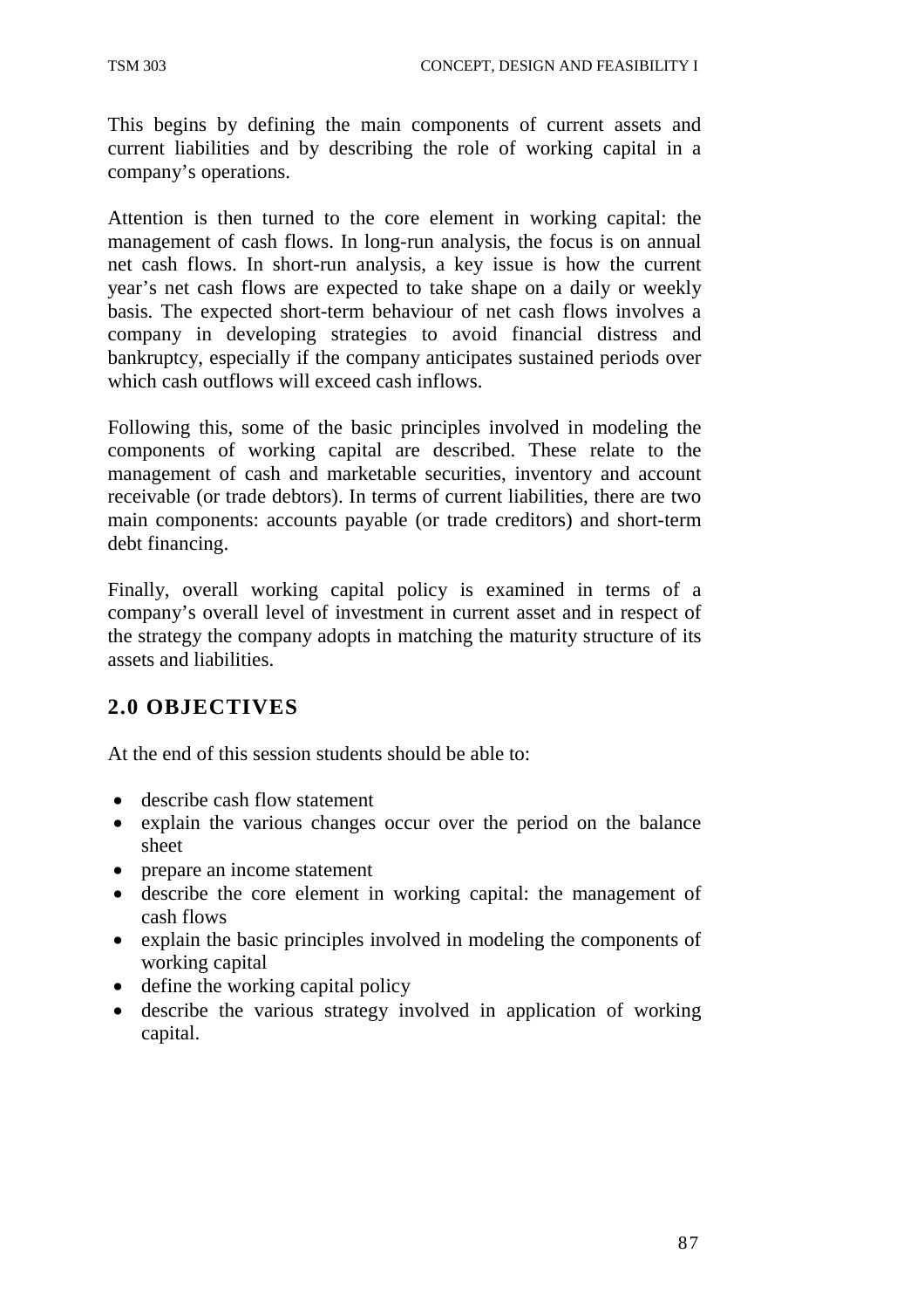This begins by defining the main components of current assets and current liabilities and by describing the role of working capital in a company's operations.

Attention is then turned to the core element in working capital: the management of cash flows. In long-run analysis, the focus is on annual net cash flows. In short-run analysis, a key issue is how the current year's net cash flows are expected to take shape on a daily or weekly basis. The expected short-term behaviour of net cash flows involves a company in developing strategies to avoid financial distress and bankruptcy, especially if the company anticipates sustained periods over which cash outflows will exceed cash inflows.

Following this, some of the basic principles involved in modeling the components of working capital are described. These relate to the management of cash and marketable securities, inventory and account receivable (or trade debtors). In terms of current liabilities, there are two main components: accounts payable (or trade creditors) and short-term debt financing.

Finally, overall working capital policy is examined in terms of a company's overall level of investment in current asset and in respect of the strategy the company adopts in matching the maturity structure of its assets and liabilities.

## 2.0 OBJECTIVES

At the end of this session students should be able to:

- describe cash flow statement
- explain the various changes occur over the period on the balance sheet
- prepare an income statement
- describe the core element in working capital: the management of cash flows
- explain the basic principles involved in modeling the components of working capital
- define the working capital policy
- describe the various strategy involved in application of working capital.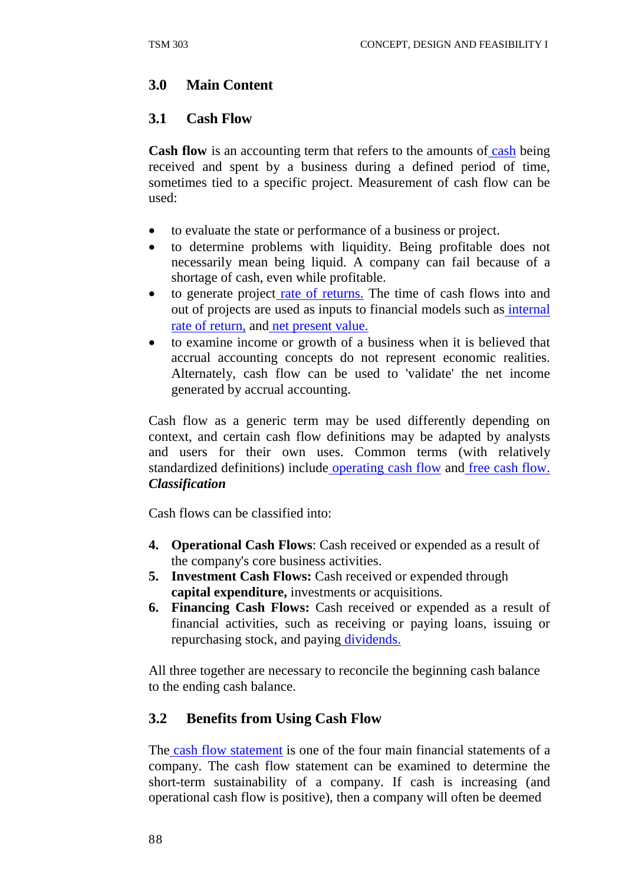## 3.0 Main Content

### 3.1 Cash Flow

**Cash flow** is an accounting term that refers to the amounts of cash being received and spent by a business during a defined period of time, sometimes tied to a specific project. Measurement of cash flow can be used:

- to evaluate the state or performance of a business or project.
- to determine problems with liquidity. Being profitable does not necessarily mean being liquid. A company can fail because of a shortage of cash, even while profitable.
- to generate project rate of returns. The time of cash flows into and out of projects are used as inputs to financial models such as internal rate of return, and net present value.
- to examine income or growth of a business when it is believed that accrual accounting concepts do not represent economic realities. Alternately, cash flow can be used to 'validate' the net income generated by accrual accounting.

Cash flow as a generic term may be used differently depending on context, and certain cash flow definitions may be adapted by analysts and users for their own uses. Common terms (with relatively standardized definitions) include operating cash flow and free cash flow.
***Classification***

Cash flows can be classified into:

4. **Operational Cash Flows**: Cash received or expended as a result of the company's core business activities.
5. **Investment Cash Flows:** Cash received or expended through **capital expenditure,** investments or acquisitions.
6. **Financing Cash Flows:** Cash received or expended as a result of financial activities, such as receiving or paying loans, issuing or repurchasing stock, and paying dividends.

All three together are necessary to reconcile the beginning cash balance to the ending cash balance.

### 3.2 Benefits from Using Cash Flow

The cash flow statement is one of the four main financial statements of a company. The cash flow statement can be examined to determine the short-term sustainability of a company. If cash is increasing (and operational cash flow is positive), then a company will often be deemed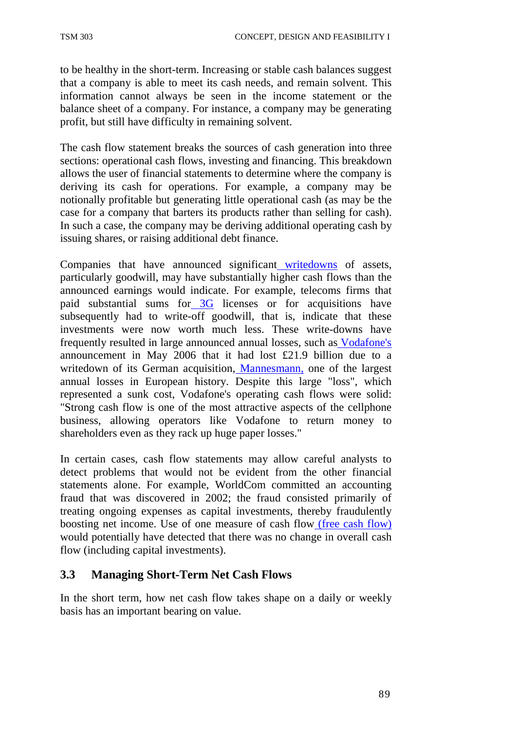to be healthy in the short-term. Increasing or stable cash balances suggest that a company is able to meet its cash needs, and remain solvent. This information cannot always be seen in the income statement or the balance sheet of a company. For instance, a company may be generating profit, but still have difficulty in remaining solvent.

The cash flow statement breaks the sources of cash generation into three sections: operational cash flows, investing and financing. This breakdown allows the user of financial statements to determine where the company is deriving its cash for operations. For example, a company may be notionally profitable but generating little operational cash (as may be the case for a company that barters its products rather than selling for cash). In such a case, the company may be deriving additional operating cash by issuing shares, or raising additional debt finance.

Companies that have announced significant writedowns of assets, particularly goodwill, may have substantially higher cash flows than the announced earnings would indicate. For example, telecoms firms that paid substantial sums for 3G licenses or for acquisitions have subsequently had to write-off goodwill, that is, indicate that these investments were now worth much less. These write-downs have frequently resulted in large announced annual losses, such as Vodafone's announcement in May 2006 that it had lost £21.9 billion due to a writedown of its German acquisition, Mannesmann, one of the largest annual losses in European history. Despite this large "loss", which represented a sunk cost, Vodafone's operating cash flows were solid: "Strong cash flow is one of the most attractive aspects of the cellphone business, allowing operators like Vodafone to return money to shareholders even as they rack up huge paper losses."

In certain cases, cash flow statements may allow careful analysts to detect problems that would not be evident from the other financial statements alone. For example, WorldCom committed an accounting fraud that was discovered in 2002; the fraud consisted primarily of treating ongoing expenses as capital investments, thereby fraudulently boosting net income. Use of one measure of cash flow (free cash flow) would potentially have detected that there was no change in overall cash flow (including capital investments).

### 3.3 Managing Short-Term Net Cash Flows

In the short term, how net cash flow takes shape on a daily or weekly basis has an important bearing on value.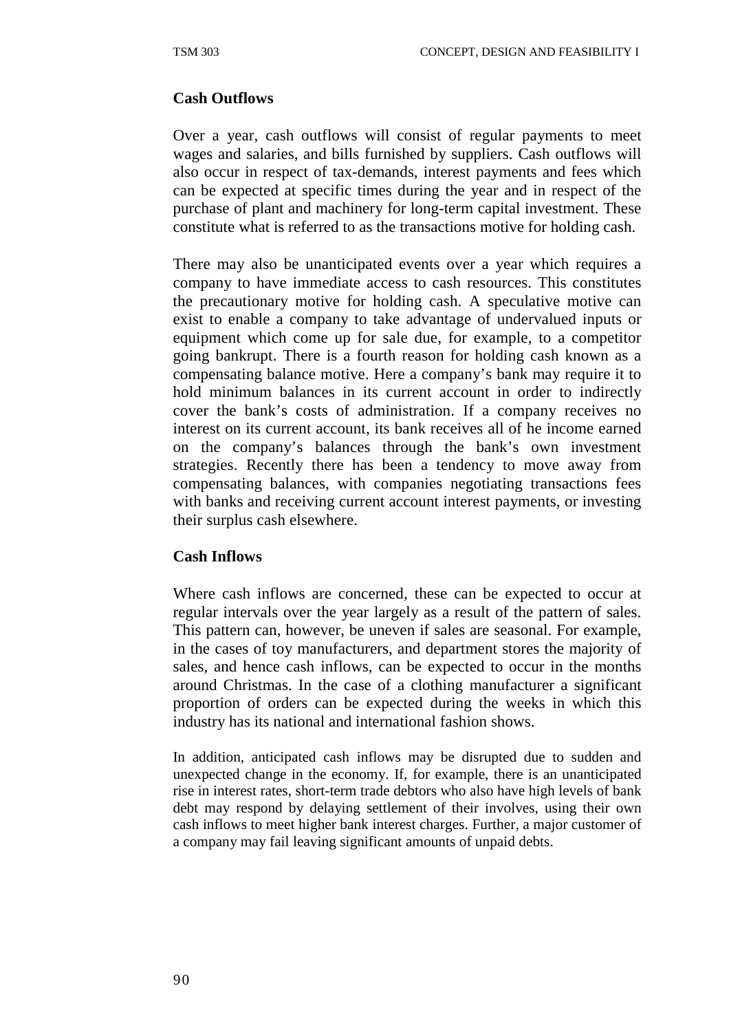**Cash Outflows**

Over a year, cash outflows will consist of regular payments to meet wages and salaries, and bills furnished by suppliers. Cash outflows will also occur in respect of tax-demands, interest payments and fees which can be expected at specific times during the year and in respect of the purchase of plant and machinery for long-term capital investment. These constitute what is referred to as the transactions motive for holding cash.

There may also be unanticipated events over a year which requires a company to have immediate access to cash resources. This constitutes the precautionary motive for holding cash. A speculative motive can exist to enable a company to take advantage of undervalued inputs or equipment which come up for sale due, for example, to a competitor going bankrupt. There is a fourth reason for holding cash known as a compensating balance motive. Here a company's bank may require it to hold minimum balances in its current account in order to indirectly cover the bank's costs of administration. If a company receives no interest on its current account, its bank receives all of he income earned on the company's balances through the bank's own investment strategies. Recently there has been a tendency to move away from compensating balances, with companies negotiating transactions fees with banks and receiving current account interest payments, or investing their surplus cash elsewhere.

**Cash Inflows**

Where cash inflows are concerned, these can be expected to occur at regular intervals over the year largely as a result of the pattern of sales. This pattern can, however, be uneven if sales are seasonal. For example, in the cases of toy manufacturers, and department stores the majority of sales, and hence cash inflows, can be expected to occur in the months around Christmas. In the case of a clothing manufacturer a significant proportion of orders can be expected during the weeks in which this industry has its national and international fashion shows.

In addition, anticipated cash inflows may be disrupted due to sudden and unexpected change in the economy. If, for example, there is an unanticipated rise in interest rates, short-term trade debtors who also have high levels of bank debt may respond by delaying settlement of their involves, using their own cash inflows to meet higher bank interest charges. Further, a major customer of a company may fail leaving significant amounts of unpaid debts.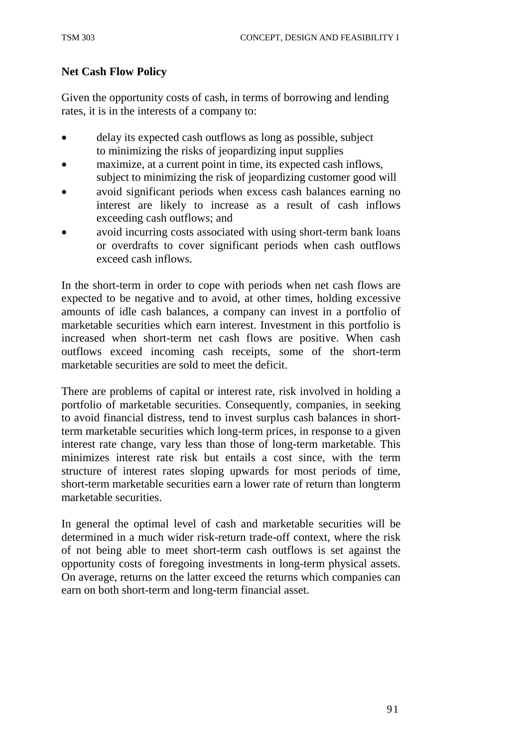**Net Cash Flow Policy**

Given the opportunity costs of cash, in terms of borrowing and lending rates, it is in the interests of a company to:

- delay its expected cash outflows as long as possible, subject to minimizing the risks of jeopardizing input supplies
- maximize, at a current point in time, its expected cash inflows, subject to minimizing the risk of jeopardizing customer good will
- avoid significant periods when excess cash balances earning no interest are likely to increase as a result of cash inflows exceeding cash outflows; and
- avoid incurring costs associated with using short-term bank loans or overdrafts to cover significant periods when cash outflows exceed cash inflows.

In the short-term in order to cope with periods when net cash flows are expected to be negative and to avoid, at other times, holding excessive amounts of idle cash balances, a company can invest in a portfolio of marketable securities which earn interest. Investment in this portfolio is increased when short-term net cash flows are positive. When cash outflows exceed incoming cash receipts, some of the short-term marketable securities are sold to meet the deficit.

There are problems of capital or interest rate, risk involved in holding a portfolio of marketable securities. Consequently, companies, in seeking to avoid financial distress, tend to invest surplus cash balances in short-term marketable securities which long-term prices, in response to a given interest rate change, vary less than those of long-term marketable. This minimizes interest rate risk but entails a cost since, with the term structure of interest rates sloping upwards for most periods of time, short-term marketable securities earn a lower rate of return than longterm marketable securities.

In general the optimal level of cash and marketable securities will be determined in a much wider risk-return trade-off context, where the risk of not being able to meet short-term cash outflows is set against the opportunity costs of foregoing investments in long-term physical assets. On average, returns on the latter exceed the returns which companies can earn on both short-term and long-term financial asset.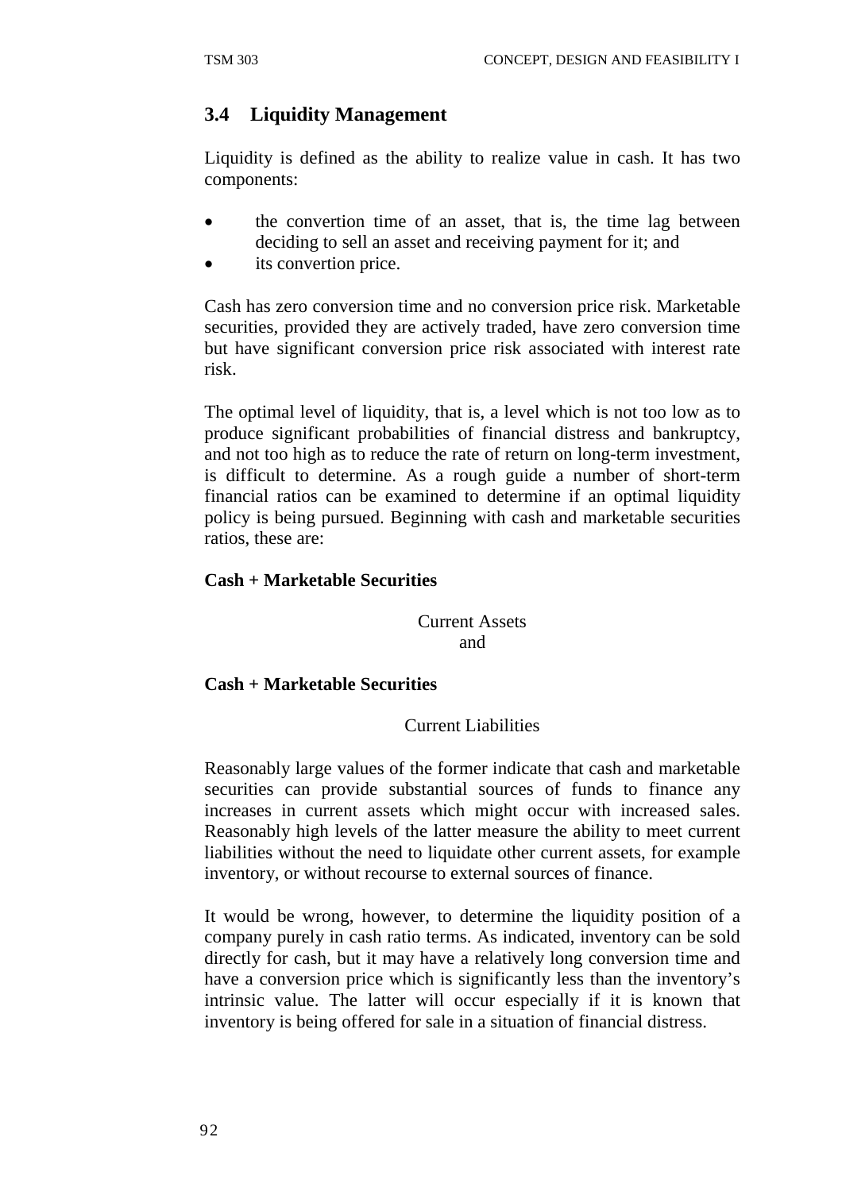## 3.4 Liquidity Management

Liquidity is defined as the ability to realize value in cash. It has two components:

- the convertion time of an asset, that is, the time lag between deciding to sell an asset and receiving payment for it; and
- its convertion price.

Cash has zero conversion time and no conversion price risk. Marketable securities, provided they are actively traded, have zero conversion time but have significant conversion price risk associated with interest rate risk.

The optimal level of liquidity, that is, a level which is not too low as to produce significant probabilities of financial distress and bankruptcy, and not too high as to reduce the rate of return on long-term investment, is difficult to determine. As a rough guide a number of short-term financial ratios can be examined to determine if an optimal liquidity policy is being pursued. Beginning with cash and marketable securities ratios, these are:

**Cash + Marketable Securities**

Current Assets

and

**Cash + Marketable Securities**

Current Liabilities

Reasonably large values of the former indicate that cash and marketable securities can provide substantial sources of funds to finance any increases in current assets which might occur with increased sales. Reasonably high levels of the latter measure the ability to meet current liabilities without the need to liquidate other current assets, for example inventory, or without recourse to external sources of finance.

It would be wrong, however, to determine the liquidity position of a company purely in cash ratio terms. As indicated, inventory can be sold directly for cash, but it may have a relatively long conversion time and have a conversion price which is significantly less than the inventory's intrinsic value. The latter will occur especially if it is known that inventory is being offered for sale in a situation of financial distress.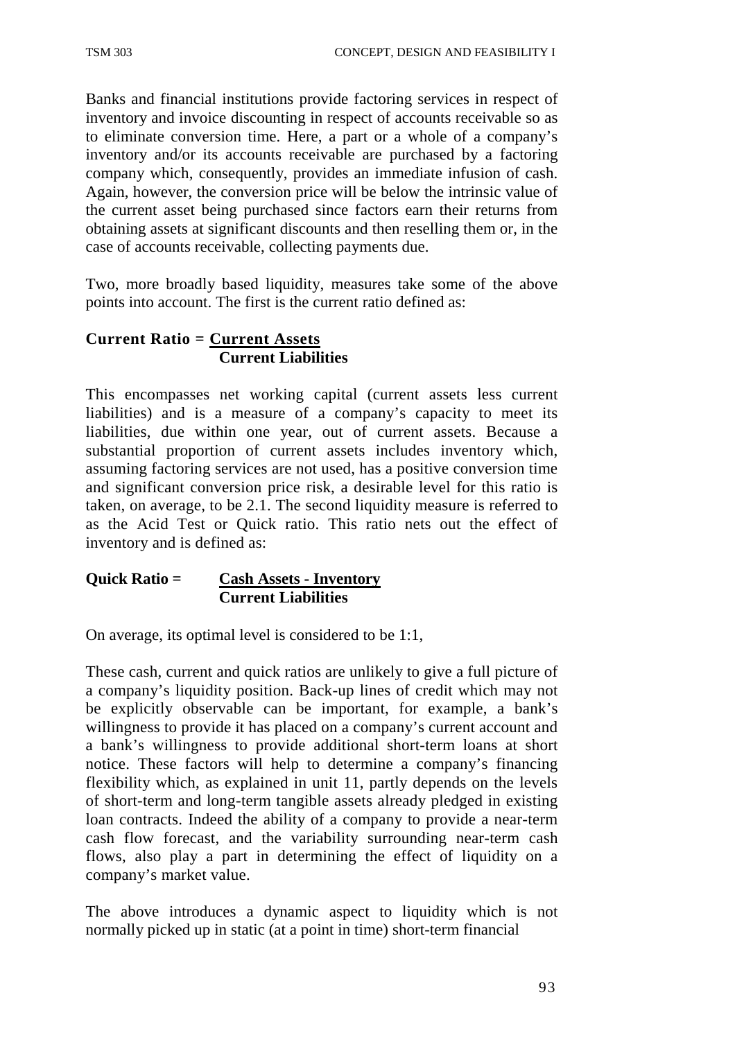Banks and financial institutions provide factoring services in respect of inventory and invoice discounting in respect of accounts receivable so as to eliminate conversion time. Here, a part or a whole of a company's inventory and/or its accounts receivable are purchased by a factoring company which, consequently, provides an immediate infusion of cash. Again, however, the conversion price will be below the intrinsic value of the current asset being purchased since factors earn their returns from obtaining assets at significant discounts and then reselling them or, in the case of accounts receivable, collecting payments due.

Two, more broadly based liquidity, measures take some of the above points into account. The first is the current ratio defined as:

$$\textbf{Current Ratio} = \frac{\textbf{Current Assets}}{\textbf{Current Liabilities}}$$

This encompasses net working capital (current assets less current liabilities) and is a measure of a company's capacity to meet its liabilities, due within one year, out of current assets. Because a substantial proportion of current assets includes inventory which, assuming factoring services are not used, has a positive conversion time and significant conversion price risk, a desirable level for this ratio is taken, on average, to be 2.1. The second liquidity measure is referred to as the Acid Test or Quick ratio. This ratio nets out the effect of inventory and is defined as:

$$\textbf{Quick Ratio} = \frac{\textbf{Cash Assets - Inventory}}{\textbf{Current Liabilities}}$$

On average, its optimal level is considered to be 1:1,

These cash, current and quick ratios are unlikely to give a full picture of a company's liquidity position. Back-up lines of credit which may not be explicitly observable can be important, for example, a bank's willingness to provide it has placed on a company's current account and a bank's willingness to provide additional short-term loans at short notice. These factors will help to determine a company's financing flexibility which, as explained in unit 11, partly depends on the levels of short-term and long-term tangible assets already pledged in existing loan contracts. Indeed the ability of a company to provide a near-term cash flow forecast, and the variability surrounding near-term cash flows, also play a part in determining the effect of liquidity on a company's market value.

The above introduces a dynamic aspect to liquidity which is not normally picked up in static (at a point in time) short-term financial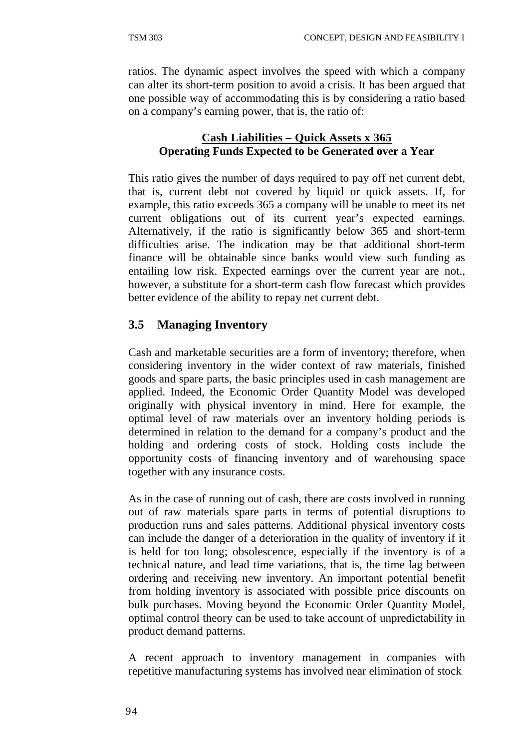ratios. The dynamic aspect involves the speed with which a company can alter its short-term position to avoid a crisis. It has been argued that one possible way of accommodating this is by considering a ratio based on a company's earning power, that is, the ratio of:

$$\frac{\text{Cash Liabilities} - \text{Quick Assets} \times 365}{\text{Operating Funds Expected to be Generated over a Year}}$$

This ratio gives the number of days required to pay off net current debt, that is, current debt not covered by liquid or quick assets. If, for example, this ratio exceeds 365 a company will be unable to meet its net current obligations out of its current year's expected earnings. Alternatively, if the ratio is significantly below 365 and short-term difficulties arise. The indication may be that additional short-term finance will be obtainable since banks would view such funding as entailing low risk. Expected earnings over the current year are not., however, a substitute for a short-term cash flow forecast which provides better evidence of the ability to repay net current debt.

## 3.5 Managing Inventory

Cash and marketable securities are a form of inventory; therefore, when considering inventory in the wider context of raw materials, finished goods and spare parts, the basic principles used in cash management are applied. Indeed, the Economic Order Quantity Model was developed originally with physical inventory in mind. Here for example, the optimal level of raw materials over an inventory holding periods is determined in relation to the demand for a company's product and the holding and ordering costs of stock. Holding costs include the opportunity costs of financing inventory and of warehousing space together with any insurance costs.

As in the case of running out of cash, there are costs involved in running out of raw materials spare parts in terms of potential disruptions to production runs and sales patterns. Additional physical inventory costs can include the danger of a deterioration in the quality of inventory if it is held for too long; obsolescence, especially if the inventory is of a technical nature, and lead time variations, that is, the time lag between ordering and receiving new inventory. An important potential benefit from holding inventory is associated with possible price discounts on bulk purchases. Moving beyond the Economic Order Quantity Model, optimal control theory can be used to take account of unpredictability in product demand patterns.

A recent approach to inventory management in companies with repetitive manufacturing systems has involved near elimination of stock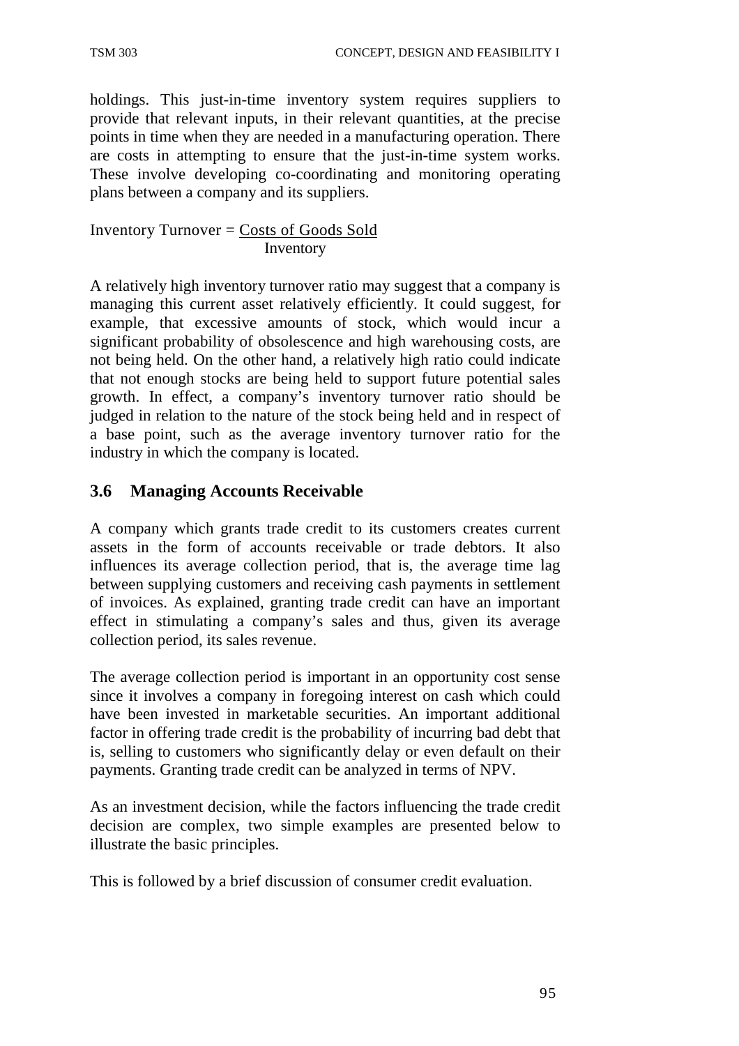holdings. This just-in-time inventory system requires suppliers to provide that relevant inputs, in their relevant quantities, at the precise points in time when they are needed in a manufacturing operation. There are costs in attempting to ensure that the just-in-time system works. These involve developing co-coordinating and monitoring operating plans between a company and its suppliers.

$$\text{Inventory Turnover} = \frac{\text{Costs of Goods Sold}}{\text{Inventory}}$$

A relatively high inventory turnover ratio may suggest that a company is managing this current asset relatively efficiently. It could suggest, for example, that excessive amounts of stock, which would incur a significant probability of obsolescence and high warehousing costs, are not being held. On the other hand, a relatively high ratio could indicate that not enough stocks are being held to support future potential sales growth. In effect, a company's inventory turnover ratio should be judged in relation to the nature of the stock being held and in respect of a base point, such as the average inventory turnover ratio for the industry in which the company is located.

### 3.6 Managing Accounts Receivable

A company which grants trade credit to its customers creates current assets in the form of accounts receivable or trade debtors. It also influences its average collection period, that is, the average time lag between supplying customers and receiving cash payments in settlement of invoices. As explained, granting trade credit can have an important effect in stimulating a company's sales and thus, given its average collection period, its sales revenue.

The average collection period is important in an opportunity cost sense since it involves a company in foregoing interest on cash which could have been invested in marketable securities. An important additional factor in offering trade credit is the probability of incurring bad debt that is, selling to customers who significantly delay or even default on their payments. Granting trade credit can be analyzed in terms of NPV.

As an investment decision, while the factors influencing the trade credit decision are complex, two simple examples are presented below to illustrate the basic principles.

This is followed by a brief discussion of consumer credit evaluation.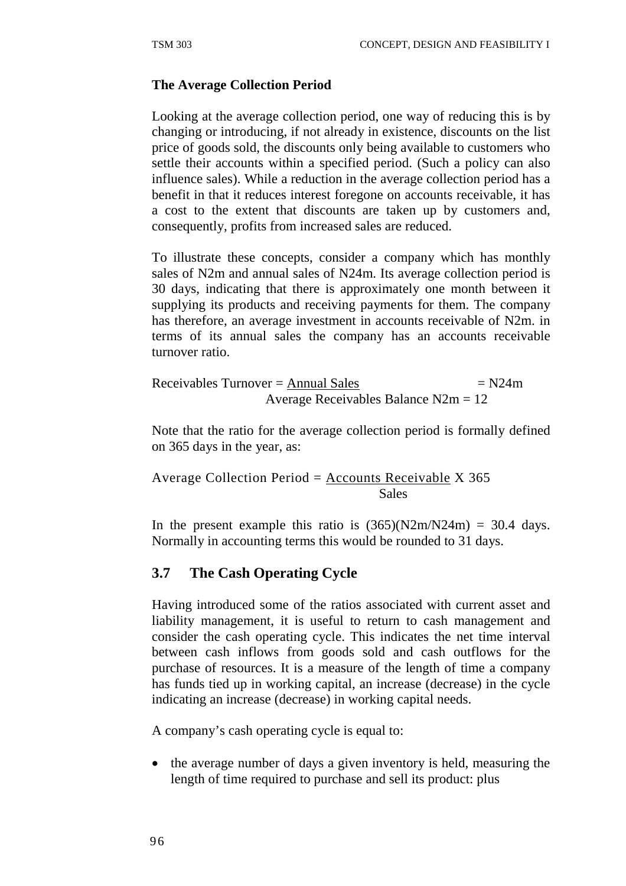**The Average Collection Period**

Looking at the average collection period, one way of reducing this is by changing or introducing, if not already in existence, discounts on the list price of goods sold, the discounts only being available to customers who settle their accounts within a specified period. (Such a policy can also influence sales). While a reduction in the average collection period has a benefit in that it reduces interest foregone on accounts receivable, it has a cost to the extent that discounts are taken up by customers and, consequently, profits from increased sales are reduced.

To illustrate these concepts, consider a company which has monthly sales of N2m and annual sales of N24m. Its average collection period is 30 days, indicating that there is approximately one month between it supplying its products and receiving payments for them. The company has therefore, an average investment in accounts receivable of N2m. in terms of its annual sales the company has an accounts receivable turnover ratio.

$$\text{Receivables Turnover} = \frac{\text{Annual Sales}}{\text{Average Receivables Balance}} = \frac{N24m}{N2m} = 12$$

Note that the ratio for the average collection period is formally defined on 365 days in the year, as:

$$\text{Average Collection Period} = \frac{\text{Accounts Receivable}}{\text{Sales}} \times 365$$

In the present example this ratio is (365)(N2m/N24m) = 30.4 days. Normally in accounting terms this would be rounded to 31 days.

## 3.7 The Cash Operating Cycle

Having introduced some of the ratios associated with current asset and liability management, it is useful to return to cash management and consider the cash operating cycle. This indicates the net time interval between cash inflows from goods sold and cash outflows for the purchase of resources. It is a measure of the length of time a company has funds tied up in working capital, an increase (decrease) in the cycle indicating an increase (decrease) in working capital needs.

A company's cash operating cycle is equal to:

- the average number of days a given inventory is held, measuring the length of time required to purchase and sell its product: plus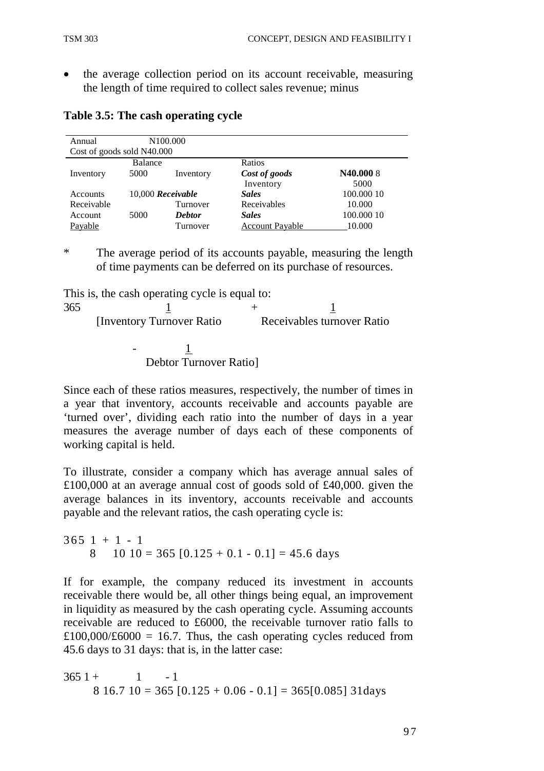- the average collection period on its account receivable, measuring the length of time required to collect sales revenue; minus

**Table 3.5: The cash operating cycle**

| Annual | N100.000 | | | |
|---|---|---|---|---|
| Cost of goods sold N40.000 | | | | |
| | Balance | | Ratios | |
| Inventory | 5000 | Inventory | ***Cost of goods*** Inventory | **N40.000** 8 5000 |
| Accounts Receivable | 10,000 | ***Receivable*** Turnover | ***Sales*** Receivables | 100.000 10 10.000 |
| Account Payable | 5000 | ***Debtor*** Turnover | ***Sales*** Account Payable | 100.000 10 10.000 |

\* The average period of its accounts payable, measuring the length of time payments can be deferred on its purchase of resources.

This is, the cash operating cycle is equal to:

$$365 \left[\frac{1}{\text{Inventory Turnover Ratio}} + \frac{1}{\text{Receivables turnover Ratio}} - \frac{1}{\text{Debtor Turnover Ratio}}\right]$$

Since each of these ratios measures, respectively, the number of times in a year that inventory, accounts receivable and accounts payable are 'turned over', dividing each ratio into the number of days in a year measures the average number of days each of these components of working capital is held.

To illustrate, consider a company which has average annual sales of £100,000 at an average annual cost of goods sold of £40,000. given the average balances in its inventory, accounts receivable and accounts payable and the relevant ratios, the cash operating cycle is:

$$365 \left[\frac{1}{8} + \frac{1}{10} - \frac{1}{10}\right] = 365\,[0.125 + 0.1 - 0.1] = 45.6 \text{ days}$$

If for example, the company reduced its investment in accounts receivable there would be, all other things being equal, an improvement in liquidity as measured by the cash operating cycle. Assuming accounts receivable are reduced to £6000, the receivable turnover ratio falls to £100,000/£6000 = 16.7. Thus, the cash operating cycles reduced from 45.6 days to 31 days: that is, in the latter case:

$$365 \left[\frac{1}{8} + \frac{1}{16.7} - \frac{1}{10}\right] = 365\,[0.125 + 0.06 - 0.1] = 365[0.085]\ 31\text{days}$$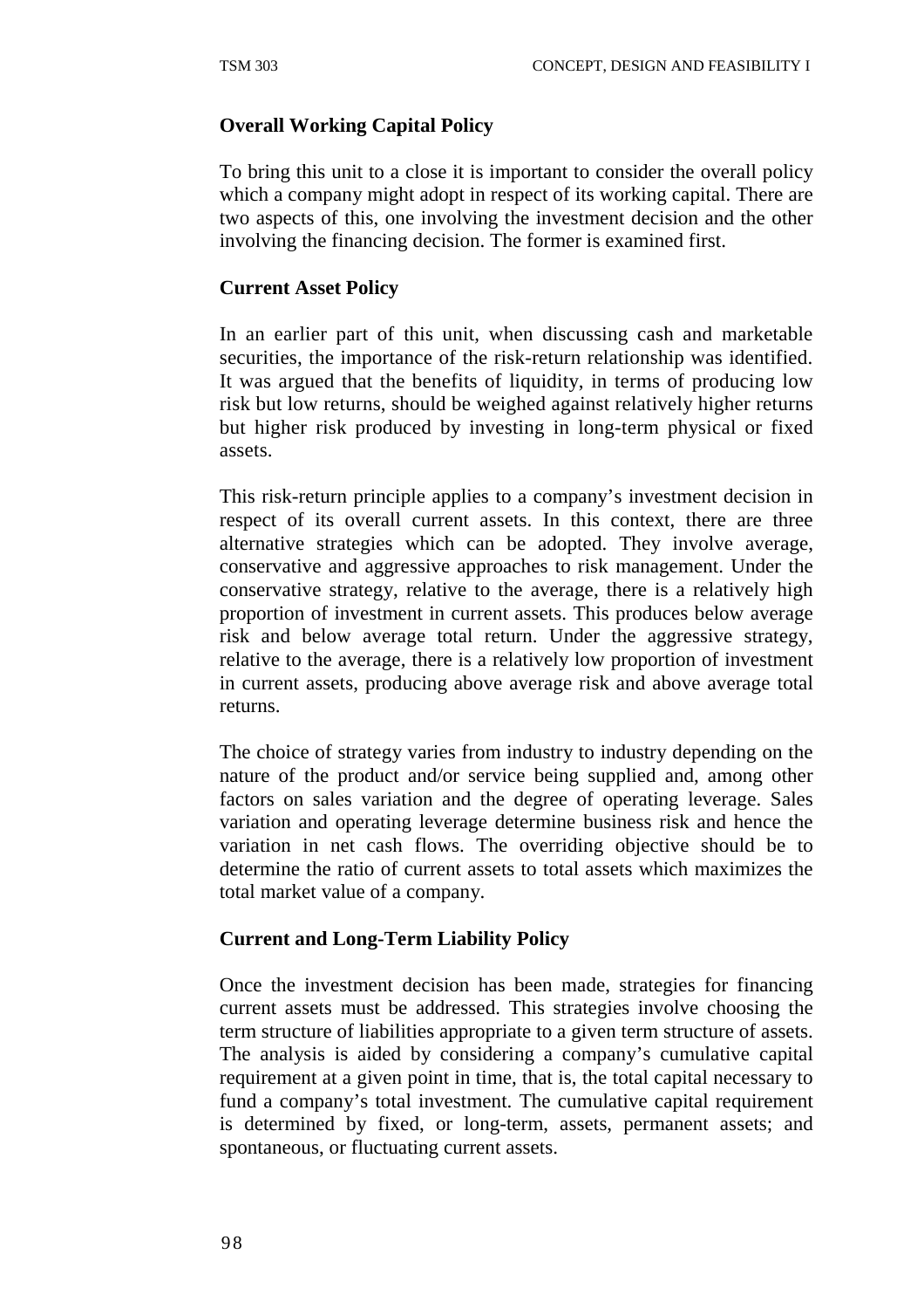### Overall Working Capital Policy

To bring this unit to a close it is important to consider the overall policy which a company might adopt in respect of its working capital. There are two aspects of this, one involving the investment decision and the other involving the financing decision. The former is examined first.

### Current Asset Policy

In an earlier part of this unit, when discussing cash and marketable securities, the importance of the risk-return relationship was identified. It was argued that the benefits of liquidity, in terms of producing low risk but low returns, should be weighed against relatively higher returns but higher risk produced by investing in long-term physical or fixed assets.

This risk-return principle applies to a company's investment decision in respect of its overall current assets. In this context, there are three alternative strategies which can be adopted. They involve average, conservative and aggressive approaches to risk management. Under the conservative strategy, relative to the average, there is a relatively high proportion of investment in current assets. This produces below average risk and below average total return. Under the aggressive strategy, relative to the average, there is a relatively low proportion of investment in current assets, producing above average risk and above average total returns.

The choice of strategy varies from industry to industry depending on the nature of the product and/or service being supplied and, among other factors on sales variation and the degree of operating leverage. Sales variation and operating leverage determine business risk and hence the variation in net cash flows. The overriding objective should be to determine the ratio of current assets to total assets which maximizes the total market value of a company.

### Current and Long-Term Liability Policy

Once the investment decision has been made, strategies for financing current assets must be addressed. This strategies involve choosing the term structure of liabilities appropriate to a given term structure of assets. The analysis is aided by considering a company's cumulative capital requirement at a given point in time, that is, the total capital necessary to fund a company's total investment. The cumulative capital requirement is determined by fixed, or long-term, assets, permanent assets; and spontaneous, or fluctuating current assets.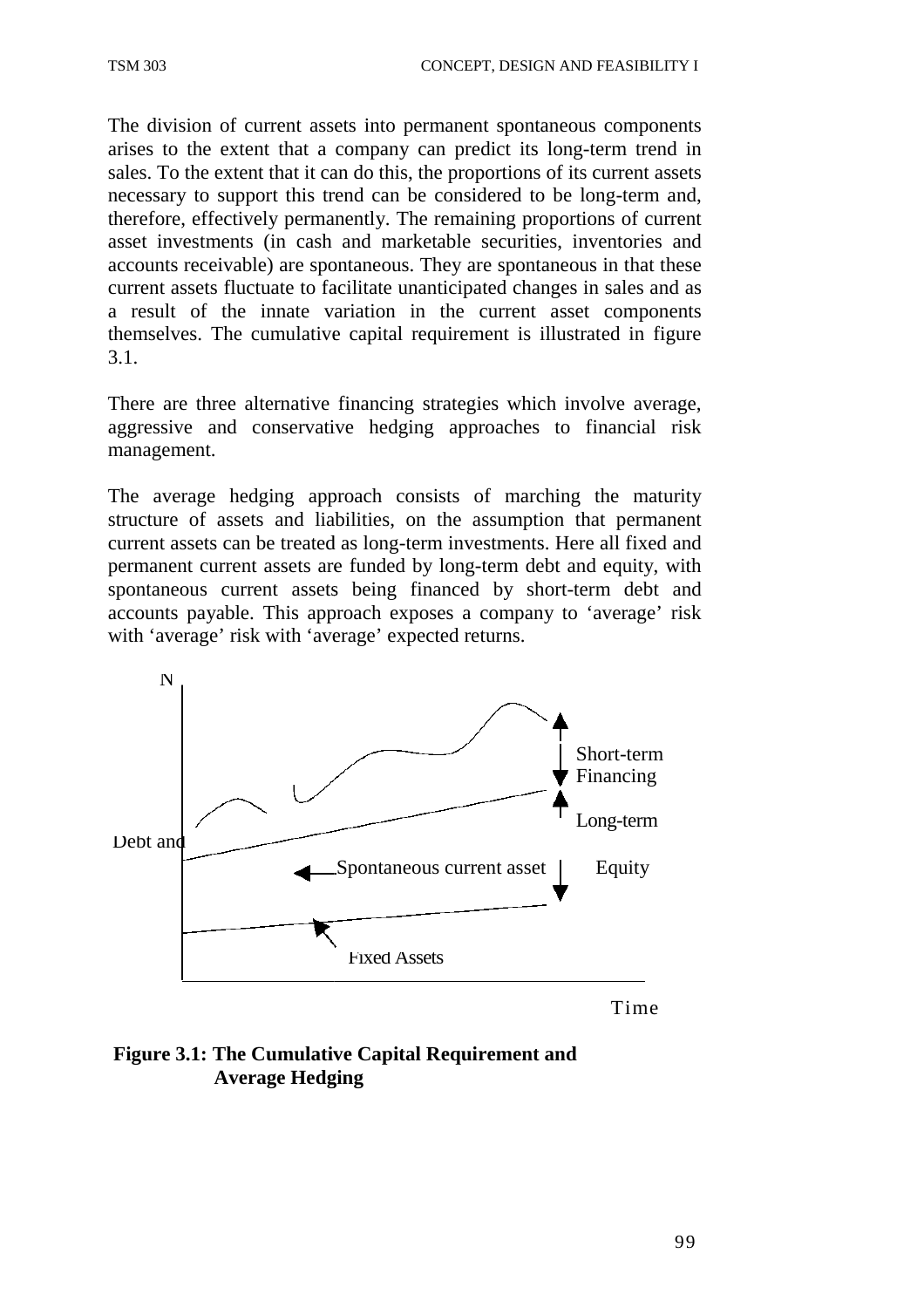The division of current assets into permanent spontaneous components arises to the extent that a company can predict its long-term trend in sales. To the extent that it can do this, the proportions of its current assets necessary to support this trend can be considered to be long-term and, therefore, effectively permanently. The remaining proportions of current asset investments (in cash and marketable securities, inventories and accounts receivable) are spontaneous. They are spontaneous in that these current assets fluctuate to facilitate unanticipated changes in sales and as a result of the innate variation in the current asset components themselves. The cumulative capital requirement is illustrated in figure 3.1.

There are three alternative financing strategies which involve average, aggressive and conservative hedging approaches to financial risk management.

The average hedging approach consists of marching the maturity structure of assets and liabilities, on the assumption that permanent current assets can be treated as long-term investments. Here all fixed and permanent current assets are funded by long-term debt and equity, with spontaneous current assets being financed by short-term debt and accounts payable. This approach exposes a company to 'average' risk with 'average' risk with 'average' expected returns.

N

Short-term Financing

Long-term

Debt and

Spontaneous current asset

Equity

Fixed Assets

Time

**Figure 3.1: The Cumulative Capital Requirement and Average Hedging**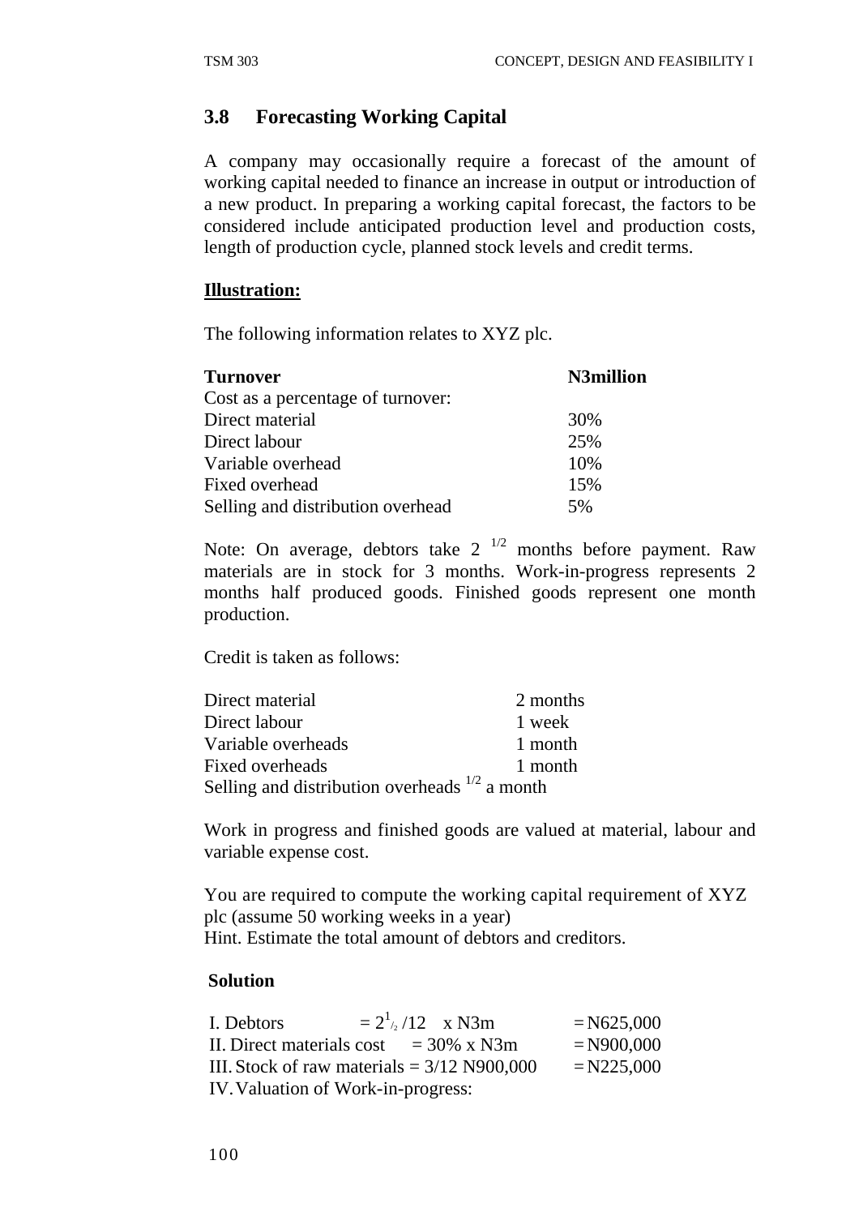## 3.8 Forecasting Working Capital

A company may occasionally require a forecast of the amount of working capital needed to finance an increase in output or introduction of a new product. In preparing a working capital forecast, the factors to be considered include anticipated production level and production costs, length of production cycle, planned stock levels and credit terms.

**Illustration:**

The following information relates to XYZ plc.

| **Turnover** | **N3million** |
|---|---|
| Cost as a percentage of turnover: | |
| Direct material | 30% |
| Direct labour | 25% |
| Variable overhead | 10% |
| Fixed overhead | 15% |
| Selling and distribution overhead | 5% |

Note: On average, debtors take 2 $^{1/2}$ months before payment. Raw materials are in stock for 3 months. Work-in-progress represents 2 months half produced goods. Finished goods represent one month production.

Credit is taken as follows:

| | |
|---|---|
| Direct material | 2 months |
| Direct labour | 1 week |
| Variable overheads | 1 month |
| Fixed overheads | 1 month |
| Selling and distribution overheads $^{1/2}$ a month | |

Work in progress and finished goods are valued at material, labour and variable expense cost.

You are required to compute the working capital requirement of XYZ plc (assume 50 working weeks in a year)
Hint. Estimate the total amount of debtors and creditors.

**Solution**

I. Debtors $= 2^{1}/_{2}/12 \times$ N3m = N625,000
II. Direct materials cost = 30% x N3m = N900,000
III. Stock of raw materials = 3/12 N900,000 = N225,000
IV. Valuation of Work-in-progress: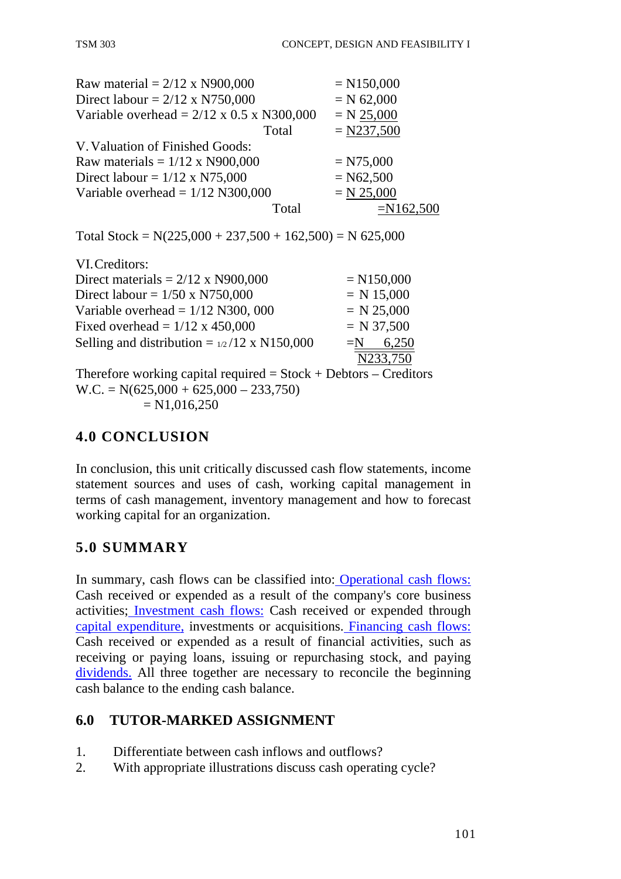Raw material = 2/12 x N900,000 = N150,000
Direct labour = 2/12 x N750,000 = N 62,000
Variable overhead = 2/12 x 0.5 x N300,000 = N 25,000
Total = N237,500

V. Valuation of Finished Goods:
Raw materials = 1/12 x N900,000 = N75,000
Direct labour = 1/12 x N75,000 = N62,500
Variable overhead = 1/12 N300,000 = N 25,000
Total =N162,500

Total Stock = N(225,000 + 237,500 + 162,500) = N 625,000

VI. Creditors:
Direct materials = 2/12 x N900,000 = N150,000
Direct labour = 1/50 x N750,000 = N 15,000
Variable overhead = 1/12 N300, 000 = N 25,000
Fixed overhead = 1/12 x 450,000 = N 37,500
Selling and distribution = 1/2 /12 x N150,000 =N 6,250
N233,750

Therefore working capital required = Stock + Debtors – Creditors
W.C. = N(625,000 + 625,000 – 233,750)
= N1,016,250

## 4.0 CONCLUSION

In conclusion, this unit critically discussed cash flow statements, income statement sources and uses of cash, working capital management in terms of cash management, inventory management and how to forecast working capital for an organization.

## 5.0 SUMMARY

In summary, cash flows can be classified into: Operational cash flows: Cash received or expended as a result of the company's core business activities; Investment cash flows: Cash received or expended through capital expenditure, investments or acquisitions. Financing cash flows: Cash received or expended as a result of financial activities, such as receiving or paying loans, issuing or repurchasing stock, and paying dividends. All three together are necessary to reconcile the beginning cash balance to the ending cash balance.

## 6.0 TUTOR-MARKED ASSIGNMENT

1. Differentiate between cash inflows and outflows?
2. With appropriate illustrations discuss cash operating cycle?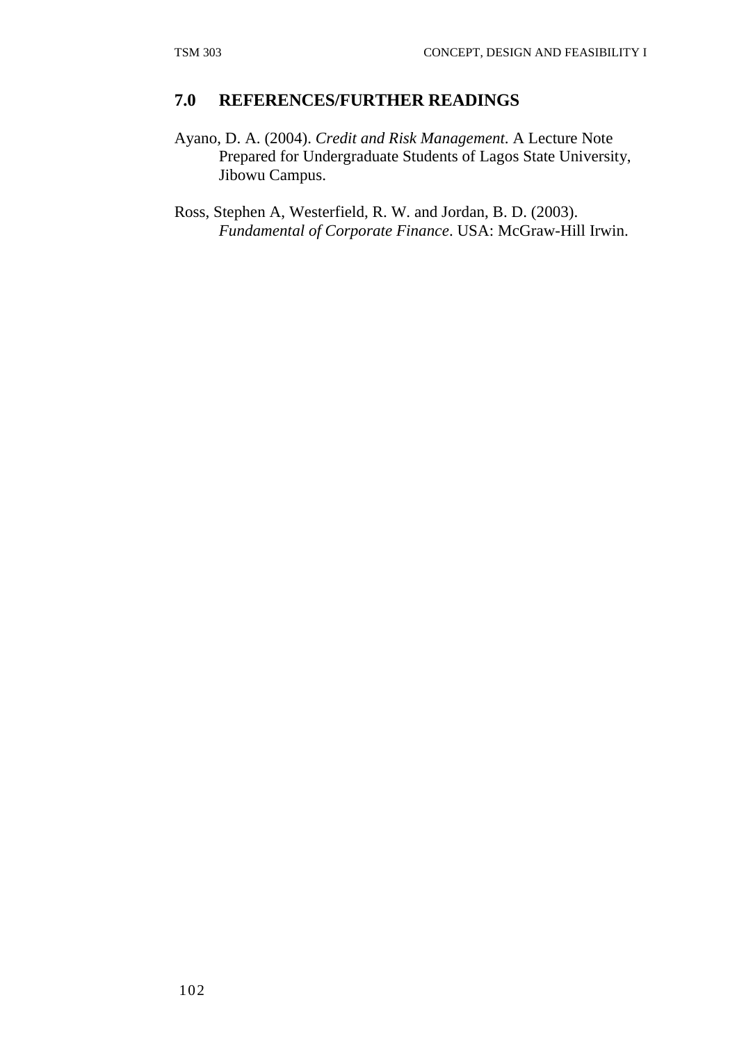## 7.0 REFERENCES/FURTHER READINGS

Ayano, D. A. (2004). *Credit and Risk Management*. A Lecture Note Prepared for Undergraduate Students of Lagos State University, Jibowu Campus.

Ross, Stephen A, Westerfield, R. W. and Jordan, B. D. (2003). *Fundamental of Corporate Finance*. USA: McGraw-Hill Irwin.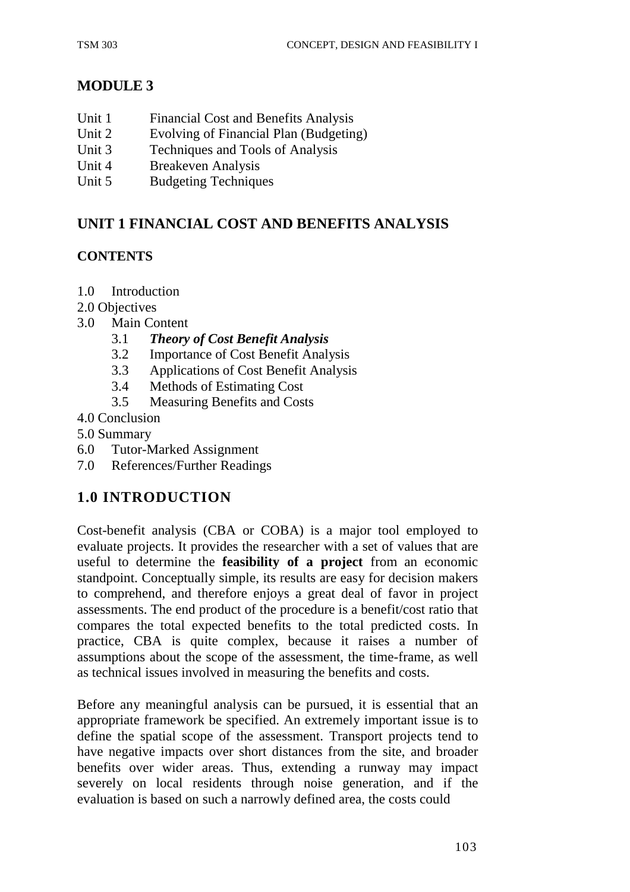# MODULE 3

Unit 1 Financial Cost and Benefits Analysis
Unit 2 Evolving of Financial Plan (Budgeting)
Unit 3 Techniques and Tools of Analysis
Unit 4 Breakeven Analysis
Unit 5 Budgeting Techniques

## UNIT 1 FINANCIAL COST AND BENEFITS ANALYSIS

### CONTENTS

- 1.0 Introduction
- 2.0 Objectives
- 3.0 Main Content
  - 3.1 ***Theory of Cost Benefit Analysis***
  - 3.2 Importance of Cost Benefit Analysis
  - 3.3 Applications of Cost Benefit Analysis
  - 3.4 Methods of Estimating Cost
  - 3.5 Measuring Benefits and Costs
- 4.0 Conclusion
- 5.0 Summary
- 6.0 Tutor-Marked Assignment
- 7.0 References/Further Readings

## 1.0 INTRODUCTION

Cost-benefit analysis (CBA or COBA) is a major tool employed to evaluate projects. It provides the researcher with a set of values that are useful to determine the **feasibility of a project** from an economic standpoint. Conceptually simple, its results are easy for decision makers to comprehend, and therefore enjoys a great deal of favor in project assessments. The end product of the procedure is a benefit/cost ratio that compares the total expected benefits to the total predicted costs. In practice, CBA is quite complex, because it raises a number of assumptions about the scope of the assessment, the time-frame, as well as technical issues involved in measuring the benefits and costs.

Before any meaningful analysis can be pursued, it is essential that an appropriate framework be specified. An extremely important issue is to define the spatial scope of the assessment. Transport projects tend to have negative impacts over short distances from the site, and broader benefits over wider areas. Thus, extending a runway may impact severely on local residents through noise generation, and if the evaluation is based on such a narrowly defined area, the costs could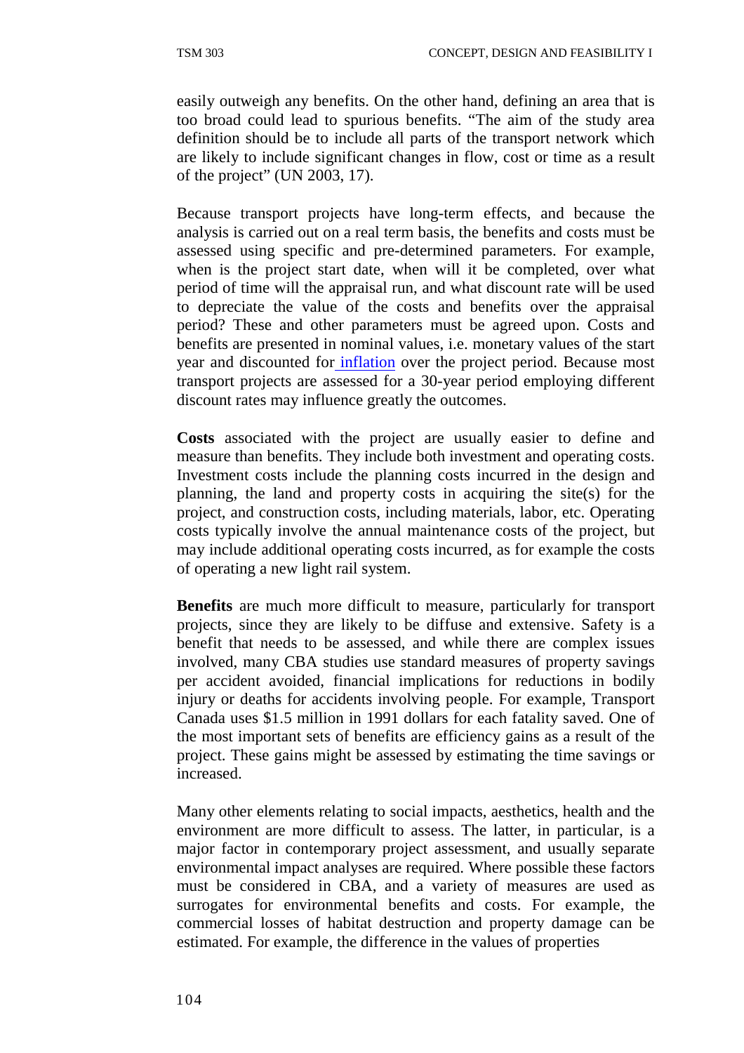easily outweigh any benefits. On the other hand, defining an area that is too broad could lead to spurious benefits. "The aim of the study area definition should be to include all parts of the transport network which are likely to include significant changes in flow, cost or time as a result of the project" (UN 2003, 17).

Because transport projects have long-term effects, and because the analysis is carried out on a real term basis, the benefits and costs must be assessed using specific and pre-determined parameters. For example, when is the project start date, when will it be completed, over what period of time will the appraisal run, and what discount rate will be used to depreciate the value of the costs and benefits over the appraisal period? These and other parameters must be agreed upon. Costs and benefits are presented in nominal values, i.e. monetary values of the start year and discounted for inflation over the project period. Because most transport projects are assessed for a 30-year period employing different discount rates may influence greatly the outcomes.

**Costs** associated with the project are usually easier to define and measure than benefits. They include both investment and operating costs. Investment costs include the planning costs incurred in the design and planning, the land and property costs in acquiring the site(s) for the project, and construction costs, including materials, labor, etc. Operating costs typically involve the annual maintenance costs of the project, but may include additional operating costs incurred, as for example the costs of operating a new light rail system.

**Benefits** are much more difficult to measure, particularly for transport projects, since they are likely to be diffuse and extensive. Safety is a benefit that needs to be assessed, and while there are complex issues involved, many CBA studies use standard measures of property savings per accident avoided, financial implications for reductions in bodily injury or deaths for accidents involving people. For example, Transport Canada uses $1.5 million in 1991 dollars for each fatality saved. One of the most important sets of benefits are efficiency gains as a result of the project. These gains might be assessed by estimating the time savings or increased.

Many other elements relating to social impacts, aesthetics, health and the environment are more difficult to assess. The latter, in particular, is a major factor in contemporary project assessment, and usually separate environmental impact analyses are required. Where possible these factors must be considered in CBA, and a variety of measures are used as surrogates for environmental benefits and costs. For example, the commercial losses of habitat destruction and property damage can be estimated. For example, the difference in the values of properties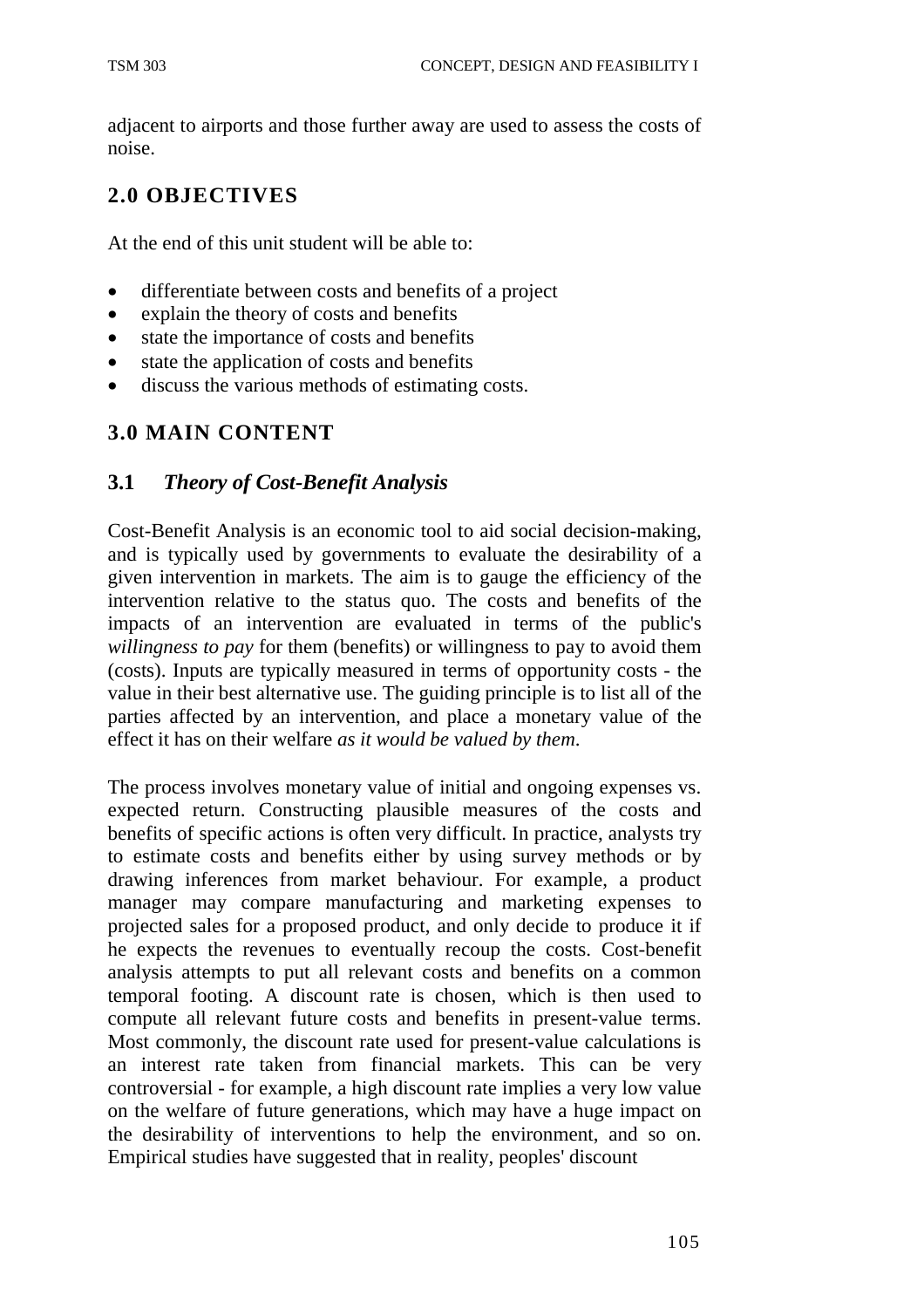adjacent to airports and those further away are used to assess the costs of noise.

## 2.0 OBJECTIVES

At the end of this unit student will be able to:

- differentiate between costs and benefits of a project
- explain the theory of costs and benefits
- state the importance of costs and benefits
- state the application of costs and benefits
- discuss the various methods of estimating costs.

## 3.0 MAIN CONTENT

### 3.1 *Theory of Cost-Benefit Analysis*

Cost-Benefit Analysis is an economic tool to aid social decision-making, and is typically used by governments to evaluate the desirability of a given intervention in markets. The aim is to gauge the efficiency of the intervention relative to the status quo. The costs and benefits of the impacts of an intervention are evaluated in terms of the public's *willingness to pay* for them (benefits) or willingness to pay to avoid them (costs). Inputs are typically measured in terms of opportunity costs - the value in their best alternative use. The guiding principle is to list all of the parties affected by an intervention, and place a monetary value of the effect it has on their welfare *as it would be valued by them*.

The process involves monetary value of initial and ongoing expenses vs. expected return. Constructing plausible measures of the costs and benefits of specific actions is often very difficult. In practice, analysts try to estimate costs and benefits either by using survey methods or by drawing inferences from market behaviour. For example, a product manager may compare manufacturing and marketing expenses to projected sales for a proposed product, and only decide to produce it if he expects the revenues to eventually recoup the costs. Cost-benefit analysis attempts to put all relevant costs and benefits on a common temporal footing. A discount rate is chosen, which is then used to compute all relevant future costs and benefits in present-value terms. Most commonly, the discount rate used for present-value calculations is an interest rate taken from financial markets. This can be very controversial - for example, a high discount rate implies a very low value on the welfare of future generations, which may have a huge impact on the desirability of interventions to help the environment, and so on. Empirical studies have suggested that in reality, peoples' discount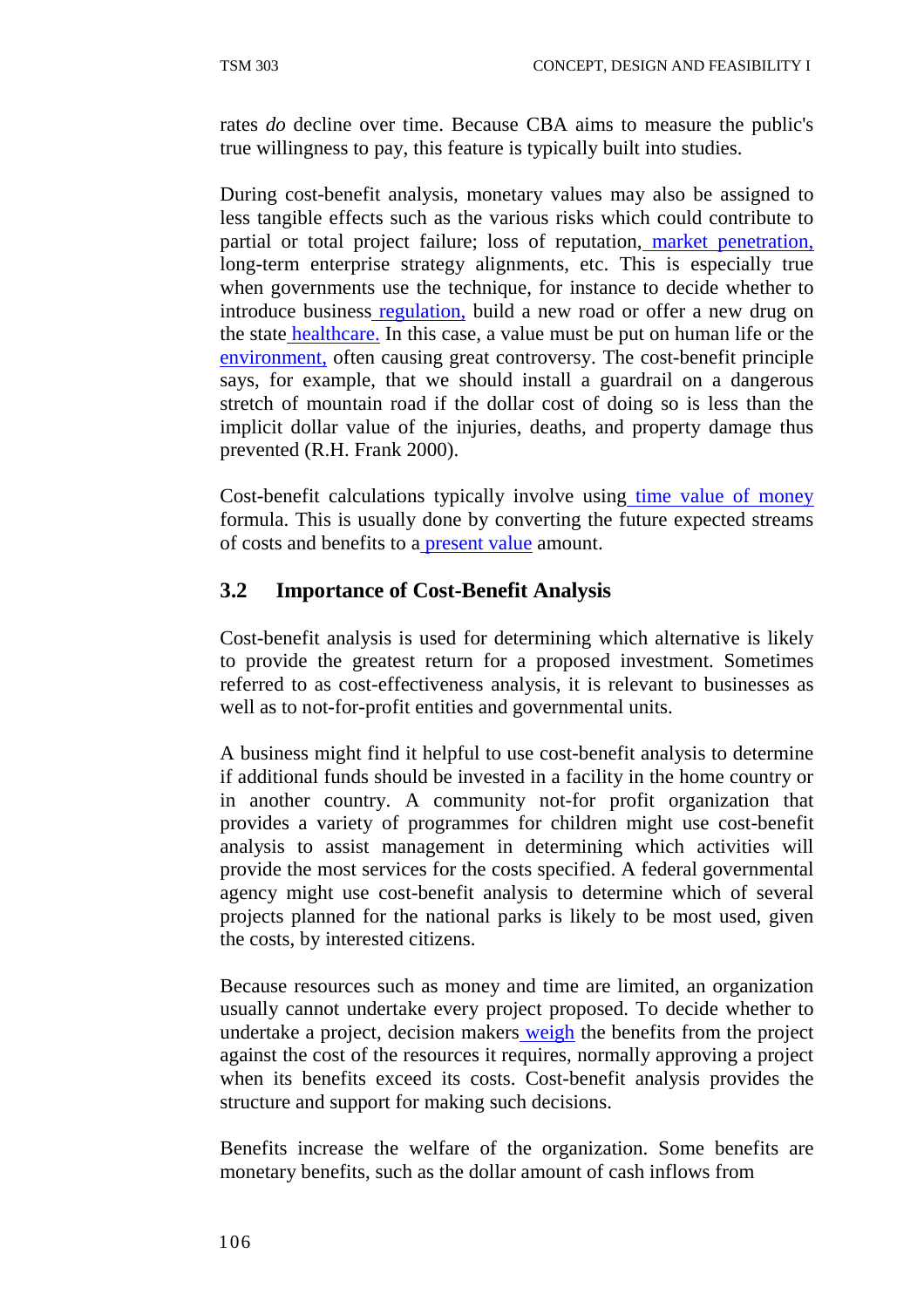rates *do* decline over time. Because CBA aims to measure the public's true willingness to pay, this feature is typically built into studies.

During cost-benefit analysis, monetary values may also be assigned to less tangible effects such as the various risks which could contribute to partial or total project failure; loss of reputation, market penetration, long-term enterprise strategy alignments, etc. This is especially true when governments use the technique, for instance to decide whether to introduce business regulation, build a new road or offer a new drug on the state healthcare. In this case, a value must be put on human life or the environment, often causing great controversy. The cost-benefit principle says, for example, that we should install a guardrail on a dangerous stretch of mountain road if the dollar cost of doing so is less than the implicit dollar value of the injuries, deaths, and property damage thus prevented (R.H. Frank 2000).

Cost-benefit calculations typically involve using time value of money formula. This is usually done by converting the future expected streams of costs and benefits to a present value amount.

## 3.2 Importance of Cost-Benefit Analysis

Cost-benefit analysis is used for determining which alternative is likely to provide the greatest return for a proposed investment. Sometimes referred to as cost-effectiveness analysis, it is relevant to businesses as well as to not-for-profit entities and governmental units.

A business might find it helpful to use cost-benefit analysis to determine if additional funds should be invested in a facility in the home country or in another country. A community not-for profit organization that provides a variety of programmes for children might use cost-benefit analysis to assist management in determining which activities will provide the most services for the costs specified. A federal governmental agency might use cost-benefit analysis to determine which of several projects planned for the national parks is likely to be most used, given the costs, by interested citizens.

Because resources such as money and time are limited, an organization usually cannot undertake every project proposed. To decide whether to undertake a project, decision makers weigh the benefits from the project against the cost of the resources it requires, normally approving a project when its benefits exceed its costs. Cost-benefit analysis provides the structure and support for making such decisions.

Benefits increase the welfare of the organization. Some benefits are monetary benefits, such as the dollar amount of cash inflows from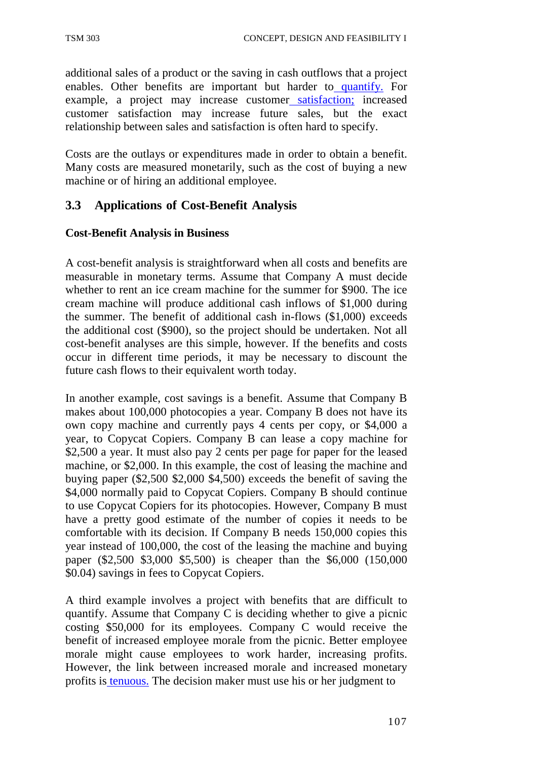additional sales of a product or the saving in cash outflows that a project enables. Other benefits are important but harder to quantify. For example, a project may increase customer satisfaction; increased customer satisfaction may increase future sales, but the exact relationship between sales and satisfaction is often hard to specify.

Costs are the outlays or expenditures made in order to obtain a benefit. Many costs are measured monetarily, such as the cost of buying a new machine or of hiring an additional employee.

## 3.3 Applications of Cost-Benefit Analysis

**Cost-Benefit Analysis in Business**

A cost-benefit analysis is straightforward when all costs and benefits are measurable in monetary terms. Assume that Company A must decide whether to rent an ice cream machine for the summer for $900. The ice cream machine will produce additional cash inflows of $1,000 during the summer. The benefit of additional cash in-flows ($1,000) exceeds the additional cost ($900), so the project should be undertaken. Not all cost-benefit analyses are this simple, however. If the benefits and costs occur in different time periods, it may be necessary to discount the future cash flows to their equivalent worth today.

In another example, cost savings is a benefit. Assume that Company B makes about 100,000 photocopies a year. Company B does not have its own copy machine and currently pays 4 cents per copy, or $4,000 a year, to Copycat Copiers. Company B can lease a copy machine for $2,500 a year. It must also pay 2 cents per page for paper for the leased machine, or $2,000. In this example, the cost of leasing the machine and buying paper ($2,500 $2,000 $4,500) exceeds the benefit of saving the $4,000 normally paid to Copycat Copiers. Company B should continue to use Copycat Copiers for its photocopies. However, Company B must have a pretty good estimate of the number of copies it needs to be comfortable with its decision. If Company B needs 150,000 copies this year instead of 100,000, the cost of the leasing the machine and buying paper ($2,500 $3,000 $5,500) is cheaper than the $6,000 (150,000 $0.04) savings in fees to Copycat Copiers.

A third example involves a project with benefits that are difficult to quantify. Assume that Company C is deciding whether to give a picnic costing $50,000 for its employees. Company C would receive the benefit of increased employee morale from the picnic. Better employee morale might cause employees to work harder, increasing profits. However, the link between increased morale and increased monetary profits is tenuous. The decision maker must use his or her judgment to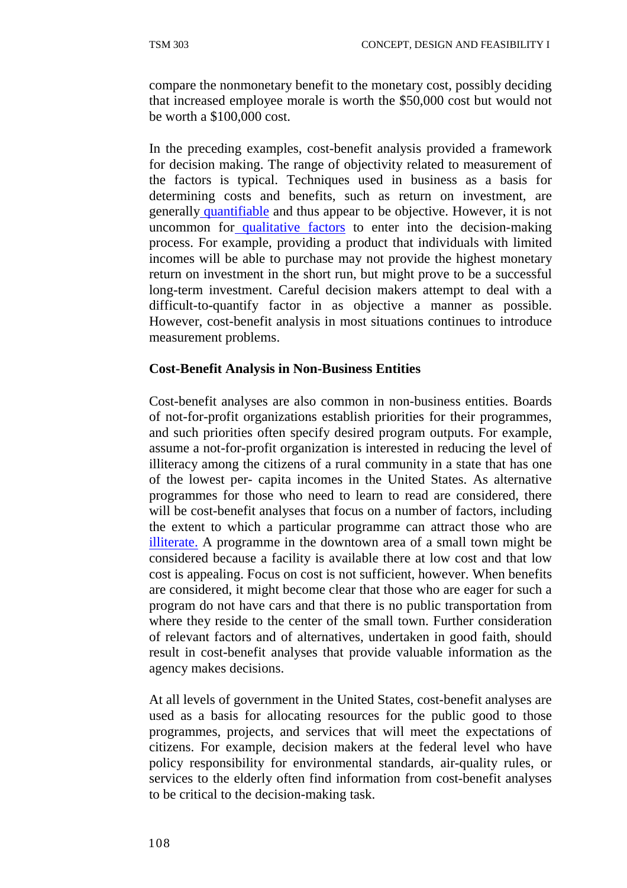compare the nonmonetary benefit to the monetary cost, possibly deciding that increased employee morale is worth the $50,000 cost but would not be worth a $100,000 cost.

In the preceding examples, cost-benefit analysis provided a framework for decision making. The range of objectivity related to measurement of the factors is typical. Techniques used in business as a basis for determining costs and benefits, such as return on investment, are generally quantifiable and thus appear to be objective. However, it is not uncommon for qualitative factors to enter into the decision-making process. For example, providing a product that individuals with limited incomes will be able to purchase may not provide the highest monetary return on investment in the short run, but might prove to be a successful long-term investment. Careful decision makers attempt to deal with a difficult-to-quantify factor in as objective a manner as possible. However, cost-benefit analysis in most situations continues to introduce measurement problems.

**Cost-Benefit Analysis in Non-Business Entities**

Cost-benefit analyses are also common in non-business entities. Boards of not-for-profit organizations establish priorities for their programmes, and such priorities often specify desired program outputs. For example, assume a not-for-profit organization is interested in reducing the level of illiteracy among the citizens of a rural community in a state that has one of the lowest per- capita incomes in the United States. As alternative programmes for those who need to learn to read are considered, there will be cost-benefit analyses that focus on a number of factors, including the extent to which a particular programme can attract those who are illiterate. A programme in the downtown area of a small town might be considered because a facility is available there at low cost and that low cost is appealing. Focus on cost is not sufficient, however. When benefits are considered, it might become clear that those who are eager for such a program do not have cars and that there is no public transportation from where they reside to the center of the small town. Further consideration of relevant factors and of alternatives, undertaken in good faith, should result in cost-benefit analyses that provide valuable information as the agency makes decisions.

At all levels of government in the United States, cost-benefit analyses are used as a basis for allocating resources for the public good to those programmes, projects, and services that will meet the expectations of citizens. For example, decision makers at the federal level who have policy responsibility for environmental standards, air-quality rules, or services to the elderly often find information from cost-benefit analyses to be critical to the decision-making task.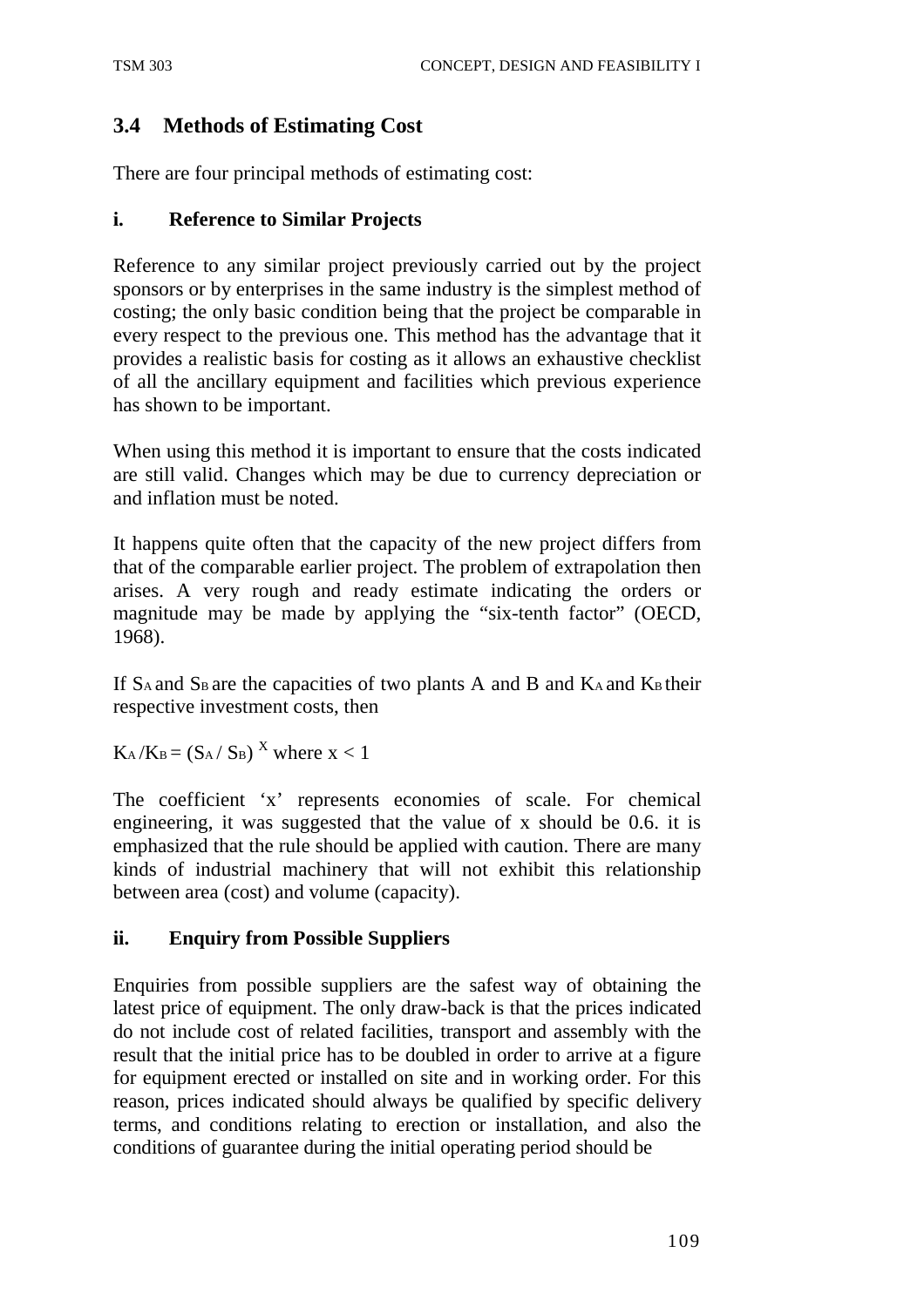### 3.4 Methods of Estimating Cost

There are four principal methods of estimating cost:

#### i. Reference to Similar Projects

Reference to any similar project previously carried out by the project sponsors or by enterprises in the same industry is the simplest method of costing; the only basic condition being that the project be comparable in every respect to the previous one. This method has the advantage that it provides a realistic basis for costing as it allows an exhaustive checklist of all the ancillary equipment and facilities which previous experience has shown to be important.

When using this method it is important to ensure that the costs indicated are still valid. Changes which may be due to currency depreciation or and inflation must be noted.

It happens quite often that the capacity of the new project differs from that of the comparable earlier project. The problem of extrapolation then arises. A very rough and ready estimate indicating the orders or magnitude may be made by applying the "six-tenth factor" (OECD, 1968).

If $S_A$ and $S_B$ are the capacities of two plants A and B and $K_A$ and $K_B$ their respective investment costs, then

$$K_A / K_B = (S_A / S_B)^x \text{ where } x < 1$$

The coefficient 'x' represents economies of scale. For chemical engineering, it was suggested that the value of x should be 0.6. it is emphasized that the rule should be applied with caution. There are many kinds of industrial machinery that will not exhibit this relationship between area (cost) and volume (capacity).

#### ii. Enquiry from Possible Suppliers

Enquiries from possible suppliers are the safest way of obtaining the latest price of equipment. The only draw-back is that the prices indicated do not include cost of related facilities, transport and assembly with the result that the initial price has to be doubled in order to arrive at a figure for equipment erected or installed on site and in working order. For this reason, prices indicated should always be qualified by specific delivery terms, and conditions relating to erection or installation, and also the conditions of guarantee during the initial operating period should be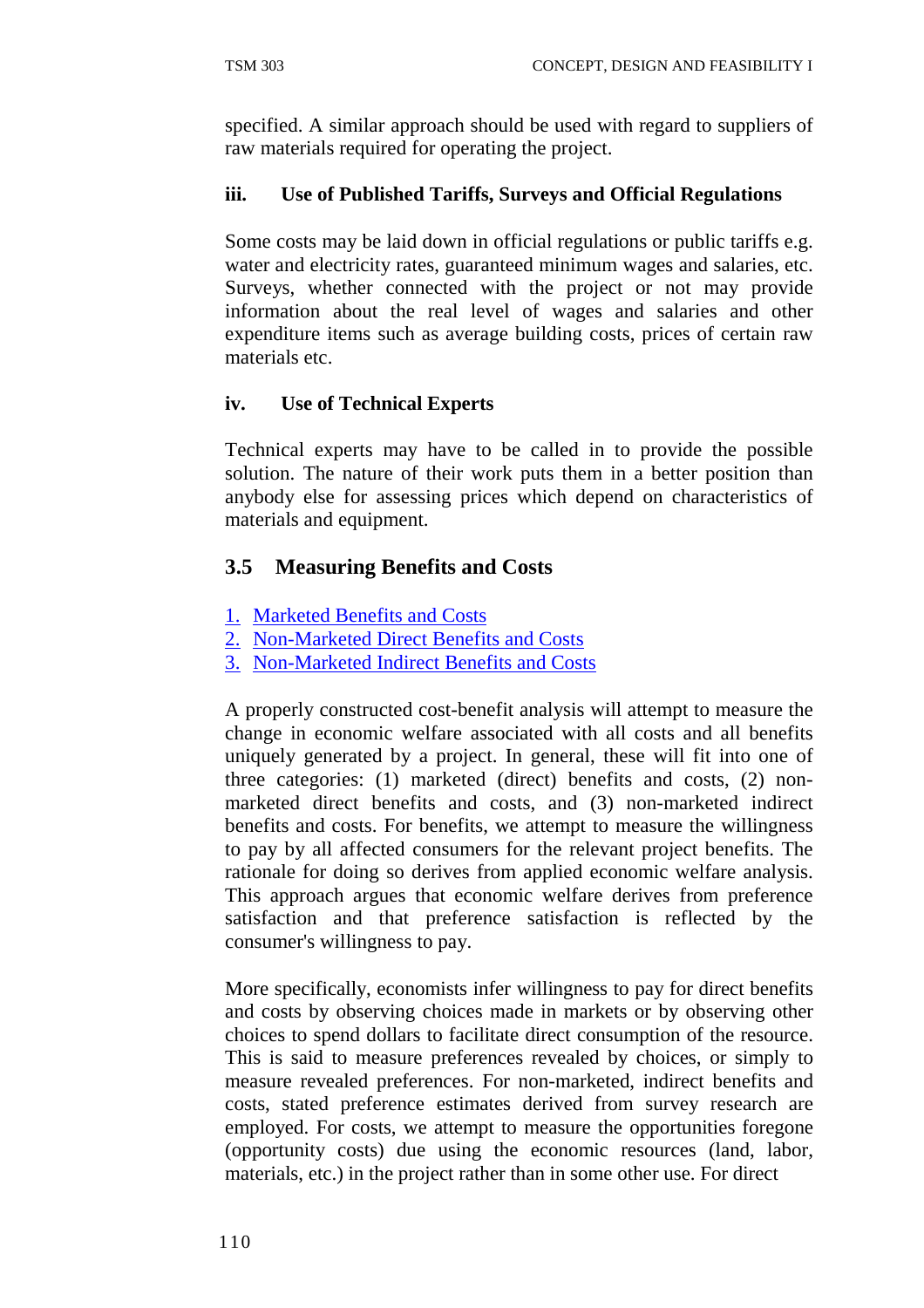specified. A similar approach should be used with regard to suppliers of raw materials required for operating the project.

#### iii. Use of Published Tariffs, Surveys and Official Regulations

Some costs may be laid down in official regulations or public tariffs e.g. water and electricity rates, guaranteed minimum wages and salaries, etc. Surveys, whether connected with the project or not may provide information about the real level of wages and salaries and other expenditure items such as average building costs, prices of certain raw materials etc.

#### iv. Use of Technical Experts

Technical experts may have to be called in to provide the possible solution. The nature of their work puts them in a better position than anybody else for assessing prices which depend on characteristics of materials and equipment.

### 3.5 Measuring Benefits and Costs

1. Marketed Benefits and Costs
2. Non-Marketed Direct Benefits and Costs
3. Non-Marketed Indirect Benefits and Costs

A properly constructed cost-benefit analysis will attempt to measure the change in economic welfare associated with all costs and all benefits uniquely generated by a project. In general, these will fit into one of three categories: (1) marketed (direct) benefits and costs, (2) non-marketed direct benefits and costs, and (3) non-marketed indirect benefits and costs. For benefits, we attempt to measure the willingness to pay by all affected consumers for the relevant project benefits. The rationale for doing so derives from applied economic welfare analysis. This approach argues that economic welfare derives from preference satisfaction and that preference satisfaction is reflected by the consumer's willingness to pay.

More specifically, economists infer willingness to pay for direct benefits and costs by observing choices made in markets or by observing other choices to spend dollars to facilitate direct consumption of the resource. This is said to measure preferences revealed by choices, or simply to measure revealed preferences. For non-marketed, indirect benefits and costs, stated preference estimates derived from survey research are employed. For costs, we attempt to measure the opportunities foregone (opportunity costs) due using the economic resources (land, labor, materials, etc.) in the project rather than in some other use. For direct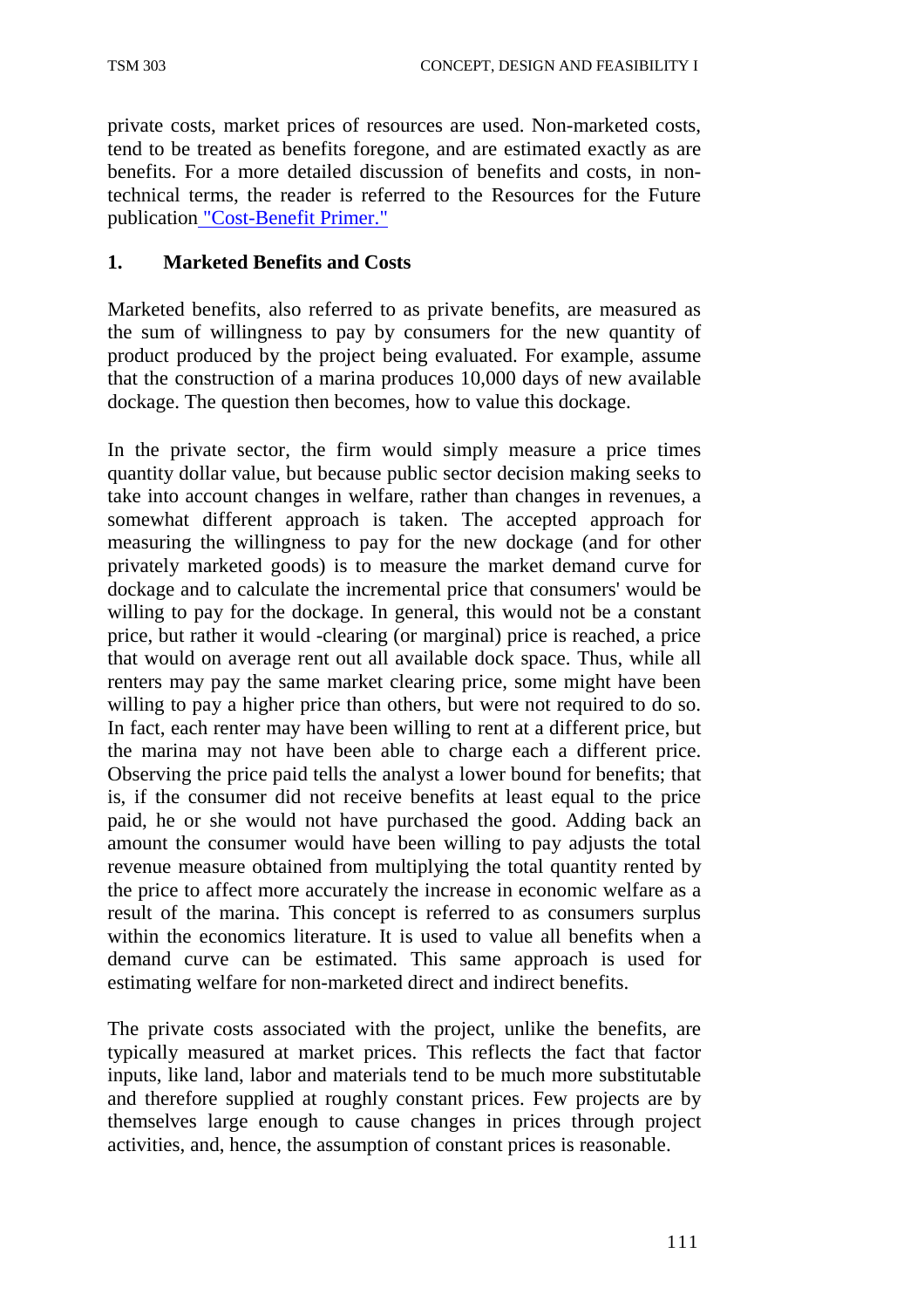private costs, market prices of resources are used. Non-marketed costs, tend to be treated as benefits foregone, and are estimated exactly as are benefits. For a more detailed discussion of benefits and costs, in non-technical terms, the reader is referred to the Resources for the Future publication "Cost-Benefit Primer."

### 1. Marketed Benefits and Costs

Marketed benefits, also referred to as private benefits, are measured as the sum of willingness to pay by consumers for the new quantity of product produced by the project being evaluated. For example, assume that the construction of a marina produces 10,000 days of new available dockage. The question then becomes, how to value this dockage.

In the private sector, the firm would simply measure a price times quantity dollar value, but because public sector decision making seeks to take into account changes in welfare, rather than changes in revenues, a somewhat different approach is taken. The accepted approach for measuring the willingness to pay for the new dockage (and for other privately marketed goods) is to measure the market demand curve for dockage and to calculate the incremental price that consumers' would be willing to pay for the dockage. In general, this would not be a constant price, but rather it would -clearing (or marginal) price is reached, a price that would on average rent out all available dock space. Thus, while all renters may pay the same market clearing price, some might have been willing to pay a higher price than others, but were not required to do so. In fact, each renter may have been willing to rent at a different price, but the marina may not have been able to charge each a different price. Observing the price paid tells the analyst a lower bound for benefits; that is, if the consumer did not receive benefits at least equal to the price paid, he or she would not have purchased the good. Adding back an amount the consumer would have been willing to pay adjusts the total revenue measure obtained from multiplying the total quantity rented by the price to affect more accurately the increase in economic welfare as a result of the marina. This concept is referred to as consumers surplus within the economics literature. It is used to value all benefits when a demand curve can be estimated. This same approach is used for estimating welfare for non-marketed direct and indirect benefits.

The private costs associated with the project, unlike the benefits, are typically measured at market prices. This reflects the fact that factor inputs, like land, labor and materials tend to be much more substitutable and therefore supplied at roughly constant prices. Few projects are by themselves large enough to cause changes in prices through project activities, and, hence, the assumption of constant prices is reasonable.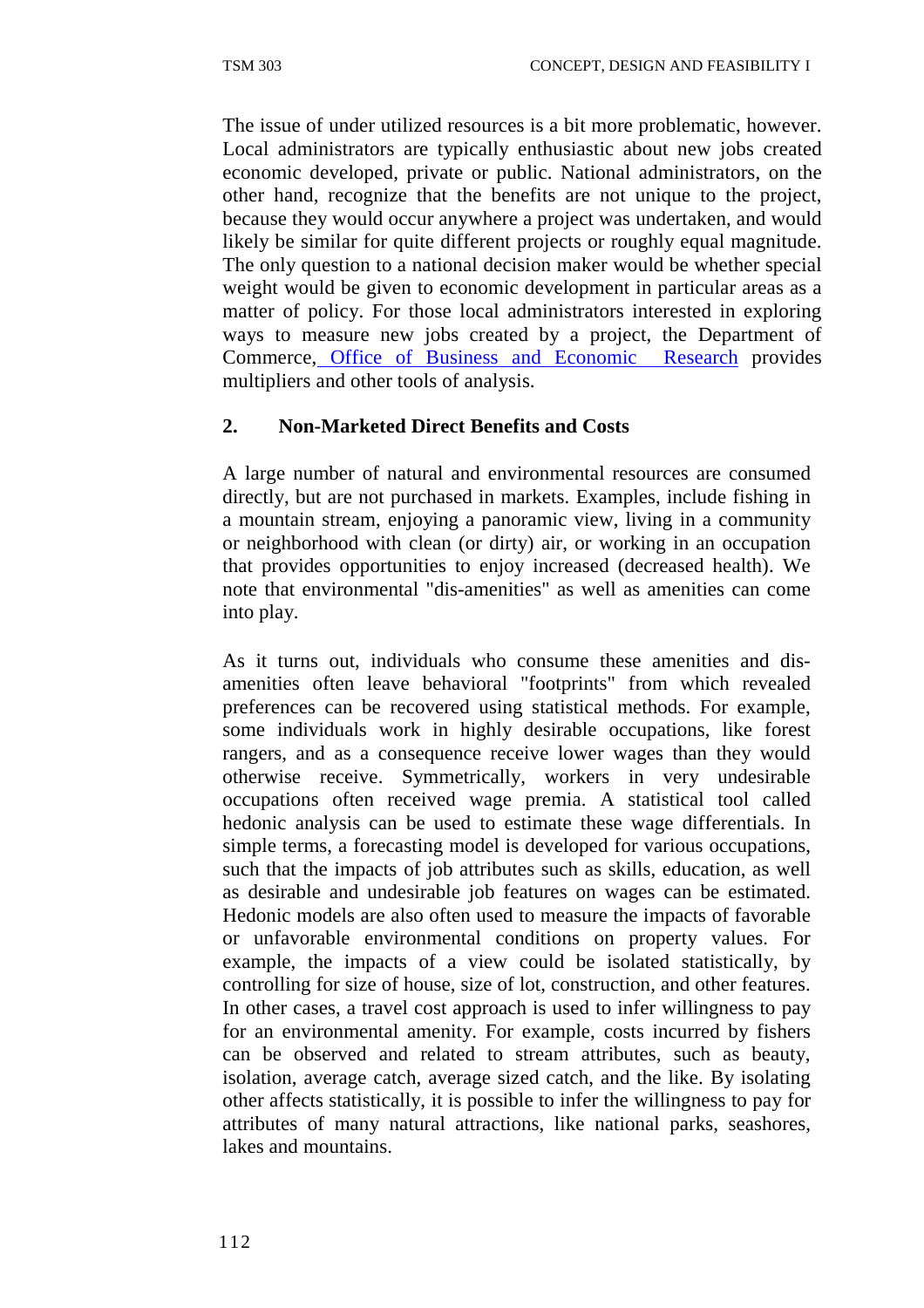The issue of under utilized resources is a bit more problematic, however. Local administrators are typically enthusiastic about new jobs created economic developed, private or public. National administrators, on the other hand, recognize that the benefits are not unique to the project, because they would occur anywhere a project was undertaken, and would likely be similar for quite different projects or roughly equal magnitude. The only question to a national decision maker would be whether special weight would be given to economic development in particular areas as a matter of policy. For those local administrators interested in exploring ways to measure new jobs created by a project, the Department of Commerce, Office of Business and Economic Research provides multipliers and other tools of analysis.

## 2. Non-Marketed Direct Benefits and Costs

A large number of natural and environmental resources are consumed directly, but are not purchased in markets. Examples, include fishing in a mountain stream, enjoying a panoramic view, living in a community or neighborhood with clean (or dirty) air, or working in an occupation that provides opportunities to enjoy increased (decreased health). We note that environmental "dis-amenities" as well as amenities can come into play.

As it turns out, individuals who consume these amenities and dis-amenities often leave behavioral "footprints" from which revealed preferences can be recovered using statistical methods. For example, some individuals work in highly desirable occupations, like forest rangers, and as a consequence receive lower wages than they would otherwise receive. Symmetrically, workers in very undesirable occupations often received wage premia. A statistical tool called hedonic analysis can be used to estimate these wage differentials. In simple terms, a forecasting model is developed for various occupations, such that the impacts of job attributes such as skills, education, as well as desirable and undesirable job features on wages can be estimated. Hedonic models are also often used to measure the impacts of favorable or unfavorable environmental conditions on property values. For example, the impacts of a view could be isolated statistically, by controlling for size of house, size of lot, construction, and other features. In other cases, a travel cost approach is used to infer willingness to pay for an environmental amenity. For example, costs incurred by fishers can be observed and related to stream attributes, such as beauty, isolation, average catch, average sized catch, and the like. By isolating other affects statistically, it is possible to infer the willingness to pay for attributes of many natural attractions, like national parks, seashores, lakes and mountains.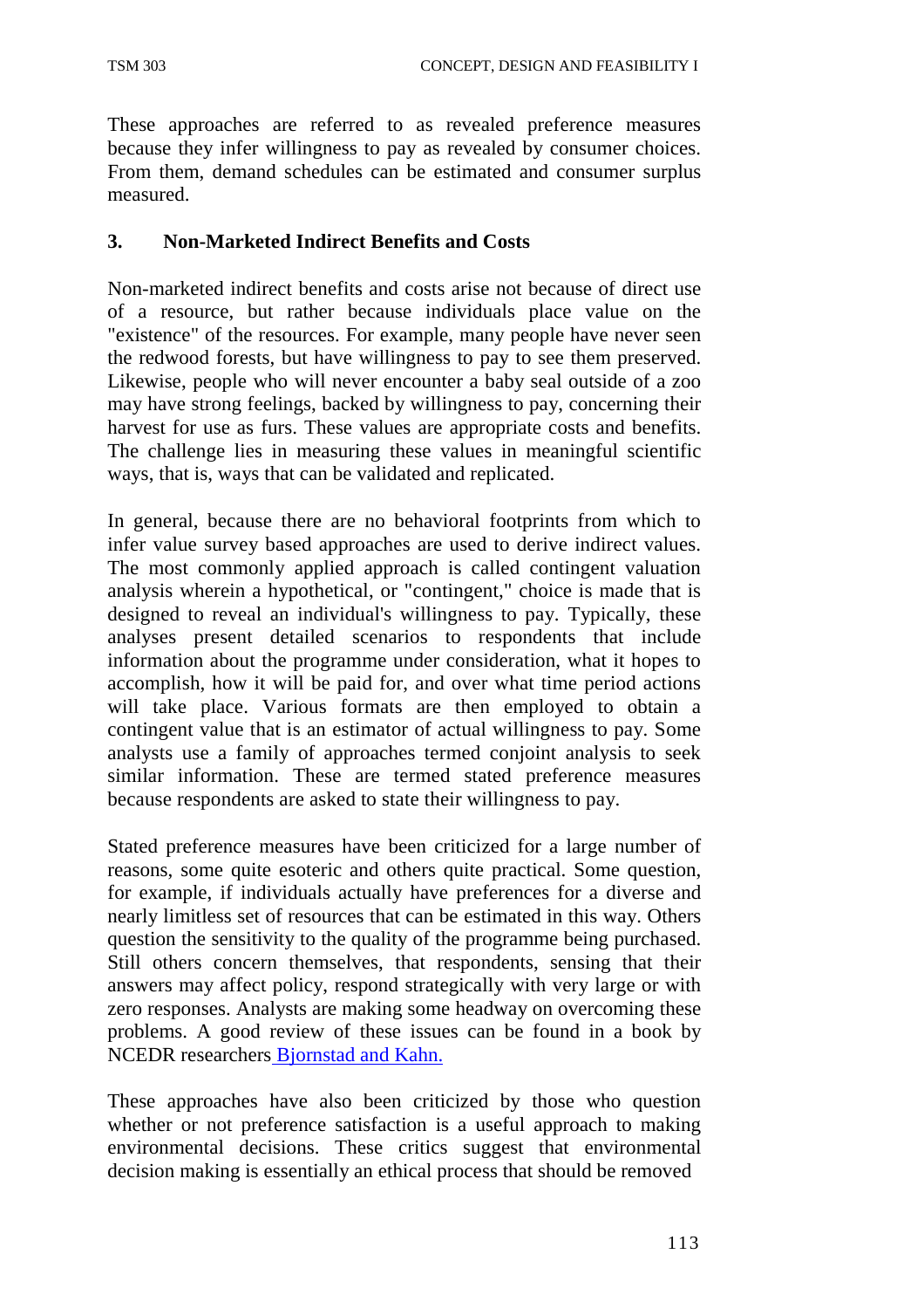These approaches are referred to as revealed preference measures because they infer willingness to pay as revealed by consumer choices. From them, demand schedules can be estimated and consumer surplus measured.

## 3. Non-Marketed Indirect Benefits and Costs

Non-marketed indirect benefits and costs arise not because of direct use of a resource, but rather because individuals place value on the "existence" of the resources. For example, many people have never seen the redwood forests, but have willingness to pay to see them preserved. Likewise, people who will never encounter a baby seal outside of a zoo may have strong feelings, backed by willingness to pay, concerning their harvest for use as furs. These values are appropriate costs and benefits. The challenge lies in measuring these values in meaningful scientific ways, that is, ways that can be validated and replicated.

In general, because there are no behavioral footprints from which to infer value survey based approaches are used to derive indirect values. The most commonly applied approach is called contingent valuation analysis wherein a hypothetical, or "contingent," choice is made that is designed to reveal an individual's willingness to pay. Typically, these analyses present detailed scenarios to respondents that include information about the programme under consideration, what it hopes to accomplish, how it will be paid for, and over what time period actions will take place. Various formats are then employed to obtain a contingent value that is an estimator of actual willingness to pay. Some analysts use a family of approaches termed conjoint analysis to seek similar information. These are termed stated preference measures because respondents are asked to state their willingness to pay.

Stated preference measures have been criticized for a large number of reasons, some quite esoteric and others quite practical. Some question, for example, if individuals actually have preferences for a diverse and nearly limitless set of resources that can be estimated in this way. Others question the sensitivity to the quality of the programme being purchased. Still others concern themselves, that respondents, sensing that their answers may affect policy, respond strategically with very large or with zero responses. Analysts are making some headway on overcoming these problems. A good review of these issues can be found in a book by NCEDR researchers Bjornstad and Kahn.

These approaches have also been criticized by those who question whether or not preference satisfaction is a useful approach to making environmental decisions. These critics suggest that environmental decision making is essentially an ethical process that should be removed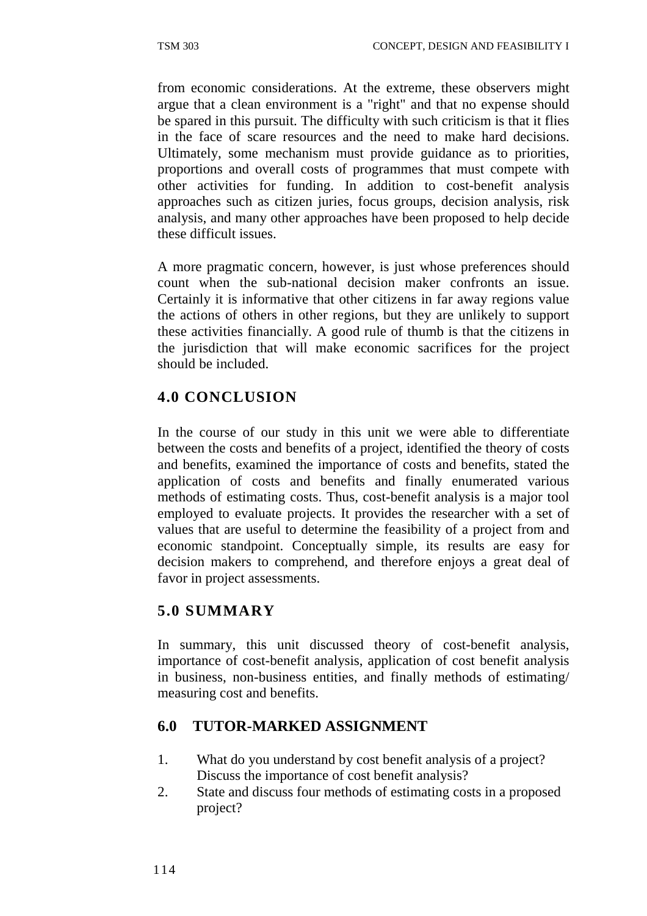from economic considerations. At the extreme, these observers might argue that a clean environment is a "right" and that no expense should be spared in this pursuit. The difficulty with such criticism is that it flies in the face of scare resources and the need to make hard decisions. Ultimately, some mechanism must provide guidance as to priorities, proportions and overall costs of programmes that must compete with other activities for funding. In addition to cost-benefit analysis approaches such as citizen juries, focus groups, decision analysis, risk analysis, and many other approaches have been proposed to help decide these difficult issues.

A more pragmatic concern, however, is just whose preferences should count when the sub-national decision maker confronts an issue. Certainly it is informative that other citizens in far away regions value the actions of others in other regions, but they are unlikely to support these activities financially. A good rule of thumb is that the citizens in the jurisdiction that will make economic sacrifices for the project should be included.

## 4.0 CONCLUSION

In the course of our study in this unit we were able to differentiate between the costs and benefits of a project, identified the theory of costs and benefits, examined the importance of costs and benefits, stated the application of costs and benefits and finally enumerated various methods of estimating costs. Thus, cost-benefit analysis is a major tool employed to evaluate projects. It provides the researcher with a set of values that are useful to determine the feasibility of a project from and economic standpoint. Conceptually simple, its results are easy for decision makers to comprehend, and therefore enjoys a great deal of favor in project assessments.

## 5.0 SUMMARY

In summary, this unit discussed theory of cost-benefit analysis, importance of cost-benefit analysis, application of cost benefit analysis in business, non-business entities, and finally methods of estimating/ measuring cost and benefits.

## 6.0 TUTOR-MARKED ASSIGNMENT

1. What do you understand by cost benefit analysis of a project? Discuss the importance of cost benefit analysis?
2. State and discuss four methods of estimating costs in a proposed project?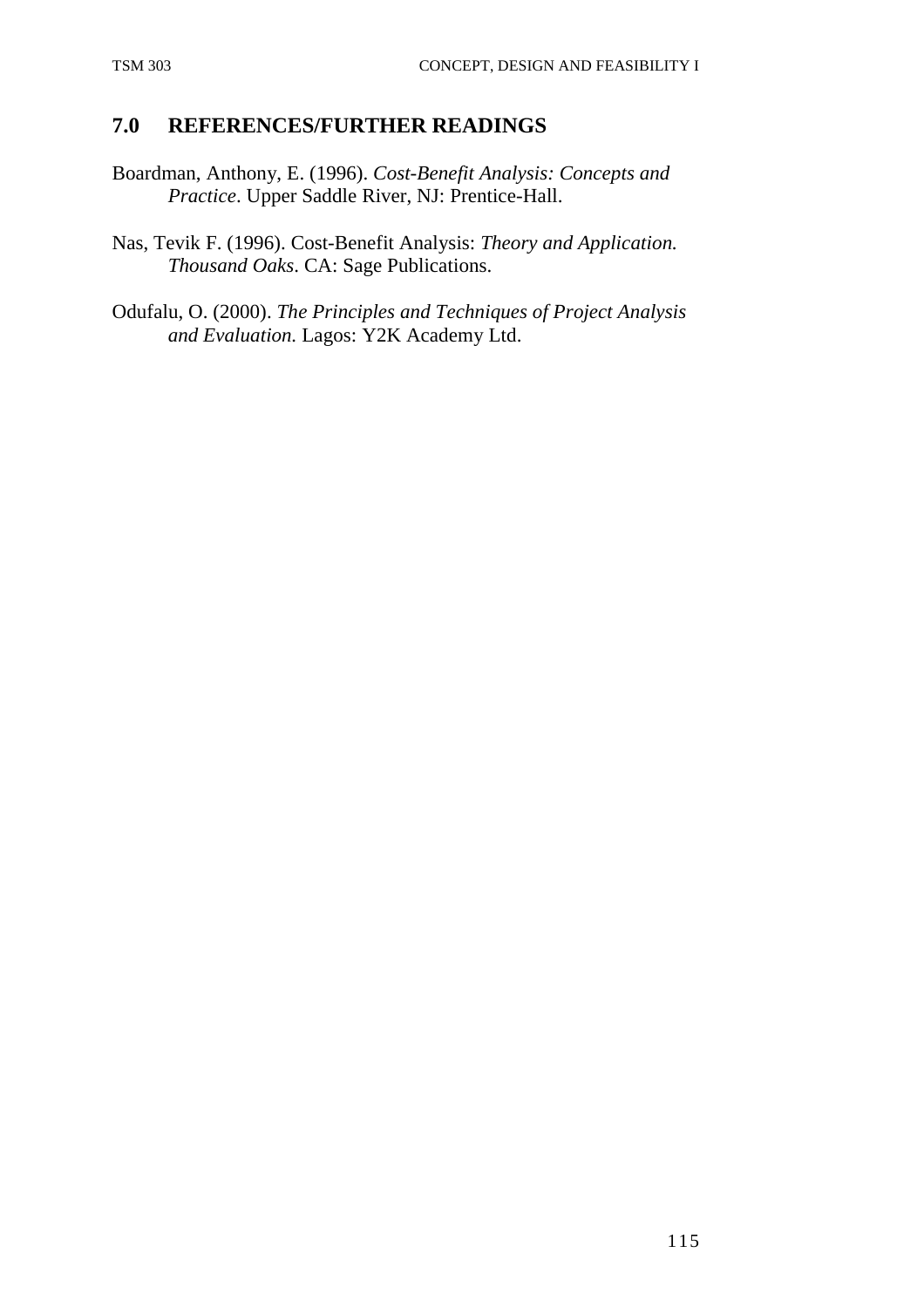## 7.0 REFERENCES/FURTHER READINGS

Boardman, Anthony, E. (1996). *Cost-Benefit Analysis: Concepts and Practice*. Upper Saddle River, NJ: Prentice-Hall.

Nas, Tevik F. (1996). Cost-Benefit Analysis: *Theory and Application. Thousand Oaks*. CA: Sage Publications.

Odufalu, O. (2000). *The Principles and Techniques of Project Analysis and Evaluation.* Lagos: Y2K Academy Ltd.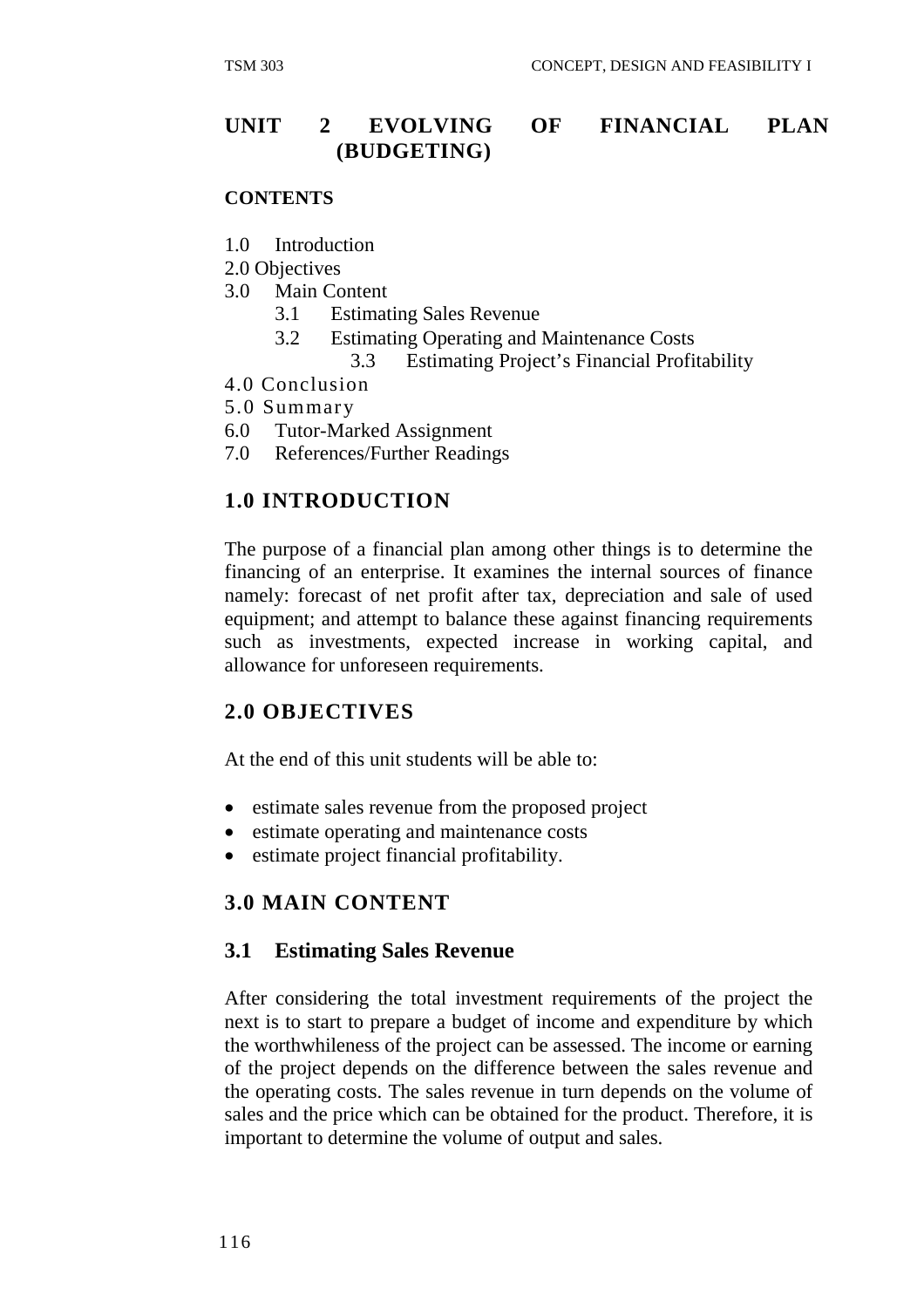## UNIT 2 EVOLVING OF FINANCIAL PLAN (BUDGETING)

**CONTENTS**

1.0 Introduction
2.0 Objectives
3.0 Main Content
 3.1 Estimating Sales Revenue
 3.2 Estimating Operating and Maintenance Costs
 3.3 Estimating Project's Financial Profitability
4.0 Conclusion
5.0 Summary
6.0 Tutor-Marked Assignment
7.0 References/Further Readings

## 1.0 INTRODUCTION

The purpose of a financial plan among other things is to determine the financing of an enterprise. It examines the internal sources of finance namely: forecast of net profit after tax, depreciation and sale of used equipment; and attempt to balance these against financing requirements such as investments, expected increase in working capital, and allowance for unforeseen requirements.

## 2.0 OBJECTIVES

At the end of this unit students will be able to:

- estimate sales revenue from the proposed project
- estimate operating and maintenance costs
- estimate project financial profitability.

## 3.0 MAIN CONTENT

### 3.1 Estimating Sales Revenue

After considering the total investment requirements of the project the next is to start to prepare a budget of income and expenditure by which the worthwhileness of the project can be assessed. The income or earning of the project depends on the difference between the sales revenue and the operating costs. The sales revenue in turn depends on the volume of sales and the price which can be obtained for the product. Therefore, it is important to determine the volume of output and sales.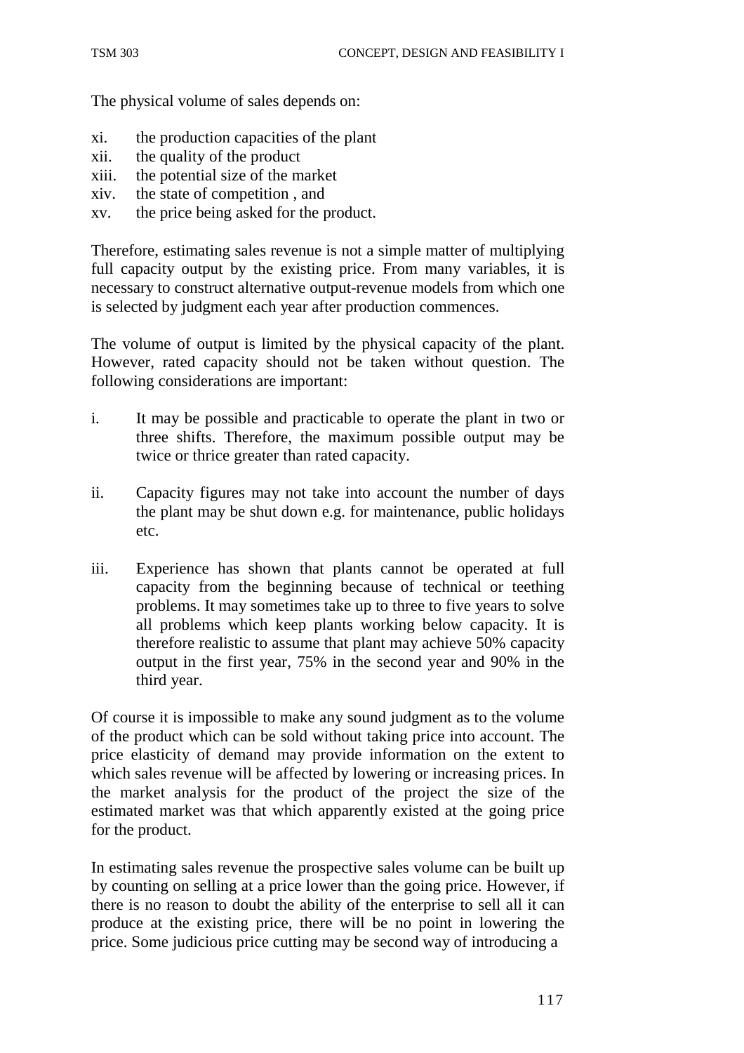The physical volume of sales depends on:

xi. the production capacities of the plant
xii. the quality of the product
xiii. the potential size of the market
xiv. the state of competition , and
xv. the price being asked for the product.

Therefore, estimating sales revenue is not a simple matter of multiplying full capacity output by the existing price. From many variables, it is necessary to construct alternative output-revenue models from which one is selected by judgment each year after production commences.

The volume of output is limited by the physical capacity of the plant. However, rated capacity should not be taken without question. The following considerations are important:

i. It may be possible and practicable to operate the plant in two or three shifts. Therefore, the maximum possible output may be twice or thrice greater than rated capacity.

ii. Capacity figures may not take into account the number of days the plant may be shut down e.g. for maintenance, public holidays etc.

iii. Experience has shown that plants cannot be operated at full capacity from the beginning because of technical or teething problems. It may sometimes take up to three to five years to solve all problems which keep plants working below capacity. It is therefore realistic to assume that plant may achieve 50% capacity output in the first year, 75% in the second year and 90% in the third year.

Of course it is impossible to make any sound judgment as to the volume of the product which can be sold without taking price into account. The price elasticity of demand may provide information on the extent to which sales revenue will be affected by lowering or increasing prices. In the market analysis for the product of the project the size of the estimated market was that which apparently existed at the going price for the product.

In estimating sales revenue the prospective sales volume can be built up by counting on selling at a price lower than the going price. However, if there is no reason to doubt the ability of the enterprise to sell all it can produce at the existing price, there will be no point in lowering the price. Some judicious price cutting may be second way of introducing a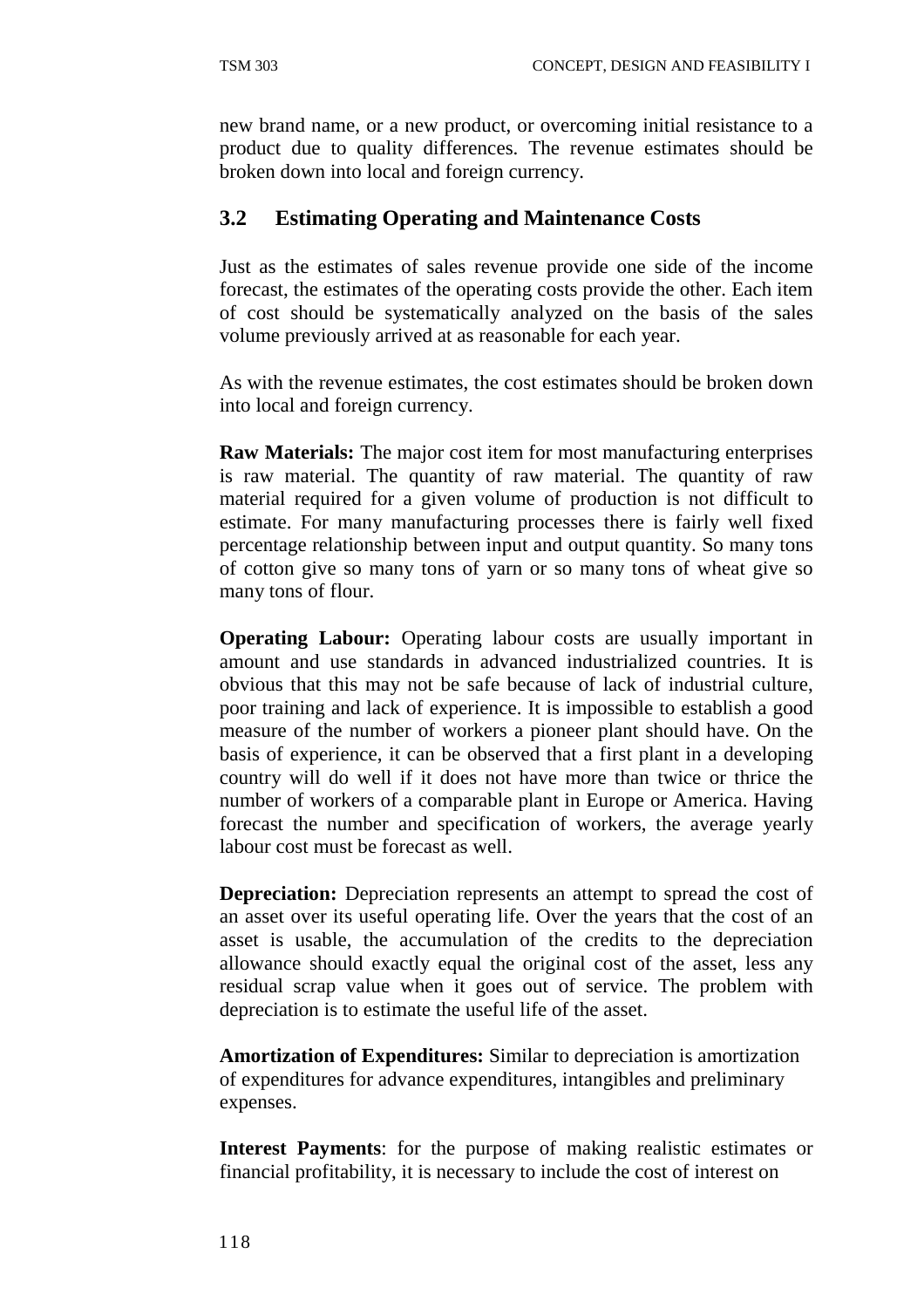new brand name, or a new product, or overcoming initial resistance to a product due to quality differences. The revenue estimates should be broken down into local and foreign currency.

## 3.2 Estimating Operating and Maintenance Costs

Just as the estimates of sales revenue provide one side of the income forecast, the estimates of the operating costs provide the other. Each item of cost should be systematically analyzed on the basis of the sales volume previously arrived at as reasonable for each year.

As with the revenue estimates, the cost estimates should be broken down into local and foreign currency.

**Raw Materials:** The major cost item for most manufacturing enterprises is raw material. The quantity of raw material. The quantity of raw material required for a given volume of production is not difficult to estimate. For many manufacturing processes there is fairly well fixed percentage relationship between input and output quantity. So many tons of cotton give so many tons of yarn or so many tons of wheat give so many tons of flour.

**Operating Labour:** Operating labour costs are usually important in amount and use standards in advanced industrialized countries. It is obvious that this may not be safe because of lack of industrial culture, poor training and lack of experience. It is impossible to establish a good measure of the number of workers a pioneer plant should have. On the basis of experience, it can be observed that a first plant in a developing country will do well if it does not have more than twice or thrice the number of workers of a comparable plant in Europe or America. Having forecast the number and specification of workers, the average yearly labour cost must be forecast as well.

**Depreciation:** Depreciation represents an attempt to spread the cost of an asset over its useful operating life. Over the years that the cost of an asset is usable, the accumulation of the credits to the depreciation allowance should exactly equal the original cost of the asset, less any residual scrap value when it goes out of service. The problem with depreciation is to estimate the useful life of the asset.

**Amortization of Expenditures:** Similar to depreciation is amortization of expenditures for advance expenditures, intangibles and preliminary expenses.

**Interest Payments**: for the purpose of making realistic estimates or financial profitability, it is necessary to include the cost of interest on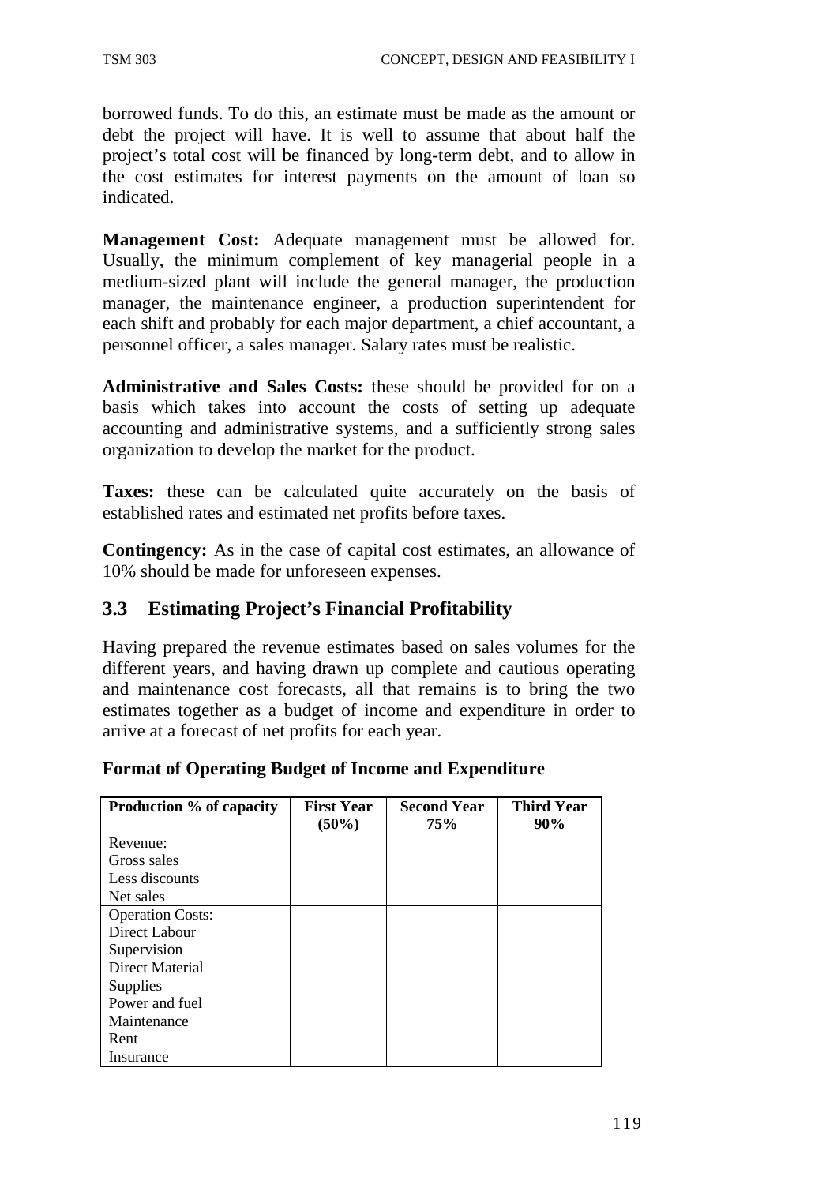borrowed funds. To do this, an estimate must be made as the amount or debt the project will have. It is well to assume that about half the project's total cost will be financed by long-term debt, and to allow in the cost estimates for interest payments on the amount of loan so indicated.

**Management Cost:** Adequate management must be allowed for. Usually, the minimum complement of key managerial people in a medium-sized plant will include the general manager, the production manager, the maintenance engineer, a production superintendent for each shift and probably for each major department, a chief accountant, a personnel officer, a sales manager. Salary rates must be realistic.

**Administrative and Sales Costs:** these should be provided for on a basis which takes into account the costs of setting up adequate accounting and administrative systems, and a sufficiently strong sales organization to develop the market for the product.

**Taxes:** these can be calculated quite accurately on the basis of established rates and estimated net profits before taxes.

**Contingency:** As in the case of capital cost estimates, an allowance of 10% should be made for unforeseen expenses.

## 3.3 Estimating Project's Financial Profitability

Having prepared the revenue estimates based on sales volumes for the different years, and having drawn up complete and cautious operating and maintenance cost forecasts, all that remains is to bring the two estimates together as a budget of income and expenditure in order to arrive at a forecast of net profits for each year.

**Format of Operating Budget of Income and Expenditure**

| Production % of capacity | First Year (50%) | Second Year 75% | Third Year 90% |
|---|---|---|---|
| Revenue: | | | |
| Gross sales | | | |
| Less discounts | | | |
| Net sales | | | |
| Operation Costs: | | | |
| Direct Labour | | | |
| Supervision | | | |
| Direct Material | | | |
| Supplies | | | |
| Power and fuel | | | |
| Maintenance | | | |
| Rent | | | |
| Insurance | | | |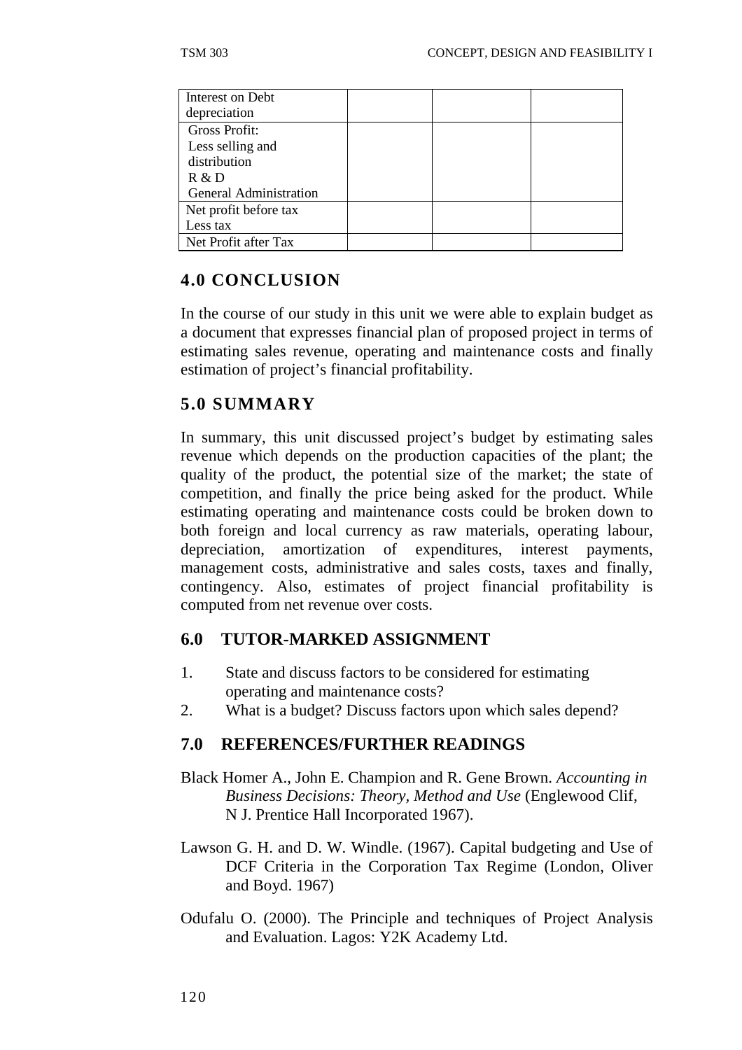| Interest on Debt<br>depreciation | | | |
|---|---|---|---|
| Gross Profit:<br>Less selling and distribution<br>R & D<br>General Administration | | | |
| Net profit before tax<br>Less tax | | | |
| Net Profit after Tax | | | |

## 4.0 CONCLUSION

In the course of our study in this unit we were able to explain budget as a document that expresses financial plan of proposed project in terms of estimating sales revenue, operating and maintenance costs and finally estimation of project's financial profitability.

## 5.0 SUMMARY

In summary, this unit discussed project's budget by estimating sales revenue which depends on the production capacities of the plant; the quality of the product, the potential size of the market; the state of competition, and finally the price being asked for the product. While estimating operating and maintenance costs could be broken down to both foreign and local currency as raw materials, operating labour, depreciation, amortization of expenditures, interest payments, management costs, administrative and sales costs, taxes and finally, contingency. Also, estimates of project financial profitability is computed from net revenue over costs.

## 6.0 TUTOR-MARKED ASSIGNMENT

1. State and discuss factors to be considered for estimating operating and maintenance costs?
2. What is a budget? Discuss factors upon which sales depend?

## 7.0 REFERENCES/FURTHER READINGS

Black Homer A., John E. Champion and R. Gene Brown. *Accounting in Business Decisions: Theory, Method and Use* (Englewood Clif, N J. Prentice Hall Incorporated 1967).

Lawson G. H. and D. W. Windle. (1967). Capital budgeting and Use of DCF Criteria in the Corporation Tax Regime (London, Oliver and Boyd. 1967)

Odufalu O. (2000). The Principle and techniques of Project Analysis and Evaluation. Lagos: Y2K Academy Ltd.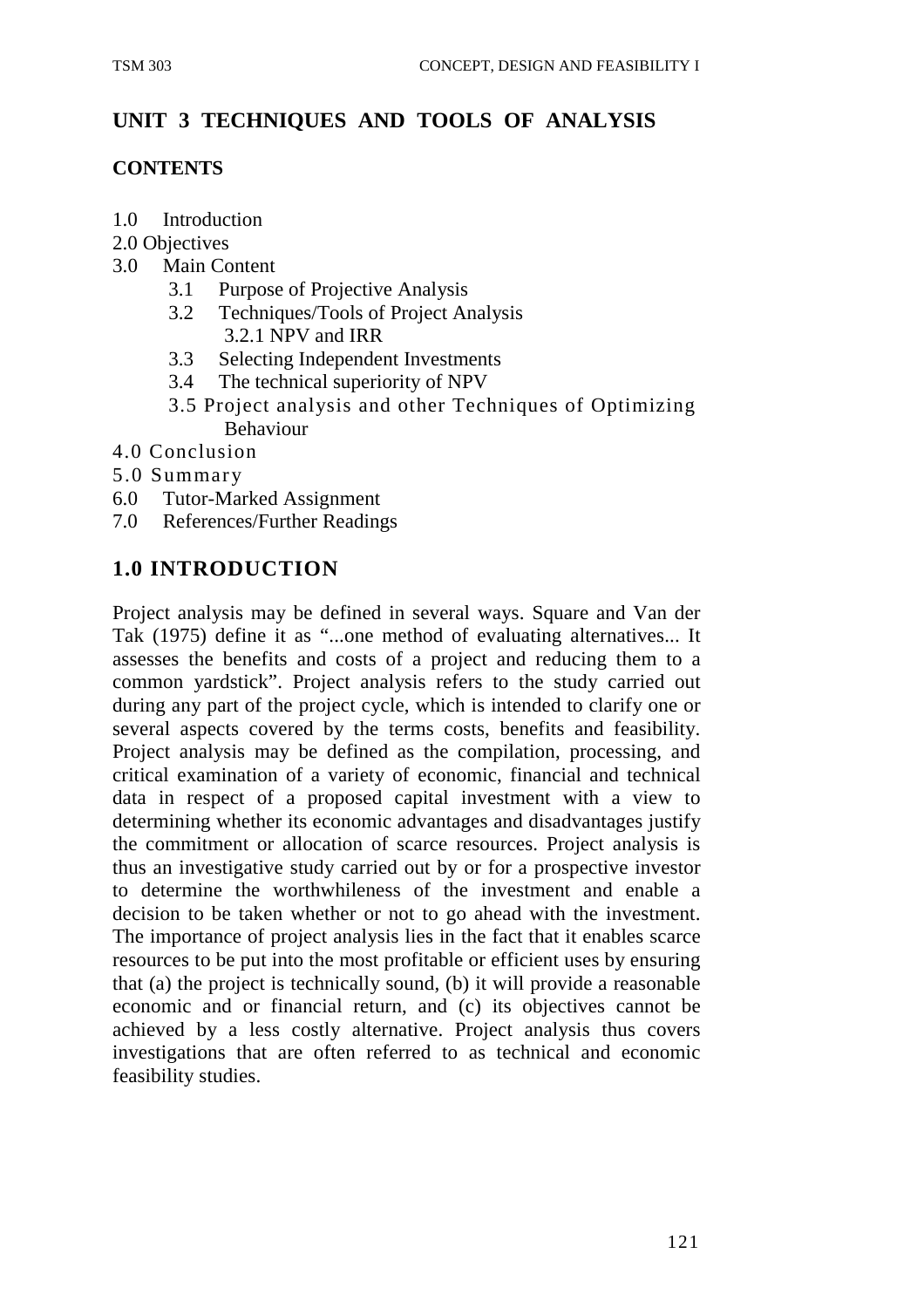## UNIT 3 TECHNIQUES AND TOOLS OF ANALYSIS

**CONTENTS**

- 1.0 Introduction
- 2.0 Objectives
- 3.0 Main Content
  - 3.1 Purpose of Projective Analysis
  - 3.2 Techniques/Tools of Project Analysis
    - 3.2.1 NPV and IRR
  - 3.3 Selecting Independent Investments
  - 3.4 The technical superiority of NPV
  - 3.5 Project analysis and other Techniques of Optimizing Behaviour
- 4.0 Conclusion
- 5.0 Summary
- 6.0 Tutor-Marked Assignment
- 7.0 References/Further Readings

## 1.0 INTRODUCTION

Project analysis may be defined in several ways. Square and Van der Tak (1975) define it as "...one method of evaluating alternatives... It assesses the benefits and costs of a project and reducing them to a common yardstick". Project analysis refers to the study carried out during any part of the project cycle, which is intended to clarify one or several aspects covered by the terms costs, benefits and feasibility. Project analysis may be defined as the compilation, processing, and critical examination of a variety of economic, financial and technical data in respect of a proposed capital investment with a view to determining whether its economic advantages and disadvantages justify the commitment or allocation of scarce resources. Project analysis is thus an investigative study carried out by or for a prospective investor to determine the worthwhileness of the investment and enable a decision to be taken whether or not to go ahead with the investment. The importance of project analysis lies in the fact that it enables scarce resources to be put into the most profitable or efficient uses by ensuring that (a) the project is technically sound, (b) it will provide a reasonable economic and or financial return, and (c) its objectives cannot be achieved by a less costly alternative. Project analysis thus covers investigations that are often referred to as technical and economic feasibility studies.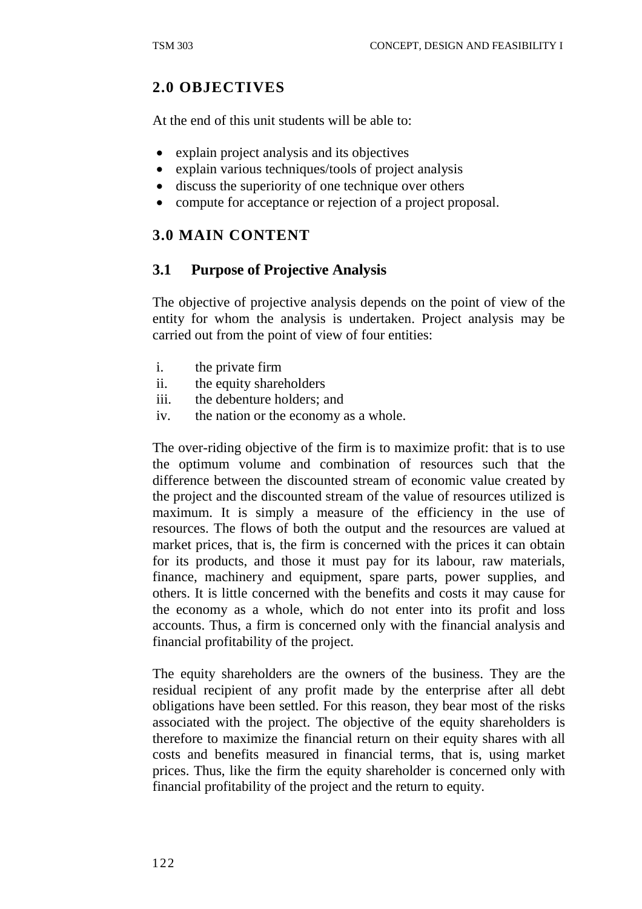## 2.0 OBJECTIVES

At the end of this unit students will be able to:

- explain project analysis and its objectives
- explain various techniques/tools of project analysis
- discuss the superiority of one technique over others
- compute for acceptance or rejection of a project proposal.

## 3.0 MAIN CONTENT

### 3.1 Purpose of Projective Analysis

The objective of projective analysis depends on the point of view of the entity for whom the analysis is undertaken. Project analysis may be carried out from the point of view of four entities:

i. the private firm
ii. the equity shareholders
iii. the debenture holders; and
iv. the nation or the economy as a whole.

The over-riding objective of the firm is to maximize profit: that is to use the optimum volume and combination of resources such that the difference between the discounted stream of economic value created by the project and the discounted stream of the value of resources utilized is maximum. It is simply a measure of the efficiency in the use of resources. The flows of both the output and the resources are valued at market prices, that is, the firm is concerned with the prices it can obtain for its products, and those it must pay for its labour, raw materials, finance, machinery and equipment, spare parts, power supplies, and others. It is little concerned with the benefits and costs it may cause for the economy as a whole, which do not enter into its profit and loss accounts. Thus, a firm is concerned only with the financial analysis and financial profitability of the project.

The equity shareholders are the owners of the business. They are the residual recipient of any profit made by the enterprise after all debt obligations have been settled. For this reason, they bear most of the risks associated with the project. The objective of the equity shareholders is therefore to maximize the financial return on their equity shares with all costs and benefits measured in financial terms, that is, using market prices. Thus, like the firm the equity shareholder is concerned only with financial profitability of the project and the return to equity.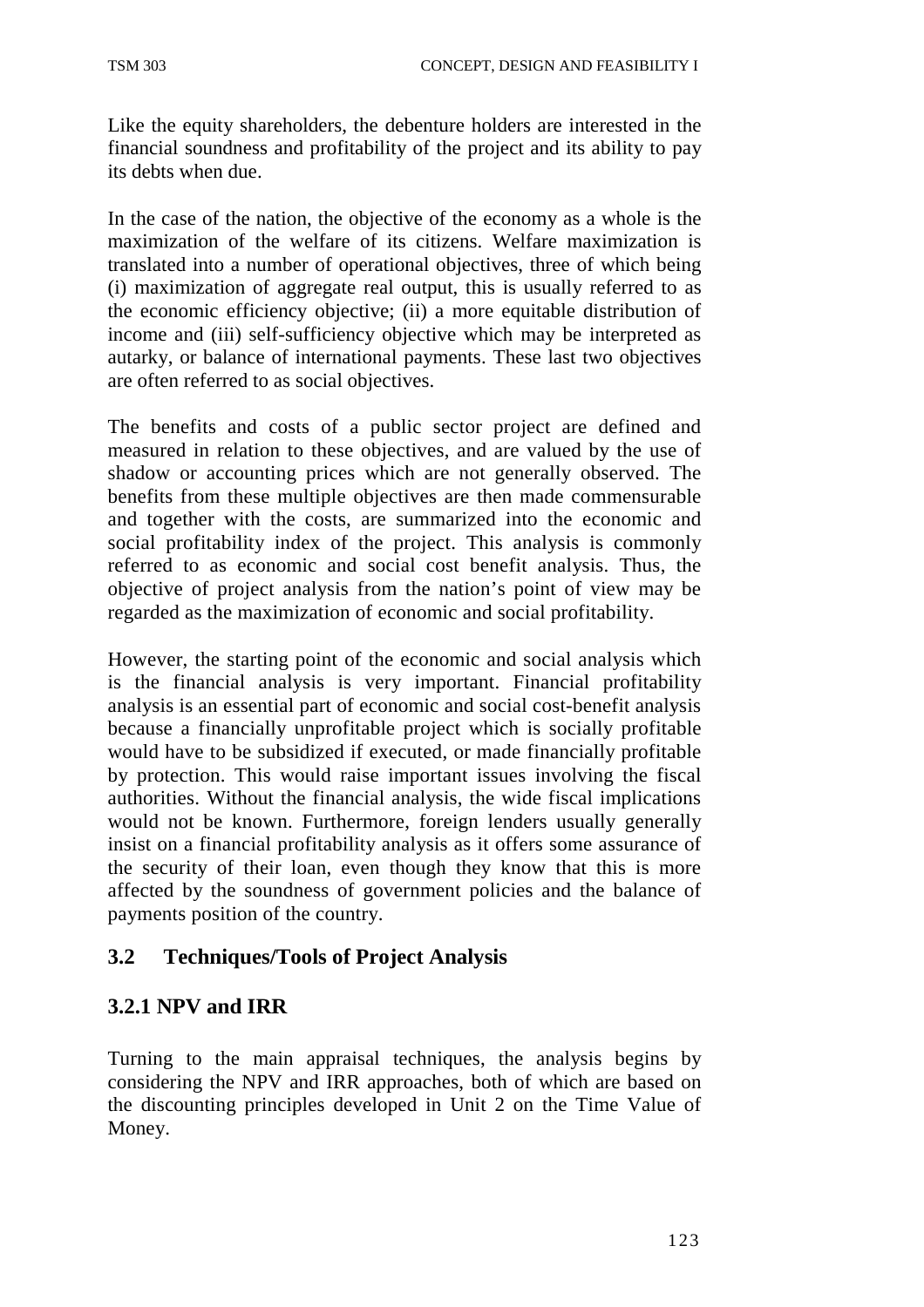Like the equity shareholders, the debenture holders are interested in the financial soundness and profitability of the project and its ability to pay its debts when due.

In the case of the nation, the objective of the economy as a whole is the maximization of the welfare of its citizens. Welfare maximization is translated into a number of operational objectives, three of which being (i) maximization of aggregate real output, this is usually referred to as the economic efficiency objective; (ii) a more equitable distribution of income and (iii) self-sufficiency objective which may be interpreted as autarky, or balance of international payments. These last two objectives are often referred to as social objectives.

The benefits and costs of a public sector project are defined and measured in relation to these objectives, and are valued by the use of shadow or accounting prices which are not generally observed. The benefits from these multiple objectives are then made commensurable and together with the costs, are summarized into the economic and social profitability index of the project. This analysis is commonly referred to as economic and social cost benefit analysis. Thus, the objective of project analysis from the nation's point of view may be regarded as the maximization of economic and social profitability.

However, the starting point of the economic and social analysis which is the financial analysis is very important. Financial profitability analysis is an essential part of economic and social cost-benefit analysis because a financially unprofitable project which is socially profitable would have to be subsidized if executed, or made financially profitable by protection. This would raise important issues involving the fiscal authorities. Without the financial analysis, the wide fiscal implications would not be known. Furthermore, foreign lenders usually generally insist on a financial profitability analysis as it offers some assurance of the security of their loan, even though they know that this is more affected by the soundness of government policies and the balance of payments position of the country.

## 3.2 Techniques/Tools of Project Analysis

### 3.2.1 NPV and IRR

Turning to the main appraisal techniques, the analysis begins by considering the NPV and IRR approaches, both of which are based on the discounting principles developed in Unit 2 on the Time Value of Money.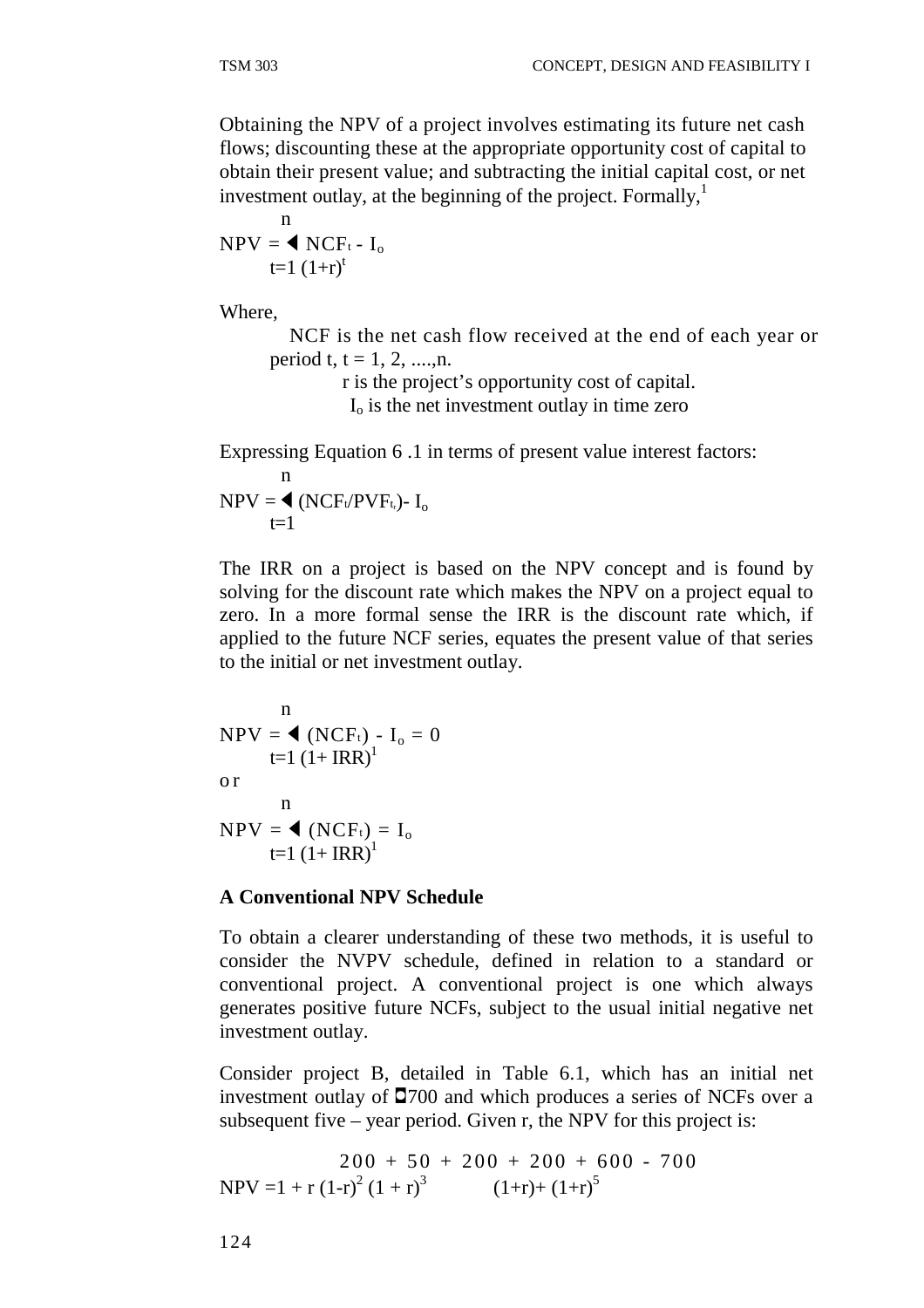Obtaining the NPV of a project involves estimating its future net cash flows; discounting these at the appropriate opportunity cost of capital to obtain their present value; and subtracting the initial capital cost, or net investment outlay, at the beginning of the project. Formally,[1]

$$NPV = \sum_{t=1}^{n} \frac{NCF_t}{(1+r)^t} - I_o$$

Where,

NCF is the net cash flow received at the end of each year or period t, t = 1, 2, ....,n.

r is the project's opportunity cost of capital.

$I_o$ is the net investment outlay in time zero

Expressing Equation 6 .1 in terms of present value interest factors:

$$NPV = \sum_{t=1}^{n} (NCF_t/PVF_t) - I_o$$

The IRR on a project is based on the NPV concept and is found by solving for the discount rate which makes the NPV on a project equal to zero. In a more formal sense the IRR is the discount rate which, if applied to the future NCF series, equates the present value of that series to the initial or net investment outlay.

$$NPV = \sum_{t=1}^{n} \frac{(NCF_t)}{(1+IRR)^1} - I_o = 0$$

or

$$NPV = \sum_{t=1}^{n} \frac{(NCF_t)}{(1+IRR)^1} = I_o$$

**A Conventional NPV Schedule**

To obtain a clearer understanding of these two methods, it is useful to consider the NVPV schedule, defined in relation to a standard or conventional project. A conventional project is one which always generates positive future NCFs, subject to the usual initial negative net investment outlay.

Consider project B, detailed in Table 6.1, which has an initial net investment outlay of ◘700 and which produces a series of NCFs over a subsequent five – year period. Given r, the NPV for this project is:

$$NPV = \frac{200}{1+r} + \frac{50}{(1-r)^2} + \frac{200}{(1+r)^3} + \frac{200}{(1+r)} + \frac{600}{(1+r)^5} - 700$$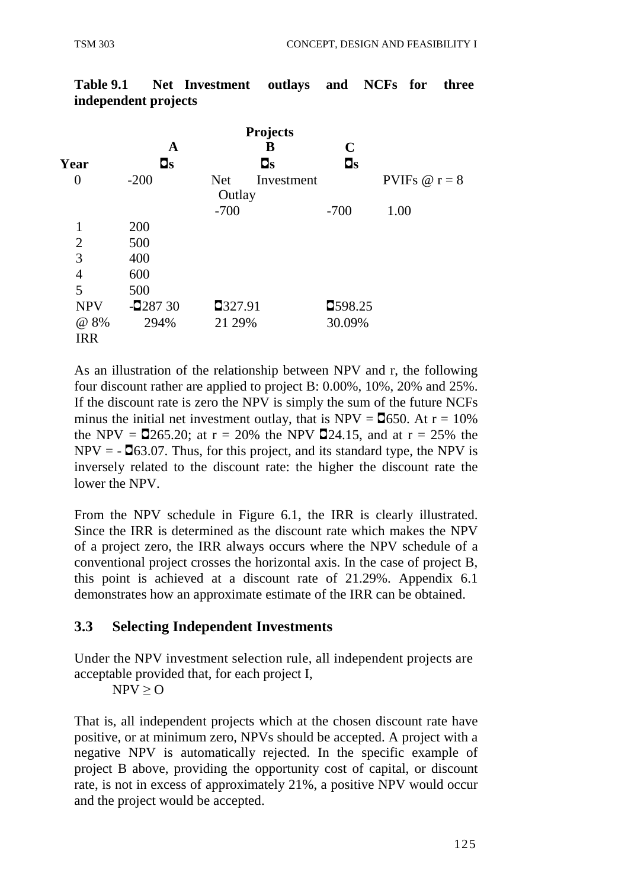**Table 9.1 Net Investment outlays and NCFs for three independent projects**

| | Projects | | | |
|---|---|---|---|---|
| | A | B | C | |
| Year | ◘s | ◘s | ◘s | |
| 0 | -200 | Net Investment Outlay | | PVIFs @ r = 8 |
| | | -700 | -700 | 1.00 |
| 1 | 200 | | | |
| 2 | 500 | | | |
| 3 | 400 | | | |
| 4 | 600 | | | |
| 5 | 500 | | | |
| NPV @ 8% | -◘287 30 | ◘327.91 | ◘598.25 | |
| IRR | 294% | 21 29% | 30.09% | |

As an illustration of the relationship between NPV and r, the following four discount rather are applied to project B: 0.00%, 10%, 20% and 25%. If the discount rate is zero the NPV is simply the sum of the future NCFs minus the initial net investment outlay, that is NPV = ◘650. At r = 10% the NPV = ◘265.20; at r = 20% the NPV ◘24.15, and at r = 25% the NPV = - ◘63.07. Thus, for this project, and its standard type, the NPV is inversely related to the discount rate: the higher the discount rate the lower the NPV.

From the NPV schedule in Figure 6.1, the IRR is clearly illustrated. Since the IRR is determined as the discount rate which makes the NPV of a project zero, the IRR always occurs where the NPV schedule of a conventional project crosses the horizontal axis. In the case of project B, this point is achieved at a discount rate of 21.29%. Appendix 6.1 demonstrates how an approximate estimate of the IRR can be obtained.

## 3.3 Selecting Independent Investments

Under the NPV investment selection rule, all independent projects are acceptable provided that, for each project I,

$$NPV \geq O$$

That is, all independent projects which at the chosen discount rate have positive, or at minimum zero, NPVs should be accepted. A project with a negative NPV is automatically rejected. In the specific example of project B above, providing the opportunity cost of capital, or discount rate, is not in excess of approximately 21%, a positive NPV would occur and the project would be accepted.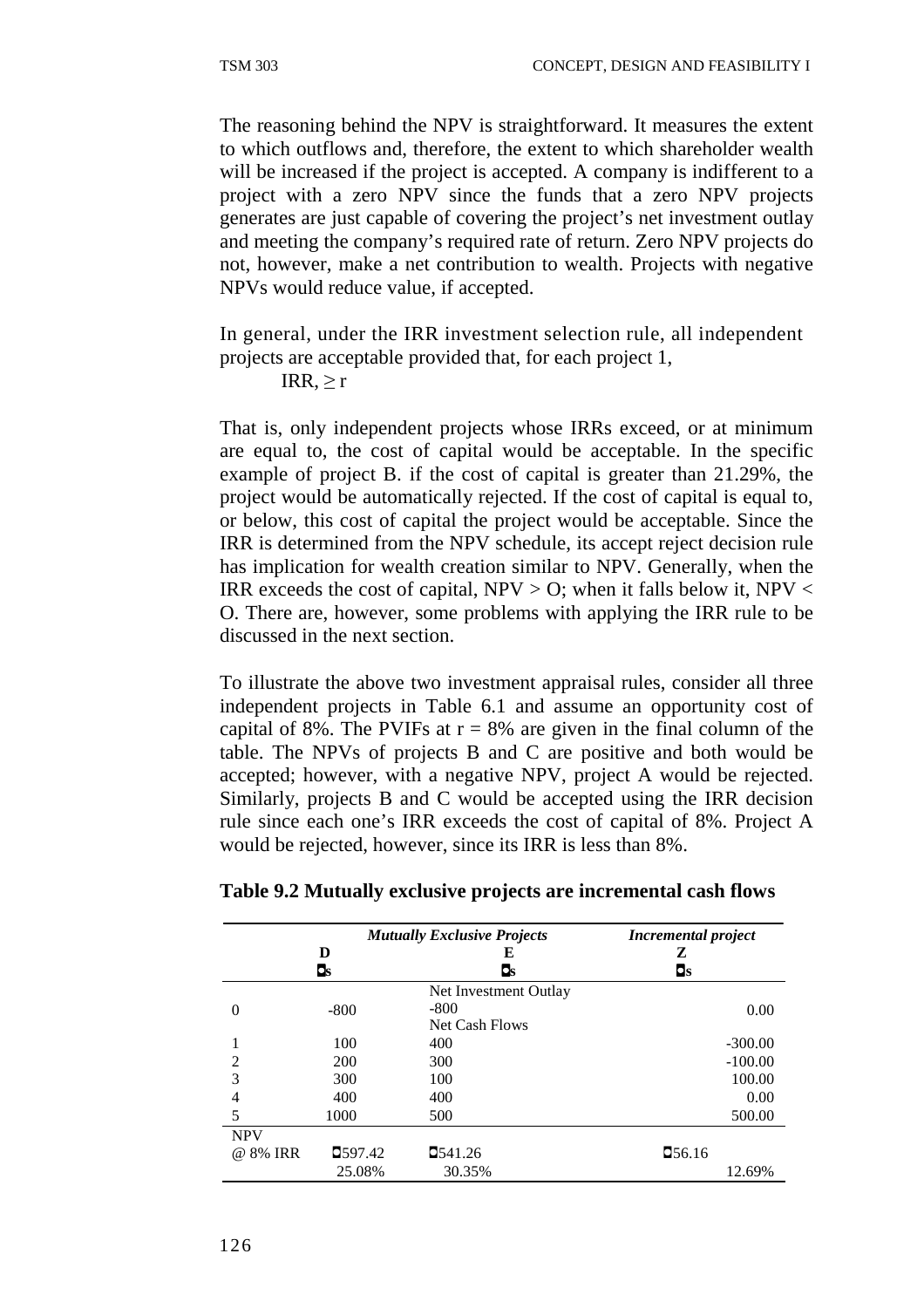The reasoning behind the NPV is straightforward. It measures the extent to which outflows and, therefore, the extent to which shareholder wealth will be increased if the project is accepted. A company is indifferent to a project with a zero NPV since the funds that a zero NPV projects generates are just capable of covering the project's net investment outlay and meeting the company's required rate of return. Zero NPV projects do not, however, make a net contribution to wealth. Projects with negative NPVs would reduce value, if accepted.

In general, under the IRR investment selection rule, all independent projects are acceptable provided that, for each project 1,

$$IRR, \geq r$$

That is, only independent projects whose IRRs exceed, or at minimum are equal to, the cost of capital would be acceptable. In the specific example of project B. if the cost of capital is greater than 21.29%, the project would be automatically rejected. If the cost of capital is equal to, or below, this cost of capital the project would be acceptable. Since the IRR is determined from the NPV schedule, its accept reject decision rule has implication for wealth creation similar to NPV. Generally, when the IRR exceeds the cost of capital, NPV > O; when it falls below it, NPV < O. There are, however, some problems with applying the IRR rule to be discussed in the next section.

To illustrate the above two investment appraisal rules, consider all three independent projects in Table 6.1 and assume an opportunity cost of capital of 8%. The PVIFs at r = 8% are given in the final column of the table. The NPVs of projects B and C are positive and both would be accepted; however, with a negative NPV, project A would be rejected. Similarly, projects B and C would be accepted using the IRR decision rule since each one's IRR exceeds the cost of capital of 8%. Project A would be rejected, however, since its IRR is less than 8%.

**Table 9.2 Mutually exclusive projects are incremental cash flows**

| | *Mutually Exclusive Projects* | | *Incremental project* |
|---|---|---|---|
| | **D** | **E** | **Z** |
| | ■s | ■s | ■s |
| | | Net Investment Outlay | |
| 0 | -800 | -800 | 0.00 |
| | | Net Cash Flows | |
| 1 | 100 | 400 | -300.00 |
| 2 | 200 | 300 | -100.00 |
| 3 | 300 | 100 | 100.00 |
| 4 | 400 | 400 | 0.00 |
| 5 | 1000 | 500 | 500.00 |
| NPV | | | |
| @ 8% | ■597.42 | ■541.26 | ■56.16 |
| IRR | 25.08% | 30.35% | 12.69% |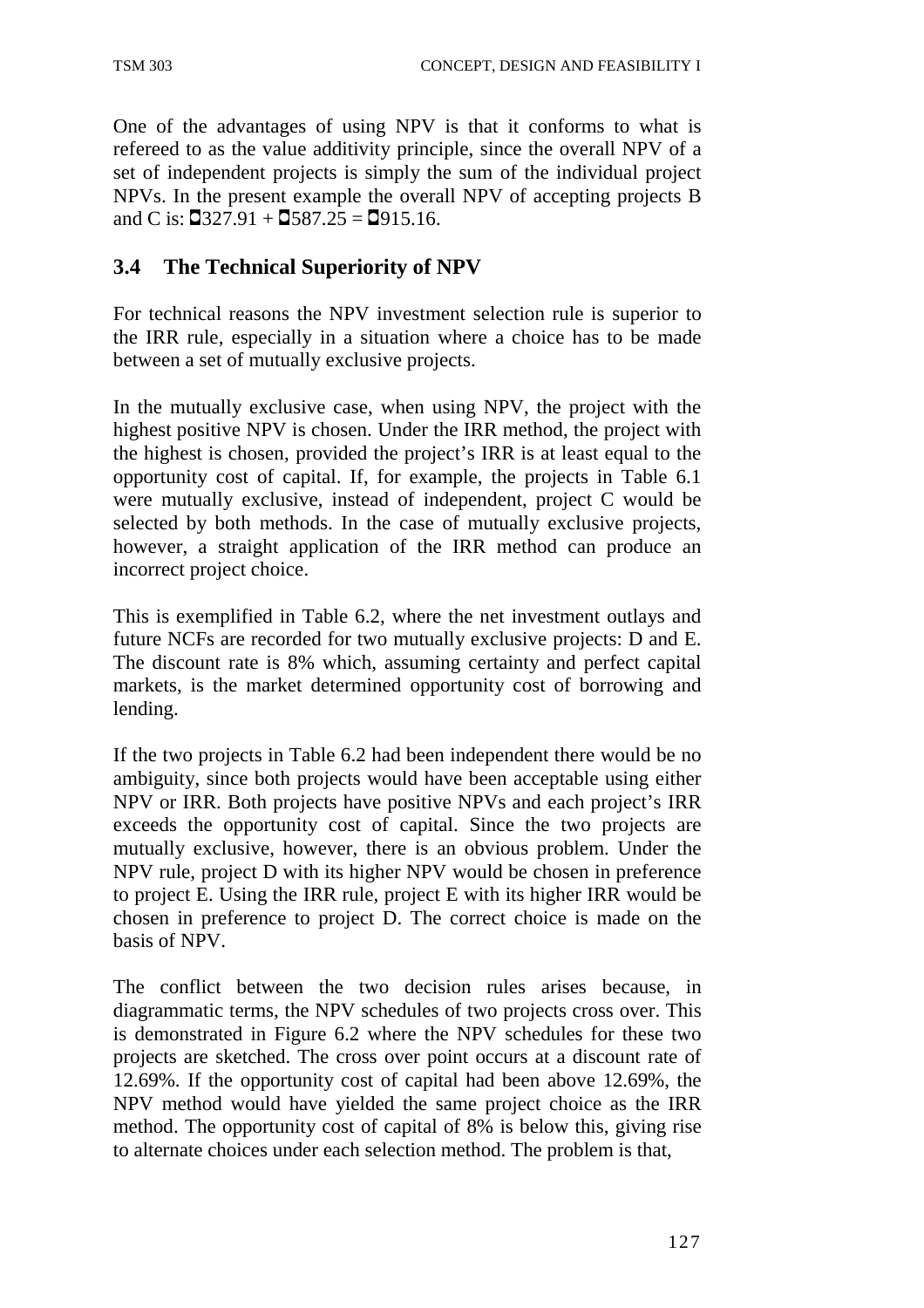One of the advantages of using NPV is that it conforms to what is refereed to as the value additivity principle, since the overall NPV of a set of independent projects is simply the sum of the individual project NPVs. In the present example the overall NPV of accepting projects B and C is: ◘327.91 + ◘587.25 = ◘915.16.

## 3.4 The Technical Superiority of NPV

For technical reasons the NPV investment selection rule is superior to the IRR rule, especially in a situation where a choice has to be made between a set of mutually exclusive projects.

In the mutually exclusive case, when using NPV, the project with the highest positive NPV is chosen. Under the IRR method, the project with the highest is chosen, provided the project's IRR is at least equal to the opportunity cost of capital. If, for example, the projects in Table 6.1 were mutually exclusive, instead of independent, project C would be selected by both methods. In the case of mutually exclusive projects, however, a straight application of the IRR method can produce an incorrect project choice.

This is exemplified in Table 6.2, where the net investment outlays and future NCFs are recorded for two mutually exclusive projects: D and E. The discount rate is 8% which, assuming certainty and perfect capital markets, is the market determined opportunity cost of borrowing and lending.

If the two projects in Table 6.2 had been independent there would be no ambiguity, since both projects would have been acceptable using either NPV or IRR. Both projects have positive NPVs and each project's IRR exceeds the opportunity cost of capital. Since the two projects are mutually exclusive, however, there is an obvious problem. Under the NPV rule, project D with its higher NPV would be chosen in preference to project E. Using the IRR rule, project E with its higher IRR would be chosen in preference to project D. The correct choice is made on the basis of NPV.

The conflict between the two decision rules arises because, in diagrammatic terms, the NPV schedules of two projects cross over. This is demonstrated in Figure 6.2 where the NPV schedules for these two projects are sketched. The cross over point occurs at a discount rate of 12.69%. If the opportunity cost of capital had been above 12.69%, the NPV method would have yielded the same project choice as the IRR method. The opportunity cost of capital of 8% is below this, giving rise to alternate choices under each selection method. The problem is that,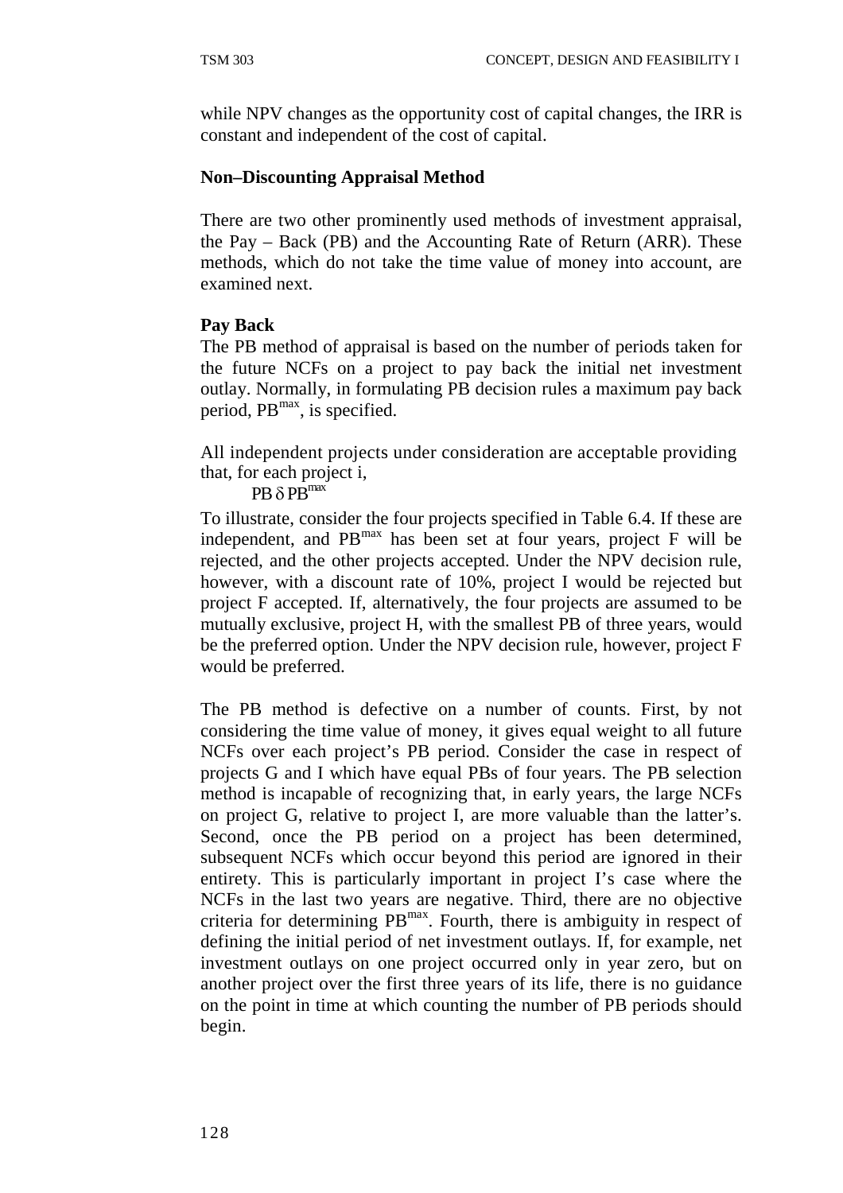while NPV changes as the opportunity cost of capital changes, the IRR is constant and independent of the cost of capital.

**Non–Discounting Appraisal Method**

There are two other prominently used methods of investment appraisal, the Pay – Back (PB) and the Accounting Rate of Return (ARR). These methods, which do not take the time value of money into account, are examined next.

**Pay Back**

The PB method of appraisal is based on the number of periods taken for the future NCFs on a project to pay back the initial net investment outlay. Normally, in formulating PB decision rules a maximum pay back period, $PB^{max}$, is specified.

All independent projects under consideration are acceptable providing that, for each project i,

$$PB \delta PB^{max}$$

To illustrate, consider the four projects specified in Table 6.4. If these are independent, and $PB^{max}$ has been set at four years, project F will be rejected, and the other projects accepted. Under the NPV decision rule, however, with a discount rate of 10%, project I would be rejected but project F accepted. If, alternatively, the four projects are assumed to be mutually exclusive, project H, with the smallest PB of three years, would be the preferred option. Under the NPV decision rule, however, project F would be preferred.

The PB method is defective on a number of counts. First, by not considering the time value of money, it gives equal weight to all future NCFs over each project's PB period. Consider the case in respect of projects G and I which have equal PBs of four years. The PB selection method is incapable of recognizing that, in early years, the large NCFs on project G, relative to project I, are more valuable than the latter's. Second, once the PB period on a project has been determined, subsequent NCFs which occur beyond this period are ignored in their entirety. This is particularly important in project I's case where the NCFs in the last two years are negative. Third, there are no objective criteria for determining $PB^{max}$. Fourth, there is ambiguity in respect of defining the initial period of net investment outlays. If, for example, net investment outlays on one project occurred only in year zero, but on another project over the first three years of its life, there is no guidance on the point in time at which counting the number of PB periods should begin.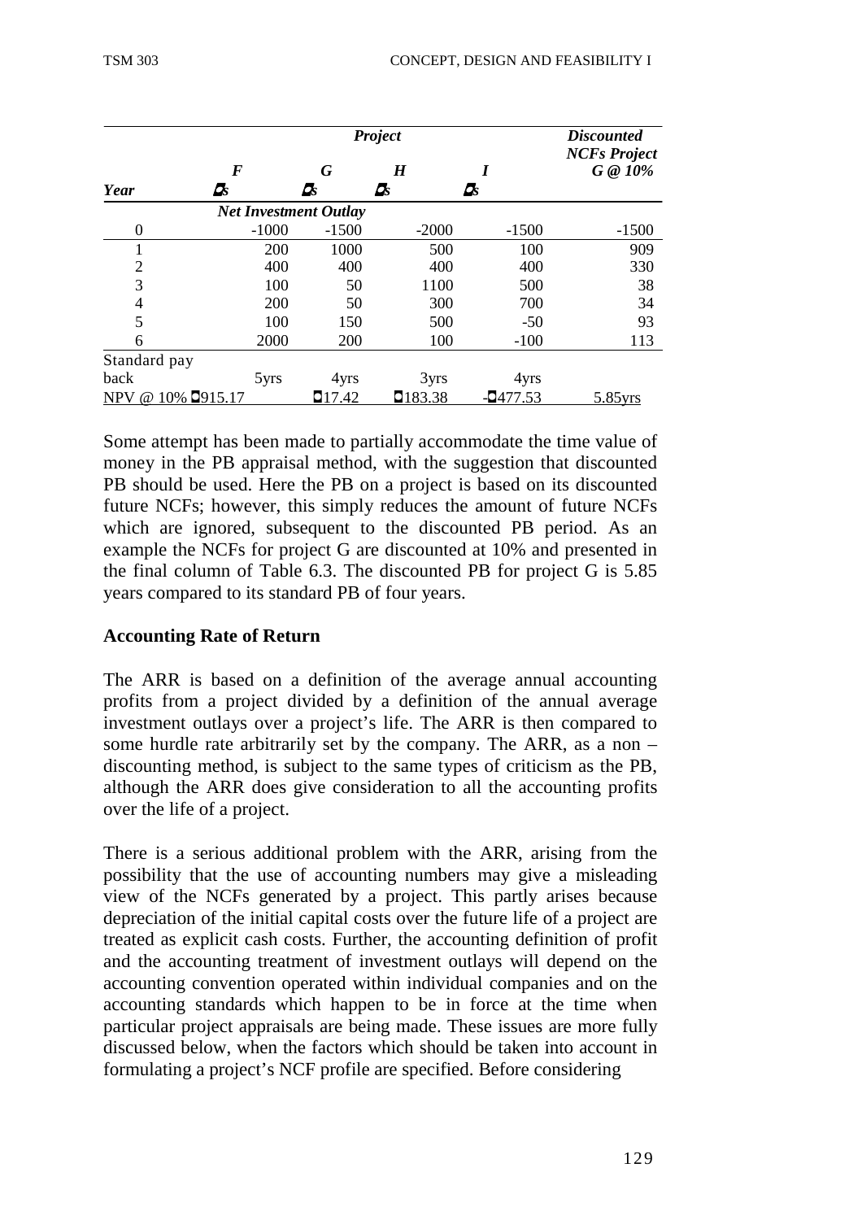| | Project | | | | Discounted NCFs Project |
|---|---|---|---|---|---|
| | *F* | *G* | *H* | *I* | *G @ 10%* |
| ***Year*** | £s | £s | £s | £s | |
| | ***Net Investment Outlay*** | | | | |
| 0 | -1000 | -1500 | -2000 | -1500 | -1500 |
| 1 | 200 | 1000 | 500 | 100 | 909 |
| 2 | 400 | 400 | 400 | 400 | 330 |
| 3 | 100 | 50 | 1100 | 500 | 38 |
| 4 | 200 | 50 | 300 | 700 | 34 |
| 5 | 100 | 150 | 500 | -50 | 93 |
| 6 | 2000 | 200 | 100 | -100 | 113 |
| Standard pay back | 5yrs | 4yrs | 3yrs | 4yrs | |
| NPV @ 10% | £915.17 | £17.42 | £183.38 | -£477.53 | 5.85yrs |

Some attempt has been made to partially accommodate the time value of money in the PB appraisal method, with the suggestion that discounted PB should be used. Here the PB on a project is based on its discounted future NCFs; however, this simply reduces the amount of future NCFs which are ignored, subsequent to the discounted PB period. As an example the NCFs for project G are discounted at 10% and presented in the final column of Table 6.3. The discounted PB for project G is 5.85 years compared to its standard PB of four years.

**Accounting Rate of Return**

The ARR is based on a definition of the average annual accounting profits from a project divided by a definition of the annual average investment outlays over a project's life. The ARR is then compared to some hurdle rate arbitrarily set by the company. The ARR, as a non – discounting method, is subject to the same types of criticism as the PB, although the ARR does give consideration to all the accounting profits over the life of a project.

There is a serious additional problem with the ARR, arising from the possibility that the use of accounting numbers may give a misleading view of the NCFs generated by a project. This partly arises because depreciation of the initial capital costs over the future life of a project are treated as explicit cash costs. Further, the accounting definition of profit and the accounting treatment of investment outlays will depend on the accounting convention operated within individual companies and on the accounting standards which happen to be in force at the time when particular project appraisals are being made. These issues are more fully discussed below, when the factors which should be taken into account in formulating a project's NCF profile are specified. Before considering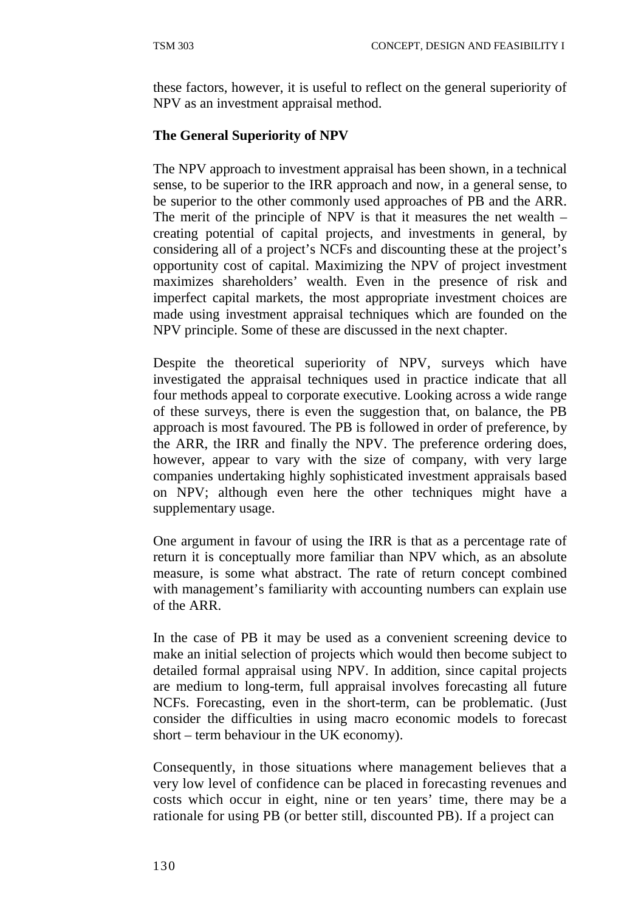these factors, however, it is useful to reflect on the general superiority of NPV as an investment appraisal method.

**The General Superiority of NPV**

The NPV approach to investment appraisal has been shown, in a technical sense, to be superior to the IRR approach and now, in a general sense, to be superior to the other commonly used approaches of PB and the ARR. The merit of the principle of NPV is that it measures the net wealth – creating potential of capital projects, and investments in general, by considering all of a project's NCFs and discounting these at the project's opportunity cost of capital. Maximizing the NPV of project investment maximizes shareholders' wealth. Even in the presence of risk and imperfect capital markets, the most appropriate investment choices are made using investment appraisal techniques which are founded on the NPV principle. Some of these are discussed in the next chapter.

Despite the theoretical superiority of NPV, surveys which have investigated the appraisal techniques used in practice indicate that all four methods appeal to corporate executive. Looking across a wide range of these surveys, there is even the suggestion that, on balance, the PB approach is most favoured. The PB is followed in order of preference, by the ARR, the IRR and finally the NPV. The preference ordering does, however, appear to vary with the size of company, with very large companies undertaking highly sophisticated investment appraisals based on NPV; although even here the other techniques might have a supplementary usage.

One argument in favour of using the IRR is that as a percentage rate of return it is conceptually more familiar than NPV which, as an absolute measure, is some what abstract. The rate of return concept combined with management's familiarity with accounting numbers can explain use of the ARR.

In the case of PB it may be used as a convenient screening device to make an initial selection of projects which would then become subject to detailed formal appraisal using NPV. In addition, since capital projects are medium to long-term, full appraisal involves forecasting all future NCFs. Forecasting, even in the short-term, can be problematic. (Just consider the difficulties in using macro economic models to forecast short – term behaviour in the UK economy).

Consequently, in those situations where management believes that a very low level of confidence can be placed in forecasting revenues and costs which occur in eight, nine or ten years' time, there may be a rationale for using PB (or better still, discounted PB). If a project can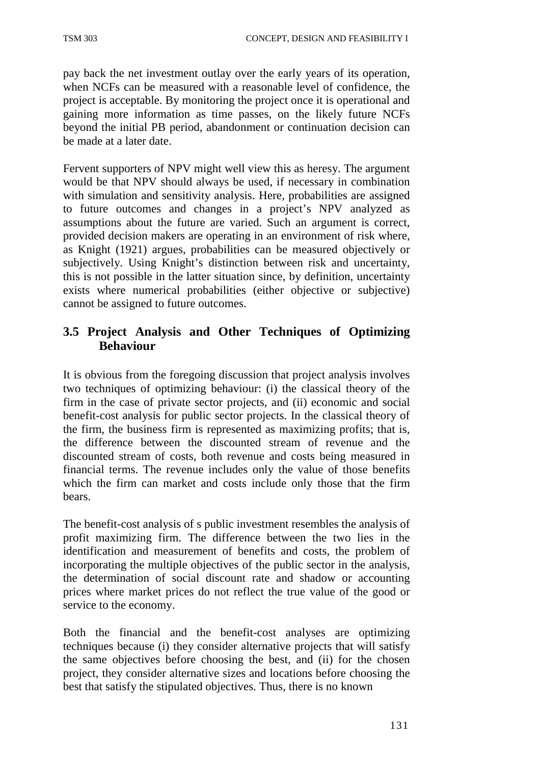pay back the net investment outlay over the early years of its operation, when NCFs can be measured with a reasonable level of confidence, the project is acceptable. By monitoring the project once it is operational and gaining more information as time passes, on the likely future NCFs beyond the initial PB period, abandonment or continuation decision can be made at a later date.

Fervent supporters of NPV might well view this as heresy. The argument would be that NPV should always be used, if necessary in combination with simulation and sensitivity analysis. Here, probabilities are assigned to future outcomes and changes in a project's NPV analyzed as assumptions about the future are varied. Such an argument is correct, provided decision makers are operating in an environment of risk where, as Knight (1921) argues, probabilities can be measured objectively or subjectively. Using Knight's distinction between risk and uncertainty, this is not possible in the latter situation since, by definition, uncertainty exists where numerical probabilities (either objective or subjective) cannot be assigned to future outcomes.

## 3.5 Project Analysis and Other Techniques of Optimizing Behaviour

It is obvious from the foregoing discussion that project analysis involves two techniques of optimizing behaviour: (i) the classical theory of the firm in the case of private sector projects, and (ii) economic and social benefit-cost analysis for public sector projects. In the classical theory of the firm, the business firm is represented as maximizing profits; that is, the difference between the discounted stream of revenue and the discounted stream of costs, both revenue and costs being measured in financial terms. The revenue includes only the value of those benefits which the firm can market and costs include only those that the firm bears.

The benefit-cost analysis of s public investment resembles the analysis of profit maximizing firm. The difference between the two lies in the identification and measurement of benefits and costs, the problem of incorporating the multiple objectives of the public sector in the analysis, the determination of social discount rate and shadow or accounting prices where market prices do not reflect the true value of the good or service to the economy.

Both the financial and the benefit-cost analyses are optimizing techniques because (i) they consider alternative projects that will satisfy the same objectives before choosing the best, and (ii) for the chosen project, they consider alternative sizes and locations before choosing the best that satisfy the stipulated objectives. Thus, there is no known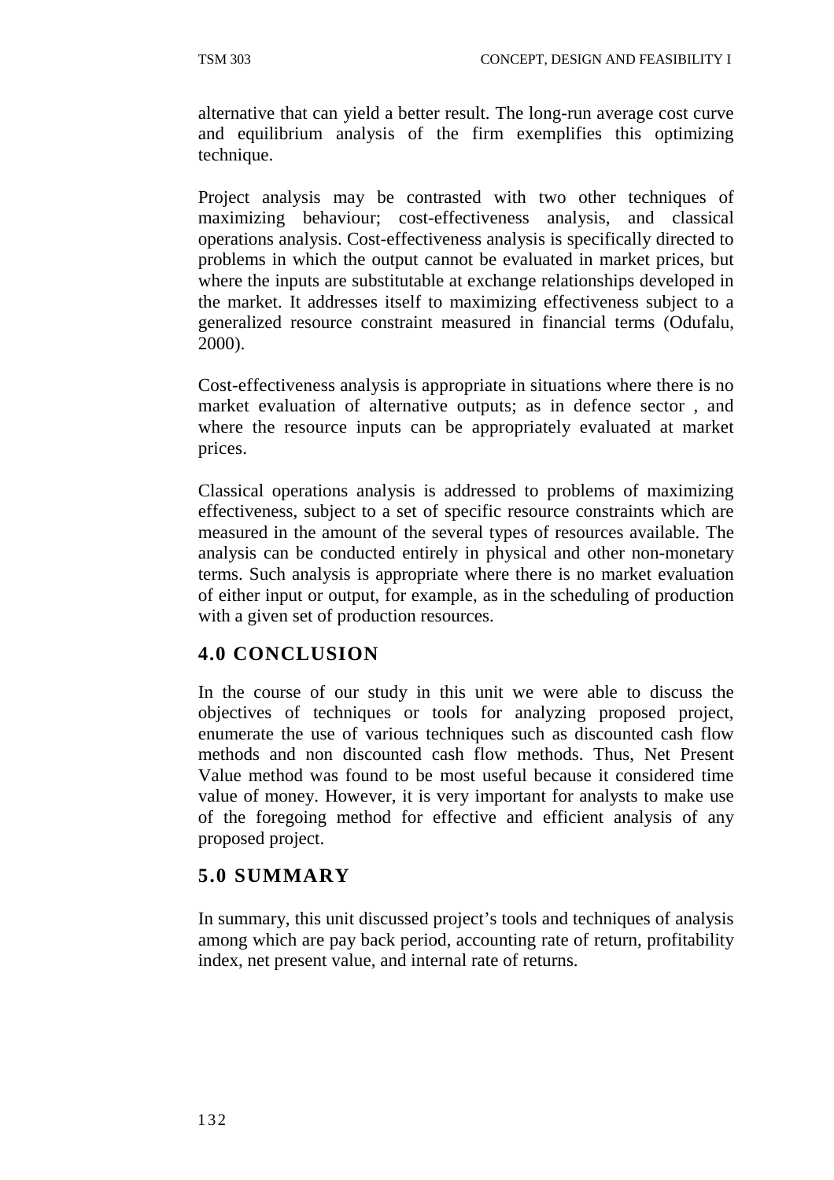alternative that can yield a better result. The long-run average cost curve and equilibrium analysis of the firm exemplifies this optimizing technique.

Project analysis may be contrasted with two other techniques of maximizing behaviour; cost-effectiveness analysis, and classical operations analysis. Cost-effectiveness analysis is specifically directed to problems in which the output cannot be evaluated in market prices, but where the inputs are substitutable at exchange relationships developed in the market. It addresses itself to maximizing effectiveness subject to a generalized resource constraint measured in financial terms (Odufalu, 2000).

Cost-effectiveness analysis is appropriate in situations where there is no market evaluation of alternative outputs; as in defence sector , and where the resource inputs can be appropriately evaluated at market prices.

Classical operations analysis is addressed to problems of maximizing effectiveness, subject to a set of specific resource constraints which are measured in the amount of the several types of resources available. The analysis can be conducted entirely in physical and other non-monetary terms. Such analysis is appropriate where there is no market evaluation of either input or output, for example, as in the scheduling of production with a given set of production resources.

## 4.0 CONCLUSION

In the course of our study in this unit we were able to discuss the objectives of techniques or tools for analyzing proposed project, enumerate the use of various techniques such as discounted cash flow methods and non discounted cash flow methods. Thus, Net Present Value method was found to be most useful because it considered time value of money. However, it is very important for analysts to make use of the foregoing method for effective and efficient analysis of any proposed project.

## 5.0 SUMMARY

In summary, this unit discussed project's tools and techniques of analysis among which are pay back period, accounting rate of return, profitability index, net present value, and internal rate of returns.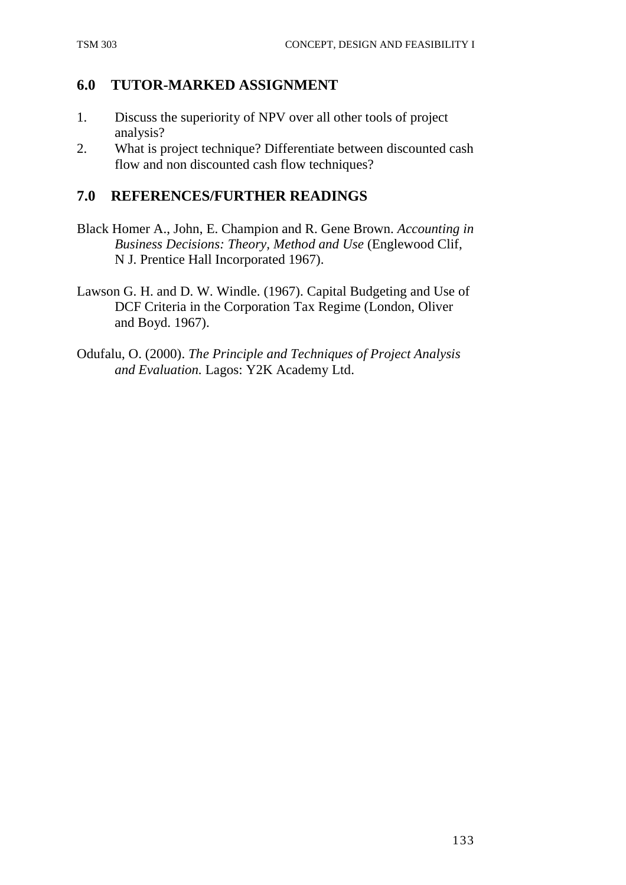## 6.0 TUTOR-MARKED ASSIGNMENT

1. Discuss the superiority of NPV over all other tools of project analysis?
2. What is project technique? Differentiate between discounted cash flow and non discounted cash flow techniques?

## 7.0 REFERENCES/FURTHER READINGS

Black Homer A., John, E. Champion and R. Gene Brown. *Accounting in Business Decisions: Theory, Method and Use* (Englewood Clif, N J. Prentice Hall Incorporated 1967).

Lawson G. H. and D. W. Windle. (1967). Capital Budgeting and Use of DCF Criteria in the Corporation Tax Regime (London, Oliver and Boyd. 1967).

Odufalu, O. (2000). *The Principle and Techniques of Project Analysis and Evaluation.* Lagos: Y2K Academy Ltd.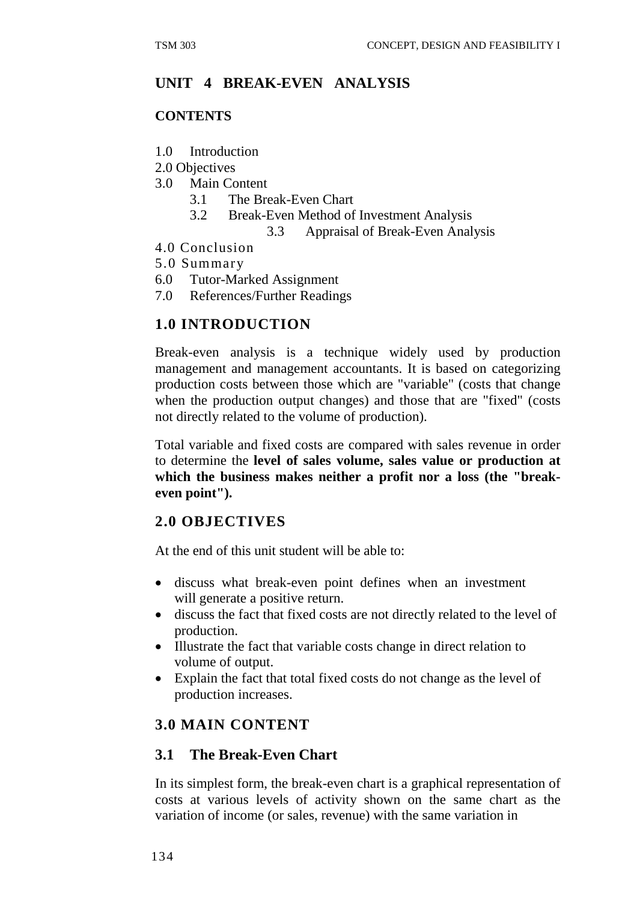## UNIT 4 BREAK-EVEN ANALYSIS

**CONTENTS**

1.0 Introduction
2.0 Objectives
3.0 Main Content
   3.1 The Break-Even Chart
   3.2 Break-Even Method of Investment Analysis
   3.3 Appraisal of Break-Even Analysis
4.0 Conclusion
5.0 Summary
6.0 Tutor-Marked Assignment
7.0 References/Further Readings

## 1.0 INTRODUCTION

Break-even analysis is a technique widely used by production management and management accountants. It is based on categorizing production costs between those which are "variable" (costs that change when the production output changes) and those that are "fixed" (costs not directly related to the volume of production).

Total variable and fixed costs are compared with sales revenue in order to determine the **level of sales volume, sales value or production at which the business makes neither a profit nor a loss (the "break-even point").**

## 2.0 OBJECTIVES

At the end of this unit student will be able to:

- discuss what break-even point defines when an investment will generate a positive return.
- discuss the fact that fixed costs are not directly related to the level of production.
- Illustrate the fact that variable costs change in direct relation to volume of output.
- Explain the fact that total fixed costs do not change as the level of production increases.

## 3.0 MAIN CONTENT

### 3.1 The Break-Even Chart

In its simplest form, the break-even chart is a graphical representation of costs at various levels of activity shown on the same chart as the variation of income (or sales, revenue) with the same variation in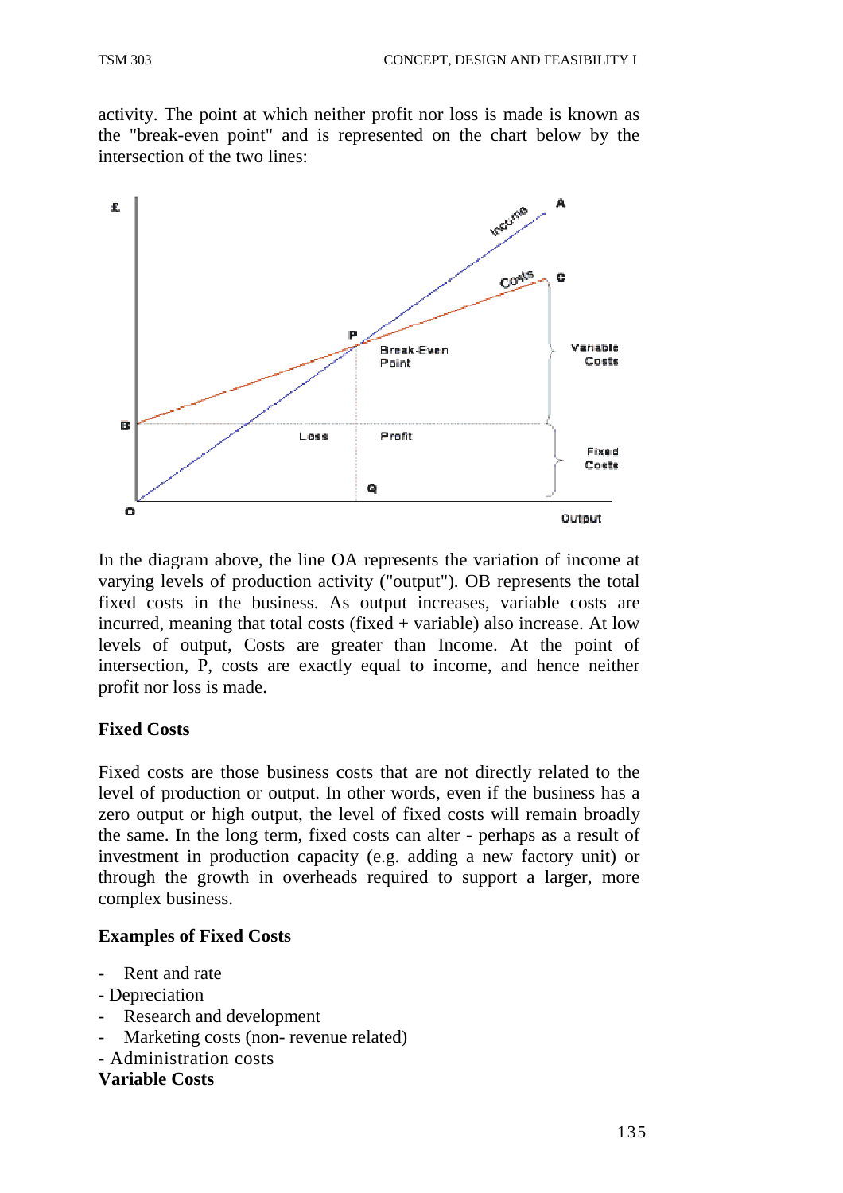activity. The point at which neither profit nor loss is made is known as the "break-even point" and is represented on the chart below by the intersection of the two lines:

In the diagram above, the line OA represents the variation of income at varying levels of production activity ("output"). OB represents the total fixed costs in the business. As output increases, variable costs are incurred, meaning that total costs (fixed + variable) also increase. At low levels of output, Costs are greater than Income. At the point of intersection, P, costs are exactly equal to income, and hence neither profit nor loss is made.

### Fixed Costs

Fixed costs are those business costs that are not directly related to the level of production or output. In other words, even if the business has a zero output or high output, the level of fixed costs will remain broadly the same. In the long term, fixed costs can alter - perhaps as a result of investment in production capacity (e.g. adding a new factory unit) or through the growth in overheads required to support a larger, more complex business.

### Examples of Fixed Costs

- Rent and rate
- Depreciation
- Research and development
- Marketing costs (non- revenue related)
- Administration costs

### Variable Costs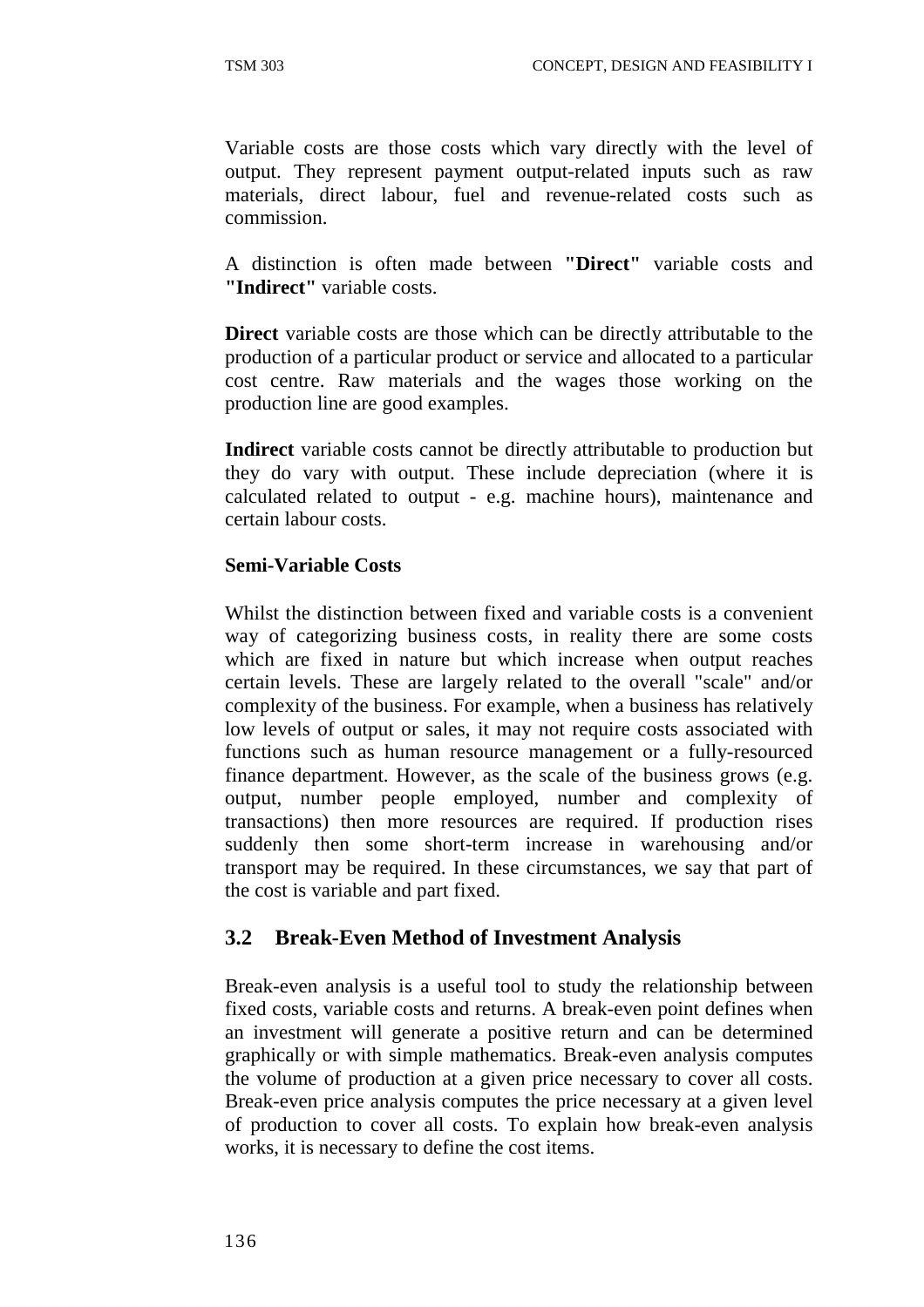Variable costs are those costs which vary directly with the level of output. They represent payment output-related inputs such as raw materials, direct labour, fuel and revenue-related costs such as commission.

A distinction is often made between **"Direct"** variable costs and **"Indirect"** variable costs.

**Direct** variable costs are those which can be directly attributable to the production of a particular product or service and allocated to a particular cost centre. Raw materials and the wages those working on the production line are good examples.

**Indirect** variable costs cannot be directly attributable to production but they do vary with output. These include depreciation (where it is calculated related to output - e.g. machine hours), maintenance and certain labour costs.

**Semi-Variable Costs**

Whilst the distinction between fixed and variable costs is a convenient way of categorizing business costs, in reality there are some costs which are fixed in nature but which increase when output reaches certain levels. These are largely related to the overall "scale" and/or complexity of the business. For example, when a business has relatively low levels of output or sales, it may not require costs associated with functions such as human resource management or a fully-resourced finance department. However, as the scale of the business grows (e.g. output, number people employed, number and complexity of transactions) then more resources are required. If production rises suddenly then some short-term increase in warehousing and/or transport may be required. In these circumstances, we say that part of the cost is variable and part fixed.

## 3.2 Break-Even Method of Investment Analysis

Break-even analysis is a useful tool to study the relationship between fixed costs, variable costs and returns. A break-even point defines when an investment will generate a positive return and can be determined graphically or with simple mathematics. Break-even analysis computes the volume of production at a given price necessary to cover all costs. Break-even price analysis computes the price necessary at a given level of production to cover all costs. To explain how break-even analysis works, it is necessary to define the cost items.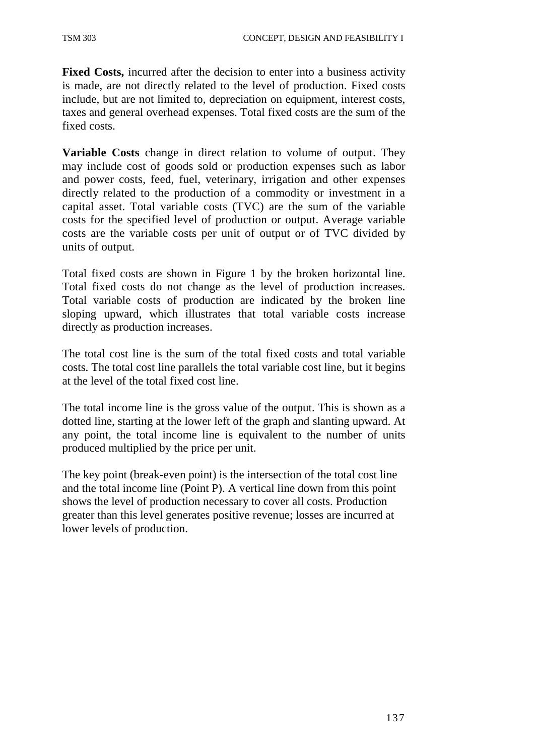**Fixed Costs,** incurred after the decision to enter into a business activity is made, are not directly related to the level of production. Fixed costs include, but are not limited to, depreciation on equipment, interest costs, taxes and general overhead expenses. Total fixed costs are the sum of the fixed costs.

**Variable Costs** change in direct relation to volume of output. They may include cost of goods sold or production expenses such as labor and power costs, feed, fuel, veterinary, irrigation and other expenses directly related to the production of a commodity or investment in a capital asset. Total variable costs (TVC) are the sum of the variable costs for the specified level of production or output. Average variable costs are the variable costs per unit of output or of TVC divided by units of output.

Total fixed costs are shown in Figure 1 by the broken horizontal line. Total fixed costs do not change as the level of production increases. Total variable costs of production are indicated by the broken line sloping upward, which illustrates that total variable costs increase directly as production increases.

The total cost line is the sum of the total fixed costs and total variable costs. The total cost line parallels the total variable cost line, but it begins at the level of the total fixed cost line.

The total income line is the gross value of the output. This is shown as a dotted line, starting at the lower left of the graph and slanting upward. At any point, the total income line is equivalent to the number of units produced multiplied by the price per unit.

The key point (break-even point) is the intersection of the total cost line and the total income line (Point P). A vertical line down from this point shows the level of production necessary to cover all costs. Production greater than this level generates positive revenue; losses are incurred at lower levels of production.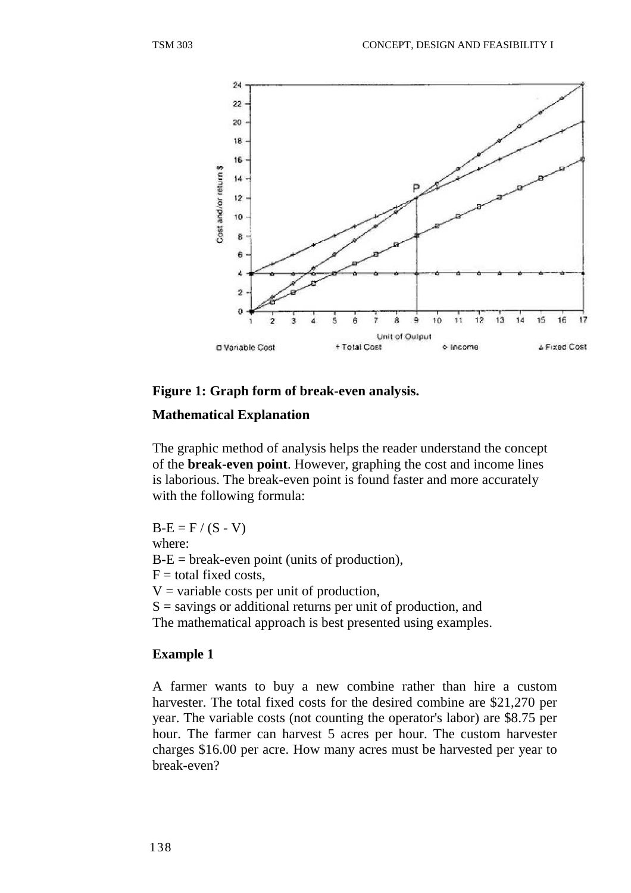**Figure 1: Graph form of break-even analysis.**

**Mathematical Explanation**

The graphic method of analysis helps the reader understand the concept of the **break-even point**. However, graphing the cost and income lines is laborious. The break-even point is found faster and more accurately with the following formula:

$B\text{-}E = F / (S - V)$

where:

$B\text{-}E$ = break-even point (units of production),

$F$ = total fixed costs,

$V$ = variable costs per unit of production,

$S$ = savings or additional returns per unit of production, and

The mathematical approach is best presented using examples.

**Example 1**

A farmer wants to buy a new combine rather than hire a custom harvester. The total fixed costs for the desired combine are $21,270 per year. The variable costs (not counting the operator's labor) are $8.75 per hour. The farmer can harvest 5 acres per hour. The custom harvester charges $16.00 per acre. How many acres must be harvested per year to break-even?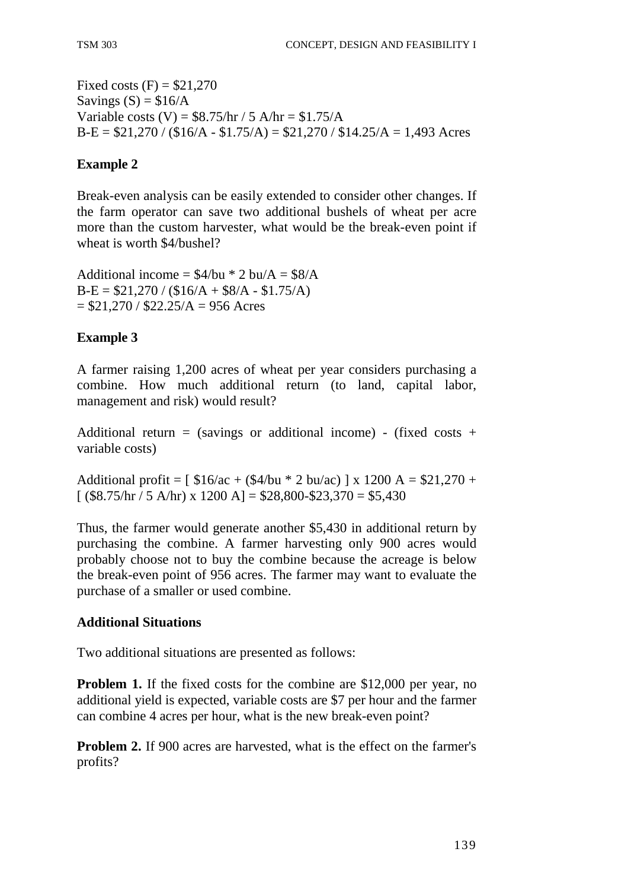Fixed costs (F) = \$21,270
Savings (S) = \$16/A
Variable costs (V) = \$8.75/hr / 5 A/hr = \$1.75/A
B-E = \$21,270 / (\$16/A - \$1.75/A) = \$21,270 / \$14.25/A = 1,493 Acres

**Example 2**

Break-even analysis can be easily extended to consider other changes. If the farm operator can save two additional bushels of wheat per acre more than the custom harvester, what would be the break-even point if wheat is worth \$4/bushel?

Additional income = \$4/bu * 2 bu/A = \$8/A
B-E = \$21,270 / (\$16/A + \$8/A - \$1.75/A)
= \$21,270 / \$22.25/A = 956 Acres

**Example 3**

A farmer raising 1,200 acres of wheat per year considers purchasing a combine. How much additional return (to land, capital labor, management and risk) would result?

Additional return = (savings or additional income) - (fixed costs + variable costs)

Additional profit = [ \$16/ac + (\$4/bu * 2 bu/ac) ] x 1200 A = \$21,270 + [ (\$8.75/hr / 5 A/hr) x 1200 A] = \$28,800-\$23,370 = \$5,430

Thus, the farmer would generate another \$5,430 in additional return by purchasing the combine. A farmer harvesting only 900 acres would probably choose not to buy the combine because the acreage is below the break-even point of 956 acres. The farmer may want to evaluate the purchase of a smaller or used combine.

**Additional Situations**

Two additional situations are presented as follows:

**Problem 1.** If the fixed costs for the combine are \$12,000 per year, no additional yield is expected, variable costs are \$7 per hour and the farmer can combine 4 acres per hour, what is the new break-even point?

**Problem 2.** If 900 acres are harvested, what is the effect on the farmer's profits?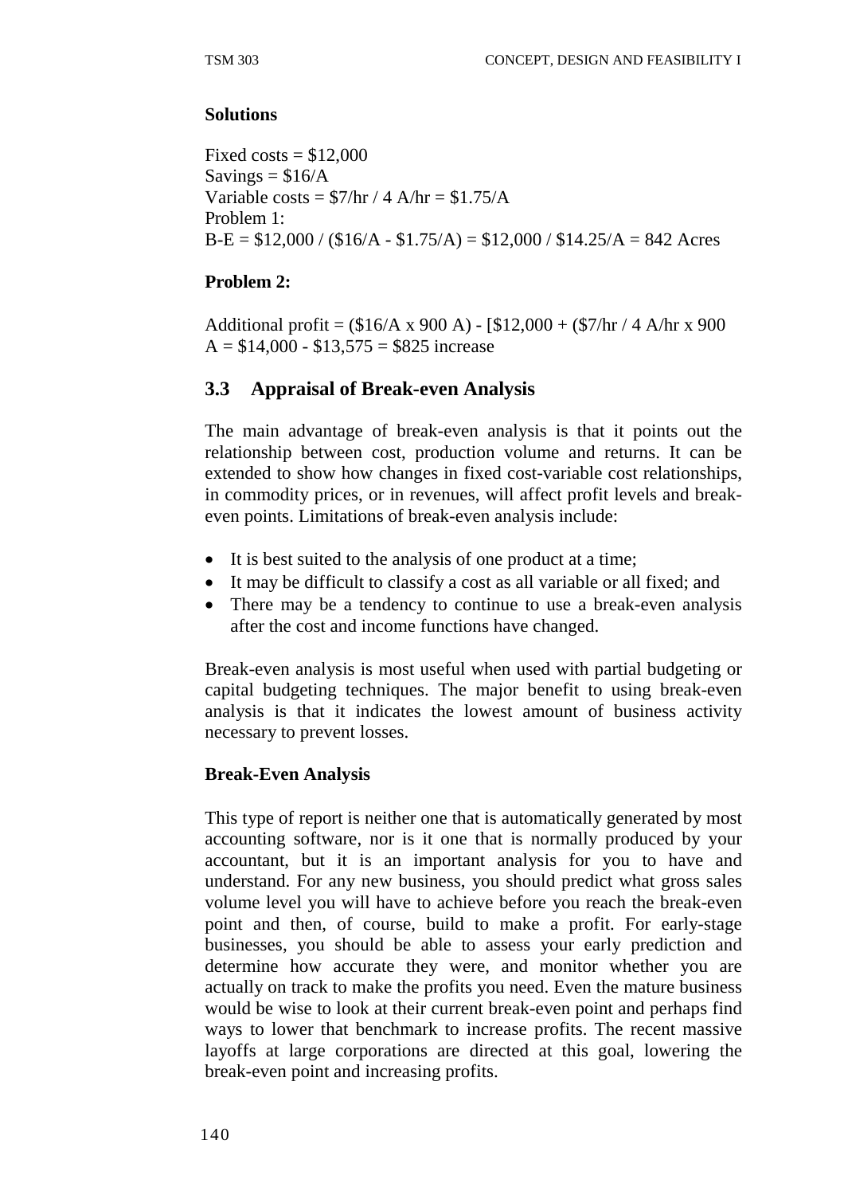**Solutions**

Fixed costs = $12,000
Savings = $16/A
Variable costs = $7/hr / 4 A/hr = $1.75/A
Problem 1:
B-E = $12,000 / ($16/A - $1.75/A) = $12,000 / $14.25/A = 842 Acres

**Problem 2:**

Additional profit = ($16/A x 900 A) - [$12,000 + ($7/hr / 4 A/hr x 900 A = $14,000 - $13,575 = $825 increase

## 3.3 Appraisal of Break-even Analysis

The main advantage of break-even analysis is that it points out the relationship between cost, production volume and returns. It can be extended to show how changes in fixed cost-variable cost relationships, in commodity prices, or in revenues, will affect profit levels and break-even points. Limitations of break-even analysis include:

- It is best suited to the analysis of one product at a time;
- It may be difficult to classify a cost as all variable or all fixed; and
- There may be a tendency to continue to use a break-even analysis after the cost and income functions have changed.

Break-even analysis is most useful when used with partial budgeting or capital budgeting techniques. The major benefit to using break-even analysis is that it indicates the lowest amount of business activity necessary to prevent losses.

**Break-Even Analysis**

This type of report is neither one that is automatically generated by most accounting software, nor is it one that is normally produced by your accountant, but it is an important analysis for you to have and understand. For any new business, you should predict what gross sales volume level you will have to achieve before you reach the break-even point and then, of course, build to make a profit. For early-stage businesses, you should be able to assess your early prediction and determine how accurate they were, and monitor whether you are actually on track to make the profits you need. Even the mature business would be wise to look at their current break-even point and perhaps find ways to lower that benchmark to increase profits. The recent massive layoffs at large corporations are directed at this goal, lowering the break-even point and increasing profits.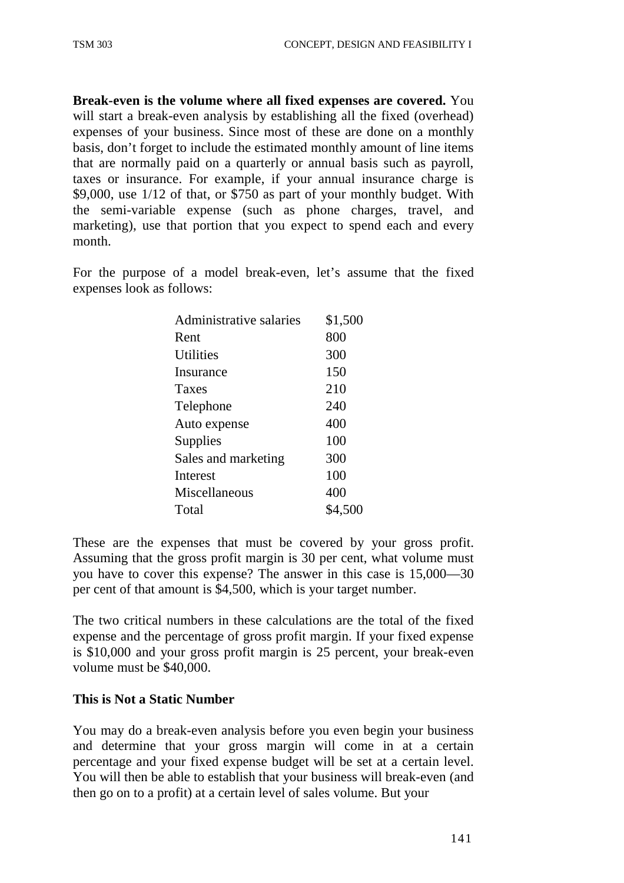**Break-even is the volume where all fixed expenses are covered.** You will start a break-even analysis by establishing all the fixed (overhead) expenses of your business. Since most of these are done on a monthly basis, don't forget to include the estimated monthly amount of line items that are normally paid on a quarterly or annual basis such as payroll, taxes or insurance. For example, if your annual insurance charge is $9,000, use 1/12 of that, or $750 as part of your monthly budget. With the semi-variable expense (such as phone charges, travel, and marketing), use that portion that you expect to spend each and every month.

For the purpose of a model break-even, let's assume that the fixed expenses look as follows:

| | |
|---|---|
| Administrative salaries | $1,500 |
| Rent | 800 |
| Utilities | 300 |
| Insurance | 150 |
| Taxes | 210 |
| Telephone | 240 |
| Auto expense | 400 |
| Supplies | 100 |
| Sales and marketing | 300 |
| Interest | 100 |
| Miscellaneous | 400 |
| Total | $4,500 |

These are the expenses that must be covered by your gross profit. Assuming that the gross profit margin is 30 per cent, what volume must you have to cover this expense? The answer in this case is 15,000—30 per cent of that amount is $4,500, which is your target number.

The two critical numbers in these calculations are the total of the fixed expense and the percentage of gross profit margin. If your fixed expense is $10,000 and your gross profit margin is 25 percent, your break-even volume must be $40,000.

### This is Not a Static Number

You may do a break-even analysis before you even begin your business and determine that your gross margin will come in at a certain percentage and your fixed expense budget will be set at a certain level. You will then be able to establish that your business will break-even (and then go on to a profit) at a certain level of sales volume. But your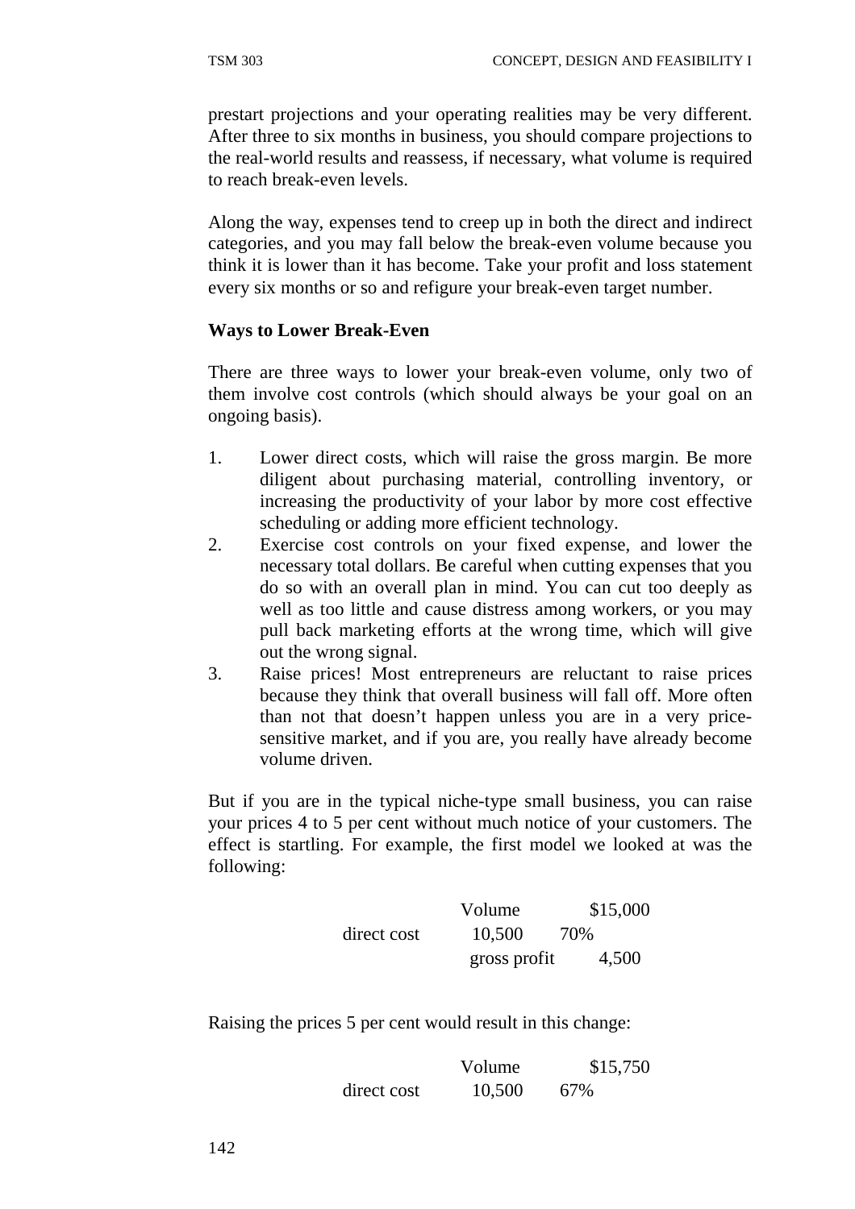prestart projections and your operating realities may be very different. After three to six months in business, you should compare projections to the real-world results and reassess, if necessary, what volume is required to reach break-even levels.

Along the way, expenses tend to creep up in both the direct and indirect categories, and you may fall below the break-even volume because you think it is lower than it has become. Take your profit and loss statement every six months or so and refigure your break-even target number.

**Ways to Lower Break-Even**

There are three ways to lower your break-even volume, only two of them involve cost controls (which should always be your goal on an ongoing basis).

1. Lower direct costs, which will raise the gross margin. Be more diligent about purchasing material, controlling inventory, or increasing the productivity of your labor by more cost effective scheduling or adding more efficient technology.
2. Exercise cost controls on your fixed expense, and lower the necessary total dollars. Be careful when cutting expenses that you do so with an overall plan in mind. You can cut too deeply as well as too little and cause distress among workers, or you may pull back marketing efforts at the wrong time, which will give out the wrong signal.
3. Raise prices! Most entrepreneurs are reluctant to raise prices because they think that overall business will fall off. More often than not that doesn't happen unless you are in a very price-sensitive market, and if you are, you really have already become volume driven.

But if you are in the typical niche-type small business, you can raise your prices 4 to 5 per cent without much notice of your customers. The effect is startling. For example, the first model we looked at was the following:

| | Volume | | $15,000 |
|---|---|---|---|
| direct cost | 10,500 | 70% | |
| | gross profit | | 4,500 |

Raising the prices 5 per cent would result in this change:

| | Volume | | $15,750 |
|---|---|---|---|
| direct cost | 10,500 | 67% | |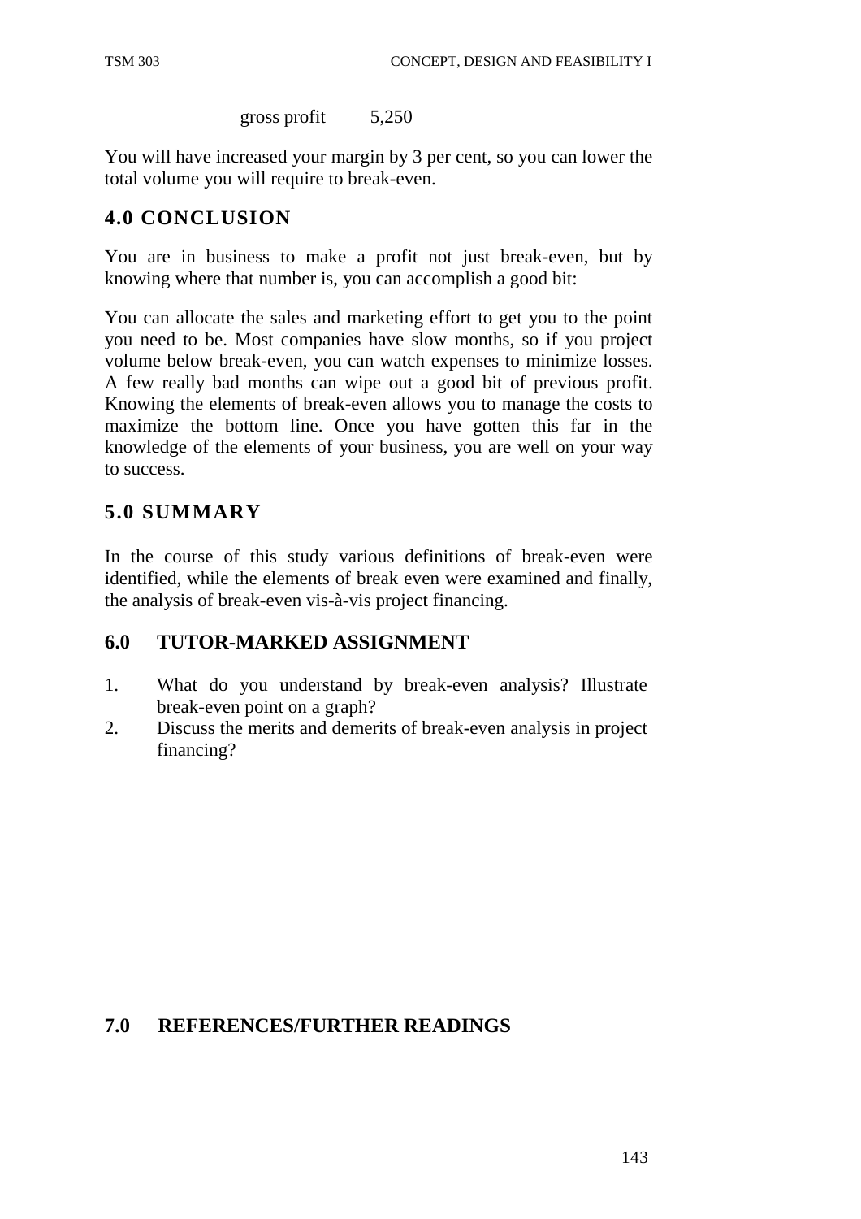gross profit 5,250

You will have increased your margin by 3 per cent, so you can lower the total volume you will require to break-even.

## 4.0 CONCLUSION

You are in business to make a profit not just break-even, but by knowing where that number is, you can accomplish a good bit:

You can allocate the sales and marketing effort to get you to the point you need to be. Most companies have slow months, so if you project volume below break-even, you can watch expenses to minimize losses. A few really bad months can wipe out a good bit of previous profit. Knowing the elements of break-even allows you to manage the costs to maximize the bottom line. Once you have gotten this far in the knowledge of the elements of your business, you are well on your way to success.

## 5.0 SUMMARY

In the course of this study various definitions of break-even were identified, while the elements of break even were examined and finally, the analysis of break-even vis-à-vis project financing.

## 6.0 TUTOR-MARKED ASSIGNMENT

1. What do you understand by break-even analysis? Illustrate break-even point on a graph?
2. Discuss the merits and demerits of break-even analysis in project financing?

## 7.0 REFERENCES/FURTHER READINGS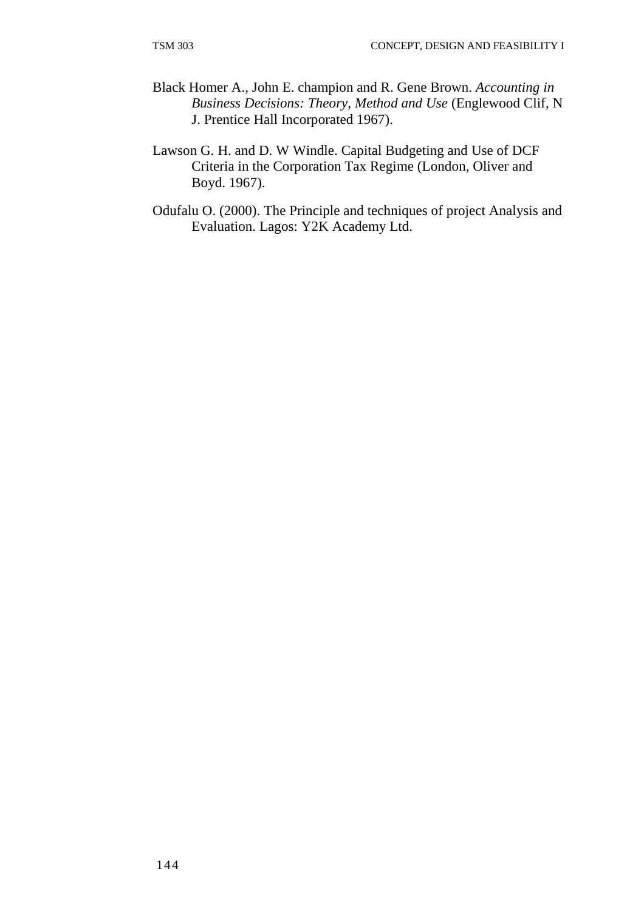Black Homer A., John E. champion and R. Gene Brown. *Accounting in Business Decisions: Theory, Method and Use* (Englewood Clif, N J. Prentice Hall Incorporated 1967).

Lawson G. H. and D. W Windle. Capital Budgeting and Use of DCF Criteria in the Corporation Tax Regime (London, Oliver and Boyd. 1967).

Odufalu O. (2000). The Principle and techniques of project Analysis and Evaluation. Lagos: Y2K Academy Ltd.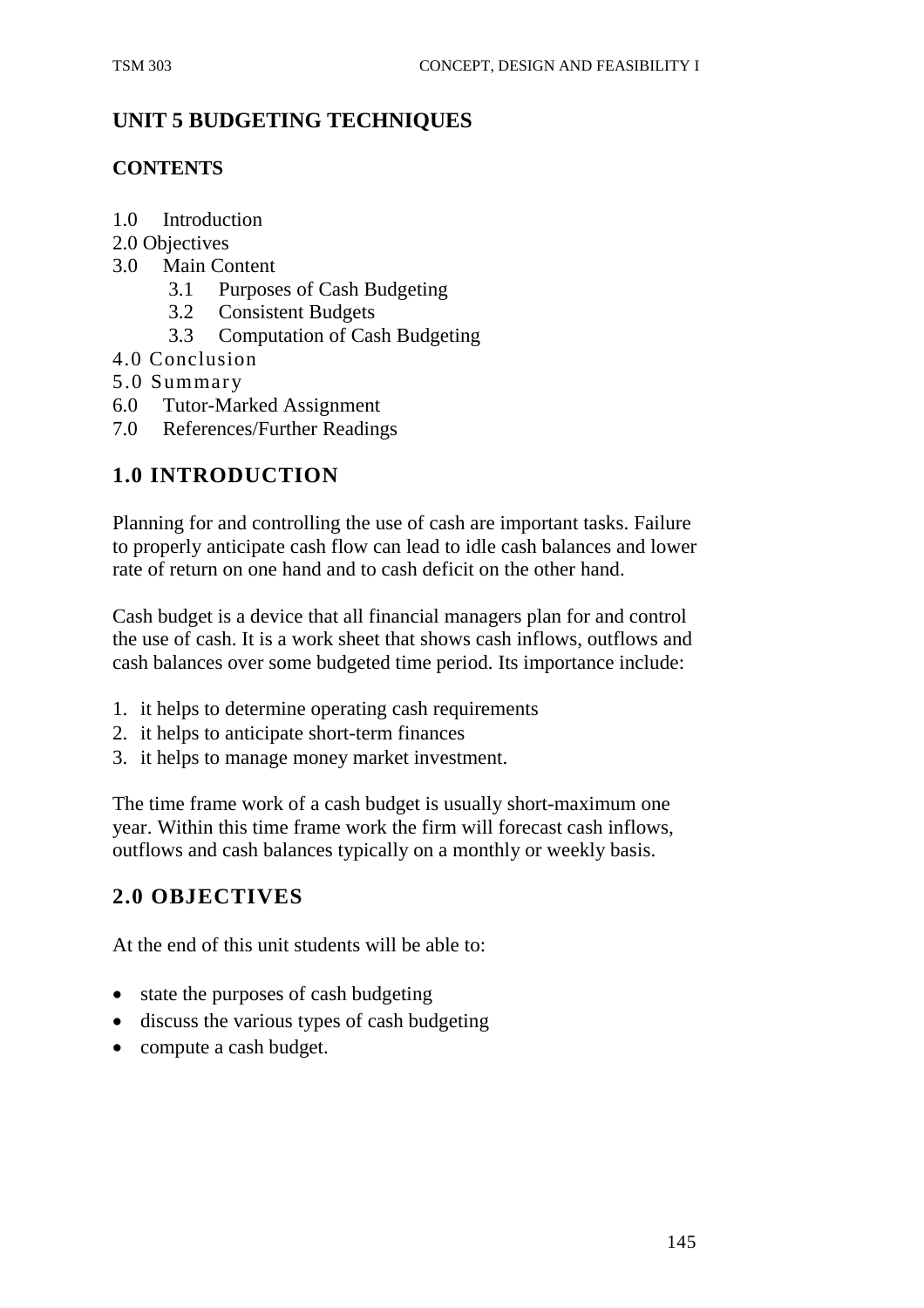## UNIT 5 BUDGETING TECHNIQUES

### CONTENTS

1.0 Introduction
2.0 Objectives
3.0 Main Content
  3.1 Purposes of Cash Budgeting
  3.2 Consistent Budgets
  3.3 Computation of Cash Budgeting
4.0 Conclusion
5.0 Summary
6.0 Tutor-Marked Assignment
7.0 References/Further Readings

## 1.0 INTRODUCTION

Planning for and controlling the use of cash are important tasks. Failure to properly anticipate cash flow can lead to idle cash balances and lower rate of return on one hand and to cash deficit on the other hand.

Cash budget is a device that all financial managers plan for and control the use of cash. It is a work sheet that shows cash inflows, outflows and cash balances over some budgeted time period. Its importance include:

1. it helps to determine operating cash requirements
2. it helps to anticipate short-term finances
3. it helps to manage money market investment.

The time frame work of a cash budget is usually short-maximum one year. Within this time frame work the firm will forecast cash inflows, outflows and cash balances typically on a monthly or weekly basis.

## 2.0 OBJECTIVES

At the end of this unit students will be able to:

- state the purposes of cash budgeting
- discuss the various types of cash budgeting
- compute a cash budget.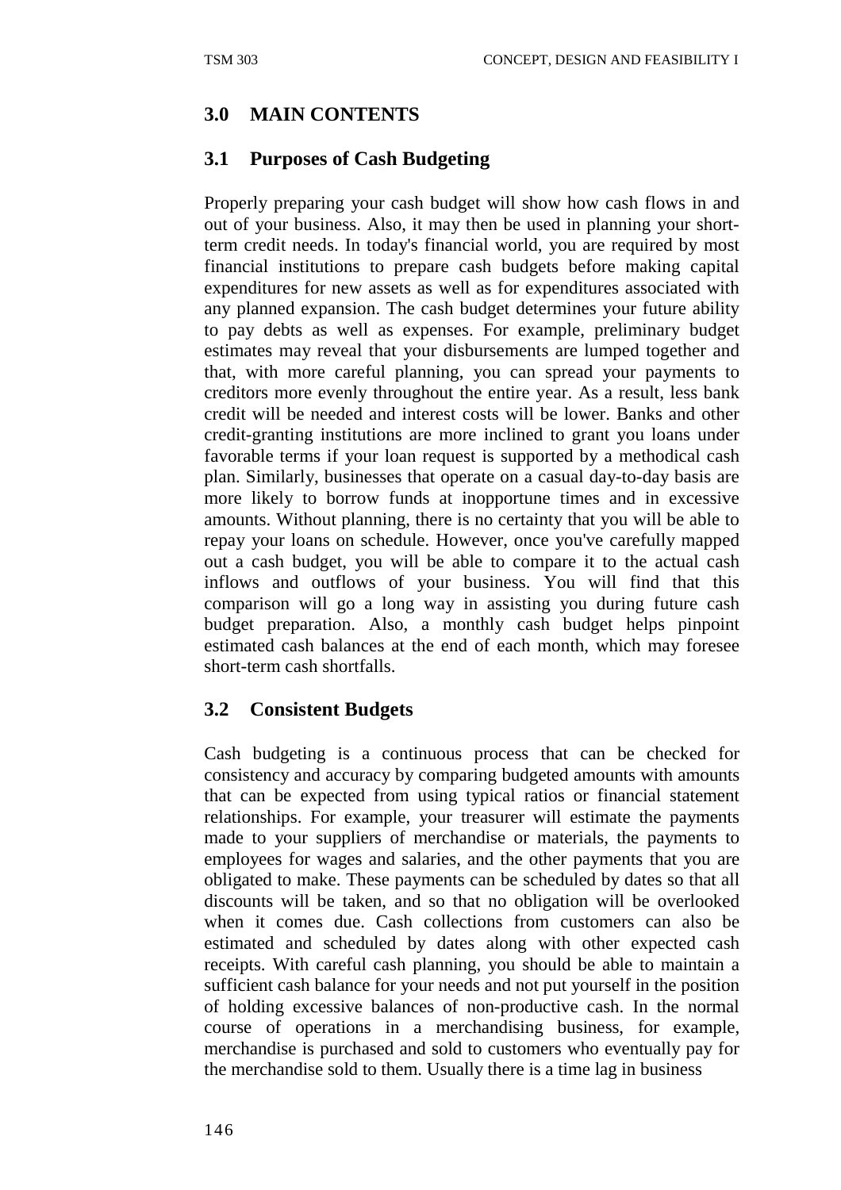## 3.0 MAIN CONTENTS

### 3.1 Purposes of Cash Budgeting

Properly preparing your cash budget will show how cash flows in and out of your business. Also, it may then be used in planning your short-term credit needs. In today's financial world, you are required by most financial institutions to prepare cash budgets before making capital expenditures for new assets as well as for expenditures associated with any planned expansion. The cash budget determines your future ability to pay debts as well as expenses. For example, preliminary budget estimates may reveal that your disbursements are lumped together and that, with more careful planning, you can spread your payments to creditors more evenly throughout the entire year. As a result, less bank credit will be needed and interest costs will be lower. Banks and other credit-granting institutions are more inclined to grant you loans under favorable terms if your loan request is supported by a methodical cash plan. Similarly, businesses that operate on a casual day-to-day basis are more likely to borrow funds at inopportune times and in excessive amounts. Without planning, there is no certainty that you will be able to repay your loans on schedule. However, once you've carefully mapped out a cash budget, you will be able to compare it to the actual cash inflows and outflows of your business. You will find that this comparison will go a long way in assisting you during future cash budget preparation. Also, a monthly cash budget helps pinpoint estimated cash balances at the end of each month, which may foresee short-term cash shortfalls.

### 3.2 Consistent Budgets

Cash budgeting is a continuous process that can be checked for consistency and accuracy by comparing budgeted amounts with amounts that can be expected from using typical ratios or financial statement relationships. For example, your treasurer will estimate the payments made to your suppliers of merchandise or materials, the payments to employees for wages and salaries, and the other payments that you are obligated to make. These payments can be scheduled by dates so that all discounts will be taken, and so that no obligation will be overlooked when it comes due. Cash collections from customers can also be estimated and scheduled by dates along with other expected cash receipts. With careful cash planning, you should be able to maintain a sufficient cash balance for your needs and not put yourself in the position of holding excessive balances of non-productive cash. In the normal course of operations in a merchandising business, for example, merchandise is purchased and sold to customers who eventually pay for the merchandise sold to them. Usually there is a time lag in business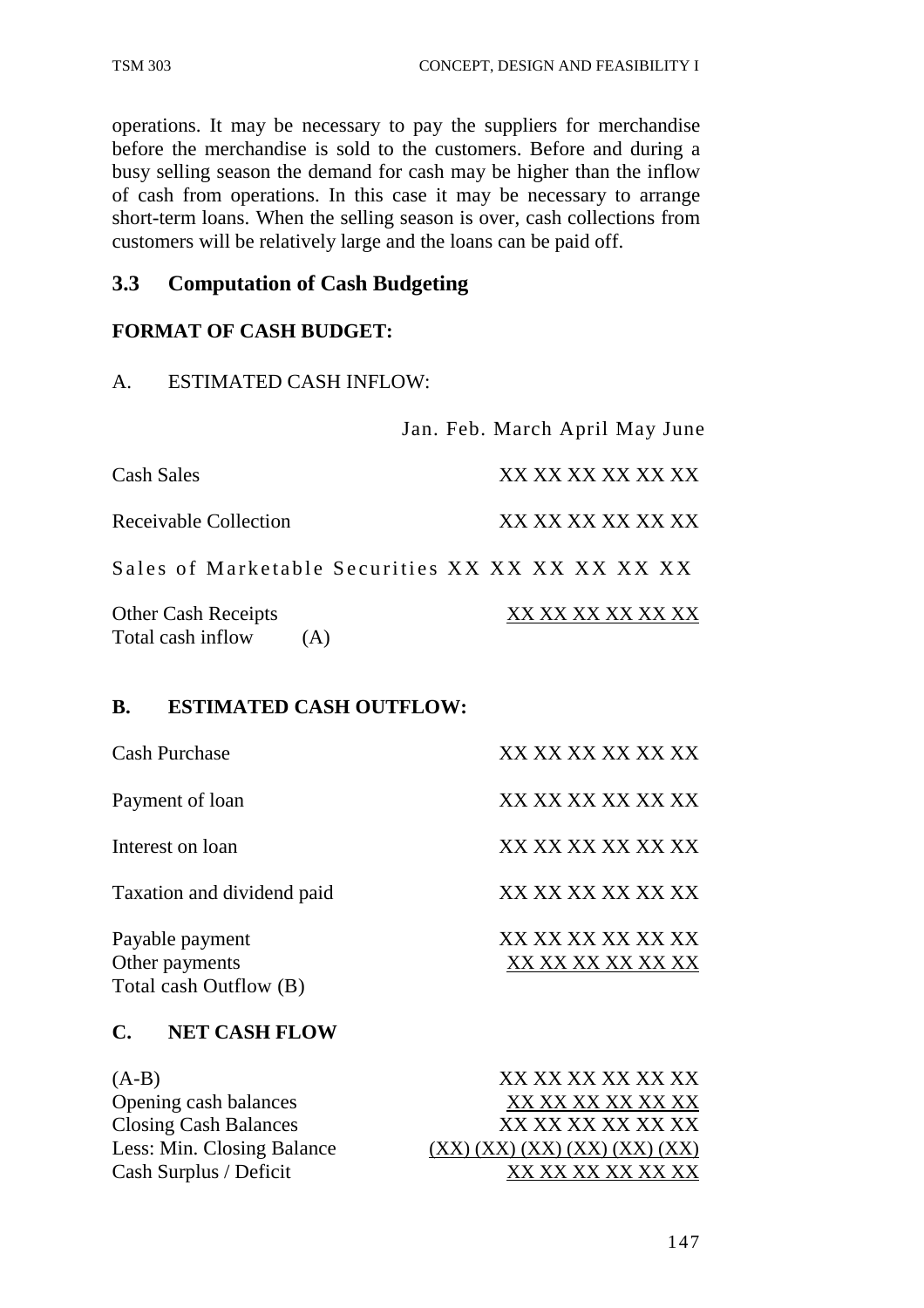operations. It may be necessary to pay the suppliers for merchandise before the merchandise is sold to the customers. Before and during a busy selling season the demand for cash may be higher than the inflow of cash from operations. In this case it may be necessary to arrange short-term loans. When the selling season is over, cash collections from customers will be relatively large and the loans can be paid off.

## 3.3 Computation of Cash Budgeting

**FORMAT OF CASH BUDGET:**

A. ESTIMATED CASH INFLOW:

| | Jan. | Feb. | March | April | May | June |
|---|---|---|---|---|---|---|
| Cash Sales | XX | XX | XX | XX | XX | XX |
| Receivable Collection | XX | XX | XX | XX | XX | XX |
| Sales of Marketable Securities | XX | XX | XX | XX | XX | XX |
| Other Cash Receipts | XX | XX | XX | XX | XX | XX |
| Total cash inflow (A) | | | | | | |

**B. ESTIMATED CASH OUTFLOW:**

| | | | | | | |
|---|---|---|---|---|---|---|
| Cash Purchase | XX | XX | XX | XX | XX | XX |
| Payment of loan | XX | XX | XX | XX | XX | XX |
| Interest on loan | XX | XX | XX | XX | XX | XX |
| Taxation and dividend paid | XX | XX | XX | XX | XX | XX |
| Payable payment | XX | XX | XX | XX | XX | XX |
| Other payments | XX | XX | XX | XX | XX | XX |
| Total cash Outflow (B) | | | | | | |

**C. NET CASH FLOW**

| | | | | | | |
|---|---|---|---|---|---|---|
| (A-B) | XX | XX | XX | XX | XX | XX |
| Opening cash balances | XX | XX | XX | XX | XX | XX |
| Closing Cash Balances | XX | XX | XX | XX | XX | XX |
| Less: Min. Closing Balance | (XX) | (XX) | (XX) | (XX) | (XX) | (XX) |
| Cash Surplus / Deficit | XX | XX | XX | XX | XX | XX |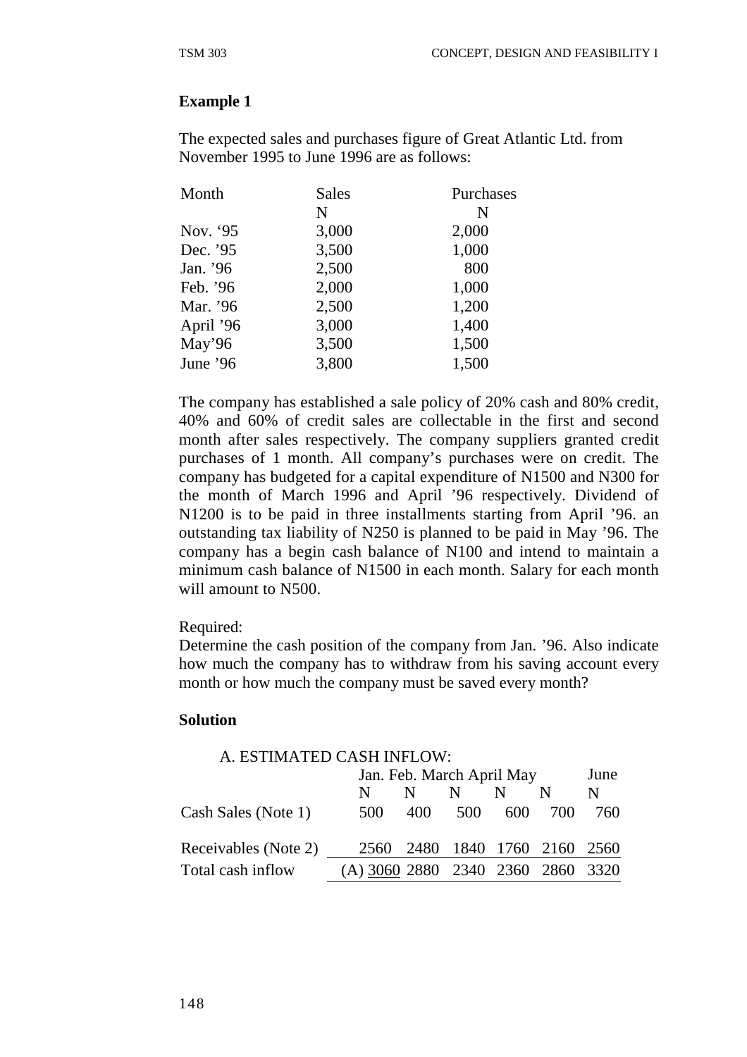### Example 1

The expected sales and purchases figure of Great Atlantic Ltd. from November 1995 to June 1996 are as follows:

| Month | Sales | Purchases |
|---|---|---|
| | N | N |
| Nov. '95 | 3,000 | 2,000 |
| Dec. '95 | 3,500 | 1,000 |
| Jan. '96 | 2,500 | 800 |
| Feb. '96 | 2,000 | 1,000 |
| Mar. '96 | 2,500 | 1,200 |
| April '96 | 3,000 | 1,400 |
| May'96 | 3,500 | 1,500 |
| June '96 | 3,800 | 1,500 |

The company has established a sale policy of 20% cash and 80% credit, 40% and 60% of credit sales are collectable in the first and second month after sales respectively. The company suppliers granted credit purchases of 1 month. All company's purchases were on credit. The company has budgeted for a capital expenditure of N1500 and N300 for the month of March 1996 and April '96 respectively. Dividend of N1200 is to be paid in three installments starting from April '96. an outstanding tax liability of N250 is planned to be paid in May '96. The company has a begin cash balance of N100 and intend to maintain a minimum cash balance of N1500 in each month. Salary for each month will amount to N500.

Required:
Determine the cash position of the company from Jan. '96. Also indicate how much the company has to withdraw from his saving account every month or how much the company must be saved every month?

### Solution

A. ESTIMATED CASH INFLOW:

| | Jan. | Feb. | March | April | May | June |
|---|---|---|---|---|---|---|
| | N | N | N | N | N | N |
| Cash Sales (Note 1) | 500 | 400 | 500 | 600 | 700 | 760 |
| Receivables (Note 2) | 2560 | 2480 | 1840 | 1760 | 2160 | 2560 |
| Total cash inflow | (A) 3060 | 2880 | 2340 | 2360 | 2860 | 3320 |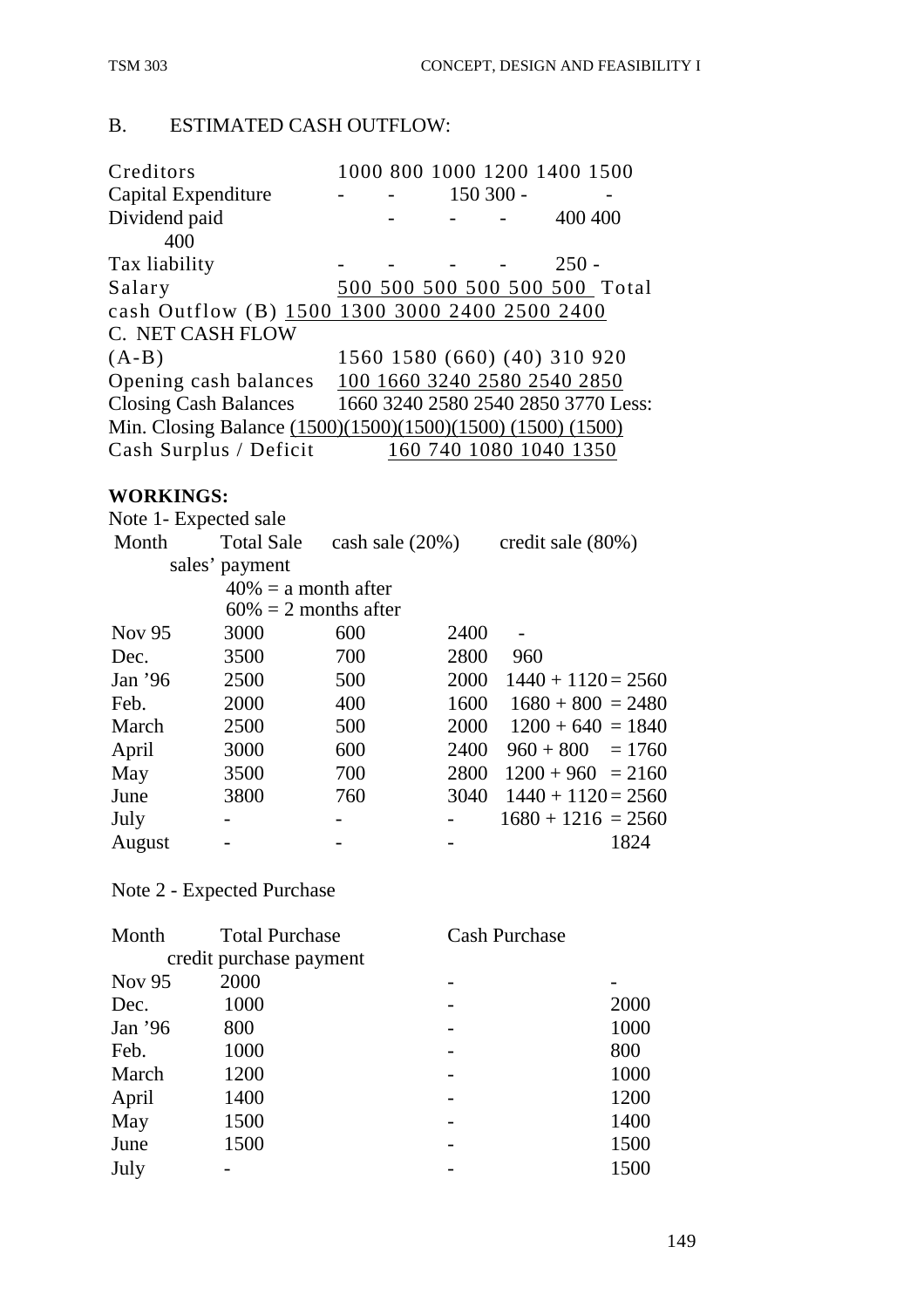## B. ESTIMATED CASH OUTFLOW:

| | | | | | | |
|---|---|---|---|---|---|---|
| Creditors | 1000 | 800 | 1000 | 1200 | 1400 | 1500 |
| Capital Expenditure | - | - | 150 | 300 | - | - |
| Dividend paid | | - | - | - | 400 | 400 |
| 400 | | | | | | |
| Tax liability | - | - | - | - | 250 | - |
| Salary | 500 | 500 | 500 | 500 | 500 | 500 |
| Total cash Outflow (B) | 1500 | 1300 | 3000 | 2400 | 2500 | 2400 |

## C. NET CASH FLOW

| | | | | | | |
|---|---|---|---|---|---|---|
| (A-B) | 1560 | 1580 | (660) | (40) | 310 | 920 |
| Opening cash balances | 100 | 1660 | 3240 | 2580 | 2540 | 2850 |
| Closing Cash Balances | 1660 | 3240 | 2580 | 2540 | 2850 | 3770 |
| Less: Min. Closing Balance | (1500) | (1500) | (1500) | (1500) | (1500) | (1500) |
| Cash Surplus / Deficit | 160 | 740 | 1080 | 1040 | 1350 | |

**WORKINGS:**

Note 1- Expected sale

| Month | Total Sale | cash sale (20%) | credit sale (80%) | sales' payment 40% = a month after 60% = 2 months after |
|---|---|---|---|---|
| Nov 95 | 3000 | 600 | 2400 | - |
| Dec. | 3500 | 700 | 2800 | 960 |
| Jan '96 | 2500 | 500 | 2000 | 1440 + 1120 = 2560 |
| Feb. | 2000 | 400 | 1600 | 1680 + 800 = 2480 |
| March | 2500 | 500 | 2000 | 1200 + 640 = 1840 |
| April | 3000 | 600 | 2400 | 960 + 800 = 1760 |
| May | 3500 | 700 | 2800 | 1200 + 960 = 2160 |
| June | 3800 | 760 | 3040 | 1440 + 1120 = 2560 |
| July | - | - | - | 1680 + 1216 = 2560 |
| August | - | - | - | 1824 |

Note 2 - Expected Purchase

| Month | Total Purchase | Cash Purchase | credit purchase payment |
|---|---|---|---|
| Nov 95 | 2000 | - | - |
| Dec. | 1000 | - | 2000 |
| Jan '96 | 800 | - | 1000 |
| Feb. | 1000 | - | 800 |
| March | 1200 | - | 1000 |
| April | 1400 | - | 1200 |
| May | 1500 | - | 1400 |
| June | 1500 | - | 1500 |
| July | - | - | 1500 |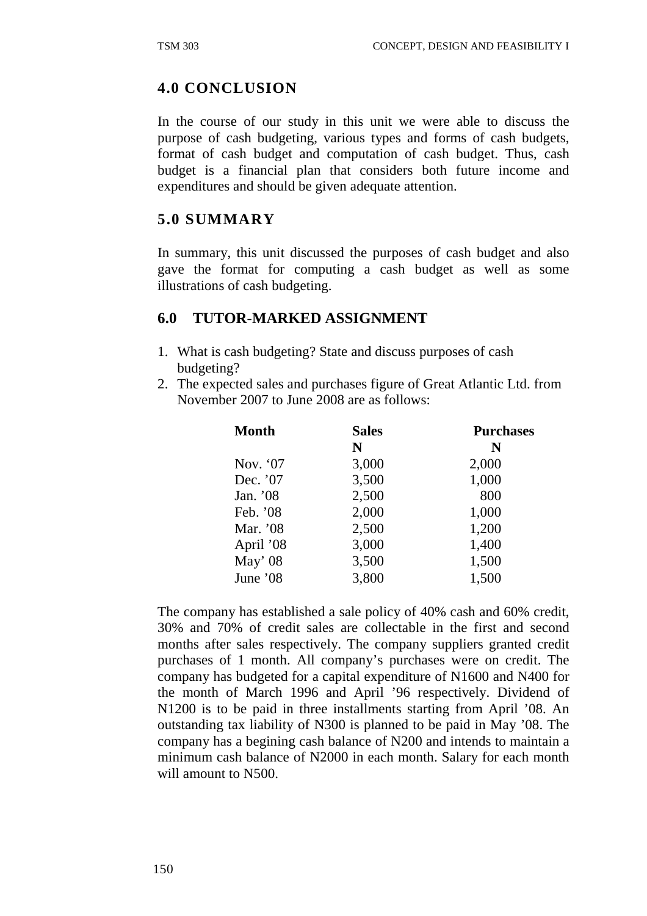## 4.0 CONCLUSION

In the course of our study in this unit we were able to discuss the purpose of cash budgeting, various types and forms of cash budgets, format of cash budget and computation of cash budget. Thus, cash budget is a financial plan that considers both future income and expenditures and should be given adequate attention.

## 5.0 SUMMARY

In summary, this unit discussed the purposes of cash budget and also gave the format for computing a cash budget as well as some illustrations of cash budgeting.

## 6.0 TUTOR-MARKED ASSIGNMENT

1. What is cash budgeting? State and discuss purposes of cash budgeting?
2. The expected sales and purchases figure of Great Atlantic Ltd. from November 2007 to June 2008 are as follows:

| Month | Sales | Purchases |
|---|---|---|
| | N | N |
| Nov. '07 | 3,000 | 2,000 |
| Dec. '07 | 3,500 | 1,000 |
| Jan. '08 | 2,500 | 800 |
| Feb. '08 | 2,000 | 1,000 |
| Mar. '08 | 2,500 | 1,200 |
| April '08 | 3,000 | 1,400 |
| May' 08 | 3,500 | 1,500 |
| June '08 | 3,800 | 1,500 |

The company has established a sale policy of 40% cash and 60% credit, 30% and 70% of credit sales are collectable in the first and second months after sales respectively. The company suppliers granted credit purchases of 1 month. All company's purchases were on credit. The company has budgeted for a capital expenditure of N1600 and N400 for the month of March 1996 and April '96 respectively. Dividend of N1200 is to be paid in three installments starting from April '08. An outstanding tax liability of N300 is planned to be paid in May '08. The company has a begining cash balance of N200 and intends to maintain a minimum cash balance of N2000 in each month. Salary for each month will amount to N500.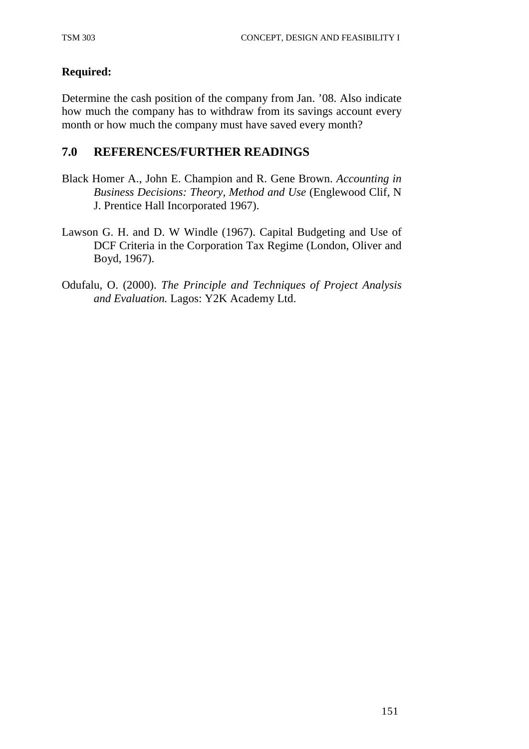**Required:**

Determine the cash position of the company from Jan. '08. Also indicate how much the company has to withdraw from its savings account every month or how much the company must have saved every month?

## 7.0 REFERENCES/FURTHER READINGS

Black Homer A., John E. Champion and R. Gene Brown. *Accounting in Business Decisions: Theory, Method and Use* (Englewood Clif, N J. Prentice Hall Incorporated 1967).

Lawson G. H. and D. W Windle (1967). Capital Budgeting and Use of DCF Criteria in the Corporation Tax Regime (London, Oliver and Boyd, 1967).

Odufalu, O. (2000). *The Principle and Techniques of Project Analysis and Evaluation.* Lagos: Y2K Academy Ltd.